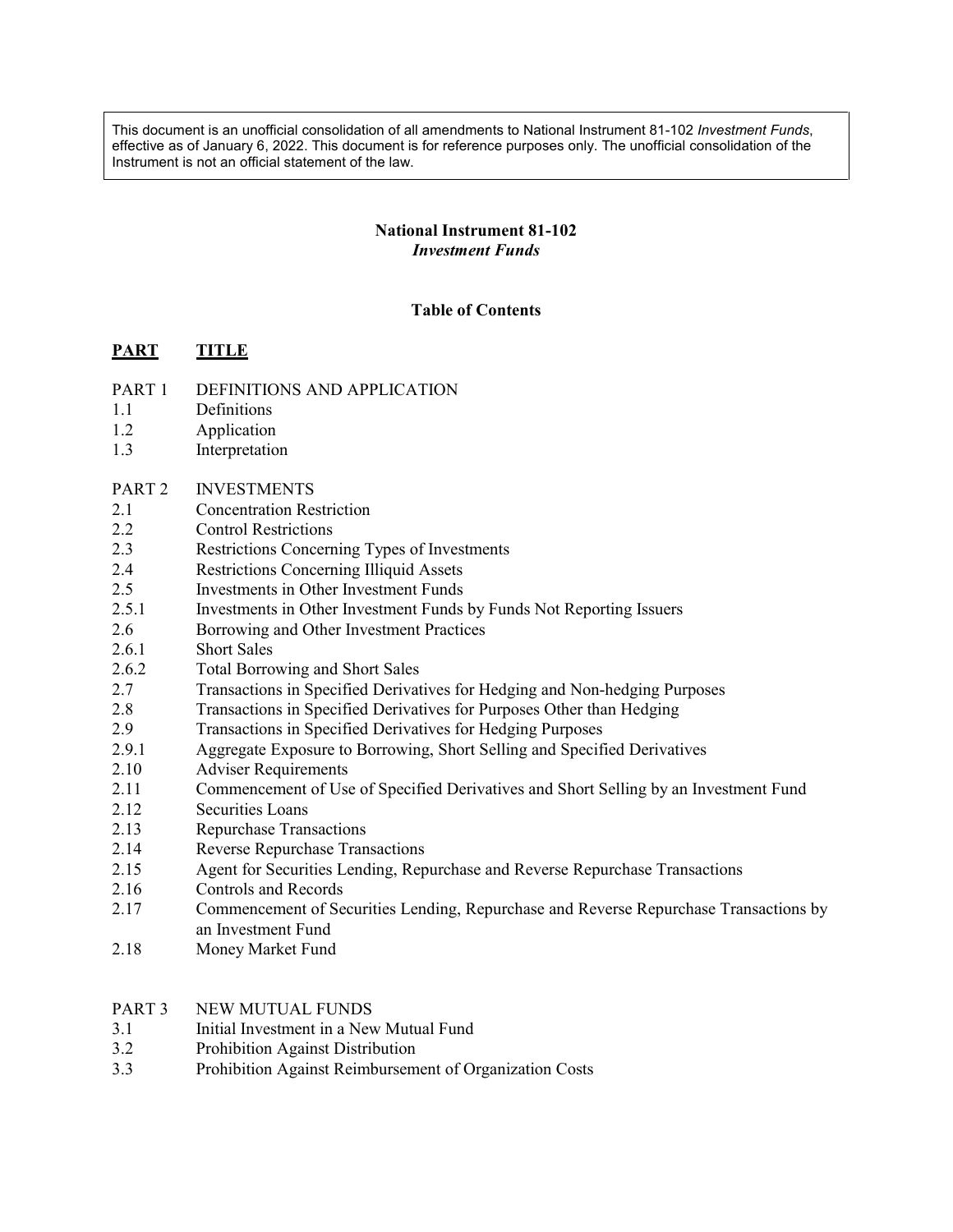This document is an unofficial consolidation of all amendments to National Instrument 81-102 *Investment Funds*, effective as of January 6, 2022. This document is for reference purposes only. The unofficial consolidation of the Instrument is not an official statement of the law.

# National Instrument 81-102
## *Investment Funds*

### Table of Contents

| **PART** | **TITLE** |
|---|---|
| PART 1 | DEFINITIONS AND APPLICATION |
| 1.1 | Definitions |
| 1.2 | Application |
| 1.3 | Interpretation |
| | |
| PART 2 | INVESTMENTS |
| 2.1 | Concentration Restriction |
| 2.2 | Control Restrictions |
| 2.3 | Restrictions Concerning Types of Investments |
| 2.4 | Restrictions Concerning Illiquid Assets |
| 2.5 | Investments in Other Investment Funds |
| 2.5.1 | Investments in Other Investment Funds by Funds Not Reporting Issuers |
| 2.6 | Borrowing and Other Investment Practices |
| 2.6.1 | Short Sales |
| 2.6.2 | Total Borrowing and Short Sales |
| 2.7 | Transactions in Specified Derivatives for Hedging and Non-hedging Purposes |
| 2.8 | Transactions in Specified Derivatives for Purposes Other than Hedging |
| 2.9 | Transactions in Specified Derivatives for Hedging Purposes |
| 2.9.1 | Aggregate Exposure to Borrowing, Short Selling and Specified Derivatives |
| 2.10 | Adviser Requirements |
| 2.11 | Commencement of Use of Specified Derivatives and Short Selling by an Investment Fund |
| 2.12 | Securities Loans |
| 2.13 | Repurchase Transactions |
| 2.14 | Reverse Repurchase Transactions |
| 2.15 | Agent for Securities Lending, Repurchase and Reverse Repurchase Transactions |
| 2.16 | Controls and Records |
| 2.17 | Commencement of Securities Lending, Repurchase and Reverse Repurchase Transactions by an Investment Fund |
| 2.18 | Money Market Fund |
| | |
| PART 3 | NEW MUTUAL FUNDS |
| 3.1 | Initial Investment in a New Mutual Fund |
| 3.2 | Prohibition Against Distribution |
| 3.3 | Prohibition Against Reimbursement of Organization Costs |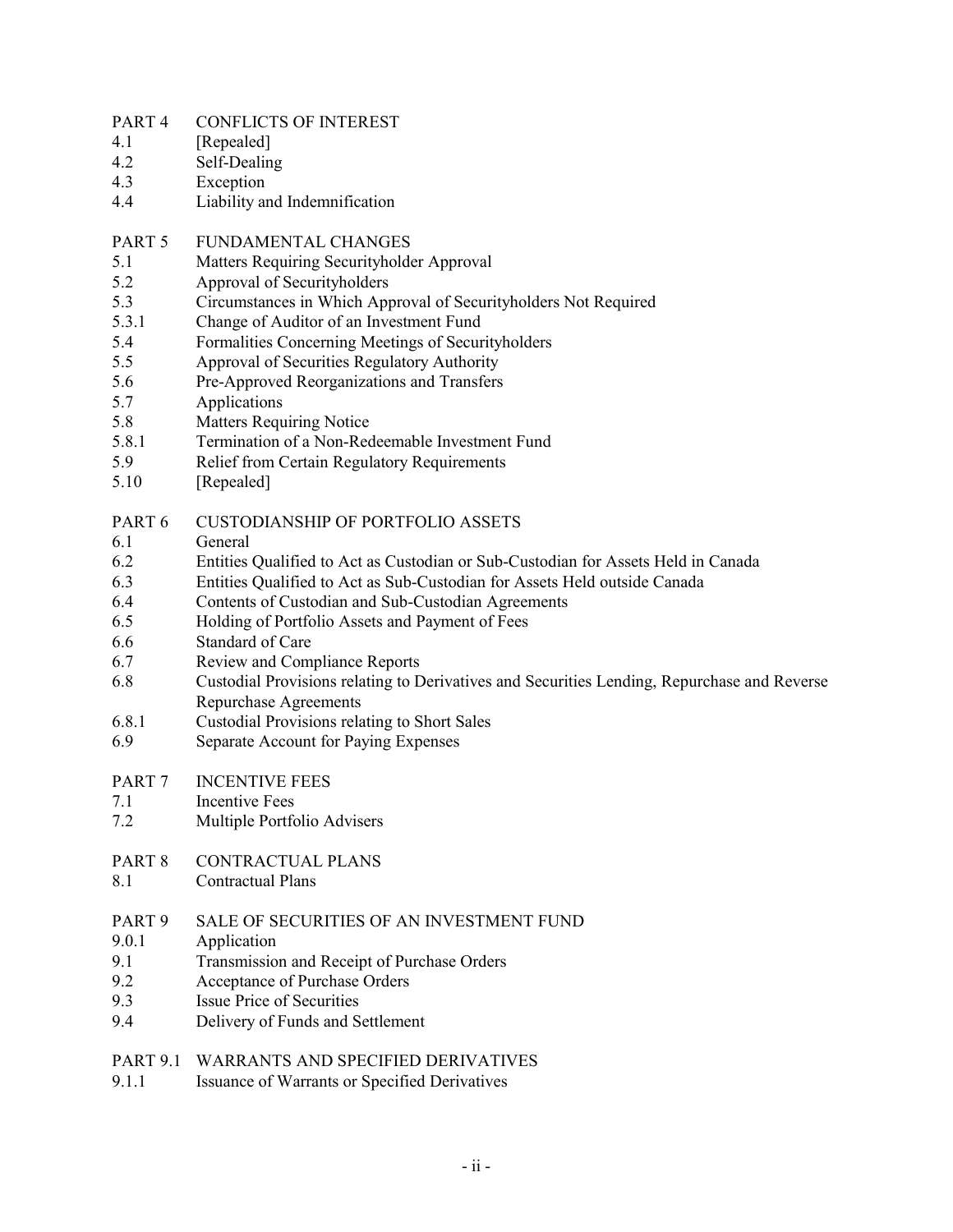PART 4 CONFLICTS OF INTEREST
4.1 [Repealed]
4.2 Self-Dealing
4.3 Exception
4.4 Liability and Indemnification

PART 5 FUNDAMENTAL CHANGES
5.1 Matters Requiring Securityholder Approval
5.2 Approval of Securityholders
5.3 Circumstances in Which Approval of Securityholders Not Required
5.3.1 Change of Auditor of an Investment Fund
5.4 Formalities Concerning Meetings of Securityholders
5.5 Approval of Securities Regulatory Authority
5.6 Pre-Approved Reorganizations and Transfers
5.7 Applications
5.8 Matters Requiring Notice
5.8.1 Termination of a Non-Redeemable Investment Fund
5.9 Relief from Certain Regulatory Requirements
5.10 [Repealed]

PART 6 CUSTODIANSHIP OF PORTFOLIO ASSETS
6.1 General
6.2 Entities Qualified to Act as Custodian or Sub-Custodian for Assets Held in Canada
6.3 Entities Qualified to Act as Sub-Custodian for Assets Held outside Canada
6.4 Contents of Custodian and Sub-Custodian Agreements
6.5 Holding of Portfolio Assets and Payment of Fees
6.6 Standard of Care
6.7 Review and Compliance Reports
6.8 Custodial Provisions relating to Derivatives and Securities Lending, Repurchase and Reverse Repurchase Agreements
6.8.1 Custodial Provisions relating to Short Sales
6.9 Separate Account for Paying Expenses

PART 7 INCENTIVE FEES
7.1 Incentive Fees
7.2 Multiple Portfolio Advisers

PART 8 CONTRACTUAL PLANS
8.1 Contractual Plans

PART 9 SALE OF SECURITIES OF AN INVESTMENT FUND
9.0.1 Application
9.1 Transmission and Receipt of Purchase Orders
9.2 Acceptance of Purchase Orders
9.3 Issue Price of Securities
9.4 Delivery of Funds and Settlement

PART 9.1 WARRANTS AND SPECIFIED DERIVATIVES
9.1.1 Issuance of Warrants or Specified Derivatives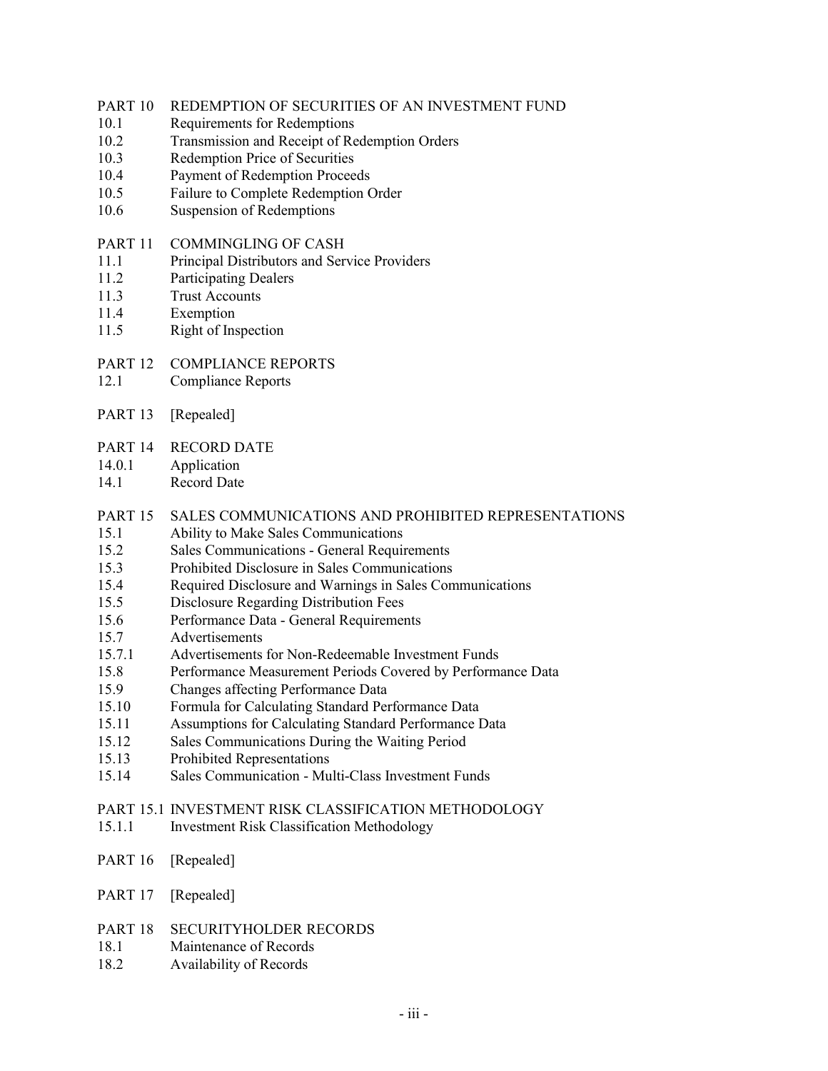PART 10 REDEMPTION OF SECURITIES OF AN INVESTMENT FUND
10.1 Requirements for Redemptions
10.2 Transmission and Receipt of Redemption Orders
10.3 Redemption Price of Securities
10.4 Payment of Redemption Proceeds
10.5 Failure to Complete Redemption Order
10.6 Suspension of Redemptions

PART 11 COMMINGLING OF CASH
11.1 Principal Distributors and Service Providers
11.2 Participating Dealers
11.3 Trust Accounts
11.4 Exemption
11.5 Right of Inspection

PART 12 COMPLIANCE REPORTS
12.1 Compliance Reports

PART 13 [Repealed]

PART 14 RECORD DATE
14.0.1 Application
14.1 Record Date

PART 15 SALES COMMUNICATIONS AND PROHIBITED REPRESENTATIONS
15.1 Ability to Make Sales Communications
15.2 Sales Communications - General Requirements
15.3 Prohibited Disclosure in Sales Communications
15.4 Required Disclosure and Warnings in Sales Communications
15.5 Disclosure Regarding Distribution Fees
15.6 Performance Data - General Requirements
15.7 Advertisements
15.7.1 Advertisements for Non-Redeemable Investment Funds
15.8 Performance Measurement Periods Covered by Performance Data
15.9 Changes affecting Performance Data
15.10 Formula for Calculating Standard Performance Data
15.11 Assumptions for Calculating Standard Performance Data
15.12 Sales Communications During the Waiting Period
15.13 Prohibited Representations
15.14 Sales Communication - Multi-Class Investment Funds

PART 15.1 INVESTMENT RISK CLASSIFICATION METHODOLOGY
15.1.1 Investment Risk Classification Methodology

PART 16 [Repealed]

PART 17 [Repealed]

PART 18 SECURITYHOLDER RECORDS
18.1 Maintenance of Records
18.2 Availability of Records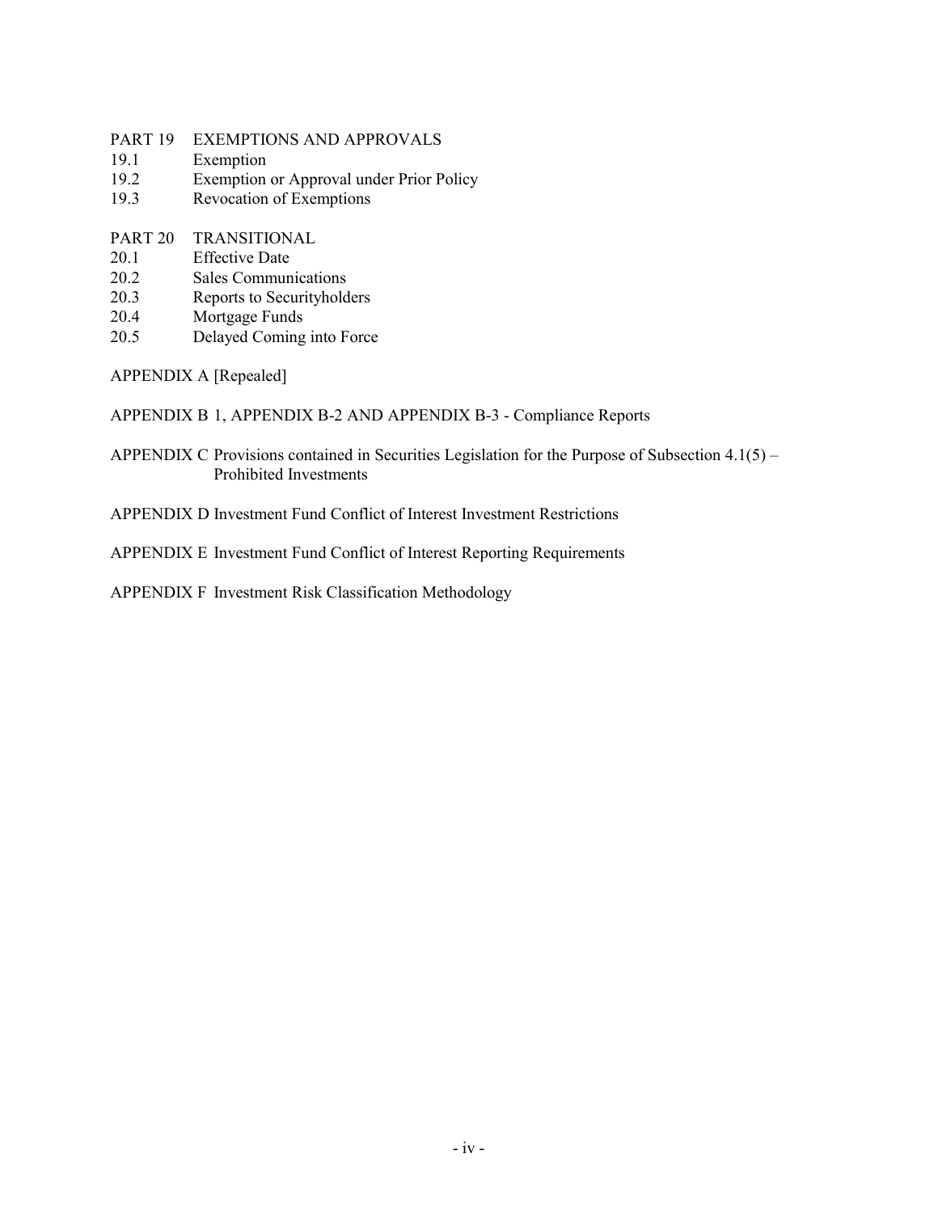PART 19 EXEMPTIONS AND APPROVALS
19.1 Exemption
19.2 Exemption or Approval under Prior Policy
19.3 Revocation of Exemptions

PART 20 TRANSITIONAL
20.1 Effective Date
20.2 Sales Communications
20.3 Reports to Securityholders
20.4 Mortgage Funds
20.5 Delayed Coming into Force

APPENDIX A [Repealed]

APPENDIX B 1, APPENDIX B-2 AND APPENDIX B-3 - Compliance Reports

APPENDIX C Provisions contained in Securities Legislation for the Purpose of Subsection 4.1(5) – Prohibited Investments

APPENDIX D Investment Fund Conflict of Interest Investment Restrictions

APPENDIX E Investment Fund Conflict of Interest Reporting Requirements

APPENDIX F Investment Risk Classification Methodology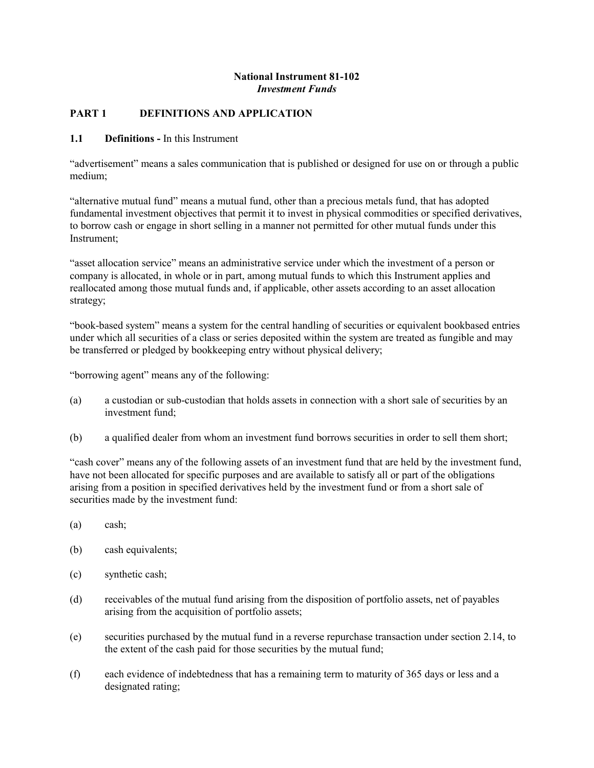**National Instrument 81-102**
***Investment Funds***

## PART 1 DEFINITIONS AND APPLICATION

### 1.1 Definitions - In this Instrument

"advertisement" means a sales communication that is published or designed for use on or through a public medium;

"alternative mutual fund" means a mutual fund, other than a precious metals fund, that has adopted fundamental investment objectives that permit it to invest in physical commodities or specified derivatives, to borrow cash or engage in short selling in a manner not permitted for other mutual funds under this Instrument;

"asset allocation service" means an administrative service under which the investment of a person or company is allocated, in whole or in part, among mutual funds to which this Instrument applies and reallocated among those mutual funds and, if applicable, other assets according to an asset allocation strategy;

"book-based system" means a system for the central handling of securities or equivalent bookbased entries under which all securities of a class or series deposited within the system are treated as fungible and may be transferred or pledged by bookkeeping entry without physical delivery;

"borrowing agent" means any of the following:

(a) a custodian or sub-custodian that holds assets in connection with a short sale of securities by an investment fund;

(b) a qualified dealer from whom an investment fund borrows securities in order to sell them short;

"cash cover" means any of the following assets of an investment fund that are held by the investment fund, have not been allocated for specific purposes and are available to satisfy all or part of the obligations arising from a position in specified derivatives held by the investment fund or from a short sale of securities made by the investment fund:

(a) cash;

(b) cash equivalents;

(c) synthetic cash;

(d) receivables of the mutual fund arising from the disposition of portfolio assets, net of payables arising from the acquisition of portfolio assets;

(e) securities purchased by the mutual fund in a reverse repurchase transaction under section 2.14, to the extent of the cash paid for those securities by the mutual fund;

(f) each evidence of indebtedness that has a remaining term to maturity of 365 days or less and a designated rating;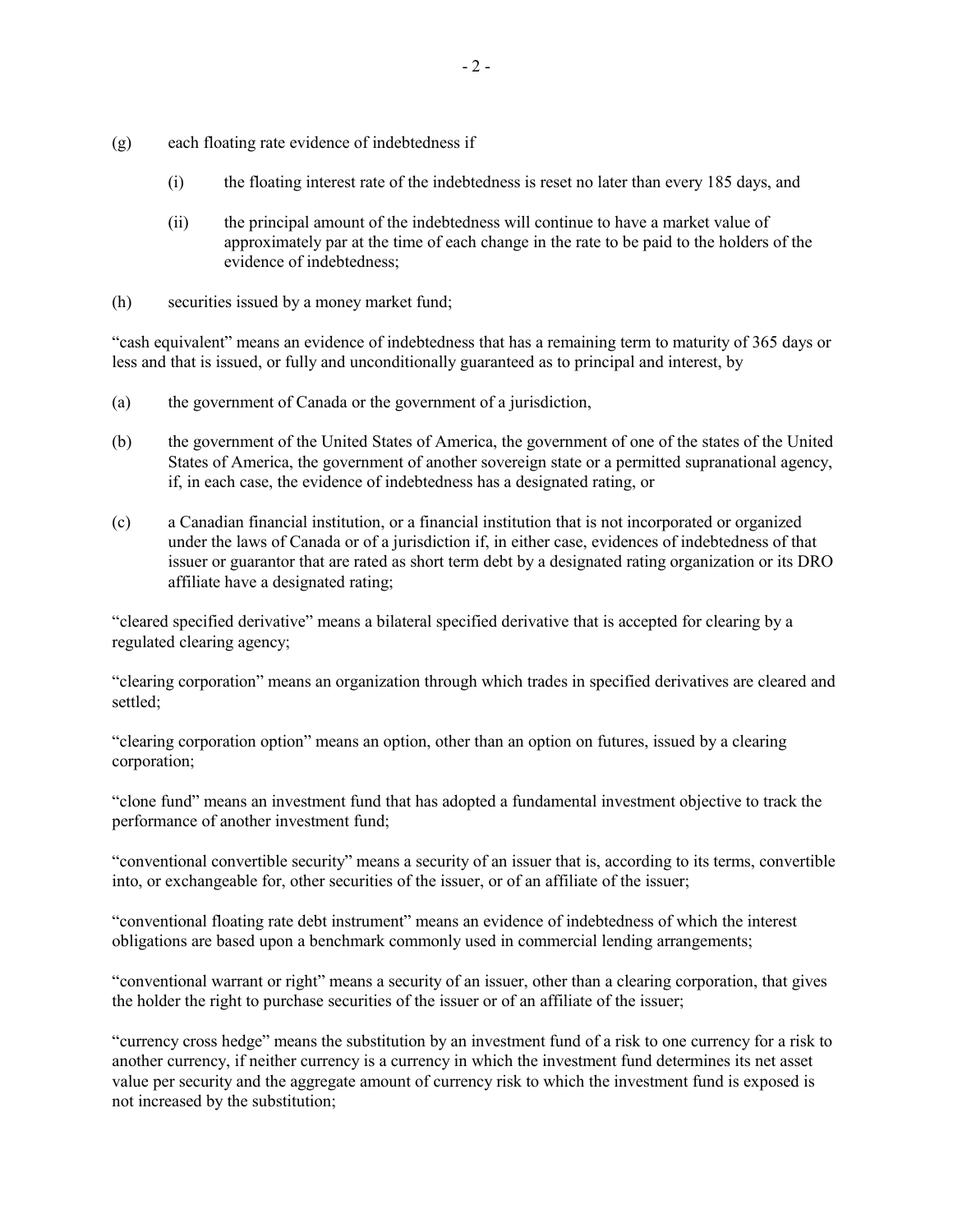(g) each floating rate evidence of indebtedness if

 (i) the floating interest rate of the indebtedness is reset no later than every 185 days, and

 (ii) the principal amount of the indebtedness will continue to have a market value of approximately par at the time of each change in the rate to be paid to the holders of the evidence of indebtedness;

(h) securities issued by a money market fund;

"cash equivalent" means an evidence of indebtedness that has a remaining term to maturity of 365 days or less and that is issued, or fully and unconditionally guaranteed as to principal and interest, by

(a) the government of Canada or the government of a jurisdiction,

(b) the government of the United States of America, the government of one of the states of the United States of America, the government of another sovereign state or a permitted supranational agency, if, in each case, the evidence of indebtedness has a designated rating, or

(c) a Canadian financial institution, or a financial institution that is not incorporated or organized under the laws of Canada or of a jurisdiction if, in either case, evidences of indebtedness of that issuer or guarantor that are rated as short term debt by a designated rating organization or its DRO affiliate have a designated rating;

"cleared specified derivative" means a bilateral specified derivative that is accepted for clearing by a regulated clearing agency;

"clearing corporation" means an organization through which trades in specified derivatives are cleared and settled;

"clearing corporation option" means an option, other than an option on futures, issued by a clearing corporation;

"clone fund" means an investment fund that has adopted a fundamental investment objective to track the performance of another investment fund;

"conventional convertible security" means a security of an issuer that is, according to its terms, convertible into, or exchangeable for, other securities of the issuer, or of an affiliate of the issuer;

"conventional floating rate debt instrument" means an evidence of indebtedness of which the interest obligations are based upon a benchmark commonly used in commercial lending arrangements;

"conventional warrant or right" means a security of an issuer, other than a clearing corporation, that gives the holder the right to purchase securities of the issuer or of an affiliate of the issuer;

"currency cross hedge" means the substitution by an investment fund of a risk to one currency for a risk to another currency, if neither currency is a currency in which the investment fund determines its net asset value per security and the aggregate amount of currency risk to which the investment fund is exposed is not increased by the substitution;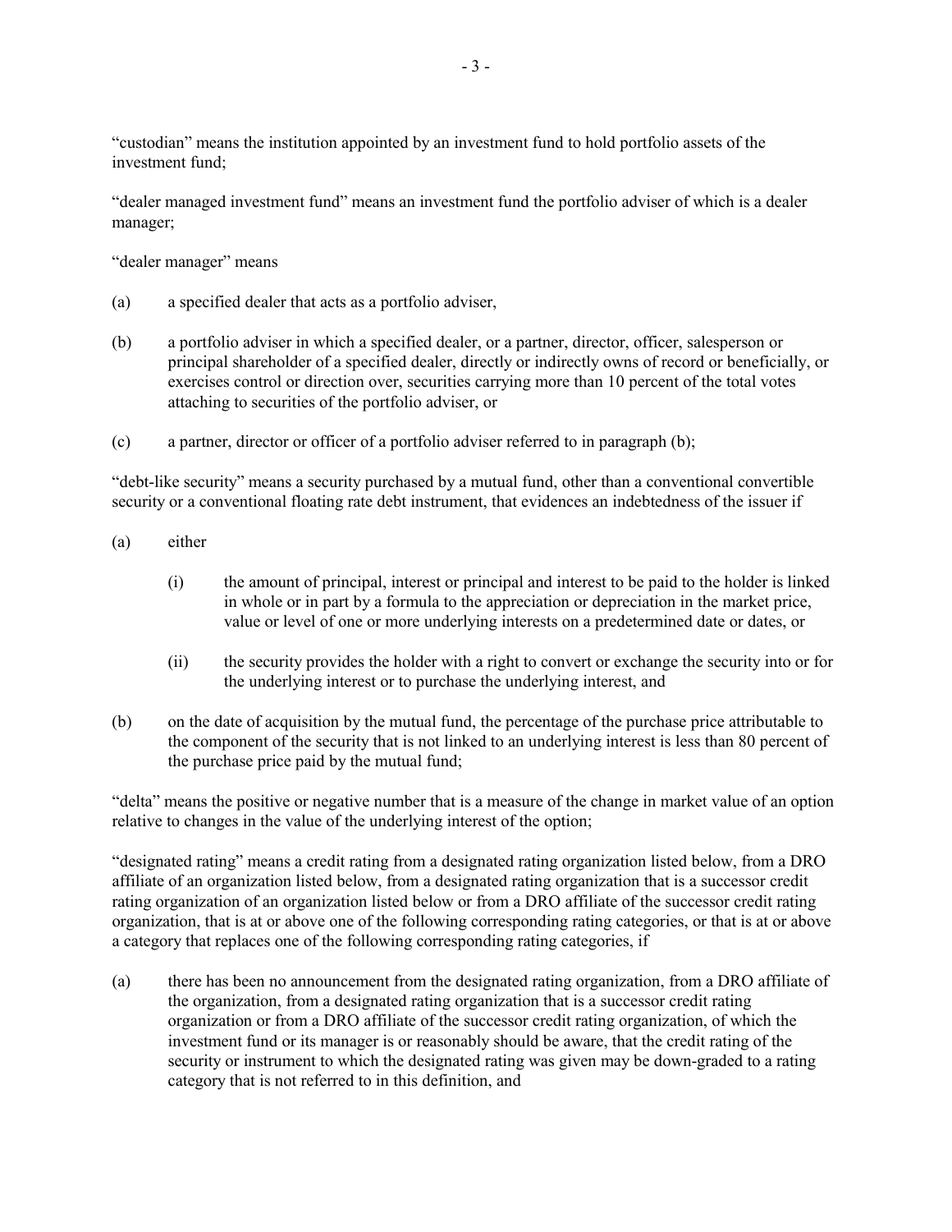"custodian" means the institution appointed by an investment fund to hold portfolio assets of the investment fund;

"dealer managed investment fund" means an investment fund the portfolio adviser of which is a dealer manager;

"dealer manager" means

(a) a specified dealer that acts as a portfolio adviser,

(b) a portfolio adviser in which a specified dealer, or a partner, director, officer, salesperson or principal shareholder of a specified dealer, directly or indirectly owns of record or beneficially, or exercises control or direction over, securities carrying more than 10 percent of the total votes attaching to securities of the portfolio adviser, or

(c) a partner, director or officer of a portfolio adviser referred to in paragraph (b);

"debt-like security" means a security purchased by a mutual fund, other than a conventional convertible security or a conventional floating rate debt instrument, that evidences an indebtedness of the issuer if

(a) either

  (i) the amount of principal, interest or principal and interest to be paid to the holder is linked in whole or in part by a formula to the appreciation or depreciation in the market price, value or level of one or more underlying interests on a predetermined date or dates, or

  (ii) the security provides the holder with a right to convert or exchange the security into or for the underlying interest or to purchase the underlying interest, and

(b) on the date of acquisition by the mutual fund, the percentage of the purchase price attributable to the component of the security that is not linked to an underlying interest is less than 80 percent of the purchase price paid by the mutual fund;

"delta" means the positive or negative number that is a measure of the change in market value of an option relative to changes in the value of the underlying interest of the option;

"designated rating" means a credit rating from a designated rating organization listed below, from a DRO affiliate of an organization listed below, from a designated rating organization that is a successor credit rating organization of an organization listed below or from a DRO affiliate of the successor credit rating organization, that is at or above one of the following corresponding rating categories, or that is at or above a category that replaces one of the following corresponding rating categories, if

(a) there has been no announcement from the designated rating organization, from a DRO affiliate of the organization, from a designated rating organization that is a successor credit rating organization or from a DRO affiliate of the successor credit rating organization, of which the investment fund or its manager is or reasonably should be aware, that the credit rating of the security or instrument to which the designated rating was given may be down-graded to a rating category that is not referred to in this definition, and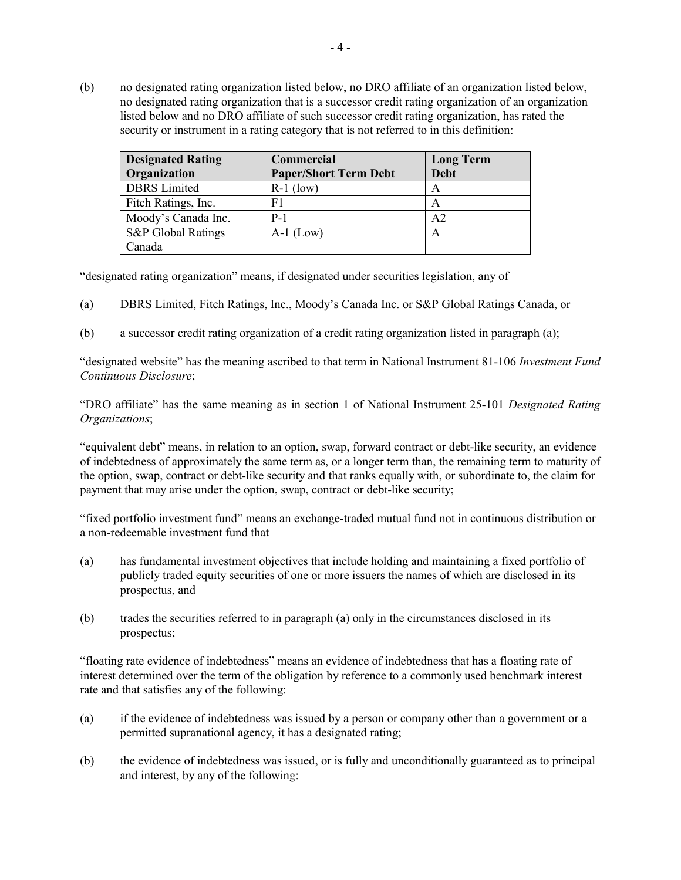(b) no designated rating organization listed below, no DRO affiliate of an organization listed below, no designated rating organization that is a successor credit rating organization of an organization listed below and no DRO affiliate of such successor credit rating organization, has rated the security or instrument in a rating category that is not referred to in this definition:

| Designated Rating Organization | Commercial Paper/Short Term Debt | Long Term Debt |
|---|---|---|
| DBRS Limited | R-1 (low) | A |
| Fitch Ratings, Inc. | F1 | A |
| Moody's Canada Inc. | P-1 | A2 |
| S&P Global Ratings Canada | A-1 (Low) | A |

"designated rating organization" means, if designated under securities legislation, any of

(a) DBRS Limited, Fitch Ratings, Inc., Moody's Canada Inc. or S&P Global Ratings Canada, or

(b) a successor credit rating organization of a credit rating organization listed in paragraph (a);

"designated website" has the meaning ascribed to that term in National Instrument 81-106 *Investment Fund Continuous Disclosure*;

"DRO affiliate" has the same meaning as in section 1 of National Instrument 25-101 *Designated Rating Organizations*;

"equivalent debt" means, in relation to an option, swap, forward contract or debt-like security, an evidence of indebtedness of approximately the same term as, or a longer term than, the remaining term to maturity of the option, swap, contract or debt-like security and that ranks equally with, or subordinate to, the claim for payment that may arise under the option, swap, contract or debt-like security;

"fixed portfolio investment fund" means an exchange-traded mutual fund not in continuous distribution or a non-redeemable investment fund that

(a) has fundamental investment objectives that include holding and maintaining a fixed portfolio of publicly traded equity securities of one or more issuers the names of which are disclosed in its prospectus, and

(b) trades the securities referred to in paragraph (a) only in the circumstances disclosed in its prospectus;

"floating rate evidence of indebtedness" means an evidence of indebtedness that has a floating rate of interest determined over the term of the obligation by reference to a commonly used benchmark interest rate and that satisfies any of the following:

(a) if the evidence of indebtedness was issued by a person or company other than a government or a permitted supranational agency, it has a designated rating;

(b) the evidence of indebtedness was issued, or is fully and unconditionally guaranteed as to principal and interest, by any of the following: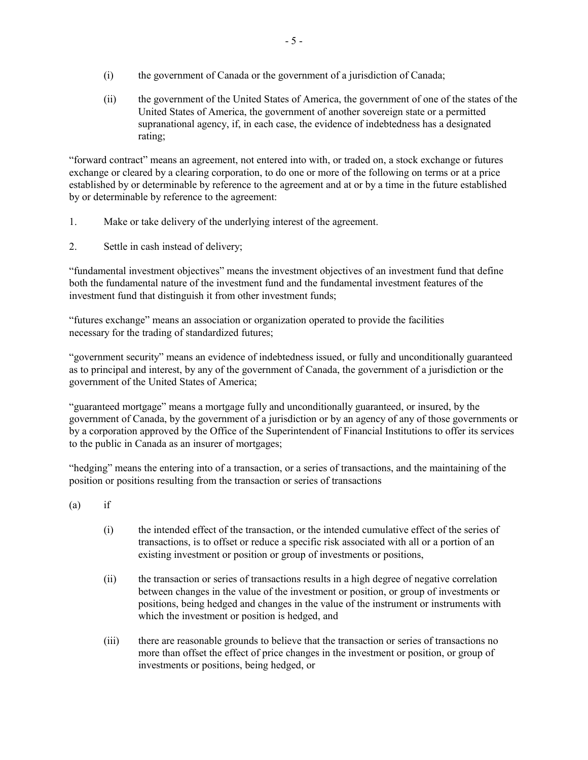(i) the government of Canada or the government of a jurisdiction of Canada;

(ii) the government of the United States of America, the government of one of the states of the United States of America, the government of another sovereign state or a permitted supranational agency, if, in each case, the evidence of indebtedness has a designated rating;

"forward contract" means an agreement, not entered into with, or traded on, a stock exchange or futures exchange or cleared by a clearing corporation, to do one or more of the following on terms or at a price established by or determinable by reference to the agreement and at or by a time in the future established by or determinable by reference to the agreement:

1. Make or take delivery of the underlying interest of the agreement.

2. Settle in cash instead of delivery;

"fundamental investment objectives" means the investment objectives of an investment fund that define both the fundamental nature of the investment fund and the fundamental investment features of the investment fund that distinguish it from other investment funds;

"futures exchange" means an association or organization operated to provide the facilities necessary for the trading of standardized futures;

"government security" means an evidence of indebtedness issued, or fully and unconditionally guaranteed as to principal and interest, by any of the government of Canada, the government of a jurisdiction or the government of the United States of America;

"guaranteed mortgage" means a mortgage fully and unconditionally guaranteed, or insured, by the government of Canada, by the government of a jurisdiction or by an agency of any of those governments or by a corporation approved by the Office of the Superintendent of Financial Institutions to offer its services to the public in Canada as an insurer of mortgages;

"hedging" means the entering into of a transaction, or a series of transactions, and the maintaining of the position or positions resulting from the transaction or series of transactions

(a) if

(i) the intended effect of the transaction, or the intended cumulative effect of the series of transactions, is to offset or reduce a specific risk associated with all or a portion of an existing investment or position or group of investments or positions,

(ii) the transaction or series of transactions results in a high degree of negative correlation between changes in the value of the investment or position, or group of investments or positions, being hedged and changes in the value of the instrument or instruments with which the investment or position is hedged, and

(iii) there are reasonable grounds to believe that the transaction or series of transactions no more than offset the effect of price changes in the investment or position, or group of investments or positions, being hedged, or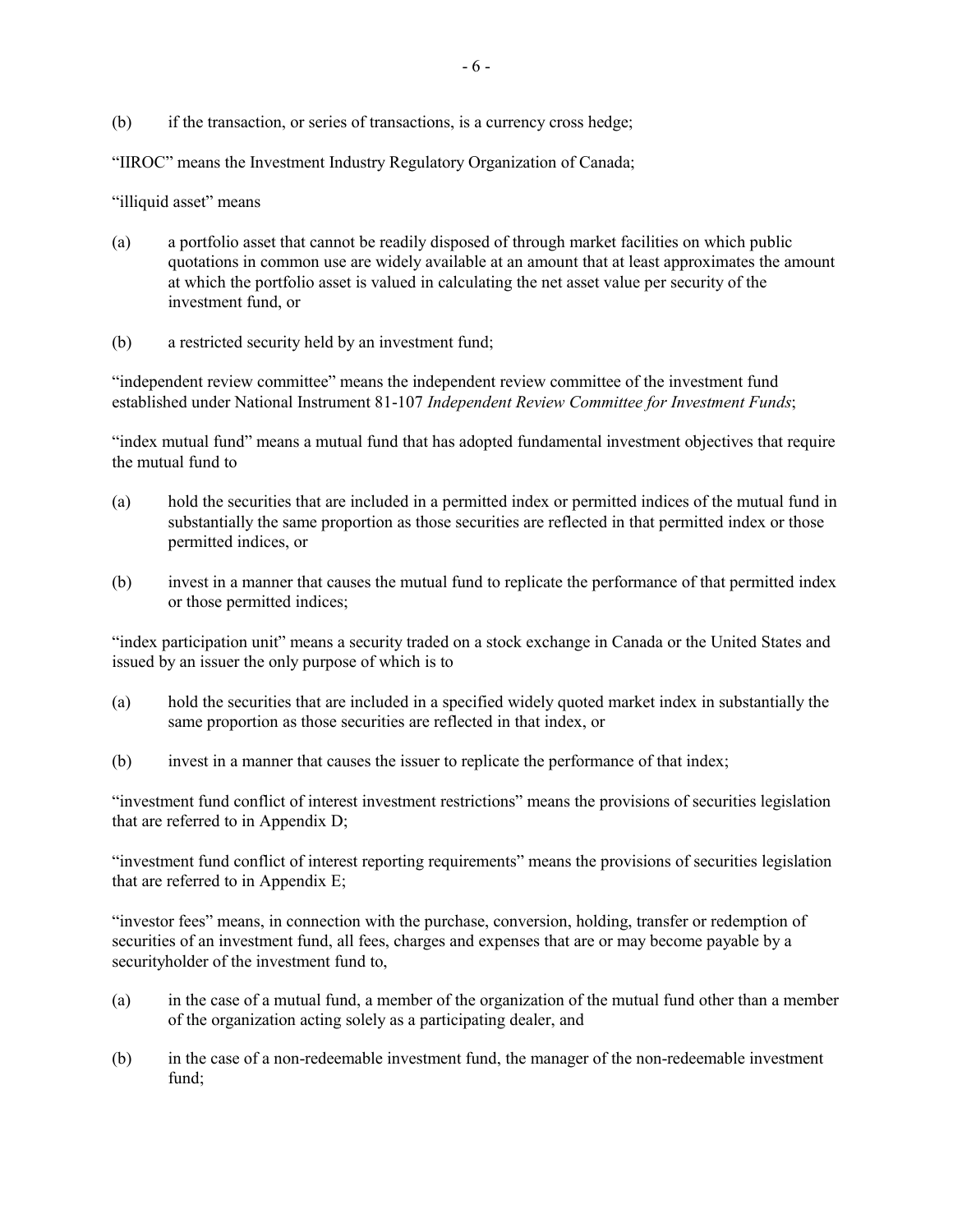(b) if the transaction, or series of transactions, is a currency cross hedge;

"IIROC" means the Investment Industry Regulatory Organization of Canada;

"illiquid asset" means

(a) a portfolio asset that cannot be readily disposed of through market facilities on which public quotations in common use are widely available at an amount that at least approximates the amount at which the portfolio asset is valued in calculating the net asset value per security of the investment fund, or

(b) a restricted security held by an investment fund;

"independent review committee" means the independent review committee of the investment fund established under National Instrument 81-107 *Independent Review Committee for Investment Funds*;

"index mutual fund" means a mutual fund that has adopted fundamental investment objectives that require the mutual fund to

(a) hold the securities that are included in a permitted index or permitted indices of the mutual fund in substantially the same proportion as those securities are reflected in that permitted index or those permitted indices, or

(b) invest in a manner that causes the mutual fund to replicate the performance of that permitted index or those permitted indices;

"index participation unit" means a security traded on a stock exchange in Canada or the United States and issued by an issuer the only purpose of which is to

(a) hold the securities that are included in a specified widely quoted market index in substantially the same proportion as those securities are reflected in that index, or

(b) invest in a manner that causes the issuer to replicate the performance of that index;

"investment fund conflict of interest investment restrictions" means the provisions of securities legislation that are referred to in Appendix D;

"investment fund conflict of interest reporting requirements" means the provisions of securities legislation that are referred to in Appendix E;

"investor fees" means, in connection with the purchase, conversion, holding, transfer or redemption of securities of an investment fund, all fees, charges and expenses that are or may become payable by a securityholder of the investment fund to,

(a) in the case of a mutual fund, a member of the organization of the mutual fund other than a member of the organization acting solely as a participating dealer, and

(b) in the case of a non-redeemable investment fund, the manager of the non-redeemable investment fund;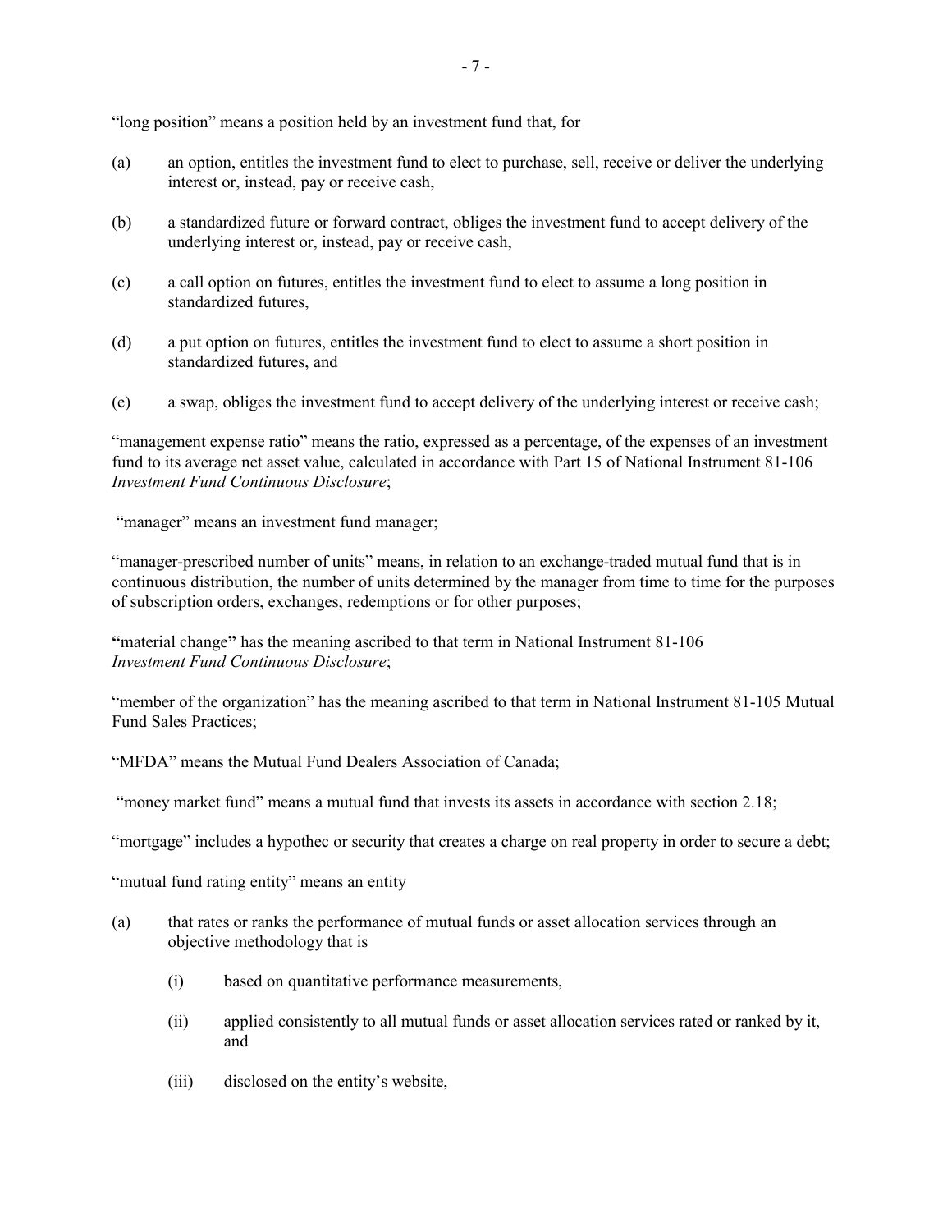"long position" means a position held by an investment fund that, for

(a) an option, entitles the investment fund to elect to purchase, sell, receive or deliver the underlying interest or, instead, pay or receive cash,

(b) a standardized future or forward contract, obliges the investment fund to accept delivery of the underlying interest or, instead, pay or receive cash,

(c) a call option on futures, entitles the investment fund to elect to assume a long position in standardized futures,

(d) a put option on futures, entitles the investment fund to elect to assume a short position in standardized futures, and

(e) a swap, obliges the investment fund to accept delivery of the underlying interest or receive cash;

"management expense ratio" means the ratio, expressed as a percentage, of the expenses of an investment fund to its average net asset value, calculated in accordance with Part 15 of National Instrument 81-106 *Investment Fund Continuous Disclosure*;

"manager" means an investment fund manager;

"manager-prescribed number of units" means, in relation to an exchange-traded mutual fund that is in continuous distribution, the number of units determined by the manager from time to time for the purposes of subscription orders, exchanges, redemptions or for other purposes;

**"**material change**"** has the meaning ascribed to that term in National Instrument 81-106 *Investment Fund Continuous Disclosure*;

"member of the organization" has the meaning ascribed to that term in National Instrument 81-105 Mutual Fund Sales Practices;

"MFDA" means the Mutual Fund Dealers Association of Canada;

"money market fund" means a mutual fund that invests its assets in accordance with section 2.18;

"mortgage" includes a hypothec or security that creates a charge on real property in order to secure a debt;

"mutual fund rating entity" means an entity

(a) that rates or ranks the performance of mutual funds or asset allocation services through an objective methodology that is

  (i) based on quantitative performance measurements,

  (ii) applied consistently to all mutual funds or asset allocation services rated or ranked by it, and

  (iii) disclosed on the entity's website,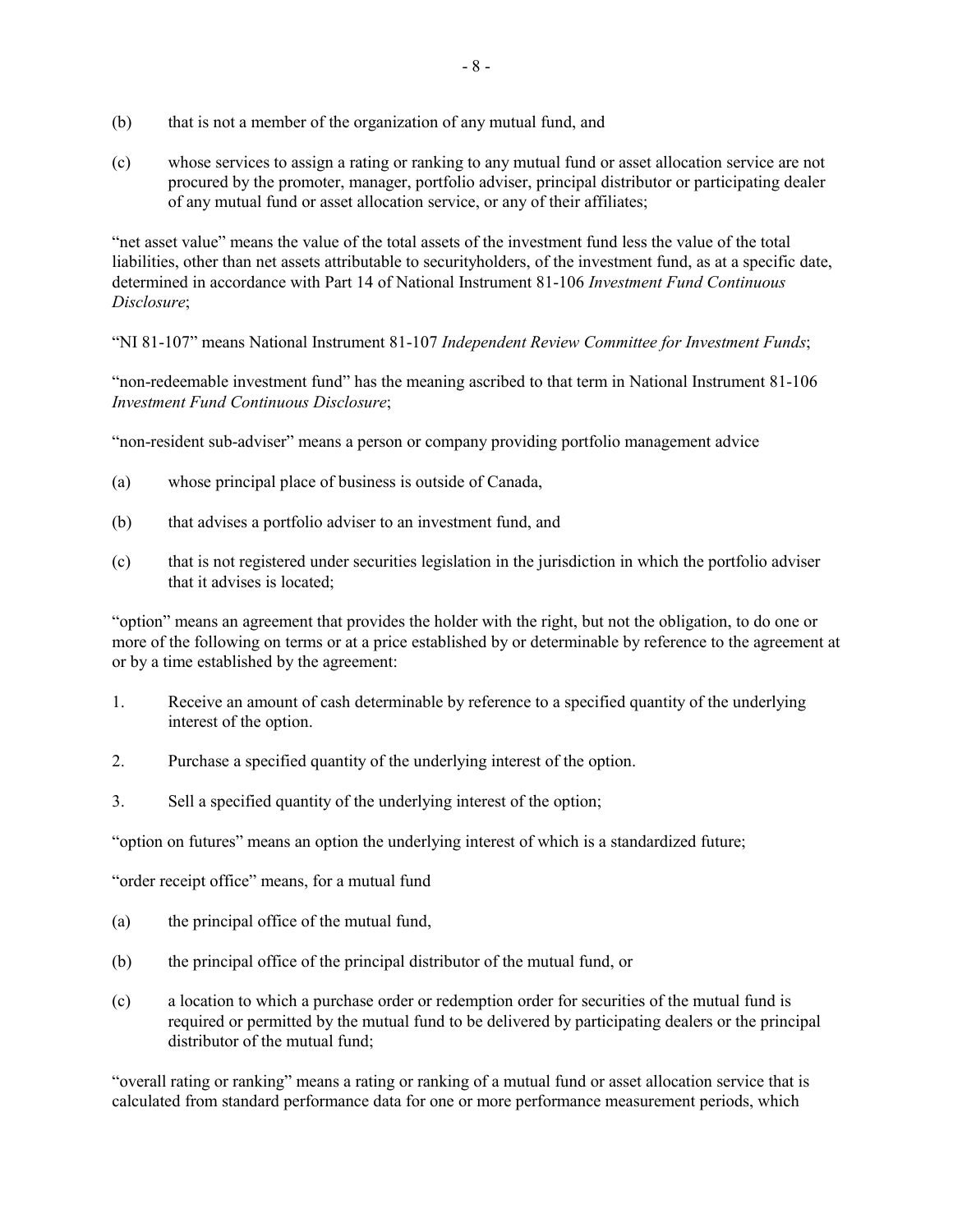(b) that is not a member of the organization of any mutual fund, and

(c) whose services to assign a rating or ranking to any mutual fund or asset allocation service are not procured by the promoter, manager, portfolio adviser, principal distributor or participating dealer of any mutual fund or asset allocation service, or any of their affiliates;

"net asset value" means the value of the total assets of the investment fund less the value of the total liabilities, other than net assets attributable to securityholders, of the investment fund, as at a specific date, determined in accordance with Part 14 of National Instrument 81-106 *Investment Fund Continuous Disclosure*;

"NI 81-107" means National Instrument 81-107 *Independent Review Committee for Investment Funds*;

"non-redeemable investment fund" has the meaning ascribed to that term in National Instrument 81-106 *Investment Fund Continuous Disclosure*;

"non-resident sub-adviser" means a person or company providing portfolio management advice

(a) whose principal place of business is outside of Canada,

(b) that advises a portfolio adviser to an investment fund, and

(c) that is not registered under securities legislation in the jurisdiction in which the portfolio adviser that it advises is located;

"option" means an agreement that provides the holder with the right, but not the obligation, to do one or more of the following on terms or at a price established by or determinable by reference to the agreement at or by a time established by the agreement:

1. Receive an amount of cash determinable by reference to a specified quantity of the underlying interest of the option.

2. Purchase a specified quantity of the underlying interest of the option.

3. Sell a specified quantity of the underlying interest of the option;

"option on futures" means an option the underlying interest of which is a standardized future;

"order receipt office" means, for a mutual fund

(a) the principal office of the mutual fund,

(b) the principal office of the principal distributor of the mutual fund, or

(c) a location to which a purchase order or redemption order for securities of the mutual fund is required or permitted by the mutual fund to be delivered by participating dealers or the principal distributor of the mutual fund;

"overall rating or ranking" means a rating or ranking of a mutual fund or asset allocation service that is calculated from standard performance data for one or more performance measurement periods, which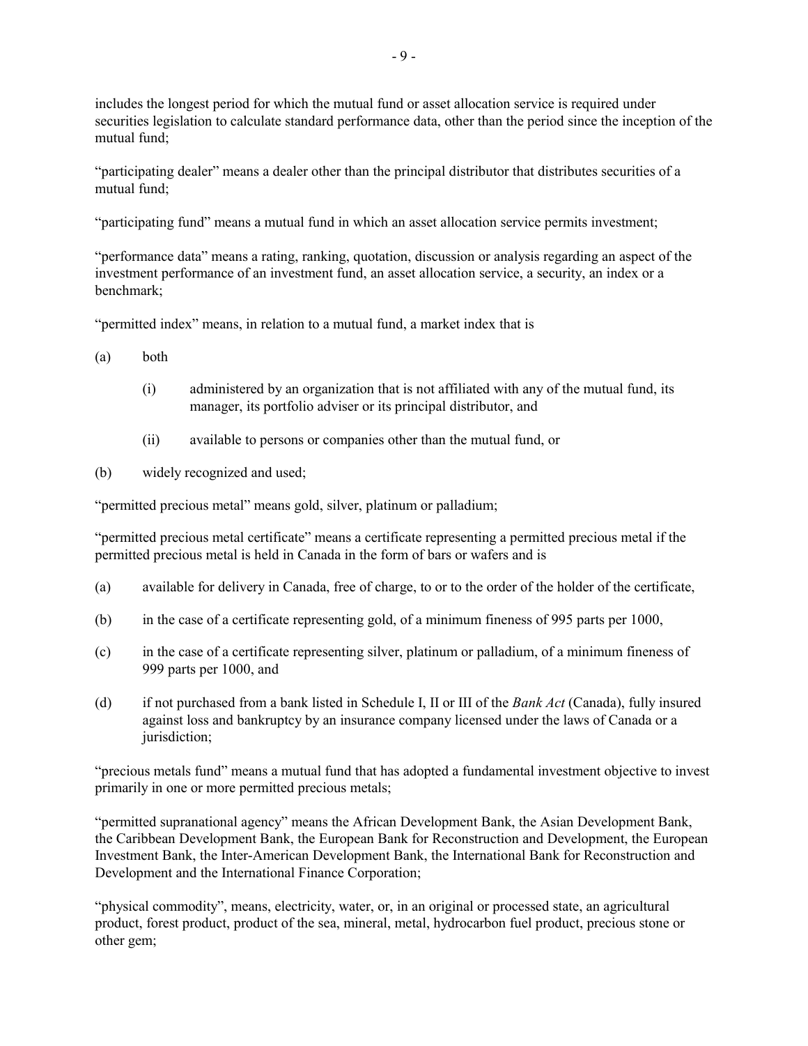includes the longest period for which the mutual fund or asset allocation service is required under securities legislation to calculate standard performance data, other than the period since the inception of the mutual fund;

"participating dealer" means a dealer other than the principal distributor that distributes securities of a mutual fund;

"participating fund" means a mutual fund in which an asset allocation service permits investment;

"performance data" means a rating, ranking, quotation, discussion or analysis regarding an aspect of the investment performance of an investment fund, an asset allocation service, a security, an index or a benchmark;

"permitted index" means, in relation to a mutual fund, a market index that is

(a) both

  (i) administered by an organization that is not affiliated with any of the mutual fund, its manager, its portfolio adviser or its principal distributor, and

  (ii) available to persons or companies other than the mutual fund, or

(b) widely recognized and used;

"permitted precious metal" means gold, silver, platinum or palladium;

"permitted precious metal certificate" means a certificate representing a permitted precious metal if the permitted precious metal is held in Canada in the form of bars or wafers and is

(a) available for delivery in Canada, free of charge, to or to the order of the holder of the certificate,

(b) in the case of a certificate representing gold, of a minimum fineness of 995 parts per 1000,

(c) in the case of a certificate representing silver, platinum or palladium, of a minimum fineness of 999 parts per 1000, and

(d) if not purchased from a bank listed in Schedule I, II or III of the *Bank Act* (Canada), fully insured against loss and bankruptcy by an insurance company licensed under the laws of Canada or a jurisdiction;

"precious metals fund" means a mutual fund that has adopted a fundamental investment objective to invest primarily in one or more permitted precious metals;

"permitted supranational agency" means the African Development Bank, the Asian Development Bank, the Caribbean Development Bank, the European Bank for Reconstruction and Development, the European Investment Bank, the Inter-American Development Bank, the International Bank for Reconstruction and Development and the International Finance Corporation;

"physical commodity", means, electricity, water, or, in an original or processed state, an agricultural product, forest product, product of the sea, mineral, metal, hydrocarbon fuel product, precious stone or other gem;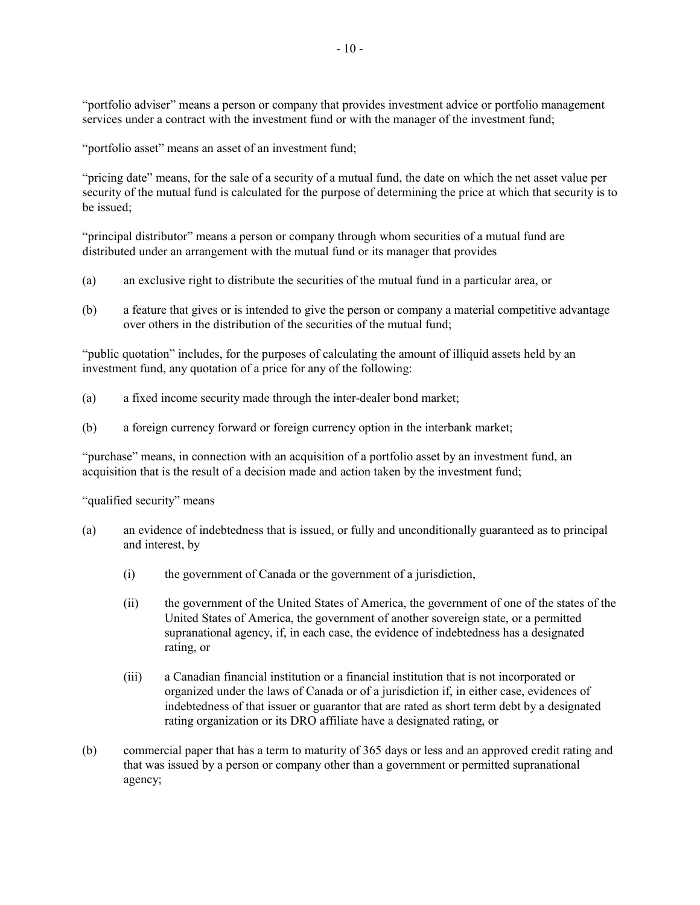"portfolio adviser" means a person or company that provides investment advice or portfolio management services under a contract with the investment fund or with the manager of the investment fund;

"portfolio asset" means an asset of an investment fund;

"pricing date" means, for the sale of a security of a mutual fund, the date on which the net asset value per security of the mutual fund is calculated for the purpose of determining the price at which that security is to be issued;

"principal distributor" means a person or company through whom securities of a mutual fund are distributed under an arrangement with the mutual fund or its manager that provides

(a) an exclusive right to distribute the securities of the mutual fund in a particular area, or

(b) a feature that gives or is intended to give the person or company a material competitive advantage over others in the distribution of the securities of the mutual fund;

"public quotation" includes, for the purposes of calculating the amount of illiquid assets held by an investment fund, any quotation of a price for any of the following:

(a) a fixed income security made through the inter-dealer bond market;

(b) a foreign currency forward or foreign currency option in the interbank market;

"purchase" means, in connection with an acquisition of a portfolio asset by an investment fund, an acquisition that is the result of a decision made and action taken by the investment fund;

"qualified security" means

(a) an evidence of indebtedness that is issued, or fully and unconditionally guaranteed as to principal and interest, by

   (i) the government of Canada or the government of a jurisdiction,

   (ii) the government of the United States of America, the government of one of the states of the United States of America, the government of another sovereign state, or a permitted supranational agency, if, in each case, the evidence of indebtedness has a designated rating, or

   (iii) a Canadian financial institution or a financial institution that is not incorporated or organized under the laws of Canada or of a jurisdiction if, in either case, evidences of indebtedness of that issuer or guarantor that are rated as short term debt by a designated rating organization or its DRO affiliate have a designated rating, or

(b) commercial paper that has a term to maturity of 365 days or less and an approved credit rating and that was issued by a person or company other than a government or permitted supranational agency;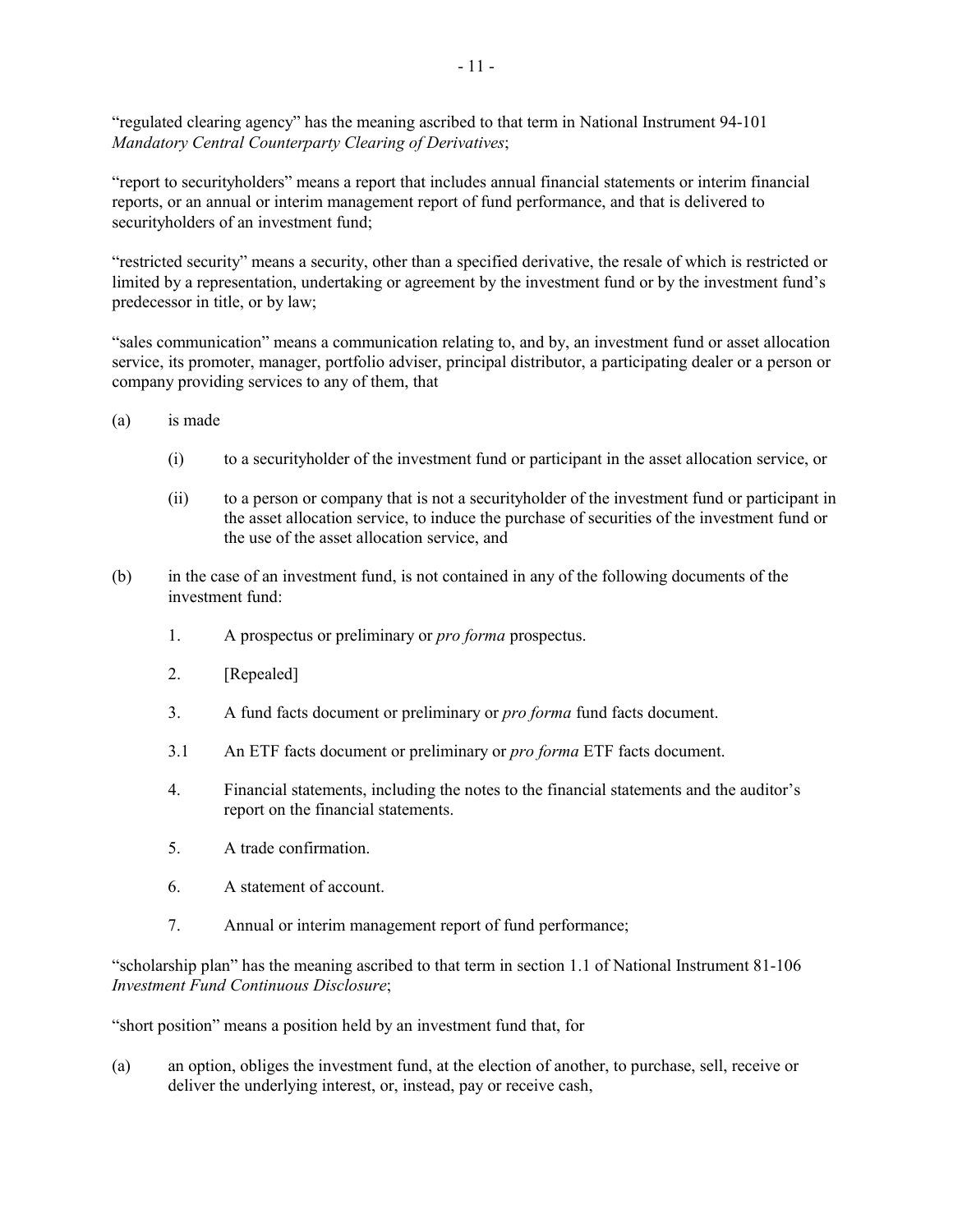"regulated clearing agency" has the meaning ascribed to that term in National Instrument 94-101 *Mandatory Central Counterparty Clearing of Derivatives*;

"report to securityholders" means a report that includes annual financial statements or interim financial reports, or an annual or interim management report of fund performance, and that is delivered to securityholders of an investment fund;

"restricted security" means a security, other than a specified derivative, the resale of which is restricted or limited by a representation, undertaking or agreement by the investment fund or by the investment fund's predecessor in title, or by law;

"sales communication" means a communication relating to, and by, an investment fund or asset allocation service, its promoter, manager, portfolio adviser, principal distributor, a participating dealer or a person or company providing services to any of them, that

(a) is made

  (i) to a securityholder of the investment fund or participant in the asset allocation service, or

  (ii) to a person or company that is not a securityholder of the investment fund or participant in the asset allocation service, to induce the purchase of securities of the investment fund or the use of the asset allocation service, and

(b) in the case of an investment fund, is not contained in any of the following documents of the investment fund:

  1. A prospectus or preliminary or *pro forma* prospectus.

  2. [Repealed]

  3. A fund facts document or preliminary or *pro forma* fund facts document.

  3.1 An ETF facts document or preliminary or *pro forma* ETF facts document.

  4. Financial statements, including the notes to the financial statements and the auditor's report on the financial statements.

  5. A trade confirmation.

  6. A statement of account.

  7. Annual or interim management report of fund performance;

"scholarship plan" has the meaning ascribed to that term in section 1.1 of National Instrument 81-106 *Investment Fund Continuous Disclosure*;

"short position" means a position held by an investment fund that, for

(a) an option, obliges the investment fund, at the election of another, to purchase, sell, receive or deliver the underlying interest, or, instead, pay or receive cash,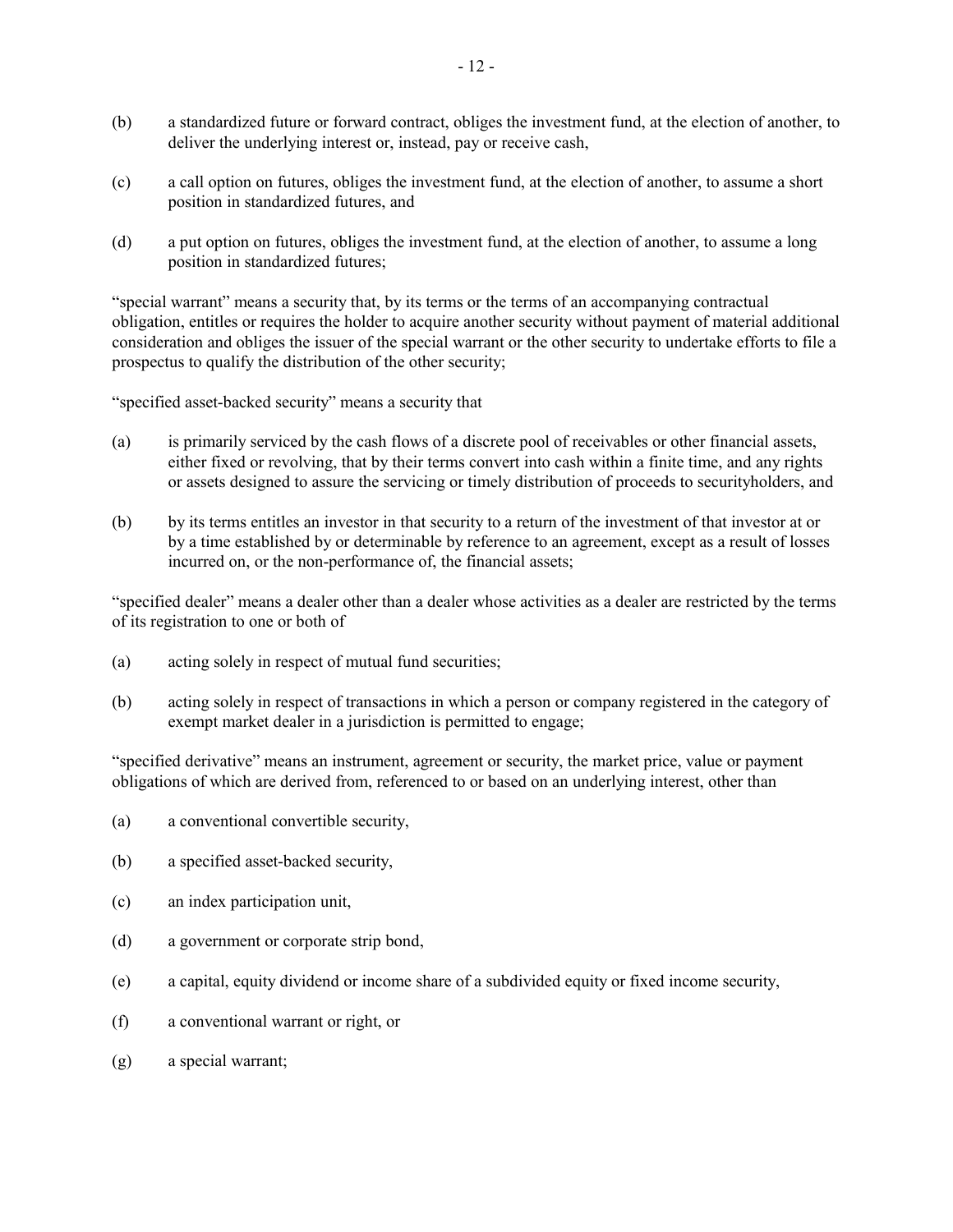(b) a standardized future or forward contract, obliges the investment fund, at the election of another, to deliver the underlying interest or, instead, pay or receive cash,

(c) a call option on futures, obliges the investment fund, at the election of another, to assume a short position in standardized futures, and

(d) a put option on futures, obliges the investment fund, at the election of another, to assume a long position in standardized futures;

"special warrant" means a security that, by its terms or the terms of an accompanying contractual obligation, entitles or requires the holder to acquire another security without payment of material additional consideration and obliges the issuer of the special warrant or the other security to undertake efforts to file a prospectus to qualify the distribution of the other security;

"specified asset-backed security" means a security that

(a) is primarily serviced by the cash flows of a discrete pool of receivables or other financial assets, either fixed or revolving, that by their terms convert into cash within a finite time, and any rights or assets designed to assure the servicing or timely distribution of proceeds to securityholders, and

(b) by its terms entitles an investor in that security to a return of the investment of that investor at or by a time established by or determinable by reference to an agreement, except as a result of losses incurred on, or the non-performance of, the financial assets;

"specified dealer" means a dealer other than a dealer whose activities as a dealer are restricted by the terms of its registration to one or both of

(a) acting solely in respect of mutual fund securities;

(b) acting solely in respect of transactions in which a person or company registered in the category of exempt market dealer in a jurisdiction is permitted to engage;

"specified derivative" means an instrument, agreement or security, the market price, value or payment obligations of which are derived from, referenced to or based on an underlying interest, other than

(a) a conventional convertible security,

(b) a specified asset-backed security,

(c) an index participation unit,

(d) a government or corporate strip bond,

(e) a capital, equity dividend or income share of a subdivided equity or fixed income security,

(f) a conventional warrant or right, or

(g) a special warrant;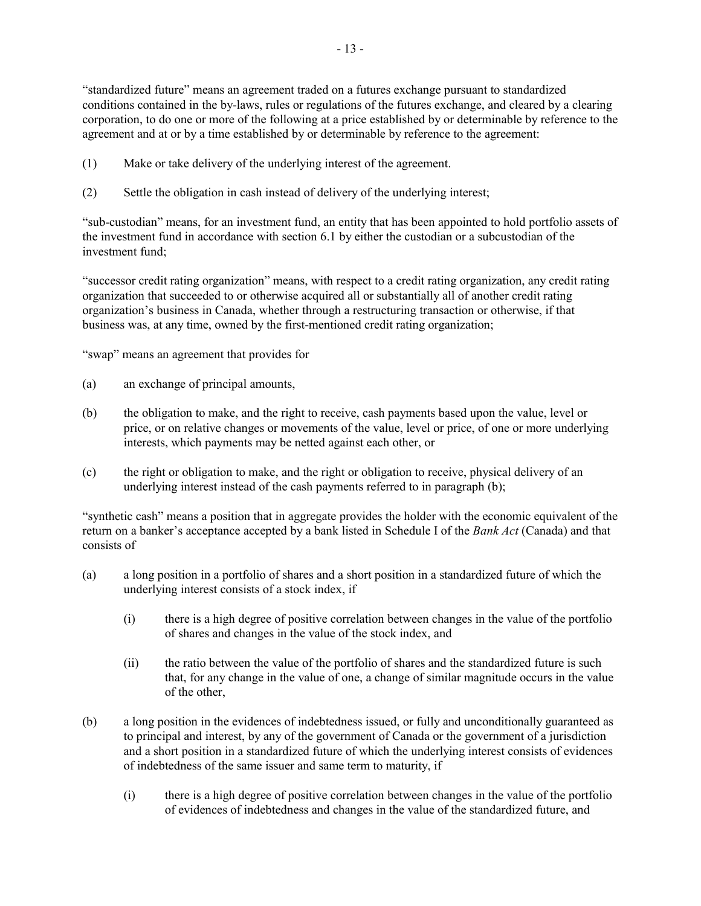"standardized future" means an agreement traded on a futures exchange pursuant to standardized conditions contained in the by-laws, rules or regulations of the futures exchange, and cleared by a clearing corporation, to do one or more of the following at a price established by or determinable by reference to the agreement and at or by a time established by or determinable by reference to the agreement:

(1) Make or take delivery of the underlying interest of the agreement.

(2) Settle the obligation in cash instead of delivery of the underlying interest;

"sub-custodian" means, for an investment fund, an entity that has been appointed to hold portfolio assets of the investment fund in accordance with section 6.1 by either the custodian or a subcustodian of the investment fund;

"successor credit rating organization" means, with respect to a credit rating organization, any credit rating organization that succeeded to or otherwise acquired all or substantially all of another credit rating organization's business in Canada, whether through a restructuring transaction or otherwise, if that business was, at any time, owned by the first-mentioned credit rating organization;

"swap" means an agreement that provides for

(a) an exchange of principal amounts,

(b) the obligation to make, and the right to receive, cash payments based upon the value, level or price, or on relative changes or movements of the value, level or price, of one or more underlying interests, which payments may be netted against each other, or

(c) the right or obligation to make, and the right or obligation to receive, physical delivery of an underlying interest instead of the cash payments referred to in paragraph (b);

"synthetic cash" means a position that in aggregate provides the holder with the economic equivalent of the return on a banker's acceptance accepted by a bank listed in Schedule I of the *Bank Act* (Canada) and that consists of

(a) a long position in a portfolio of shares and a short position in a standardized future of which the underlying interest consists of a stock index, if

  (i) there is a high degree of positive correlation between changes in the value of the portfolio of shares and changes in the value of the stock index, and

  (ii) the ratio between the value of the portfolio of shares and the standardized future is such that, for any change in the value of one, a change of similar magnitude occurs in the value of the other,

(b) a long position in the evidences of indebtedness issued, or fully and unconditionally guaranteed as to principal and interest, by any of the government of Canada or the government of a jurisdiction and a short position in a standardized future of which the underlying interest consists of evidences of indebtedness of the same issuer and same term to maturity, if

  (i) there is a high degree of positive correlation between changes in the value of the portfolio of evidences of indebtedness and changes in the value of the standardized future, and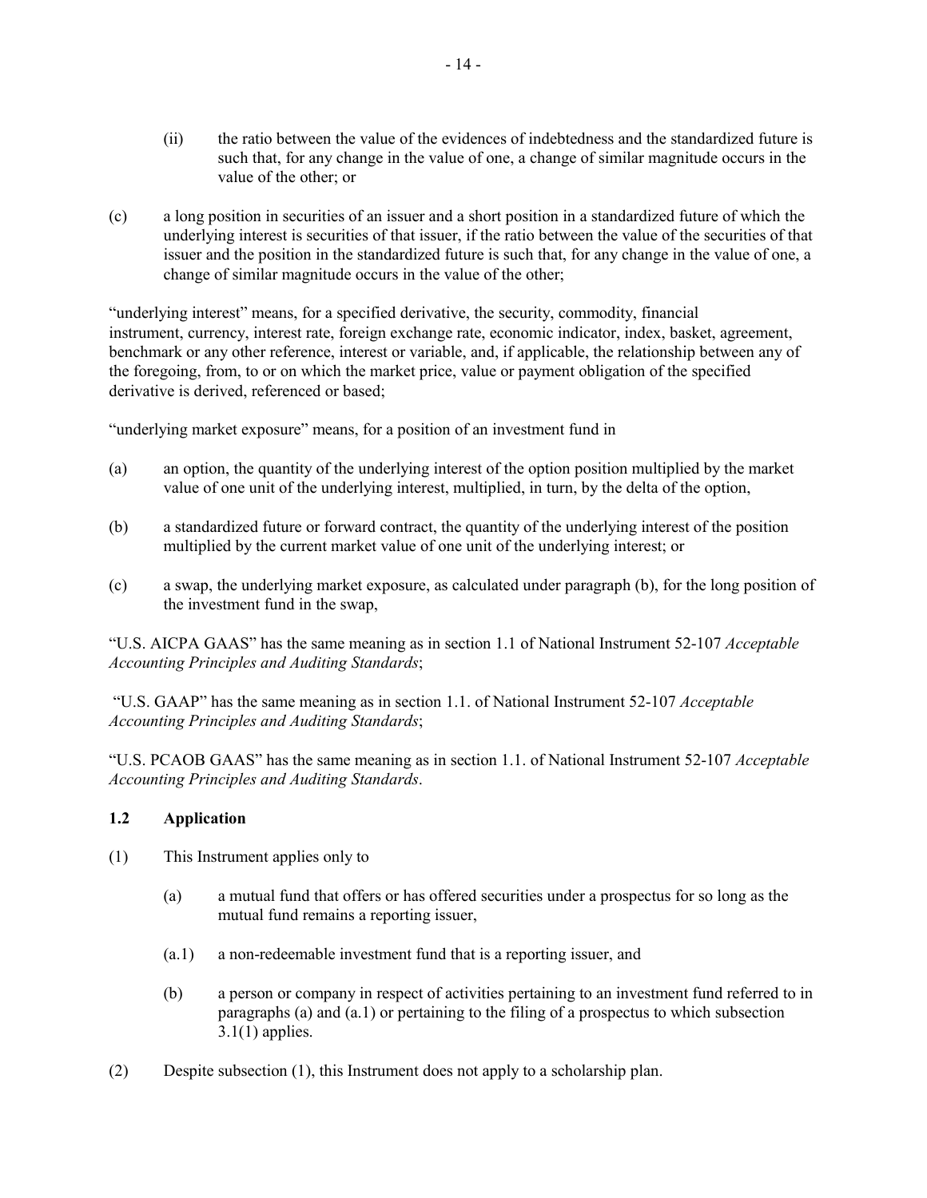(ii) the ratio between the value of the evidences of indebtedness and the standardized future is such that, for any change in the value of one, a change of similar magnitude occurs in the value of the other; or

(c) a long position in securities of an issuer and a short position in a standardized future of which the underlying interest is securities of that issuer, if the ratio between the value of the securities of that issuer and the position in the standardized future is such that, for any change in the value of one, a change of similar magnitude occurs in the value of the other;

"underlying interest" means, for a specified derivative, the security, commodity, financial instrument, currency, interest rate, foreign exchange rate, economic indicator, index, basket, agreement, benchmark or any other reference, interest or variable, and, if applicable, the relationship between any of the foregoing, from, to or on which the market price, value or payment obligation of the specified derivative is derived, referenced or based;

"underlying market exposure" means, for a position of an investment fund in

(a) an option, the quantity of the underlying interest of the option position multiplied by the market value of one unit of the underlying interest, multiplied, in turn, by the delta of the option,

(b) a standardized future or forward contract, the quantity of the underlying interest of the position multiplied by the current market value of one unit of the underlying interest; or

(c) a swap, the underlying market exposure, as calculated under paragraph (b), for the long position of the investment fund in the swap,

"U.S. AICPA GAAS" has the same meaning as in section 1.1 of National Instrument 52-107 *Acceptable Accounting Principles and Auditing Standards*;

"U.S. GAAP" has the same meaning as in section 1.1. of National Instrument 52-107 *Acceptable Accounting Principles and Auditing Standards*;

"U.S. PCAOB GAAS" has the same meaning as in section 1.1. of National Instrument 52-107 *Acceptable Accounting Principles and Auditing Standards*.

### 1.2 Application

(1) This Instrument applies only to

(a) a mutual fund that offers or has offered securities under a prospectus for so long as the mutual fund remains a reporting issuer,

(a.1) a non-redeemable investment fund that is a reporting issuer, and

(b) a person or company in respect of activities pertaining to an investment fund referred to in paragraphs (a) and (a.1) or pertaining to the filing of a prospectus to which subsection 3.1(1) applies.

(2) Despite subsection (1), this Instrument does not apply to a scholarship plan.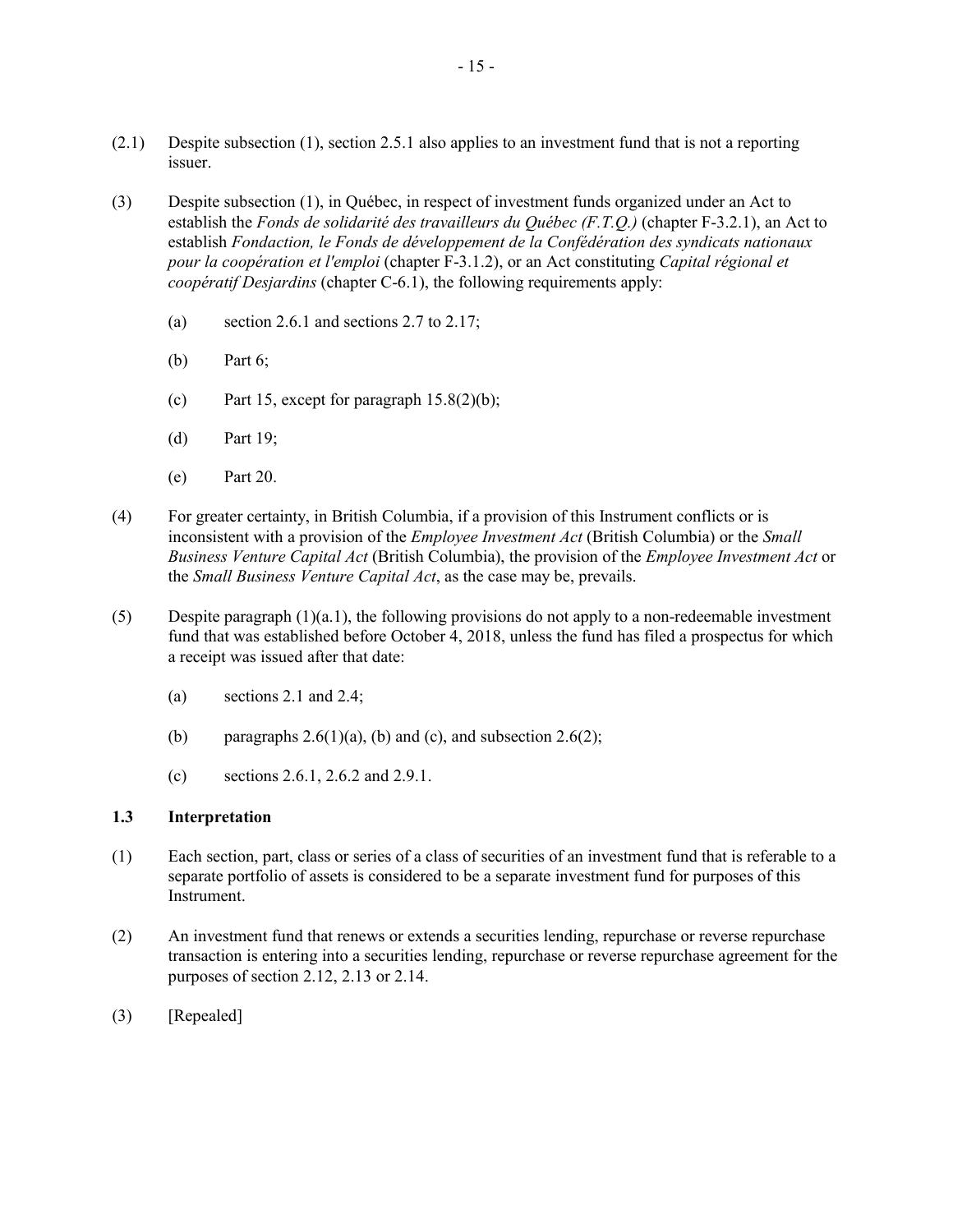(2.1) Despite subsection (1), section 2.5.1 also applies to an investment fund that is not a reporting issuer.

(3) Despite subsection (1), in Québec, in respect of investment funds organized under an Act to establish the *Fonds de solidarité des travailleurs du Québec (F.T.Q.)* (chapter F-3.2.1), an Act to establish *Fondaction, le Fonds de développement de la Confédération des syndicats nationaux pour la coopération et l'emploi* (chapter F-3.1.2), or an Act constituting *Capital régional et coopératif Desjardins* (chapter C-6.1), the following requirements apply:

(a) section 2.6.1 and sections 2.7 to 2.17;

(b) Part 6;

(c) Part 15, except for paragraph 15.8(2)(b);

(d) Part 19;

(e) Part 20.

(4) For greater certainty, in British Columbia, if a provision of this Instrument conflicts or is inconsistent with a provision of the *Employee Investment Act* (British Columbia) or the *Small Business Venture Capital Act* (British Columbia), the provision of the *Employee Investment Act* or the *Small Business Venture Capital Act*, as the case may be, prevails.

(5) Despite paragraph (1)(a.1), the following provisions do not apply to a non-redeemable investment fund that was established before October 4, 2018, unless the fund has filed a prospectus for which a receipt was issued after that date:

(a) sections 2.1 and 2.4;

(b) paragraphs 2.6(1)(a), (b) and (c), and subsection 2.6(2);

(c) sections 2.6.1, 2.6.2 and 2.9.1.

### 1.3 Interpretation

(1) Each section, part, class or series of a class of securities of an investment fund that is referable to a separate portfolio of assets is considered to be a separate investment fund for purposes of this Instrument.

(2) An investment fund that renews or extends a securities lending, repurchase or reverse repurchase transaction is entering into a securities lending, repurchase or reverse repurchase agreement for the purposes of section 2.12, 2.13 or 2.14.

(3) [Repealed]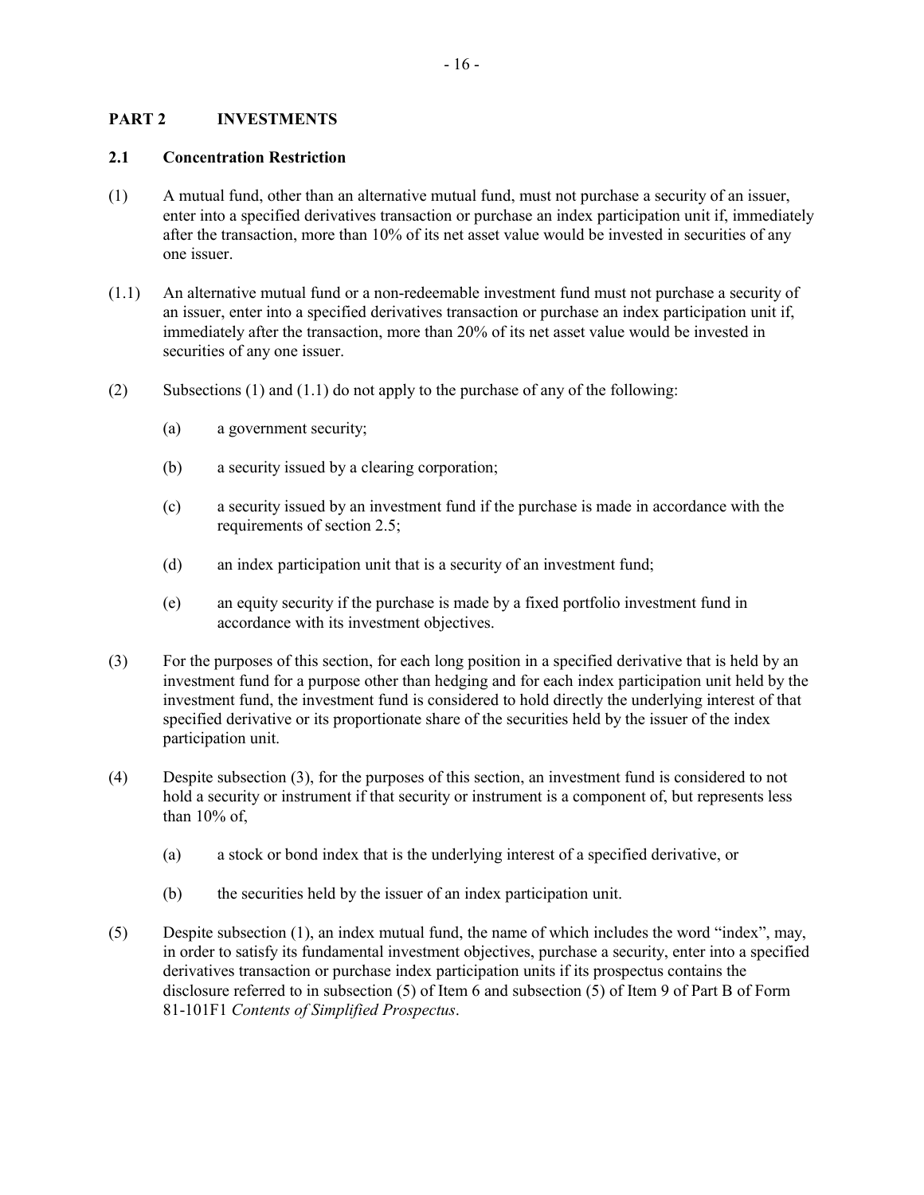## PART 2 INVESTMENTS

### 2.1 Concentration Restriction

(1) A mutual fund, other than an alternative mutual fund, must not purchase a security of an issuer, enter into a specified derivatives transaction or purchase an index participation unit if, immediately after the transaction, more than 10% of its net asset value would be invested in securities of any one issuer.

(1.1) An alternative mutual fund or a non-redeemable investment fund must not purchase a security of an issuer, enter into a specified derivatives transaction or purchase an index participation unit if, immediately after the transaction, more than 20% of its net asset value would be invested in securities of any one issuer.

(2) Subsections (1) and (1.1) do not apply to the purchase of any of the following:

- (a) a government security;
- (b) a security issued by a clearing corporation;
- (c) a security issued by an investment fund if the purchase is made in accordance with the requirements of section 2.5;
- (d) an index participation unit that is a security of an investment fund;
- (e) an equity security if the purchase is made by a fixed portfolio investment fund in accordance with its investment objectives.

(3) For the purposes of this section, for each long position in a specified derivative that is held by an investment fund for a purpose other than hedging and for each index participation unit held by the investment fund, the investment fund is considered to hold directly the underlying interest of that specified derivative or its proportionate share of the securities held by the issuer of the index participation unit.

(4) Despite subsection (3), for the purposes of this section, an investment fund is considered to not hold a security or instrument if that security or instrument is a component of, but represents less than 10% of,

- (a) a stock or bond index that is the underlying interest of a specified derivative, or
- (b) the securities held by the issuer of an index participation unit.

(5) Despite subsection (1), an index mutual fund, the name of which includes the word "index", may, in order to satisfy its fundamental investment objectives, purchase a security, enter into a specified derivatives transaction or purchase index participation units if its prospectus contains the disclosure referred to in subsection (5) of Item 6 and subsection (5) of Item 9 of Part B of Form 81-101F1 *Contents of Simplified Prospectus*.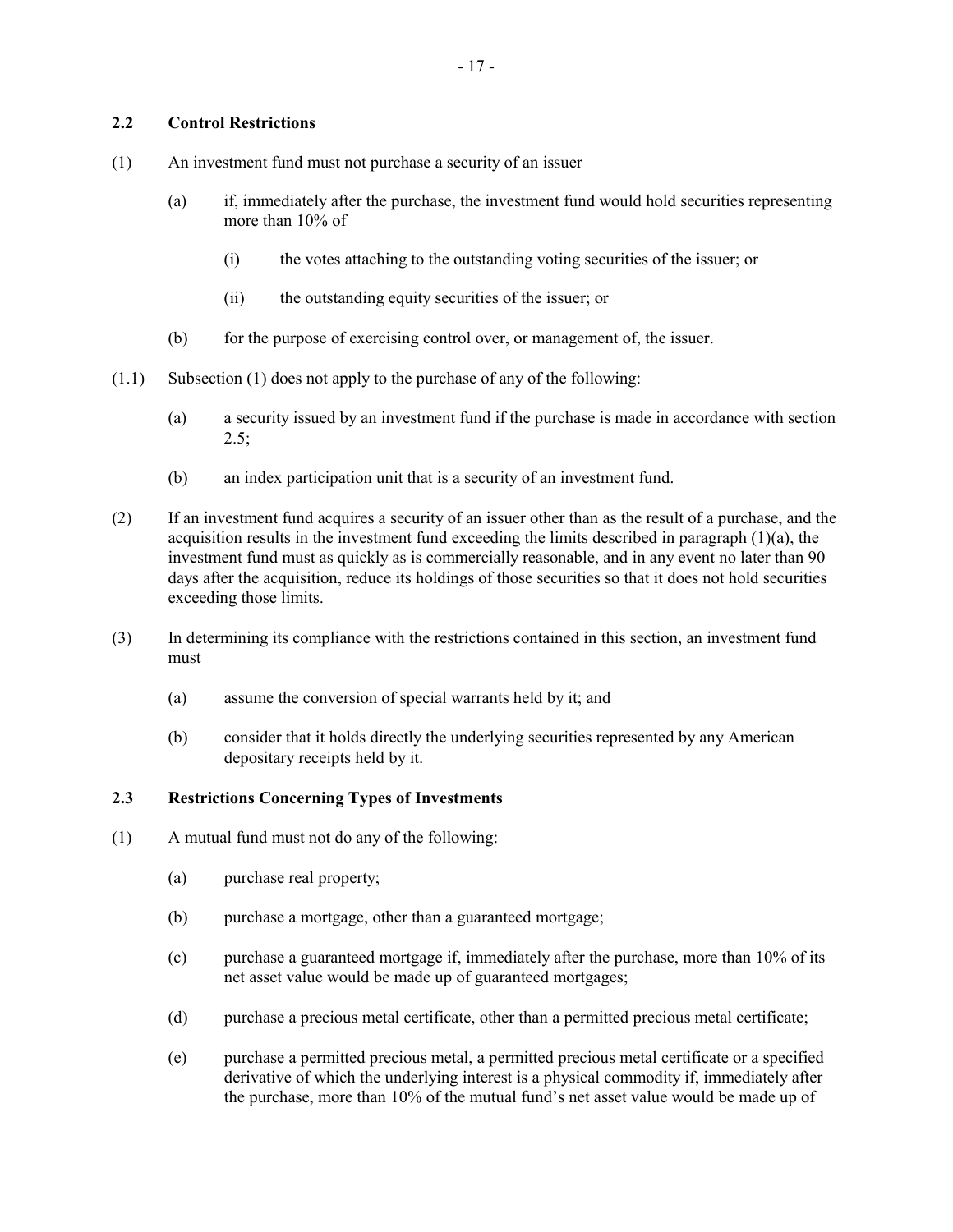### 2.2 Control Restrictions

(1) An investment fund must not purchase a security of an issuer

(a) if, immediately after the purchase, the investment fund would hold securities representing more than 10% of

(i) the votes attaching to the outstanding voting securities of the issuer; or

(ii) the outstanding equity securities of the issuer; or

(b) for the purpose of exercising control over, or management of, the issuer.

(1.1) Subsection (1) does not apply to the purchase of any of the following:

(a) a security issued by an investment fund if the purchase is made in accordance with section 2.5;

(b) an index participation unit that is a security of an investment fund.

(2) If an investment fund acquires a security of an issuer other than as the result of a purchase, and the acquisition results in the investment fund exceeding the limits described in paragraph (1)(a), the investment fund must as quickly as is commercially reasonable, and in any event no later than 90 days after the acquisition, reduce its holdings of those securities so that it does not hold securities exceeding those limits.

(3) In determining its compliance with the restrictions contained in this section, an investment fund must

(a) assume the conversion of special warrants held by it; and

(b) consider that it holds directly the underlying securities represented by any American depositary receipts held by it.

### 2.3 Restrictions Concerning Types of Investments

(1) A mutual fund must not do any of the following:

(a) purchase real property;

(b) purchase a mortgage, other than a guaranteed mortgage;

(c) purchase a guaranteed mortgage if, immediately after the purchase, more than 10% of its net asset value would be made up of guaranteed mortgages;

(d) purchase a precious metal certificate, other than a permitted precious metal certificate;

(e) purchase a permitted precious metal, a permitted precious metal certificate or a specified derivative of which the underlying interest is a physical commodity if, immediately after the purchase, more than 10% of the mutual fund's net asset value would be made up of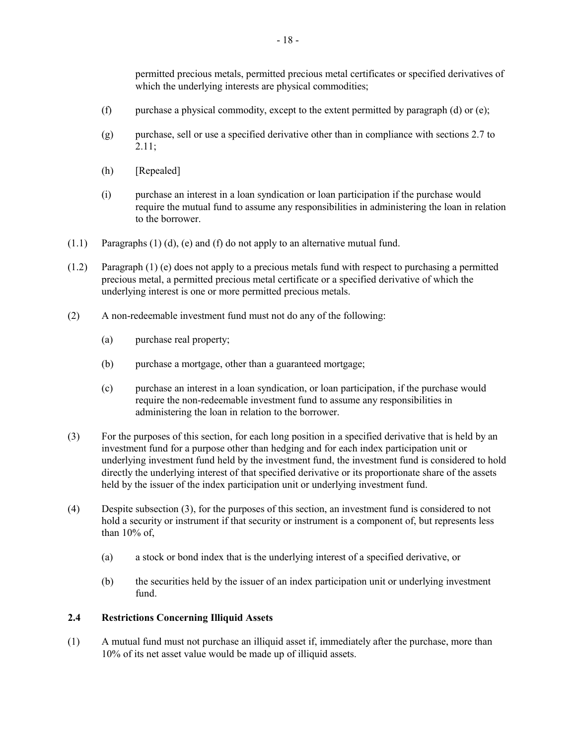permitted precious metals, permitted precious metal certificates or specified derivatives of which the underlying interests are physical commodities;

(f) purchase a physical commodity, except to the extent permitted by paragraph (d) or (e);

(g) purchase, sell or use a specified derivative other than in compliance with sections 2.7 to 2.11;

(h) [Repealed]

(i) purchase an interest in a loan syndication or loan participation if the purchase would require the mutual fund to assume any responsibilities in administering the loan in relation to the borrower.

(1.1) Paragraphs (1) (d), (e) and (f) do not apply to an alternative mutual fund.

(1.2) Paragraph (1) (e) does not apply to a precious metals fund with respect to purchasing a permitted precious metal, a permitted precious metal certificate or a specified derivative of which the underlying interest is one or more permitted precious metals.

(2) A non-redeemable investment fund must not do any of the following:

(a) purchase real property;

(b) purchase a mortgage, other than a guaranteed mortgage;

(c) purchase an interest in a loan syndication, or loan participation, if the purchase would require the non-redeemable investment fund to assume any responsibilities in administering the loan in relation to the borrower.

(3) For the purposes of this section, for each long position in a specified derivative that is held by an investment fund for a purpose other than hedging and for each index participation unit or underlying investment fund held by the investment fund, the investment fund is considered to hold directly the underlying interest of that specified derivative or its proportionate share of the assets held by the issuer of the index participation unit or underlying investment fund.

(4) Despite subsection (3), for the purposes of this section, an investment fund is considered to not hold a security or instrument if that security or instrument is a component of, but represents less than 10% of,

(a) a stock or bond index that is the underlying interest of a specified derivative, or

(b) the securities held by the issuer of an index participation unit or underlying investment fund.

**2.4 Restrictions Concerning Illiquid Assets**

(1) A mutual fund must not purchase an illiquid asset if, immediately after the purchase, more than 10% of its net asset value would be made up of illiquid assets.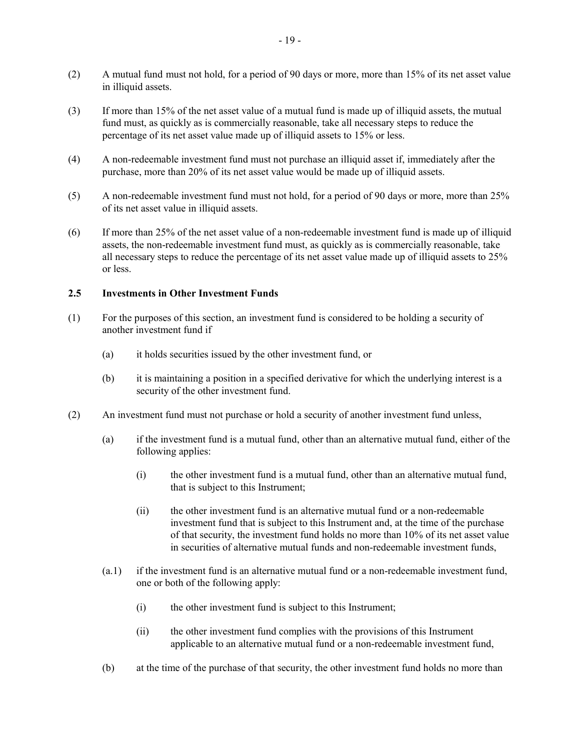(2) A mutual fund must not hold, for a period of 90 days or more, more than 15% of its net asset value in illiquid assets.

(3) If more than 15% of the net asset value of a mutual fund is made up of illiquid assets, the mutual fund must, as quickly as is commercially reasonable, take all necessary steps to reduce the percentage of its net asset value made up of illiquid assets to 15% or less.

(4) A non-redeemable investment fund must not purchase an illiquid asset if, immediately after the purchase, more than 20% of its net asset value would be made up of illiquid assets.

(5) A non-redeemable investment fund must not hold, for a period of 90 days or more, more than 25% of its net asset value in illiquid assets.

(6) If more than 25% of the net asset value of a non-redeemable investment fund is made up of illiquid assets, the non-redeemable investment fund must, as quickly as is commercially reasonable, take all necessary steps to reduce the percentage of its net asset value made up of illiquid assets to 25% or less.

### 2.5 Investments in Other Investment Funds

(1) For the purposes of this section, an investment fund is considered to be holding a security of another investment fund if

  (a) it holds securities issued by the other investment fund, or

  (b) it is maintaining a position in a specified derivative for which the underlying interest is a security of the other investment fund.

(2) An investment fund must not purchase or hold a security of another investment fund unless,

  (a) if the investment fund is a mutual fund, other than an alternative mutual fund, either of the following applies:

    (i) the other investment fund is a mutual fund, other than an alternative mutual fund, that is subject to this Instrument;

    (ii) the other investment fund is an alternative mutual fund or a non-redeemable investment fund that is subject to this Instrument and, at the time of the purchase of that security, the investment fund holds no more than 10% of its net asset value in securities of alternative mutual funds and non-redeemable investment funds,

  (a.1) if the investment fund is an alternative mutual fund or a non-redeemable investment fund, one or both of the following apply:

    (i) the other investment fund is subject to this Instrument;

    (ii) the other investment fund complies with the provisions of this Instrument applicable to an alternative mutual fund or a non-redeemable investment fund,

  (b) at the time of the purchase of that security, the other investment fund holds no more than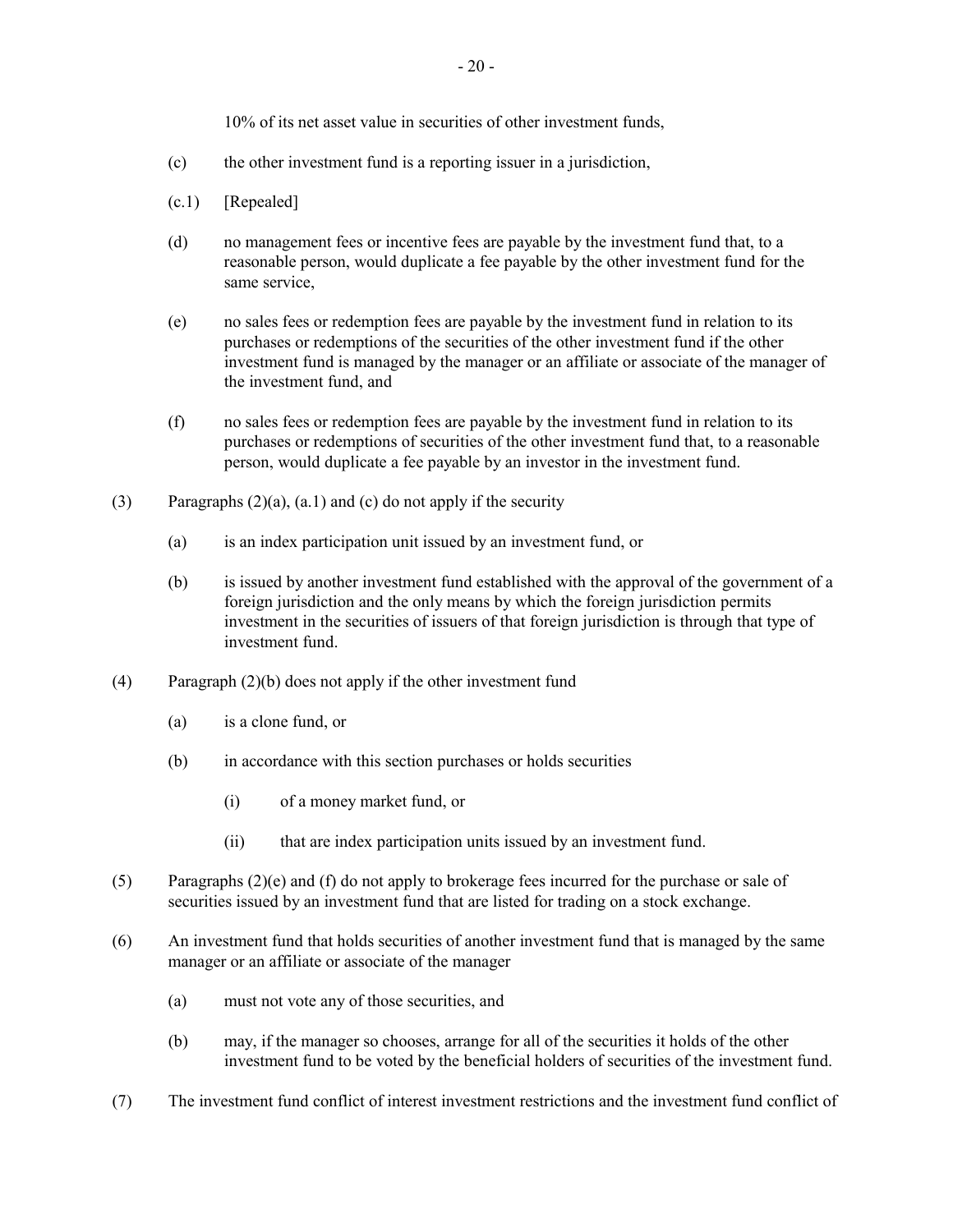10% of its net asset value in securities of other investment funds,

(c) the other investment fund is a reporting issuer in a jurisdiction,

(c.1) [Repealed]

(d) no management fees or incentive fees are payable by the investment fund that, to a reasonable person, would duplicate a fee payable by the other investment fund for the same service,

(e) no sales fees or redemption fees are payable by the investment fund in relation to its purchases or redemptions of the securities of the other investment fund if the other investment fund is managed by the manager or an affiliate or associate of the manager of the investment fund, and

(f) no sales fees or redemption fees are payable by the investment fund in relation to its purchases or redemptions of securities of the other investment fund that, to a reasonable person, would duplicate a fee payable by an investor in the investment fund.

(3) Paragraphs (2)(a), (a.1) and (c) do not apply if the security

(a) is an index participation unit issued by an investment fund, or

(b) is issued by another investment fund established with the approval of the government of a foreign jurisdiction and the only means by which the foreign jurisdiction permits investment in the securities of issuers of that foreign jurisdiction is through that type of investment fund.

(4) Paragraph (2)(b) does not apply if the other investment fund

(a) is a clone fund, or

(b) in accordance with this section purchases or holds securities

(i) of a money market fund, or

(ii) that are index participation units issued by an investment fund.

(5) Paragraphs (2)(e) and (f) do not apply to brokerage fees incurred for the purchase or sale of securities issued by an investment fund that are listed for trading on a stock exchange.

(6) An investment fund that holds securities of another investment fund that is managed by the same manager or an affiliate or associate of the manager

(a) must not vote any of those securities, and

(b) may, if the manager so chooses, arrange for all of the securities it holds of the other investment fund to be voted by the beneficial holders of securities of the investment fund.

(7) The investment fund conflict of interest investment restrictions and the investment fund conflict of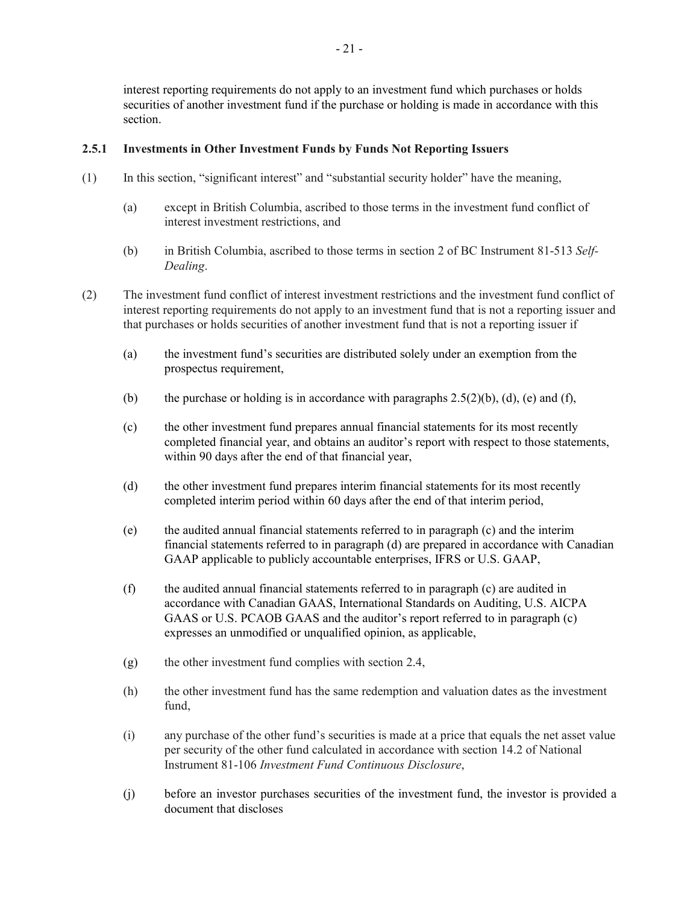interest reporting requirements do not apply to an investment fund which purchases or holds securities of another investment fund if the purchase or holding is made in accordance with this section.

### 2.5.1 Investments in Other Investment Funds by Funds Not Reporting Issuers

(1) In this section, "significant interest" and "substantial security holder" have the meaning,

(a) except in British Columbia, ascribed to those terms in the investment fund conflict of interest investment restrictions, and

(b) in British Columbia, ascribed to those terms in section 2 of BC Instrument 81-513 *Self-Dealing*.

(2) The investment fund conflict of interest investment restrictions and the investment fund conflict of interest reporting requirements do not apply to an investment fund that is not a reporting issuer and that purchases or holds securities of another investment fund that is not a reporting issuer if

(a) the investment fund's securities are distributed solely under an exemption from the prospectus requirement,

(b) the purchase or holding is in accordance with paragraphs 2.5(2)(b), (d), (e) and (f),

(c) the other investment fund prepares annual financial statements for its most recently completed financial year, and obtains an auditor's report with respect to those statements, within 90 days after the end of that financial year,

(d) the other investment fund prepares interim financial statements for its most recently completed interim period within 60 days after the end of that interim period,

(e) the audited annual financial statements referred to in paragraph (c) and the interim financial statements referred to in paragraph (d) are prepared in accordance with Canadian GAAP applicable to publicly accountable enterprises, IFRS or U.S. GAAP,

(f) the audited annual financial statements referred to in paragraph (c) are audited in accordance with Canadian GAAS, International Standards on Auditing, U.S. AICPA GAAS or U.S. PCAOB GAAS and the auditor's report referred to in paragraph (c) expresses an unmodified or unqualified opinion, as applicable,

(g) the other investment fund complies with section 2.4,

(h) the other investment fund has the same redemption and valuation dates as the investment fund,

(i) any purchase of the other fund's securities is made at a price that equals the net asset value per security of the other fund calculated in accordance with section 14.2 of National Instrument 81-106 *Investment Fund Continuous Disclosure*,

(j) before an investor purchases securities of the investment fund, the investor is provided a document that discloses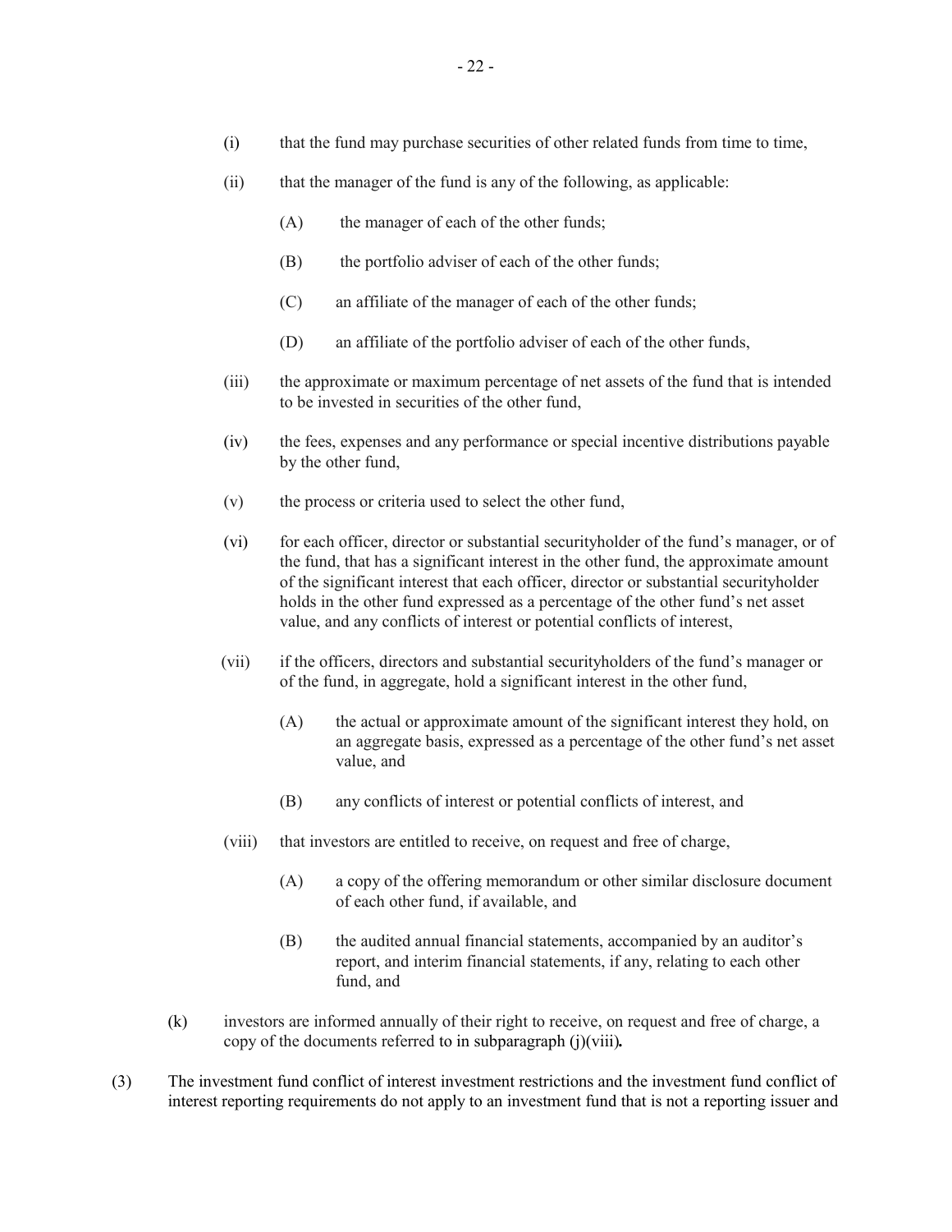(i) that the fund may purchase securities of other related funds from time to time,

(ii) that the manager of the fund is any of the following, as applicable:

(A) the manager of each of the other funds;

(B) the portfolio adviser of each of the other funds;

(C) an affiliate of the manager of each of the other funds;

(D) an affiliate of the portfolio adviser of each of the other funds,

(iii) the approximate or maximum percentage of net assets of the fund that is intended to be invested in securities of the other fund,

(iv) the fees, expenses and any performance or special incentive distributions payable by the other fund,

(v) the process or criteria used to select the other fund,

(vi) for each officer, director or substantial securityholder of the fund's manager, or of the fund, that has a significant interest in the other fund, the approximate amount of the significant interest that each officer, director or substantial securityholder holds in the other fund expressed as a percentage of the other fund's net asset value, and any conflicts of interest or potential conflicts of interest,

(vii) if the officers, directors and substantial securityholders of the fund's manager or of the fund, in aggregate, hold a significant interest in the other fund,

(A) the actual or approximate amount of the significant interest they hold, on an aggregate basis, expressed as a percentage of the other fund's net asset value, and

(B) any conflicts of interest or potential conflicts of interest, and

(viii) that investors are entitled to receive, on request and free of charge,

(A) a copy of the offering memorandum or other similar disclosure document of each other fund, if available, and

(B) the audited annual financial statements, accompanied by an auditor's report, and interim financial statements, if any, relating to each other fund, and

(k) investors are informed annually of their right to receive, on request and free of charge, a copy of the documents referred to in subparagraph (j)(viii).

(3) The investment fund conflict of interest investment restrictions and the investment fund conflict of interest reporting requirements do not apply to an investment fund that is not a reporting issuer and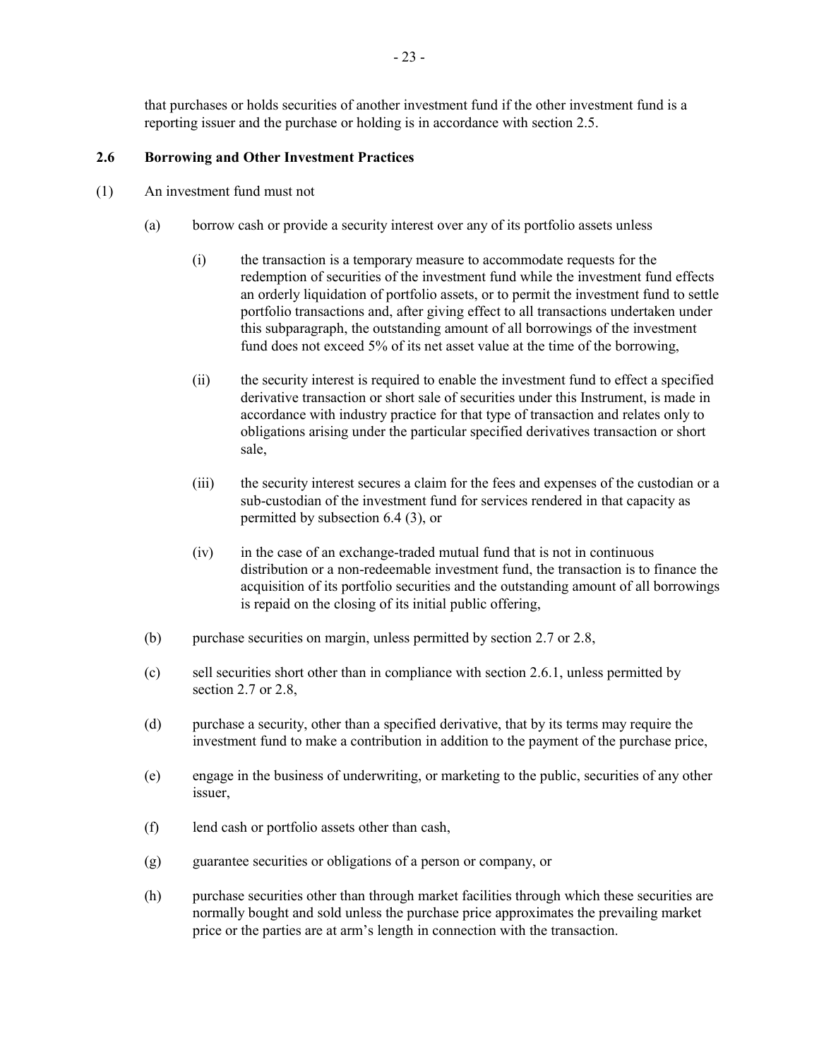that purchases or holds securities of another investment fund if the other investment fund is a reporting issuer and the purchase or holding is in accordance with section 2.5.

**2.6 Borrowing and Other Investment Practices**

(1) An investment fund must not

(a) borrow cash or provide a security interest over any of its portfolio assets unless

(i) the transaction is a temporary measure to accommodate requests for the redemption of securities of the investment fund while the investment fund effects an orderly liquidation of portfolio assets, or to permit the investment fund to settle portfolio transactions and, after giving effect to all transactions undertaken under this subparagraph, the outstanding amount of all borrowings of the investment fund does not exceed 5% of its net asset value at the time of the borrowing,

(ii) the security interest is required to enable the investment fund to effect a specified derivative transaction or short sale of securities under this Instrument, is made in accordance with industry practice for that type of transaction and relates only to obligations arising under the particular specified derivatives transaction or short sale,

(iii) the security interest secures a claim for the fees and expenses of the custodian or a sub-custodian of the investment fund for services rendered in that capacity as permitted by subsection 6.4 (3), or

(iv) in the case of an exchange-traded mutual fund that is not in continuous distribution or a non-redeemable investment fund, the transaction is to finance the acquisition of its portfolio securities and the outstanding amount of all borrowings is repaid on the closing of its initial public offering,

(b) purchase securities on margin, unless permitted by section 2.7 or 2.8,

(c) sell securities short other than in compliance with section 2.6.1, unless permitted by section 2.7 or 2.8,

(d) purchase a security, other than a specified derivative, that by its terms may require the investment fund to make a contribution in addition to the payment of the purchase price,

(e) engage in the business of underwriting, or marketing to the public, securities of any other issuer,

(f) lend cash or portfolio assets other than cash,

(g) guarantee securities or obligations of a person or company, or

(h) purchase securities other than through market facilities through which these securities are normally bought and sold unless the purchase price approximates the prevailing market price or the parties are at arm's length in connection with the transaction.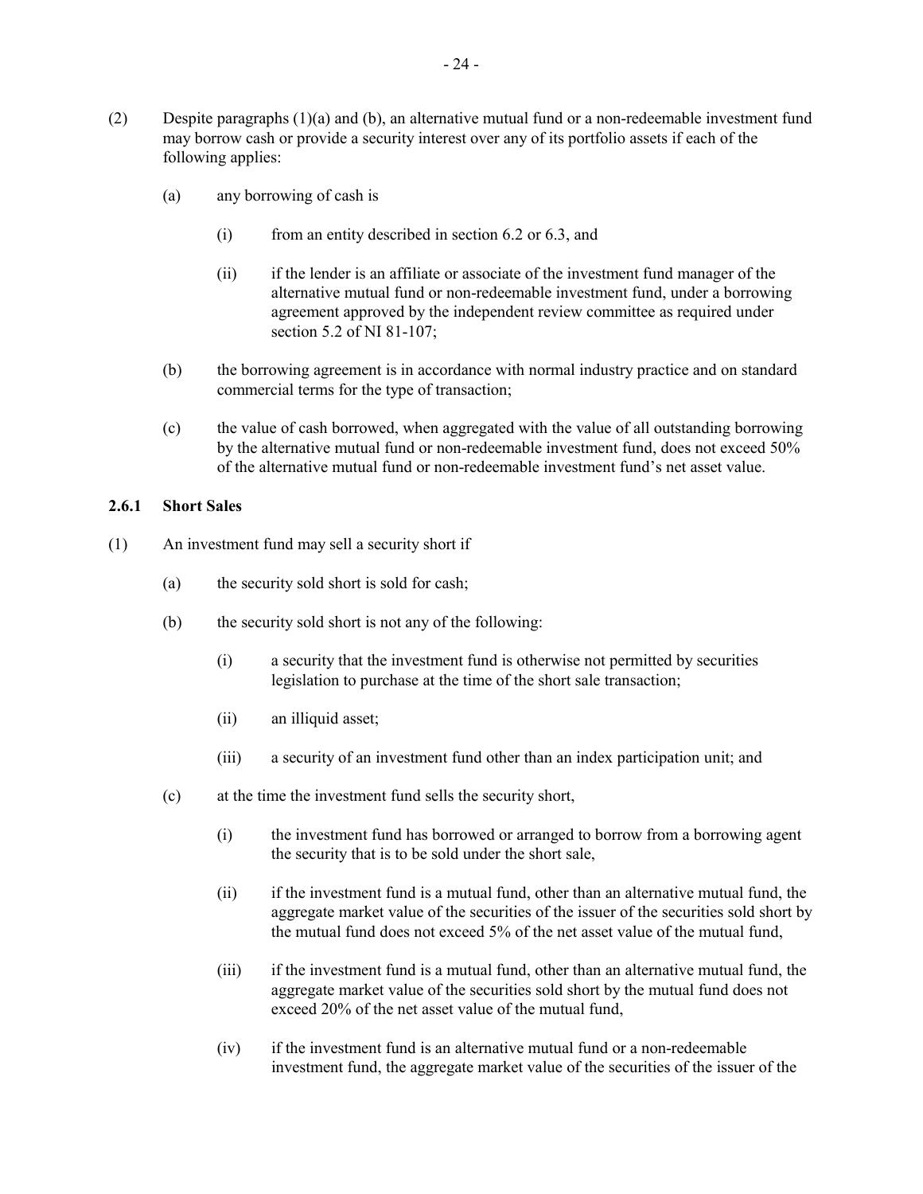(2) Despite paragraphs (1)(a) and (b), an alternative mutual fund or a non-redeemable investment fund may borrow cash or provide a security interest over any of its portfolio assets if each of the following applies:

(a) any borrowing of cash is

(i) from an entity described in section 6.2 or 6.3, and

(ii) if the lender is an affiliate or associate of the investment fund manager of the alternative mutual fund or non-redeemable investment fund, under a borrowing agreement approved by the independent review committee as required under section 5.2 of NI 81-107;

(b) the borrowing agreement is in accordance with normal industry practice and on standard commercial terms for the type of transaction;

(c) the value of cash borrowed, when aggregated with the value of all outstanding borrowing by the alternative mutual fund or non-redeemable investment fund, does not exceed 50% of the alternative mutual fund or non-redeemable investment fund's net asset value.

### 2.6.1 Short Sales

(1) An investment fund may sell a security short if

(a) the security sold short is sold for cash;

(b) the security sold short is not any of the following:

(i) a security that the investment fund is otherwise not permitted by securities legislation to purchase at the time of the short sale transaction;

(ii) an illiquid asset;

(iii) a security of an investment fund other than an index participation unit; and

(c) at the time the investment fund sells the security short,

(i) the investment fund has borrowed or arranged to borrow from a borrowing agent the security that is to be sold under the short sale,

(ii) if the investment fund is a mutual fund, other than an alternative mutual fund, the aggregate market value of the securities of the issuer of the securities sold short by the mutual fund does not exceed 5% of the net asset value of the mutual fund,

(iii) if the investment fund is a mutual fund, other than an alternative mutual fund, the aggregate market value of the securities sold short by the mutual fund does not exceed 20% of the net asset value of the mutual fund,

(iv) if the investment fund is an alternative mutual fund or a non-redeemable investment fund, the aggregate market value of the securities of the issuer of the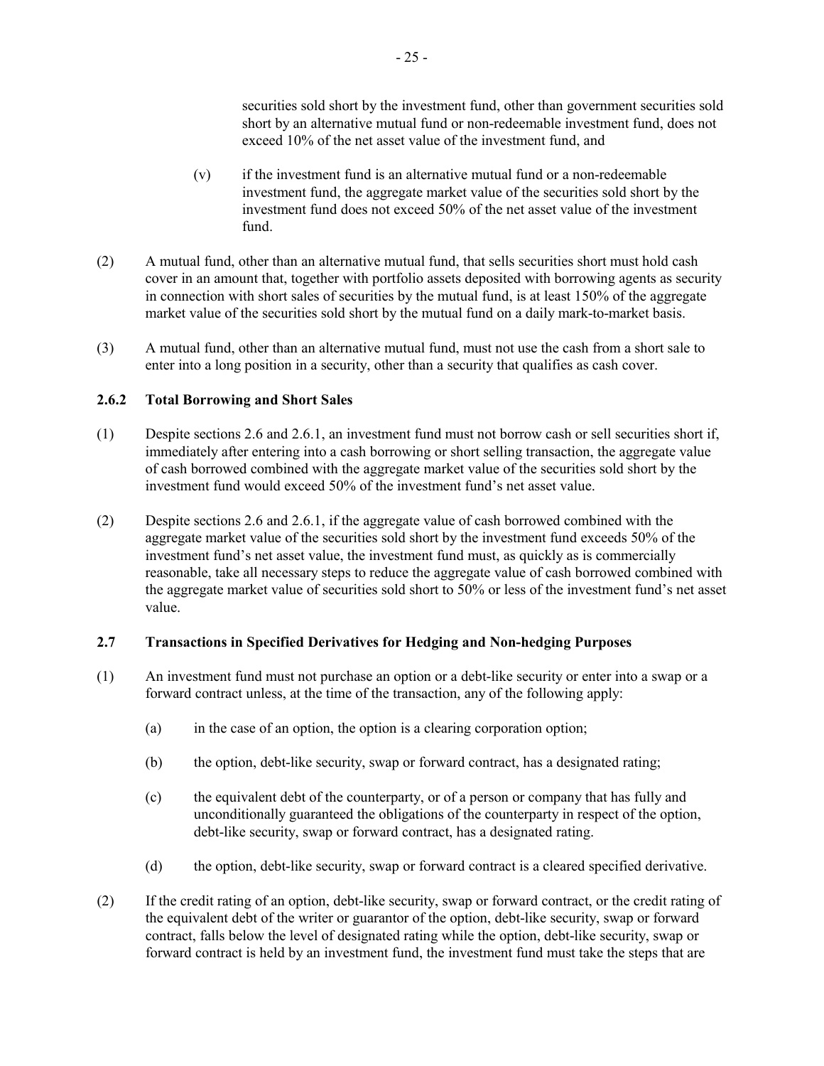securities sold short by the investment fund, other than government securities sold short by an alternative mutual fund or non-redeemable investment fund, does not exceed 10% of the net asset value of the investment fund, and

(v) if the investment fund is an alternative mutual fund or a non-redeemable investment fund, the aggregate market value of the securities sold short by the investment fund does not exceed 50% of the net asset value of the investment fund.

(2) A mutual fund, other than an alternative mutual fund, that sells securities short must hold cash cover in an amount that, together with portfolio assets deposited with borrowing agents as security in connection with short sales of securities by the mutual fund, is at least 150% of the aggregate market value of the securities sold short by the mutual fund on a daily mark-to-market basis.

(3) A mutual fund, other than an alternative mutual fund, must not use the cash from a short sale to enter into a long position in a security, other than a security that qualifies as cash cover.

### 2.6.2 Total Borrowing and Short Sales

(1) Despite sections 2.6 and 2.6.1, an investment fund must not borrow cash or sell securities short if, immediately after entering into a cash borrowing or short selling transaction, the aggregate value of cash borrowed combined with the aggregate market value of the securities sold short by the investment fund would exceed 50% of the investment fund's net asset value.

(2) Despite sections 2.6 and 2.6.1, if the aggregate value of cash borrowed combined with the aggregate market value of the securities sold short by the investment fund exceeds 50% of the investment fund's net asset value, the investment fund must, as quickly as is commercially reasonable, take all necessary steps to reduce the aggregate value of cash borrowed combined with the aggregate market value of securities sold short to 50% or less of the investment fund's net asset value.

### 2.7 Transactions in Specified Derivatives for Hedging and Non-hedging Purposes

(1) An investment fund must not purchase an option or a debt-like security or enter into a swap or a forward contract unless, at the time of the transaction, any of the following apply:

(a) in the case of an option, the option is a clearing corporation option;

(b) the option, debt-like security, swap or forward contract, has a designated rating;

(c) the equivalent debt of the counterparty, or of a person or company that has fully and unconditionally guaranteed the obligations of the counterparty in respect of the option, debt-like security, swap or forward contract, has a designated rating.

(d) the option, debt-like security, swap or forward contract is a cleared specified derivative.

(2) If the credit rating of an option, debt-like security, swap or forward contract, or the credit rating of the equivalent debt of the writer or guarantor of the option, debt-like security, swap or forward contract, falls below the level of designated rating while the option, debt-like security, swap or forward contract is held by an investment fund, the investment fund must take the steps that are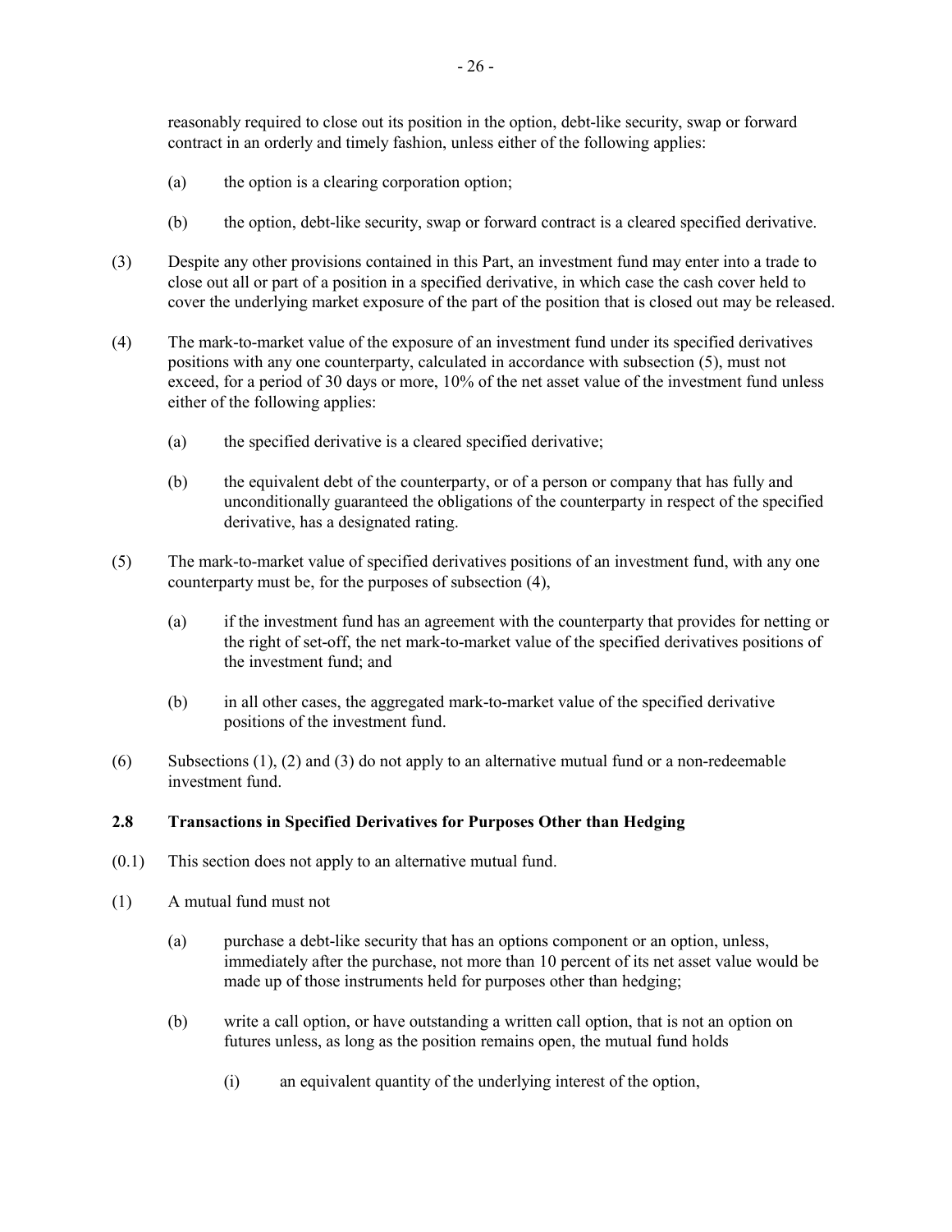reasonably required to close out its position in the option, debt-like security, swap or forward contract in an orderly and timely fashion, unless either of the following applies:

(a) the option is a clearing corporation option;

(b) the option, debt-like security, swap or forward contract is a cleared specified derivative.

(3) Despite any other provisions contained in this Part, an investment fund may enter into a trade to close out all or part of a position in a specified derivative, in which case the cash cover held to cover the underlying market exposure of the part of the position that is closed out may be released.

(4) The mark-to-market value of the exposure of an investment fund under its specified derivatives positions with any one counterparty, calculated in accordance with subsection (5), must not exceed, for a period of 30 days or more, 10% of the net asset value of the investment fund unless either of the following applies:

(a) the specified derivative is a cleared specified derivative;

(b) the equivalent debt of the counterparty, or of a person or company that has fully and unconditionally guaranteed the obligations of the counterparty in respect of the specified derivative, has a designated rating.

(5) The mark-to-market value of specified derivatives positions of an investment fund, with any one counterparty must be, for the purposes of subsection (4),

(a) if the investment fund has an agreement with the counterparty that provides for netting or the right of set-off, the net mark-to-market value of the specified derivatives positions of the investment fund; and

(b) in all other cases, the aggregated mark-to-market value of the specified derivative positions of the investment fund.

(6) Subsections (1), (2) and (3) do not apply to an alternative mutual fund or a non-redeemable investment fund.

### 2.8 Transactions in Specified Derivatives for Purposes Other than Hedging

(0.1) This section does not apply to an alternative mutual fund.

(1) A mutual fund must not

(a) purchase a debt-like security that has an options component or an option, unless, immediately after the purchase, not more than 10 percent of its net asset value would be made up of those instruments held for purposes other than hedging;

(b) write a call option, or have outstanding a written call option, that is not an option on futures unless, as long as the position remains open, the mutual fund holds

(i) an equivalent quantity of the underlying interest of the option,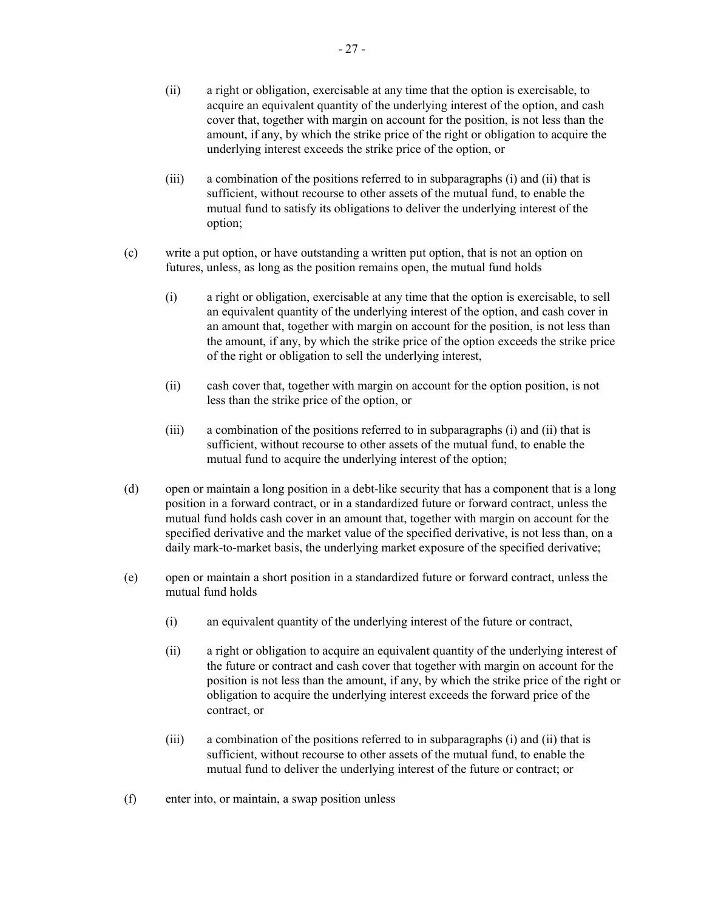(ii) a right or obligation, exercisable at any time that the option is exercisable, to acquire an equivalent quantity of the underlying interest of the option, and cash cover that, together with margin on account for the position, is not less than the amount, if any, by which the strike price of the right or obligation to acquire the underlying interest exceeds the strike price of the option, or

(iii) a combination of the positions referred to in subparagraphs (i) and (ii) that is sufficient, without recourse to other assets of the mutual fund, to enable the mutual fund to satisfy its obligations to deliver the underlying interest of the option;

(c) write a put option, or have outstanding a written put option, that is not an option on futures, unless, as long as the position remains open, the mutual fund holds

(i) a right or obligation, exercisable at any time that the option is exercisable, to sell an equivalent quantity of the underlying interest of the option, and cash cover in an amount that, together with margin on account for the position, is not less than the amount, if any, by which the strike price of the option exceeds the strike price of the right or obligation to sell the underlying interest,

(ii) cash cover that, together with margin on account for the option position, is not less than the strike price of the option, or

(iii) a combination of the positions referred to in subparagraphs (i) and (ii) that is sufficient, without recourse to other assets of the mutual fund, to enable the mutual fund to acquire the underlying interest of the option;

(d) open or maintain a long position in a debt-like security that has a component that is a long position in a forward contract, or in a standardized future or forward contract, unless the mutual fund holds cash cover in an amount that, together with margin on account for the specified derivative and the market value of the specified derivative, is not less than, on a daily mark-to-market basis, the underlying market exposure of the specified derivative;

(e) open or maintain a short position in a standardized future or forward contract, unless the mutual fund holds

(i) an equivalent quantity of the underlying interest of the future or contract,

(ii) a right or obligation to acquire an equivalent quantity of the underlying interest of the future or contract and cash cover that together with margin on account for the position is not less than the amount, if any, by which the strike price of the right or obligation to acquire the underlying interest exceeds the forward price of the contract, or

(iii) a combination of the positions referred to in subparagraphs (i) and (ii) that is sufficient, without recourse to other assets of the mutual fund, to enable the mutual fund to deliver the underlying interest of the future or contract; or

(f) enter into, or maintain, a swap position unless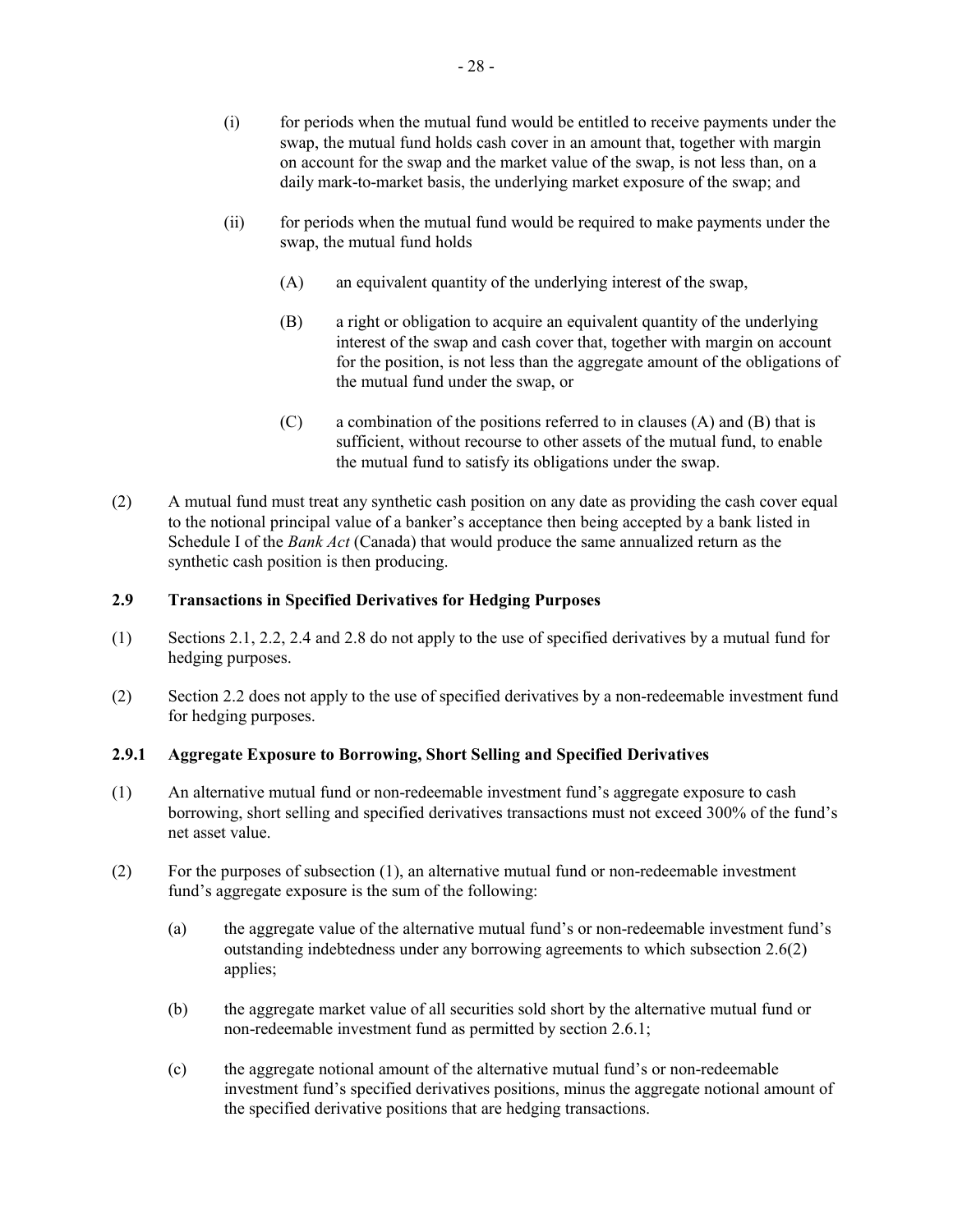(i) for periods when the mutual fund would be entitled to receive payments under the swap, the mutual fund holds cash cover in an amount that, together with margin on account for the swap and the market value of the swap, is not less than, on a daily mark-to-market basis, the underlying market exposure of the swap; and

(ii) for periods when the mutual fund would be required to make payments under the swap, the mutual fund holds

(A) an equivalent quantity of the underlying interest of the swap,

(B) a right or obligation to acquire an equivalent quantity of the underlying interest of the swap and cash cover that, together with margin on account for the position, is not less than the aggregate amount of the obligations of the mutual fund under the swap, or

(C) a combination of the positions referred to in clauses (A) and (B) that is sufficient, without recourse to other assets of the mutual fund, to enable the mutual fund to satisfy its obligations under the swap.

(2) A mutual fund must treat any synthetic cash position on any date as providing the cash cover equal to the notional principal value of a banker's acceptance then being accepted by a bank listed in Schedule I of the *Bank Act* (Canada) that would produce the same annualized return as the synthetic cash position is then producing.

### 2.9 Transactions in Specified Derivatives for Hedging Purposes

(1) Sections 2.1, 2.2, 2.4 and 2.8 do not apply to the use of specified derivatives by a mutual fund for hedging purposes.

(2) Section 2.2 does not apply to the use of specified derivatives by a non-redeemable investment fund for hedging purposes.

### 2.9.1 Aggregate Exposure to Borrowing, Short Selling and Specified Derivatives

(1) An alternative mutual fund or non-redeemable investment fund's aggregate exposure to cash borrowing, short selling and specified derivatives transactions must not exceed 300% of the fund's net asset value.

(2) For the purposes of subsection (1), an alternative mutual fund or non-redeemable investment fund's aggregate exposure is the sum of the following:

(a) the aggregate value of the alternative mutual fund's or non-redeemable investment fund's outstanding indebtedness under any borrowing agreements to which subsection 2.6(2) applies;

(b) the aggregate market value of all securities sold short by the alternative mutual fund or non-redeemable investment fund as permitted by section 2.6.1;

(c) the aggregate notional amount of the alternative mutual fund's or non-redeemable investment fund's specified derivatives positions, minus the aggregate notional amount of the specified derivative positions that are hedging transactions.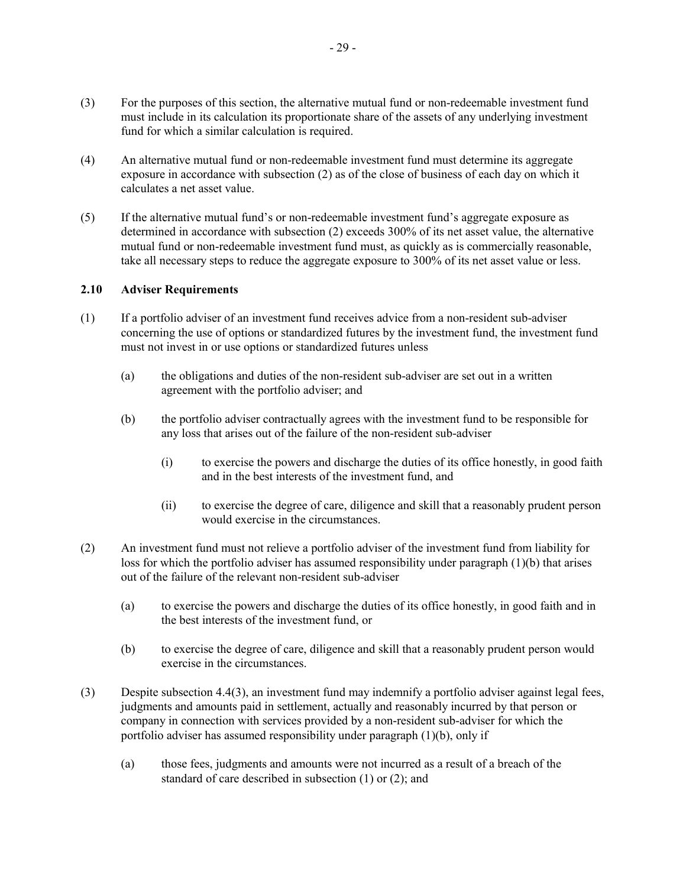(3) For the purposes of this section, the alternative mutual fund or non-redeemable investment fund must include in its calculation its proportionate share of the assets of any underlying investment fund for which a similar calculation is required.

(4) An alternative mutual fund or non-redeemable investment fund must determine its aggregate exposure in accordance with subsection (2) as of the close of business of each day on which it calculates a net asset value.

(5) If the alternative mutual fund's or non-redeemable investment fund's aggregate exposure as determined in accordance with subsection (2) exceeds 300% of its net asset value, the alternative mutual fund or non-redeemable investment fund must, as quickly as is commercially reasonable, take all necessary steps to reduce the aggregate exposure to 300% of its net asset value or less.

### 2.10 Adviser Requirements

(1) If a portfolio adviser of an investment fund receives advice from a non-resident sub-adviser concerning the use of options or standardized futures by the investment fund, the investment fund must not invest in or use options or standardized futures unless

- (a) the obligations and duties of the non-resident sub-adviser are set out in a written agreement with the portfolio adviser; and

- (b) the portfolio adviser contractually agrees with the investment fund to be responsible for any loss that arises out of the failure of the non-resident sub-adviser

  - (i) to exercise the powers and discharge the duties of its office honestly, in good faith and in the best interests of the investment fund, and

  - (ii) to exercise the degree of care, diligence and skill that a reasonably prudent person would exercise in the circumstances.

(2) An investment fund must not relieve a portfolio adviser of the investment fund from liability for loss for which the portfolio adviser has assumed responsibility under paragraph (1)(b) that arises out of the failure of the relevant non-resident sub-adviser

- (a) to exercise the powers and discharge the duties of its office honestly, in good faith and in the best interests of the investment fund, or

- (b) to exercise the degree of care, diligence and skill that a reasonably prudent person would exercise in the circumstances.

(3) Despite subsection 4.4(3), an investment fund may indemnify a portfolio adviser against legal fees, judgments and amounts paid in settlement, actually and reasonably incurred by that person or company in connection with services provided by a non-resident sub-adviser for which the portfolio adviser has assumed responsibility under paragraph (1)(b), only if

- (a) those fees, judgments and amounts were not incurred as a result of a breach of the standard of care described in subsection (1) or (2); and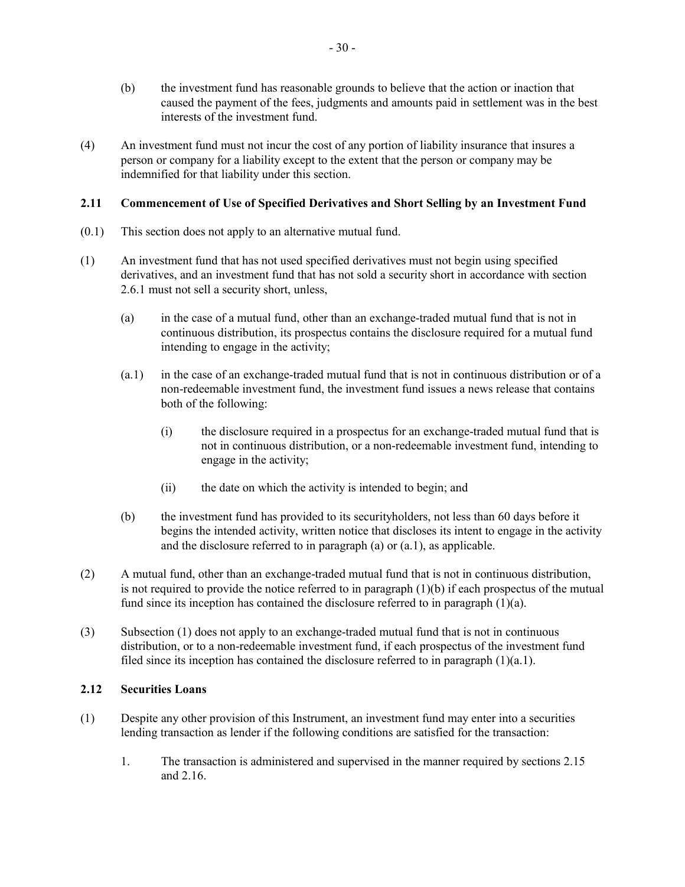(b) the investment fund has reasonable grounds to believe that the action or inaction that caused the payment of the fees, judgments and amounts paid in settlement was in the best interests of the investment fund.

(4) An investment fund must not incur the cost of any portion of liability insurance that insures a person or company for a liability except to the extent that the person or company may be indemnified for that liability under this section.

**2.11 Commencement of Use of Specified Derivatives and Short Selling by an Investment Fund**

(0.1) This section does not apply to an alternative mutual fund.

(1) An investment fund that has not used specified derivatives must not begin using specified derivatives, and an investment fund that has not sold a security short in accordance with section 2.6.1 must not sell a security short, unless,

(a) in the case of a mutual fund, other than an exchange-traded mutual fund that is not in continuous distribution, its prospectus contains the disclosure required for a mutual fund intending to engage in the activity;

(a.1) in the case of an exchange-traded mutual fund that is not in continuous distribution or of a non-redeemable investment fund, the investment fund issues a news release that contains both of the following:

(i) the disclosure required in a prospectus for an exchange-traded mutual fund that is not in continuous distribution, or a non-redeemable investment fund, intending to engage in the activity;

(ii) the date on which the activity is intended to begin; and

(b) the investment fund has provided to its securityholders, not less than 60 days before it begins the intended activity, written notice that discloses its intent to engage in the activity and the disclosure referred to in paragraph (a) or (a.1), as applicable.

(2) A mutual fund, other than an exchange-traded mutual fund that is not in continuous distribution, is not required to provide the notice referred to in paragraph (1)(b) if each prospectus of the mutual fund since its inception has contained the disclosure referred to in paragraph (1)(a).

(3) Subsection (1) does not apply to an exchange-traded mutual fund that is not in continuous distribution, or to a non-redeemable investment fund, if each prospectus of the investment fund filed since its inception has contained the disclosure referred to in paragraph (1)(a.1).

**2.12 Securities Loans**

(1) Despite any other provision of this Instrument, an investment fund may enter into a securities lending transaction as lender if the following conditions are satisfied for the transaction:

1. The transaction is administered and supervised in the manner required by sections 2.15 and 2.16.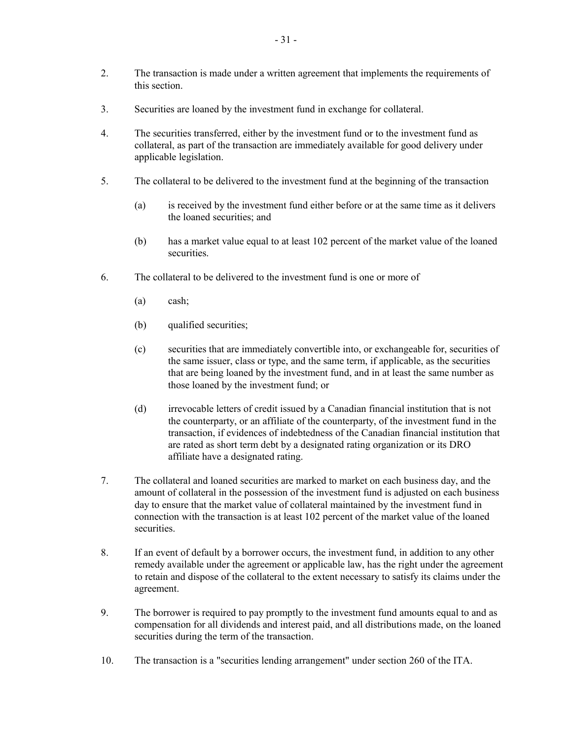2. The transaction is made under a written agreement that implements the requirements of this section.

3. Securities are loaned by the investment fund in exchange for collateral.

4. The securities transferred, either by the investment fund or to the investment fund as collateral, as part of the transaction are immediately available for good delivery under applicable legislation.

5. The collateral to be delivered to the investment fund at the beginning of the transaction

   (a) is received by the investment fund either before or at the same time as it delivers the loaned securities; and

   (b) has a market value equal to at least 102 percent of the market value of the loaned securities.

6. The collateral to be delivered to the investment fund is one or more of

   (a) cash;

   (b) qualified securities;

   (c) securities that are immediately convertible into, or exchangeable for, securities of the same issuer, class or type, and the same term, if applicable, as the securities that are being loaned by the investment fund, and in at least the same number as those loaned by the investment fund; or

   (d) irrevocable letters of credit issued by a Canadian financial institution that is not the counterparty, or an affiliate of the counterparty, of the investment fund in the transaction, if evidences of indebtedness of the Canadian financial institution that are rated as short term debt by a designated rating organization or its DRO affiliate have a designated rating.

7. The collateral and loaned securities are marked to market on each business day, and the amount of collateral in the possession of the investment fund is adjusted on each business day to ensure that the market value of collateral maintained by the investment fund in connection with the transaction is at least 102 percent of the market value of the loaned securities.

8. If an event of default by a borrower occurs, the investment fund, in addition to any other remedy available under the agreement or applicable law, has the right under the agreement to retain and dispose of the collateral to the extent necessary to satisfy its claims under the agreement.

9. The borrower is required to pay promptly to the investment fund amounts equal to and as compensation for all dividends and interest paid, and all distributions made, on the loaned securities during the term of the transaction.

10. The transaction is a "securities lending arrangement" under section 260 of the ITA.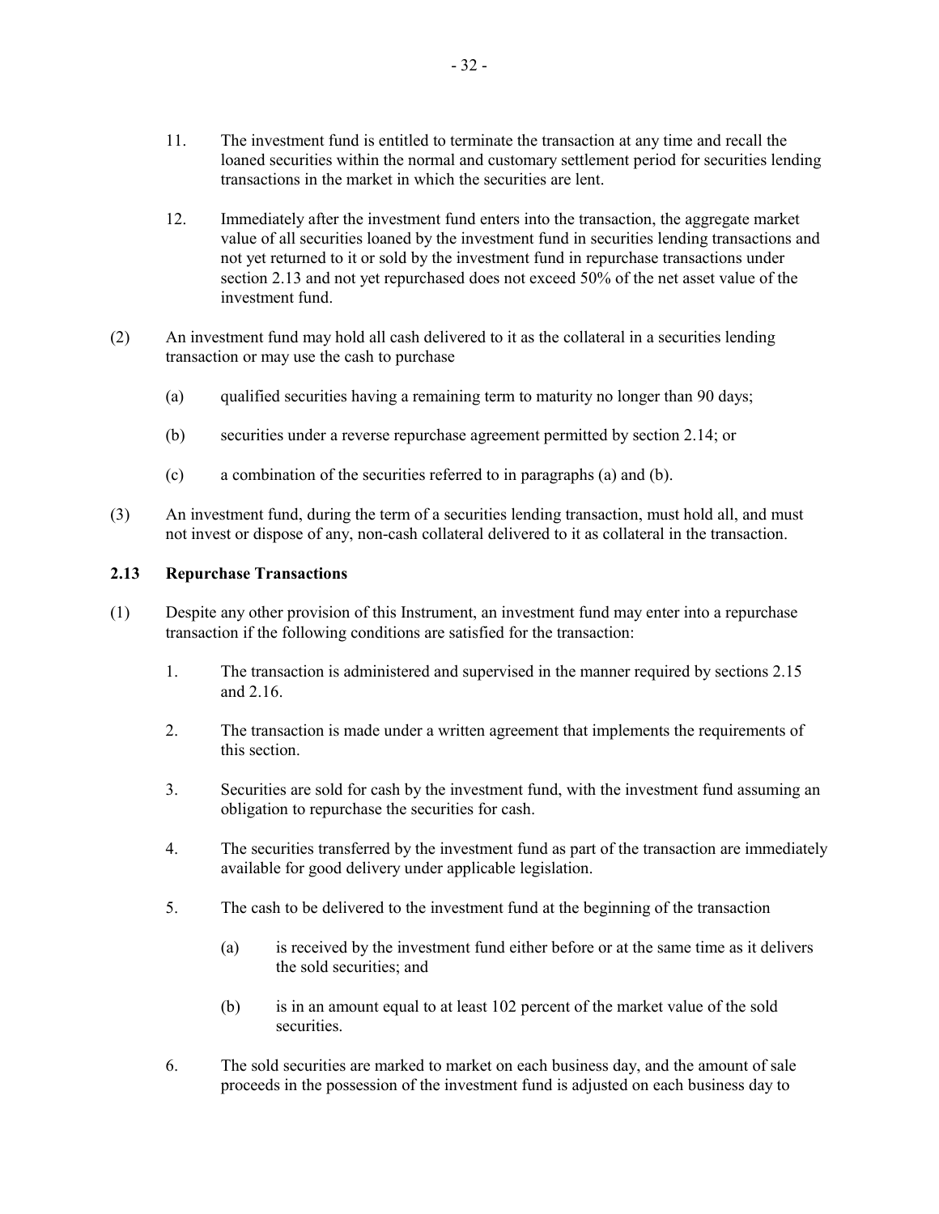11. The investment fund is entitled to terminate the transaction at any time and recall the loaned securities within the normal and customary settlement period for securities lending transactions in the market in which the securities are lent.

12. Immediately after the investment fund enters into the transaction, the aggregate market value of all securities loaned by the investment fund in securities lending transactions and not yet returned to it or sold by the investment fund in repurchase transactions under section 2.13 and not yet repurchased does not exceed 50% of the net asset value of the investment fund.

(2) An investment fund may hold all cash delivered to it as the collateral in a securities lending transaction or may use the cash to purchase

(a) qualified securities having a remaining term to maturity no longer than 90 days;

(b) securities under a reverse repurchase agreement permitted by section 2.14; or

(c) a combination of the securities referred to in paragraphs (a) and (b).

(3) An investment fund, during the term of a securities lending transaction, must hold all, and must not invest or dispose of any, non-cash collateral delivered to it as collateral in the transaction.

**2.13 Repurchase Transactions**

(1) Despite any other provision of this Instrument, an investment fund may enter into a repurchase transaction if the following conditions are satisfied for the transaction:

1. The transaction is administered and supervised in the manner required by sections 2.15 and 2.16.

2. The transaction is made under a written agreement that implements the requirements of this section.

3. Securities are sold for cash by the investment fund, with the investment fund assuming an obligation to repurchase the securities for cash.

4. The securities transferred by the investment fund as part of the transaction are immediately available for good delivery under applicable legislation.

5. The cash to be delivered to the investment fund at the beginning of the transaction

   (a) is received by the investment fund either before or at the same time as it delivers the sold securities; and

   (b) is in an amount equal to at least 102 percent of the market value of the sold securities.

6. The sold securities are marked to market on each business day, and the amount of sale proceeds in the possession of the investment fund is adjusted on each business day to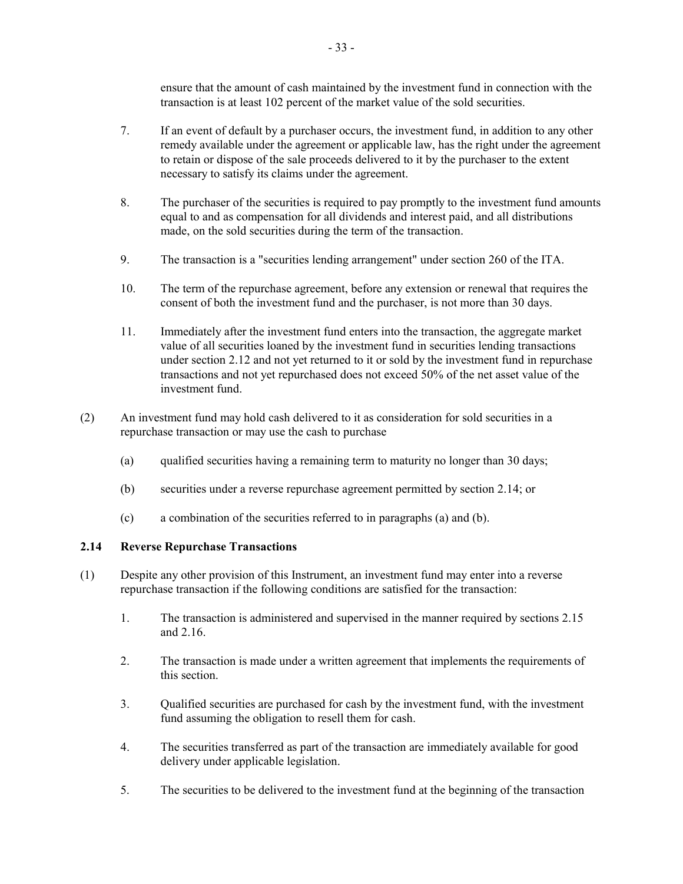ensure that the amount of cash maintained by the investment fund in connection with the transaction is at least 102 percent of the market value of the sold securities.

7. If an event of default by a purchaser occurs, the investment fund, in addition to any other remedy available under the agreement or applicable law, has the right under the agreement to retain or dispose of the sale proceeds delivered to it by the purchaser to the extent necessary to satisfy its claims under the agreement.

8. The purchaser of the securities is required to pay promptly to the investment fund amounts equal to and as compensation for all dividends and interest paid, and all distributions made, on the sold securities during the term of the transaction.

9. The transaction is a "securities lending arrangement" under section 260 of the ITA.

10. The term of the repurchase agreement, before any extension or renewal that requires the consent of both the investment fund and the purchaser, is not more than 30 days.

11. Immediately after the investment fund enters into the transaction, the aggregate market value of all securities loaned by the investment fund in securities lending transactions under section 2.12 and not yet returned to it or sold by the investment fund in repurchase transactions and not yet repurchased does not exceed 50% of the net asset value of the investment fund.

(2) An investment fund may hold cash delivered to it as consideration for sold securities in a repurchase transaction or may use the cash to purchase

(a) qualified securities having a remaining term to maturity no longer than 30 days;

(b) securities under a reverse repurchase agreement permitted by section 2.14; or

(c) a combination of the securities referred to in paragraphs (a) and (b).

### 2.14 Reverse Repurchase Transactions

(1) Despite any other provision of this Instrument, an investment fund may enter into a reverse repurchase transaction if the following conditions are satisfied for the transaction:

1. The transaction is administered and supervised in the manner required by sections 2.15 and 2.16.

2. The transaction is made under a written agreement that implements the requirements of this section.

3. Qualified securities are purchased for cash by the investment fund, with the investment fund assuming the obligation to resell them for cash.

4. The securities transferred as part of the transaction are immediately available for good delivery under applicable legislation.

5. The securities to be delivered to the investment fund at the beginning of the transaction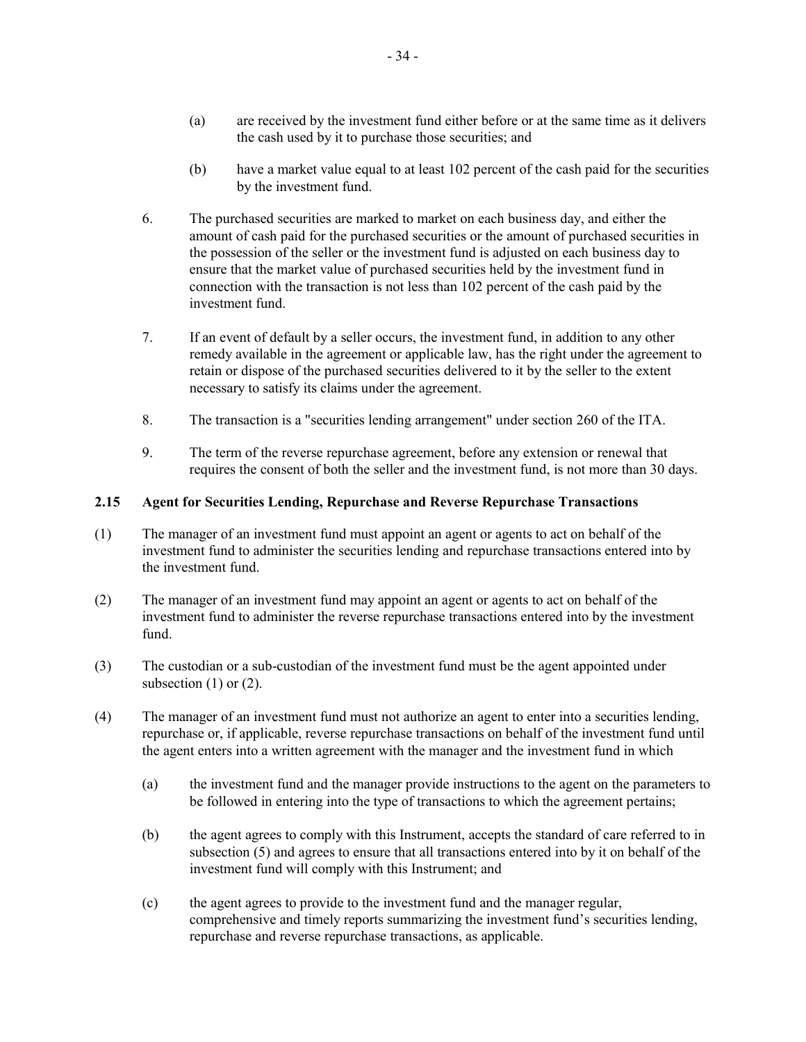(a) are received by the investment fund either before or at the same time as it delivers the cash used by it to purchase those securities; and

(b) have a market value equal to at least 102 percent of the cash paid for the securities by the investment fund.

6. The purchased securities are marked to market on each business day, and either the amount of cash paid for the purchased securities or the amount of purchased securities in the possession of the seller or the investment fund is adjusted on each business day to ensure that the market value of purchased securities held by the investment fund in connection with the transaction is not less than 102 percent of the cash paid by the investment fund.

7. If an event of default by a seller occurs, the investment fund, in addition to any other remedy available in the agreement or applicable law, has the right under the agreement to retain or dispose of the purchased securities delivered to it by the seller to the extent necessary to satisfy its claims under the agreement.

8. The transaction is a "securities lending arrangement" under section 260 of the ITA.

9. The term of the reverse repurchase agreement, before any extension or renewal that requires the consent of both the seller and the investment fund, is not more than 30 days.

**2.15 Agent for Securities Lending, Repurchase and Reverse Repurchase Transactions**

(1) The manager of an investment fund must appoint an agent or agents to act on behalf of the investment fund to administer the securities lending and repurchase transactions entered into by the investment fund.

(2) The manager of an investment fund may appoint an agent or agents to act on behalf of the investment fund to administer the reverse repurchase transactions entered into by the investment fund.

(3) The custodian or a sub-custodian of the investment fund must be the agent appointed under subsection (1) or (2).

(4) The manager of an investment fund must not authorize an agent to enter into a securities lending, repurchase or, if applicable, reverse repurchase transactions on behalf of the investment fund until the agent enters into a written agreement with the manager and the investment fund in which

(a) the investment fund and the manager provide instructions to the agent on the parameters to be followed in entering into the type of transactions to which the agreement pertains;

(b) the agent agrees to comply with this Instrument, accepts the standard of care referred to in subsection (5) and agrees to ensure that all transactions entered into by it on behalf of the investment fund will comply with this Instrument; and

(c) the agent agrees to provide to the investment fund and the manager regular, comprehensive and timely reports summarizing the investment fund's securities lending, repurchase and reverse repurchase transactions, as applicable.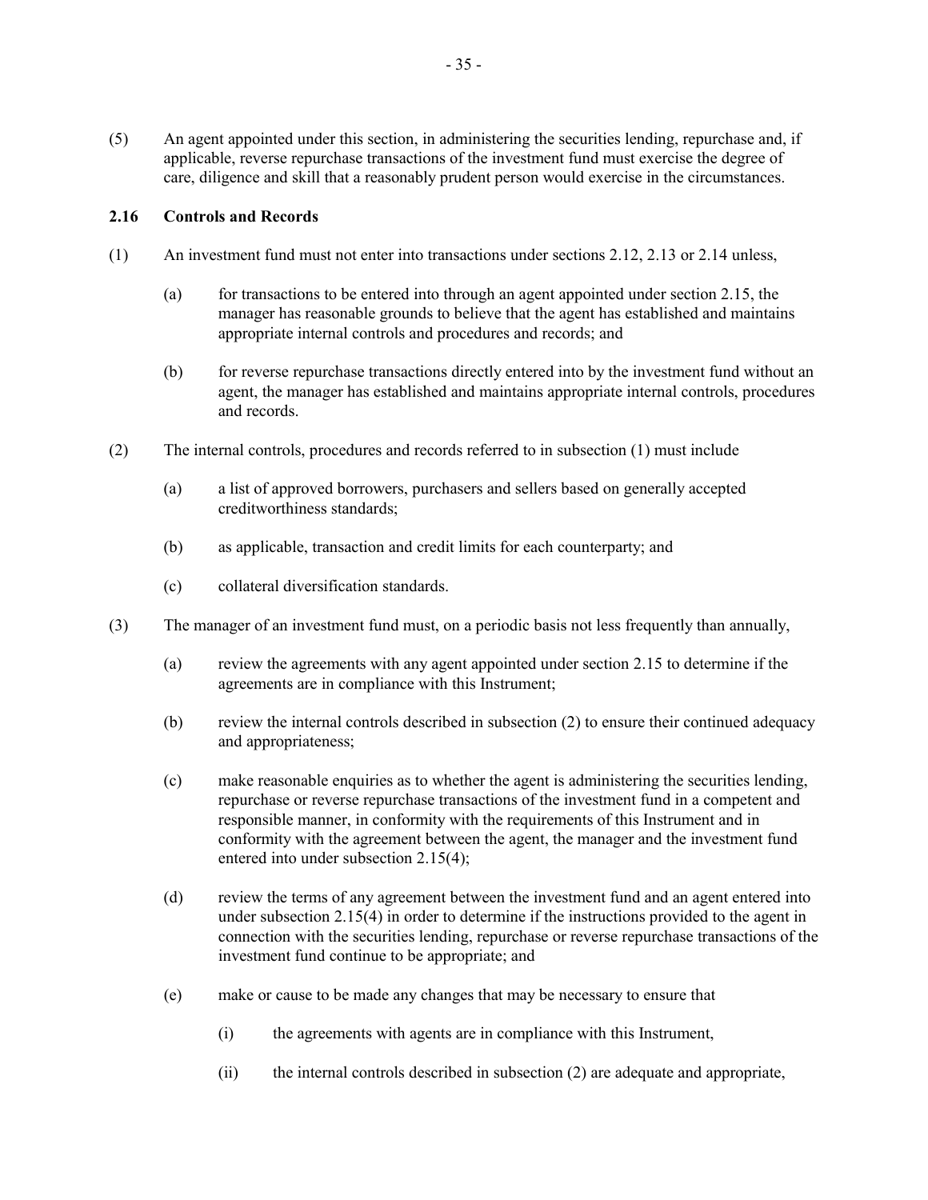(5) An agent appointed under this section, in administering the securities lending, repurchase and, if applicable, reverse repurchase transactions of the investment fund must exercise the degree of care, diligence and skill that a reasonably prudent person would exercise in the circumstances.

### 2.16 Controls and Records

(1) An investment fund must not enter into transactions under sections 2.12, 2.13 or 2.14 unless,

(a) for transactions to be entered into through an agent appointed under section 2.15, the manager has reasonable grounds to believe that the agent has established and maintains appropriate internal controls and procedures and records; and

(b) for reverse repurchase transactions directly entered into by the investment fund without an agent, the manager has established and maintains appropriate internal controls, procedures and records.

(2) The internal controls, procedures and records referred to in subsection (1) must include

(a) a list of approved borrowers, purchasers and sellers based on generally accepted creditworthiness standards;

(b) as applicable, transaction and credit limits for each counterparty; and

(c) collateral diversification standards.

(3) The manager of an investment fund must, on a periodic basis not less frequently than annually,

(a) review the agreements with any agent appointed under section 2.15 to determine if the agreements are in compliance with this Instrument;

(b) review the internal controls described in subsection (2) to ensure their continued adequacy and appropriateness;

(c) make reasonable enquiries as to whether the agent is administering the securities lending, repurchase or reverse repurchase transactions of the investment fund in a competent and responsible manner, in conformity with the requirements of this Instrument and in conformity with the agreement between the agent, the manager and the investment fund entered into under subsection 2.15(4);

(d) review the terms of any agreement between the investment fund and an agent entered into under subsection 2.15(4) in order to determine if the instructions provided to the agent in connection with the securities lending, repurchase or reverse repurchase transactions of the investment fund continue to be appropriate; and

(e) make or cause to be made any changes that may be necessary to ensure that

(i) the agreements with agents are in compliance with this Instrument,

(ii) the internal controls described in subsection (2) are adequate and appropriate,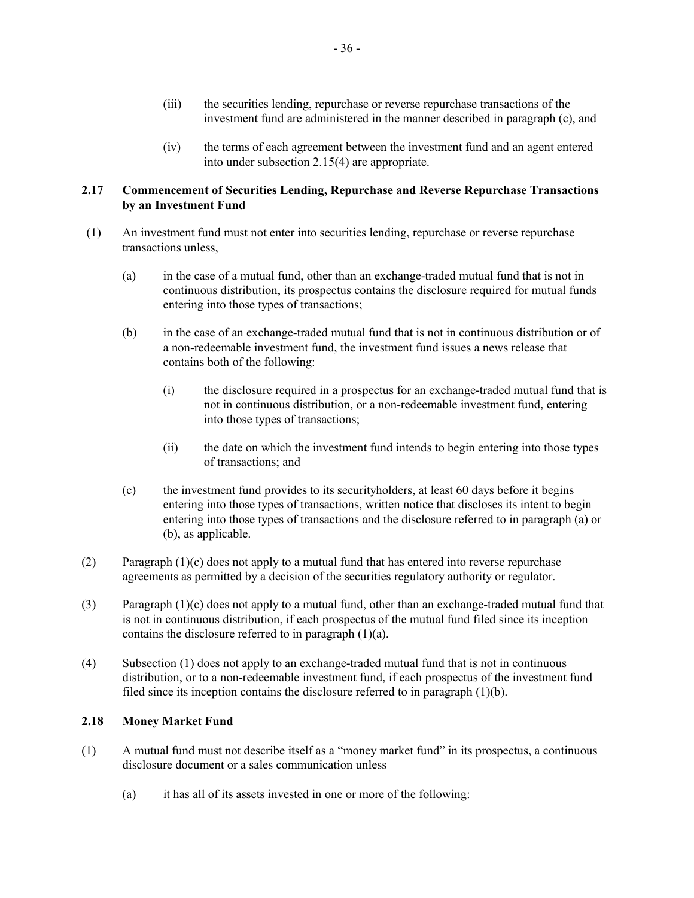(iii) the securities lending, repurchase or reverse repurchase transactions of the investment fund are administered in the manner described in paragraph (c), and

(iv) the terms of each agreement between the investment fund and an agent entered into under subsection 2.15(4) are appropriate.

### 2.17 Commencement of Securities Lending, Repurchase and Reverse Repurchase Transactions by an Investment Fund

(1) An investment fund must not enter into securities lending, repurchase or reverse repurchase transactions unless,

(a) in the case of a mutual fund, other than an exchange-traded mutual fund that is not in continuous distribution, its prospectus contains the disclosure required for mutual funds entering into those types of transactions;

(b) in the case of an exchange-traded mutual fund that is not in continuous distribution or of a non-redeemable investment fund, the investment fund issues a news release that contains both of the following:

(i) the disclosure required in a prospectus for an exchange-traded mutual fund that is not in continuous distribution, or a non-redeemable investment fund, entering into those types of transactions;

(ii) the date on which the investment fund intends to begin entering into those types of transactions; and

(c) the investment fund provides to its securityholders, at least 60 days before it begins entering into those types of transactions, written notice that discloses its intent to begin entering into those types of transactions and the disclosure referred to in paragraph (a) or (b), as applicable.

(2) Paragraph (1)(c) does not apply to a mutual fund that has entered into reverse repurchase agreements as permitted by a decision of the securities regulatory authority or regulator.

(3) Paragraph (1)(c) does not apply to a mutual fund, other than an exchange-traded mutual fund that is not in continuous distribution, if each prospectus of the mutual fund filed since its inception contains the disclosure referred to in paragraph (1)(a).

(4) Subsection (1) does not apply to an exchange-traded mutual fund that is not in continuous distribution, or to a non-redeemable investment fund, if each prospectus of the investment fund filed since its inception contains the disclosure referred to in paragraph (1)(b).

### 2.18 Money Market Fund

(1) A mutual fund must not describe itself as a "money market fund" in its prospectus, a continuous disclosure document or a sales communication unless

(a) it has all of its assets invested in one or more of the following: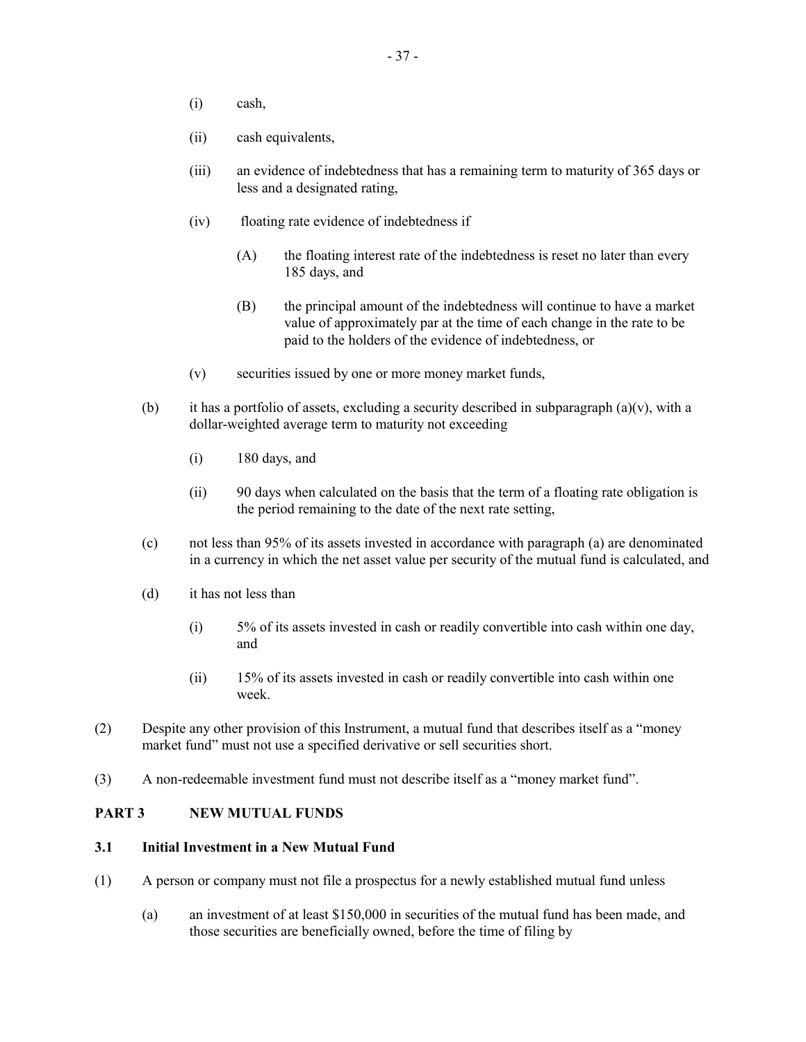(i) cash,

(ii) cash equivalents,

(iii) an evidence of indebtedness that has a remaining term to maturity of 365 days or less and a designated rating,

(iv) floating rate evidence of indebtedness if

(A) the floating interest rate of the indebtedness is reset no later than every 185 days, and

(B) the principal amount of the indebtedness will continue to have a market value of approximately par at the time of each change in the rate to be paid to the holders of the evidence of indebtedness, or

(v) securities issued by one or more money market funds,

(b) it has a portfolio of assets, excluding a security described in subparagraph (a)(v), with a dollar-weighted average term to maturity not exceeding

(i) 180 days, and

(ii) 90 days when calculated on the basis that the term of a floating rate obligation is the period remaining to the date of the next rate setting,

(c) not less than 95% of its assets invested in accordance with paragraph (a) are denominated in a currency in which the net asset value per security of the mutual fund is calculated, and

(d) it has not less than

(i) 5% of its assets invested in cash or readily convertible into cash within one day, and

(ii) 15% of its assets invested in cash or readily convertible into cash within one week.

(2) Despite any other provision of this Instrument, a mutual fund that describes itself as a "money market fund" must not use a specified derivative or sell securities short.

(3) A non-redeemable investment fund must not describe itself as a "money market fund".

## PART 3 NEW MUTUAL FUNDS

### 3.1 Initial Investment in a New Mutual Fund

(1) A person or company must not file a prospectus for a newly established mutual fund unless

(a) an investment of at least $150,000 in securities of the mutual fund has been made, and those securities are beneficially owned, before the time of filing by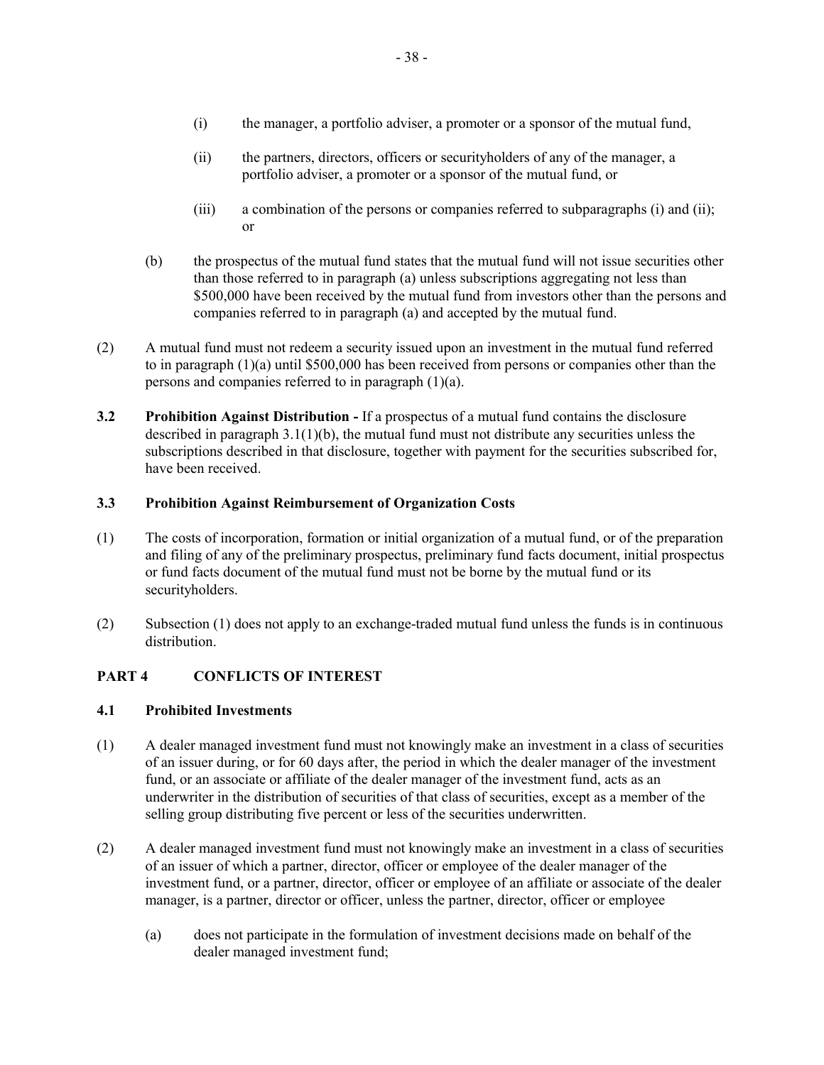(i) the manager, a portfolio adviser, a promoter or a sponsor of the mutual fund,

(ii) the partners, directors, officers or securityholders of any of the manager, a portfolio adviser, a promoter or a sponsor of the mutual fund, or

(iii) a combination of the persons or companies referred to subparagraphs (i) and (ii); or

(b) the prospectus of the mutual fund states that the mutual fund will not issue securities other than those referred to in paragraph (a) unless subscriptions aggregating not less than $500,000 have been received by the mutual fund from investors other than the persons and companies referred to in paragraph (a) and accepted by the mutual fund.

(2) A mutual fund must not redeem a security issued upon an investment in the mutual fund referred to in paragraph (1)(a) until $500,000 has been received from persons or companies other than the persons and companies referred to in paragraph (1)(a).

**3.2 Prohibition Against Distribution -** If a prospectus of a mutual fund contains the disclosure described in paragraph 3.1(1)(b), the mutual fund must not distribute any securities unless the subscriptions described in that disclosure, together with payment for the securities subscribed for, have been received.

### 3.3 Prohibition Against Reimbursement of Organization Costs

(1) The costs of incorporation, formation or initial organization of a mutual fund, or of the preparation and filing of any of the preliminary prospectus, preliminary fund facts document, initial prospectus or fund facts document of the mutual fund must not be borne by the mutual fund or its securityholders.

(2) Subsection (1) does not apply to an exchange-traded mutual fund unless the funds is in continuous distribution.

## PART 4 CONFLICTS OF INTEREST

### 4.1 Prohibited Investments

(1) A dealer managed investment fund must not knowingly make an investment in a class of securities of an issuer during, or for 60 days after, the period in which the dealer manager of the investment fund, or an associate or affiliate of the dealer manager of the investment fund, acts as an underwriter in the distribution of securities of that class of securities, except as a member of the selling group distributing five percent or less of the securities underwritten.

(2) A dealer managed investment fund must not knowingly make an investment in a class of securities of an issuer of which a partner, director, officer or employee of the dealer manager of the investment fund, or a partner, director, officer or employee of an affiliate or associate of the dealer manager, is a partner, director or officer, unless the partner, director, officer or employee

(a) does not participate in the formulation of investment decisions made on behalf of the dealer managed investment fund;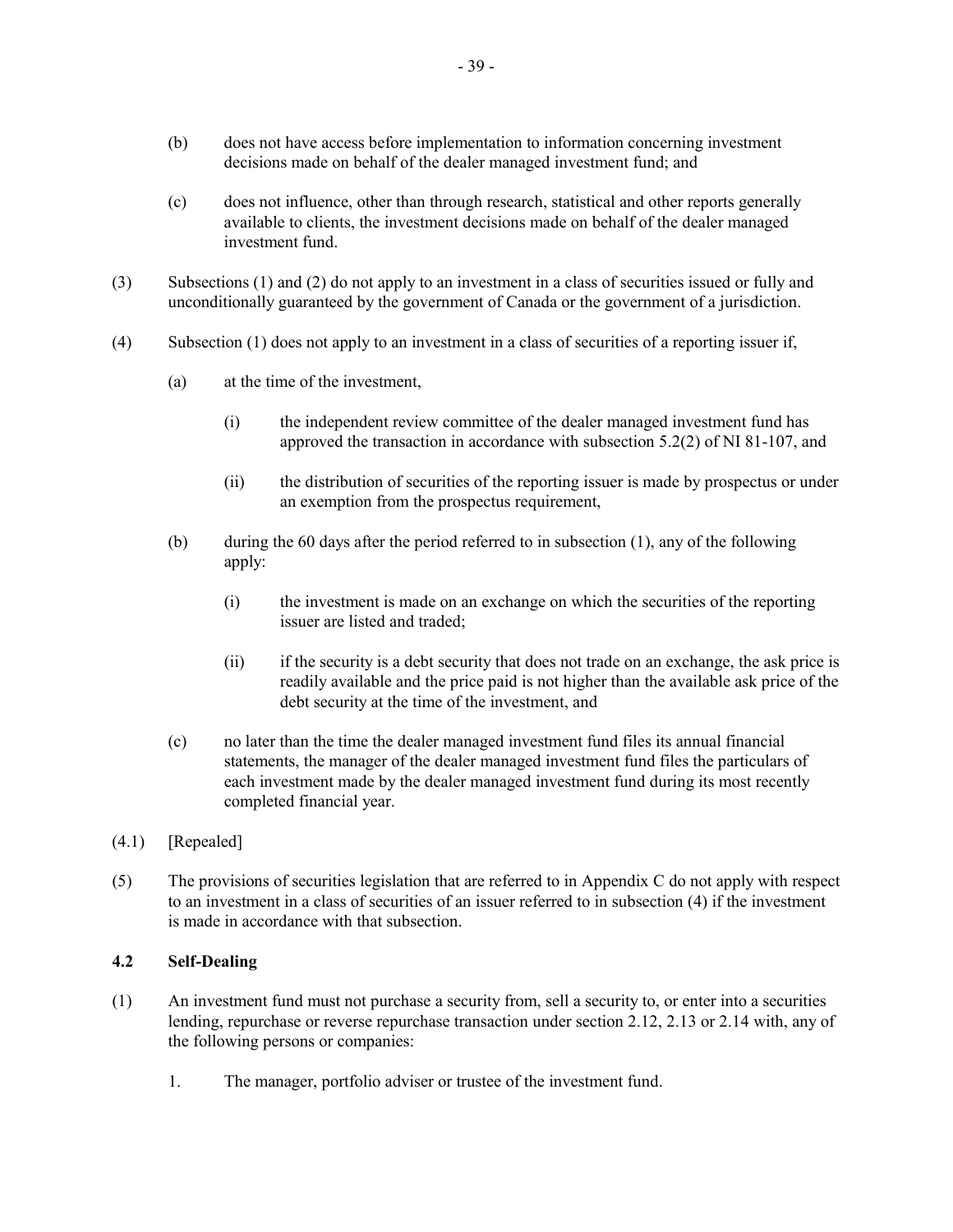(b) does not have access before implementation to information concerning investment decisions made on behalf of the dealer managed investment fund; and

(c) does not influence, other than through research, statistical and other reports generally available to clients, the investment decisions made on behalf of the dealer managed investment fund.

(3) Subsections (1) and (2) do not apply to an investment in a class of securities issued or fully and unconditionally guaranteed by the government of Canada or the government of a jurisdiction.

(4) Subsection (1) does not apply to an investment in a class of securities of a reporting issuer if,

(a) at the time of the investment,

(i) the independent review committee of the dealer managed investment fund has approved the transaction in accordance with subsection 5.2(2) of NI 81-107, and

(ii) the distribution of securities of the reporting issuer is made by prospectus or under an exemption from the prospectus requirement,

(b) during the 60 days after the period referred to in subsection (1), any of the following apply:

(i) the investment is made on an exchange on which the securities of the reporting issuer are listed and traded;

(ii) if the security is a debt security that does not trade on an exchange, the ask price is readily available and the price paid is not higher than the available ask price of the debt security at the time of the investment, and

(c) no later than the time the dealer managed investment fund files its annual financial statements, the manager of the dealer managed investment fund files the particulars of each investment made by the dealer managed investment fund during its most recently completed financial year.

(4.1) [Repealed]

(5) The provisions of securities legislation that are referred to in Appendix C do not apply with respect to an investment in a class of securities of an issuer referred to in subsection (4) if the investment is made in accordance with that subsection.

### 4.2 Self-Dealing

(1) An investment fund must not purchase a security from, sell a security to, or enter into a securities lending, repurchase or reverse repurchase transaction under section 2.12, 2.13 or 2.14 with, any of the following persons or companies:

1. The manager, portfolio adviser or trustee of the investment fund.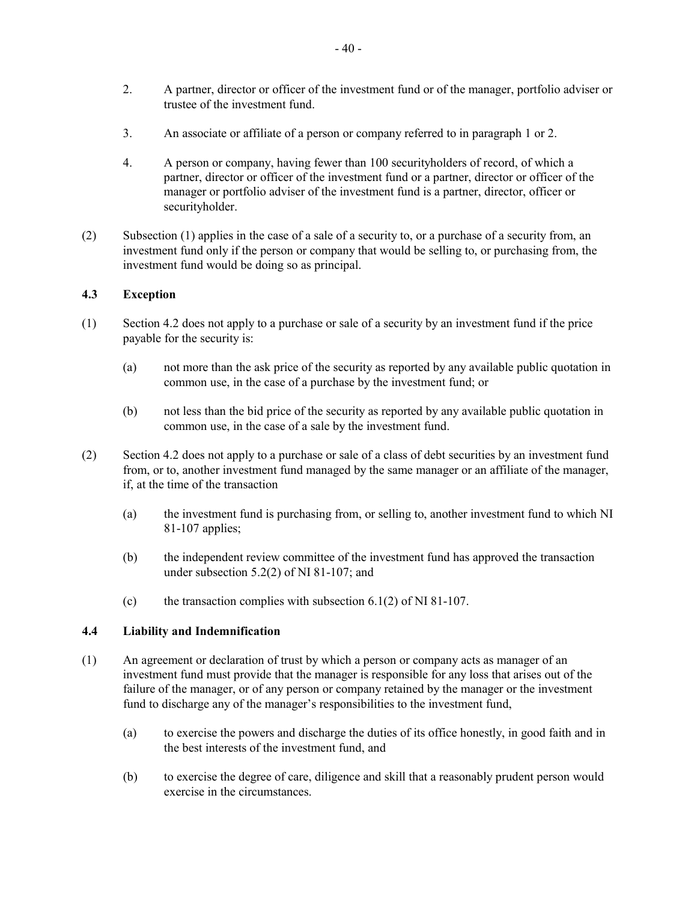2. A partner, director or officer of the investment fund or of the manager, portfolio adviser or trustee of the investment fund.

3. An associate or affiliate of a person or company referred to in paragraph 1 or 2.

4. A person or company, having fewer than 100 securityholders of record, of which a partner, director or officer of the investment fund or a partner, director or officer of the manager or portfolio adviser of the investment fund is a partner, director, officer or securityholder.

(2) Subsection (1) applies in the case of a sale of a security to, or a purchase of a security from, an investment fund only if the person or company that would be selling to, or purchasing from, the investment fund would be doing so as principal.

### 4.3 Exception

(1) Section 4.2 does not apply to a purchase or sale of a security by an investment fund if the price payable for the security is:

(a) not more than the ask price of the security as reported by any available public quotation in common use, in the case of a purchase by the investment fund; or

(b) not less than the bid price of the security as reported by any available public quotation in common use, in the case of a sale by the investment fund.

(2) Section 4.2 does not apply to a purchase or sale of a class of debt securities by an investment fund from, or to, another investment fund managed by the same manager or an affiliate of the manager, if, at the time of the transaction

(a) the investment fund is purchasing from, or selling to, another investment fund to which NI 81-107 applies;

(b) the independent review committee of the investment fund has approved the transaction under subsection 5.2(2) of NI 81-107; and

(c) the transaction complies with subsection 6.1(2) of NI 81-107.

### 4.4 Liability and Indemnification

(1) An agreement or declaration of trust by which a person or company acts as manager of an investment fund must provide that the manager is responsible for any loss that arises out of the failure of the manager, or of any person or company retained by the manager or the investment fund to discharge any of the manager's responsibilities to the investment fund,

(a) to exercise the powers and discharge the duties of its office honestly, in good faith and in the best interests of the investment fund, and

(b) to exercise the degree of care, diligence and skill that a reasonably prudent person would exercise in the circumstances.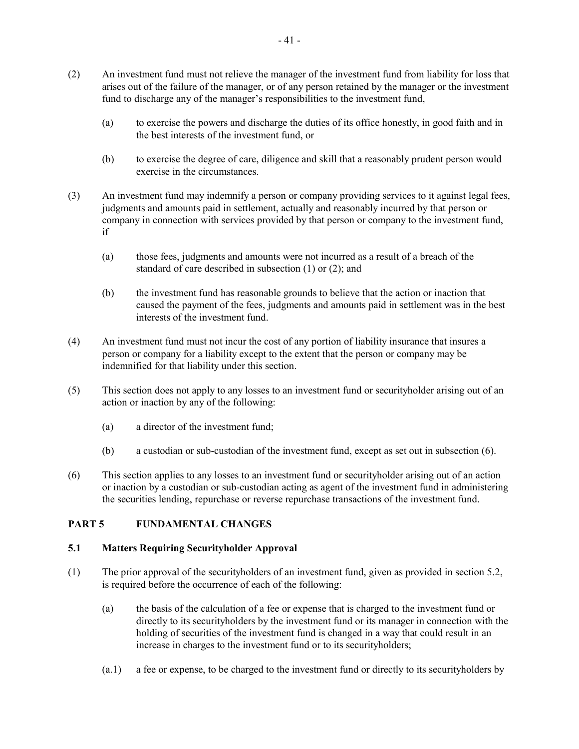(2) An investment fund must not relieve the manager of the investment fund from liability for loss that arises out of the failure of the manager, or of any person retained by the manager or the investment fund to discharge any of the manager's responsibilities to the investment fund,

(a) to exercise the powers and discharge the duties of its office honestly, in good faith and in the best interests of the investment fund, or

(b) to exercise the degree of care, diligence and skill that a reasonably prudent person would exercise in the circumstances.

(3) An investment fund may indemnify a person or company providing services to it against legal fees, judgments and amounts paid in settlement, actually and reasonably incurred by that person or company in connection with services provided by that person or company to the investment fund, if

(a) those fees, judgments and amounts were not incurred as a result of a breach of the standard of care described in subsection (1) or (2); and

(b) the investment fund has reasonable grounds to believe that the action or inaction that caused the payment of the fees, judgments and amounts paid in settlement was in the best interests of the investment fund.

(4) An investment fund must not incur the cost of any portion of liability insurance that insures a person or company for a liability except to the extent that the person or company may be indemnified for that liability under this section.

(5) This section does not apply to any losses to an investment fund or securityholder arising out of an action or inaction by any of the following:

(a) a director of the investment fund;

(b) a custodian or sub-custodian of the investment fund, except as set out in subsection (6).

(6) This section applies to any losses to an investment fund or securityholder arising out of an action or inaction by a custodian or sub-custodian acting as agent of the investment fund in administering the securities lending, repurchase or reverse repurchase transactions of the investment fund.

## PART 5 FUNDAMENTAL CHANGES

### 5.1 Matters Requiring Securityholder Approval

(1) The prior approval of the securityholders of an investment fund, given as provided in section 5.2, is required before the occurrence of each of the following:

(a) the basis of the calculation of a fee or expense that is charged to the investment fund or directly to its securityholders by the investment fund or its manager in connection with the holding of securities of the investment fund is changed in a way that could result in an increase in charges to the investment fund or to its securityholders;

(a.1) a fee or expense, to be charged to the investment fund or directly to its securityholders by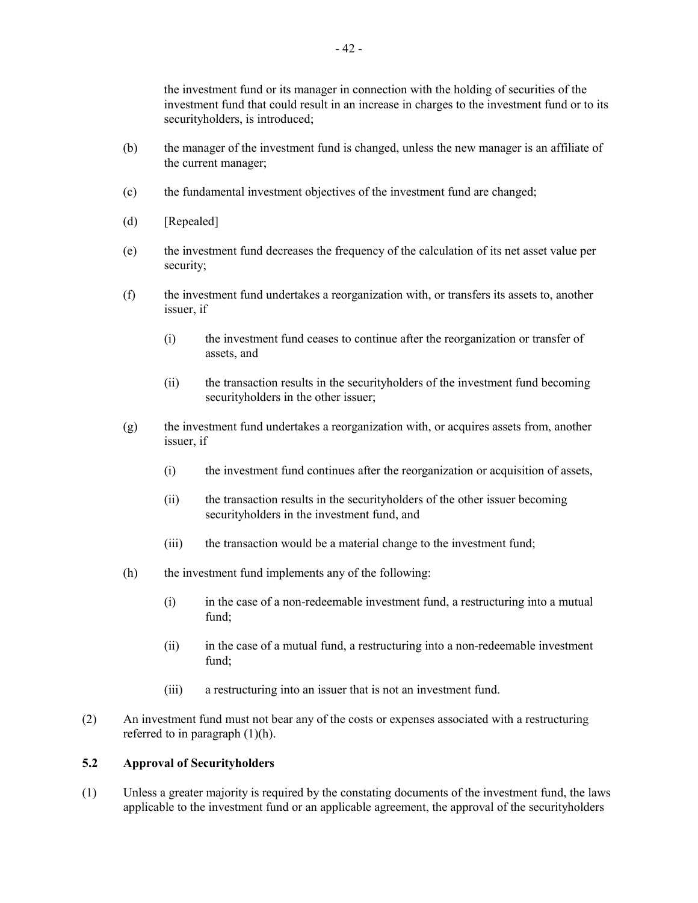the investment fund or its manager in connection with the holding of securities of the investment fund that could result in an increase in charges to the investment fund or to its securityholders, is introduced;

(b) the manager of the investment fund is changed, unless the new manager is an affiliate of the current manager;

(c) the fundamental investment objectives of the investment fund are changed;

(d) [Repealed]

(e) the investment fund decreases the frequency of the calculation of its net asset value per security;

(f) the investment fund undertakes a reorganization with, or transfers its assets to, another issuer, if

 (i) the investment fund ceases to continue after the reorganization or transfer of assets, and

 (ii) the transaction results in the securityholders of the investment fund becoming securityholders in the other issuer;

(g) the investment fund undertakes a reorganization with, or acquires assets from, another issuer, if

 (i) the investment fund continues after the reorganization or acquisition of assets,

 (ii) the transaction results in the securityholders of the other issuer becoming securityholders in the investment fund, and

 (iii) the transaction would be a material change to the investment fund;

(h) the investment fund implements any of the following:

 (i) in the case of a non-redeemable investment fund, a restructuring into a mutual fund;

 (ii) in the case of a mutual fund, a restructuring into a non-redeemable investment fund;

 (iii) a restructuring into an issuer that is not an investment fund.

(2) An investment fund must not bear any of the costs or expenses associated with a restructuring referred to in paragraph (1)(h).

### 5.2 Approval of Securityholders

(1) Unless a greater majority is required by the constating documents of the investment fund, the laws applicable to the investment fund or an applicable agreement, the approval of the securityholders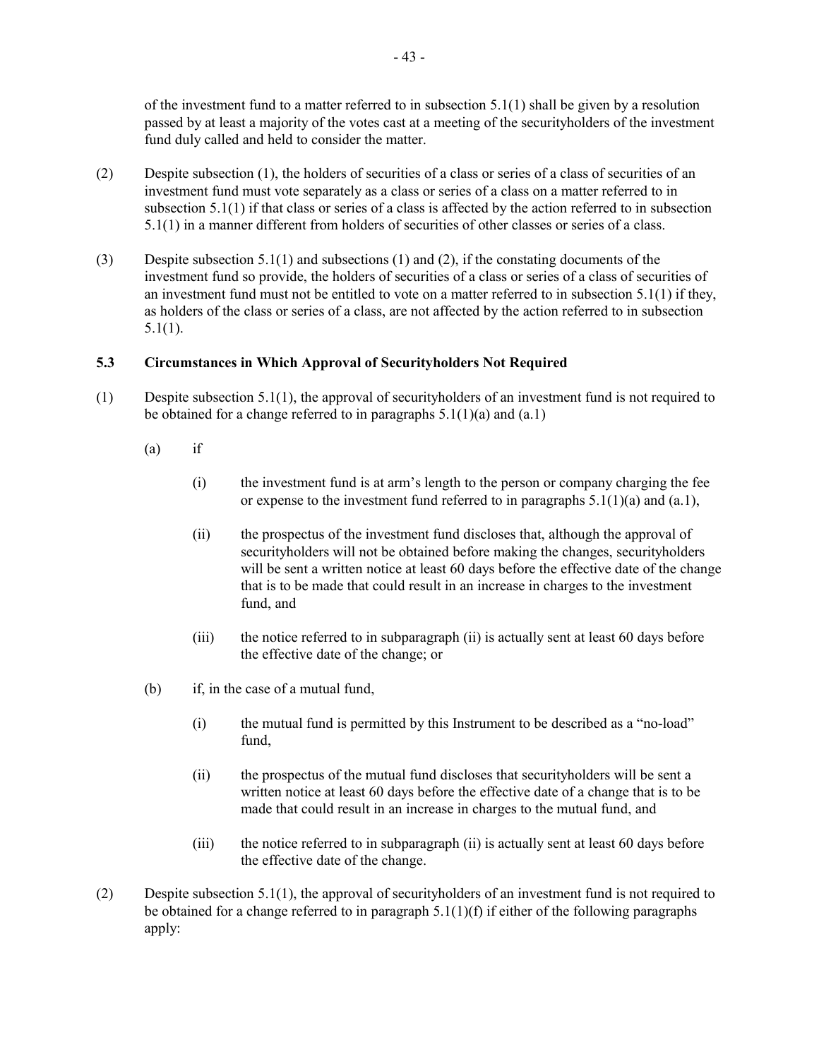of the investment fund to a matter referred to in subsection 5.1(1) shall be given by a resolution passed by at least a majority of the votes cast at a meeting of the securityholders of the investment fund duly called and held to consider the matter.

(2) Despite subsection (1), the holders of securities of a class or series of a class of securities of an investment fund must vote separately as a class or series of a class on a matter referred to in subsection 5.1(1) if that class or series of a class is affected by the action referred to in subsection 5.1(1) in a manner different from holders of securities of other classes or series of a class.

(3) Despite subsection 5.1(1) and subsections (1) and (2), if the constating documents of the investment fund so provide, the holders of securities of a class or series of a class of securities of an investment fund must not be entitled to vote on a matter referred to in subsection 5.1(1) if they, as holders of the class or series of a class, are not affected by the action referred to in subsection 5.1(1).

### 5.3 Circumstances in Which Approval of Securityholders Not Required

(1) Despite subsection 5.1(1), the approval of securityholders of an investment fund is not required to be obtained for a change referred to in paragraphs 5.1(1)(a) and (a.1)

(a) if

(i) the investment fund is at arm's length to the person or company charging the fee or expense to the investment fund referred to in paragraphs 5.1(1)(a) and (a.1),

(ii) the prospectus of the investment fund discloses that, although the approval of securityholders will not be obtained before making the changes, securityholders will be sent a written notice at least 60 days before the effective date of the change that is to be made that could result in an increase in charges to the investment fund, and

(iii) the notice referred to in subparagraph (ii) is actually sent at least 60 days before the effective date of the change; or

(b) if, in the case of a mutual fund,

(i) the mutual fund is permitted by this Instrument to be described as a "no-load" fund,

(ii) the prospectus of the mutual fund discloses that securityholders will be sent a written notice at least 60 days before the effective date of a change that is to be made that could result in an increase in charges to the mutual fund, and

(iii) the notice referred to in subparagraph (ii) is actually sent at least 60 days before the effective date of the change.

(2) Despite subsection 5.1(1), the approval of securityholders of an investment fund is not required to be obtained for a change referred to in paragraph 5.1(1)(f) if either of the following paragraphs apply: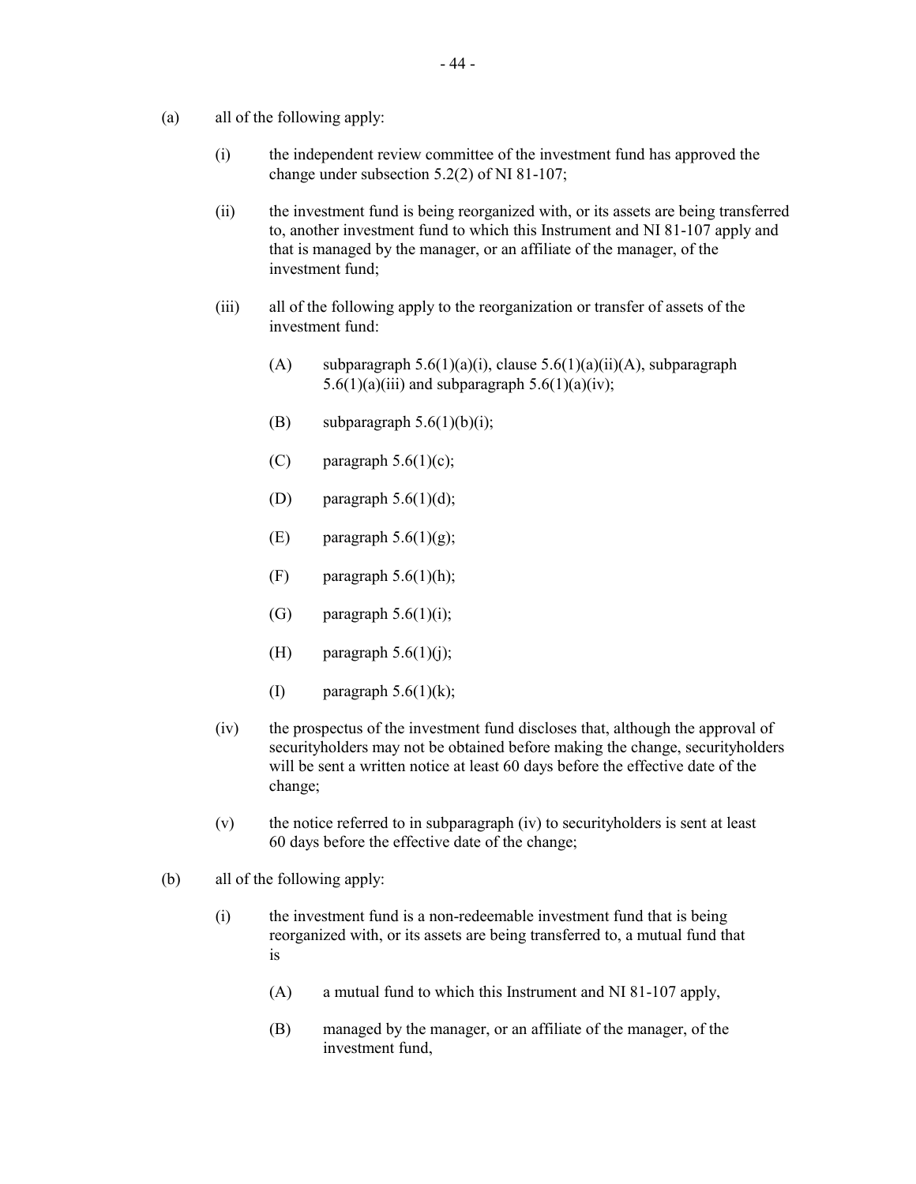(a) all of the following apply:

    (i) the independent review committee of the investment fund has approved the change under subsection 5.2(2) of NI 81-107;

    (ii) the investment fund is being reorganized with, or its assets are being transferred to, another investment fund to which this Instrument and NI 81-107 apply and that is managed by the manager, or an affiliate of the manager, of the investment fund;

    (iii) all of the following apply to the reorganization or transfer of assets of the investment fund:

        (A) subparagraph 5.6(1)(a)(i), clause 5.6(1)(a)(ii)(A), subparagraph 5.6(1)(a)(iii) and subparagraph 5.6(1)(a)(iv);

        (B) subparagraph 5.6(1)(b)(i);

        (C) paragraph 5.6(1)(c);

        (D) paragraph 5.6(1)(d);

        (E) paragraph 5.6(1)(g);

        (F) paragraph 5.6(1)(h);

        (G) paragraph 5.6(1)(i);

        (H) paragraph 5.6(1)(j);

        (I) paragraph 5.6(1)(k);

    (iv) the prospectus of the investment fund discloses that, although the approval of securityholders may not be obtained before making the change, securityholders will be sent a written notice at least 60 days before the effective date of the change;

    (v) the notice referred to in subparagraph (iv) to securityholders is sent at least 60 days before the effective date of the change;

(b) all of the following apply:

    (i) the investment fund is a non-redeemable investment fund that is being reorganized with, or its assets are being transferred to, a mutual fund that is

        (A) a mutual fund to which this Instrument and NI 81-107 apply,

        (B) managed by the manager, or an affiliate of the manager, of the investment fund,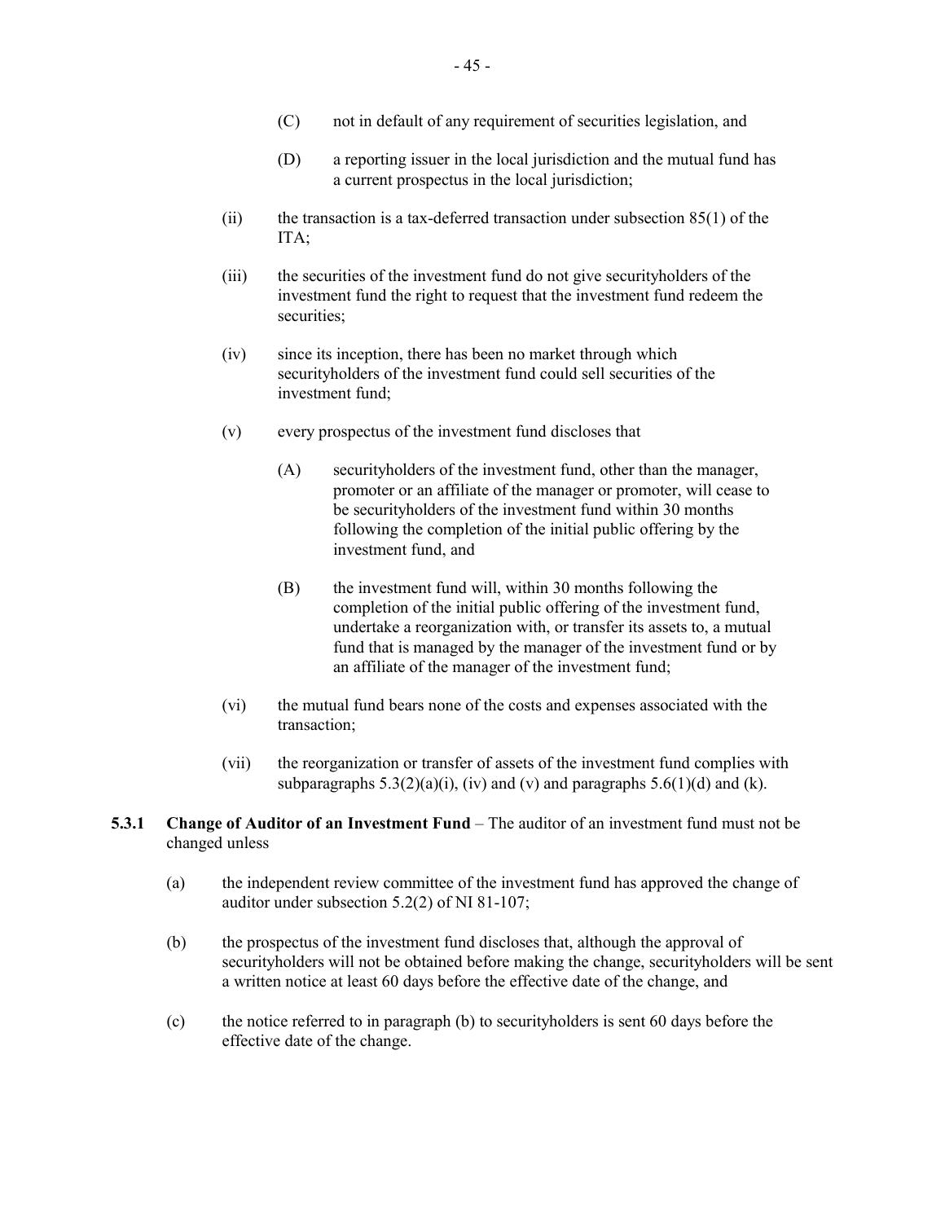(C) not in default of any requirement of securities legislation, and

(D) a reporting issuer in the local jurisdiction and the mutual fund has a current prospectus in the local jurisdiction;

(ii) the transaction is a tax-deferred transaction under subsection 85(1) of the ITA;

(iii) the securities of the investment fund do not give securityholders of the investment fund the right to request that the investment fund redeem the securities;

(iv) since its inception, there has been no market through which securityholders of the investment fund could sell securities of the investment fund;

(v) every prospectus of the investment fund discloses that

(A) securityholders of the investment fund, other than the manager, promoter or an affiliate of the manager or promoter, will cease to be securityholders of the investment fund within 30 months following the completion of the initial public offering by the investment fund, and

(B) the investment fund will, within 30 months following the completion of the initial public offering of the investment fund, undertake a reorganization with, or transfer its assets to, a mutual fund that is managed by the manager of the investment fund or by an affiliate of the manager of the investment fund;

(vi) the mutual fund bears none of the costs and expenses associated with the transaction;

(vii) the reorganization or transfer of assets of the investment fund complies with subparagraphs 5.3(2)(a)(i), (iv) and (v) and paragraphs 5.6(1)(d) and (k).

**5.3.1 Change of Auditor of an Investment Fund** – The auditor of an investment fund must not be changed unless

(a) the independent review committee of the investment fund has approved the change of auditor under subsection 5.2(2) of NI 81-107;

(b) the prospectus of the investment fund discloses that, although the approval of securityholders will not be obtained before making the change, securityholders will be sent a written notice at least 60 days before the effective date of the change, and

(c) the notice referred to in paragraph (b) to securityholders is sent 60 days before the effective date of the change.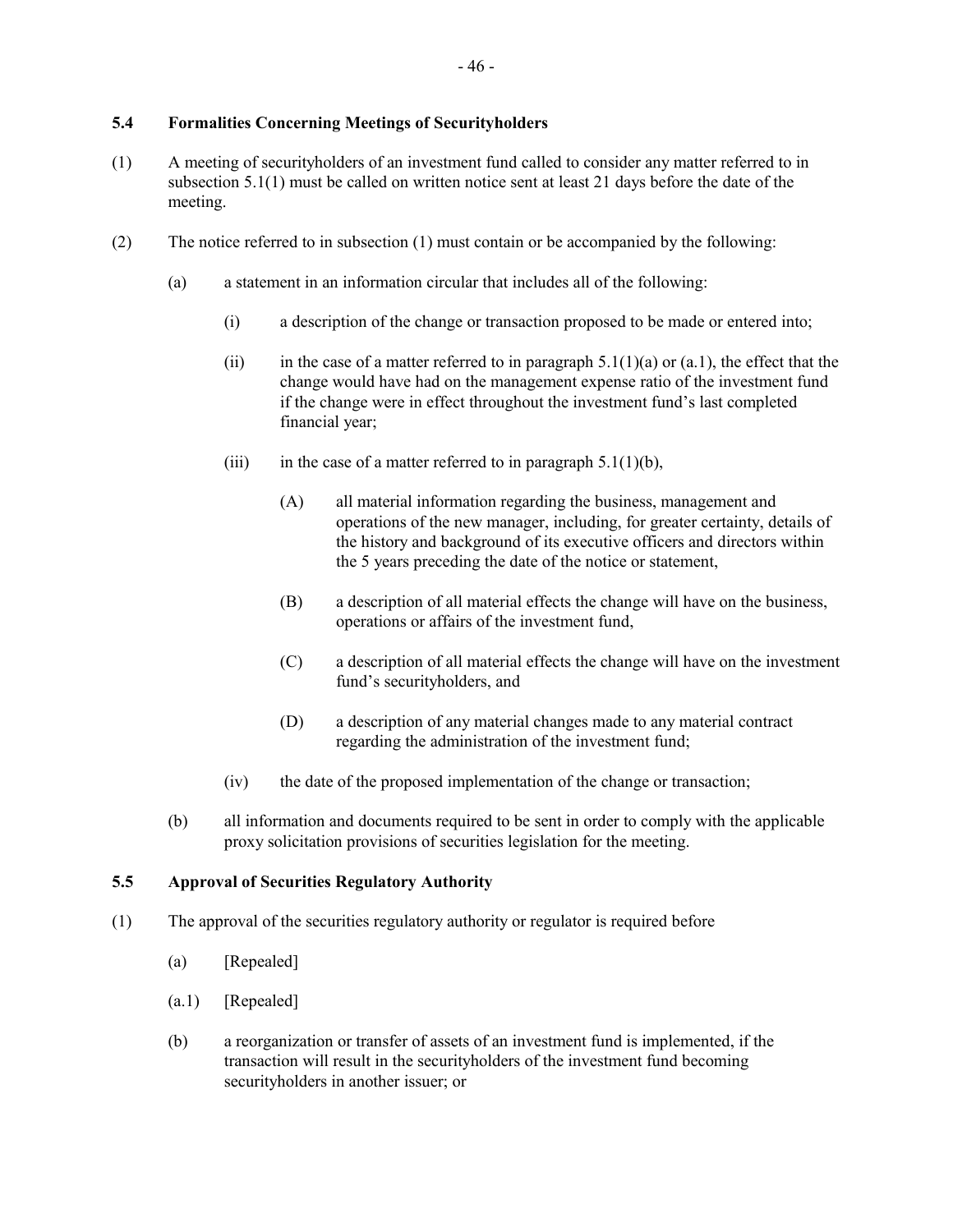### 5.4 Formalities Concerning Meetings of Securityholders

(1) A meeting of securityholders of an investment fund called to consider any matter referred to in subsection 5.1(1) must be called on written notice sent at least 21 days before the date of the meeting.

(2) The notice referred to in subsection (1) must contain or be accompanied by the following:

(a) a statement in an information circular that includes all of the following:

(i) a description of the change or transaction proposed to be made or entered into;

(ii) in the case of a matter referred to in paragraph 5.1(1)(a) or (a.1), the effect that the change would have had on the management expense ratio of the investment fund if the change were in effect throughout the investment fund's last completed financial year;

(iii) in the case of a matter referred to in paragraph 5.1(1)(b),

(A) all material information regarding the business, management and operations of the new manager, including, for greater certainty, details of the history and background of its executive officers and directors within the 5 years preceding the date of the notice or statement,

(B) a description of all material effects the change will have on the business, operations or affairs of the investment fund,

(C) a description of all material effects the change will have on the investment fund's securityholders, and

(D) a description of any material changes made to any material contract regarding the administration of the investment fund;

(iv) the date of the proposed implementation of the change or transaction;

(b) all information and documents required to be sent in order to comply with the applicable proxy solicitation provisions of securities legislation for the meeting.

### 5.5 Approval of Securities Regulatory Authority

(1) The approval of the securities regulatory authority or regulator is required before

(a) [Repealed]

(a.1) [Repealed]

(b) a reorganization or transfer of assets of an investment fund is implemented, if the transaction will result in the securityholders of the investment fund becoming securityholders in another issuer; or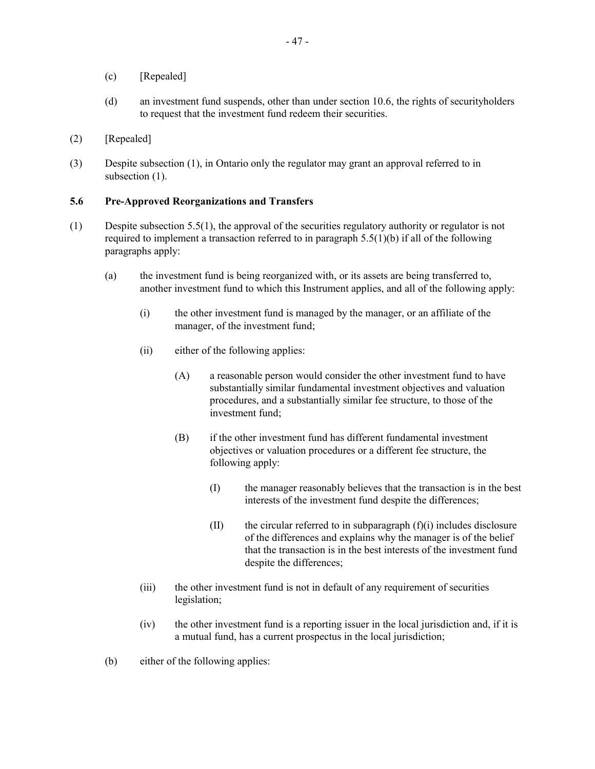(c) [Repealed]

(d) an investment fund suspends, other than under section 10.6, the rights of securityholders to request that the investment fund redeem their securities.

(2) [Repealed]

(3) Despite subsection (1), in Ontario only the regulator may grant an approval referred to in subsection (1).

### 5.6 Pre-Approved Reorganizations and Transfers

(1) Despite subsection 5.5(1), the approval of the securities regulatory authority or regulator is not required to implement a transaction referred to in paragraph 5.5(1)(b) if all of the following paragraphs apply:

(a) the investment fund is being reorganized with, or its assets are being transferred to, another investment fund to which this Instrument applies, and all of the following apply:

(i) the other investment fund is managed by the manager, or an affiliate of the manager, of the investment fund;

(ii) either of the following applies:

(A) a reasonable person would consider the other investment fund to have substantially similar fundamental investment objectives and valuation procedures, and a substantially similar fee structure, to those of the investment fund;

(B) if the other investment fund has different fundamental investment objectives or valuation procedures or a different fee structure, the following apply:

(I) the manager reasonably believes that the transaction is in the best interests of the investment fund despite the differences;

(II) the circular referred to in subparagraph (f)(i) includes disclosure of the differences and explains why the manager is of the belief that the transaction is in the best interests of the investment fund despite the differences;

(iii) the other investment fund is not in default of any requirement of securities legislation;

(iv) the other investment fund is a reporting issuer in the local jurisdiction and, if it is a mutual fund, has a current prospectus in the local jurisdiction;

(b) either of the following applies: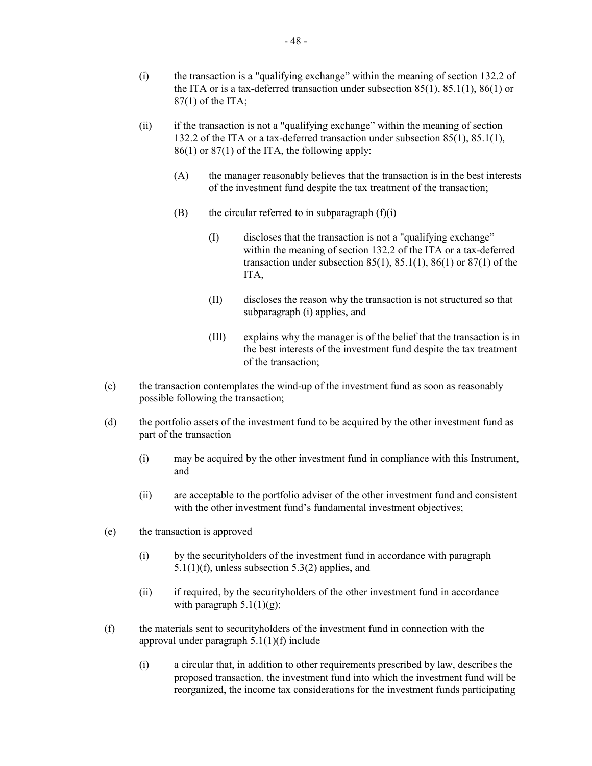(i) the transaction is a "qualifying exchange" within the meaning of section 132.2 of the ITA or is a tax-deferred transaction under subsection 85(1), 85.1(1), 86(1) or 87(1) of the ITA;

(ii) if the transaction is not a "qualifying exchange" within the meaning of section 132.2 of the ITA or a tax-deferred transaction under subsection 85(1), 85.1(1), 86(1) or 87(1) of the ITA, the following apply:

(A) the manager reasonably believes that the transaction is in the best interests of the investment fund despite the tax treatment of the transaction;

(B) the circular referred to in subparagraph (f)(i)

(I) discloses that the transaction is not a "qualifying exchange" within the meaning of section 132.2 of the ITA or a tax-deferred transaction under subsection 85(1), 85.1(1), 86(1) or 87(1) of the ITA,

(II) discloses the reason why the transaction is not structured so that subparagraph (i) applies, and

(III) explains why the manager is of the belief that the transaction is in the best interests of the investment fund despite the tax treatment of the transaction;

(c) the transaction contemplates the wind-up of the investment fund as soon as reasonably possible following the transaction;

(d) the portfolio assets of the investment fund to be acquired by the other investment fund as part of the transaction

(i) may be acquired by the other investment fund in compliance with this Instrument, and

(ii) are acceptable to the portfolio adviser of the other investment fund and consistent with the other investment fund's fundamental investment objectives;

(e) the transaction is approved

(i) by the securityholders of the investment fund in accordance with paragraph 5.1(1)(f), unless subsection 5.3(2) applies, and

(ii) if required, by the securityholders of the other investment fund in accordance with paragraph 5.1(1)(g);

(f) the materials sent to securityholders of the investment fund in connection with the approval under paragraph 5.1(1)(f) include

(i) a circular that, in addition to other requirements prescribed by law, describes the proposed transaction, the investment fund into which the investment fund will be reorganized, the income tax considerations for the investment funds participating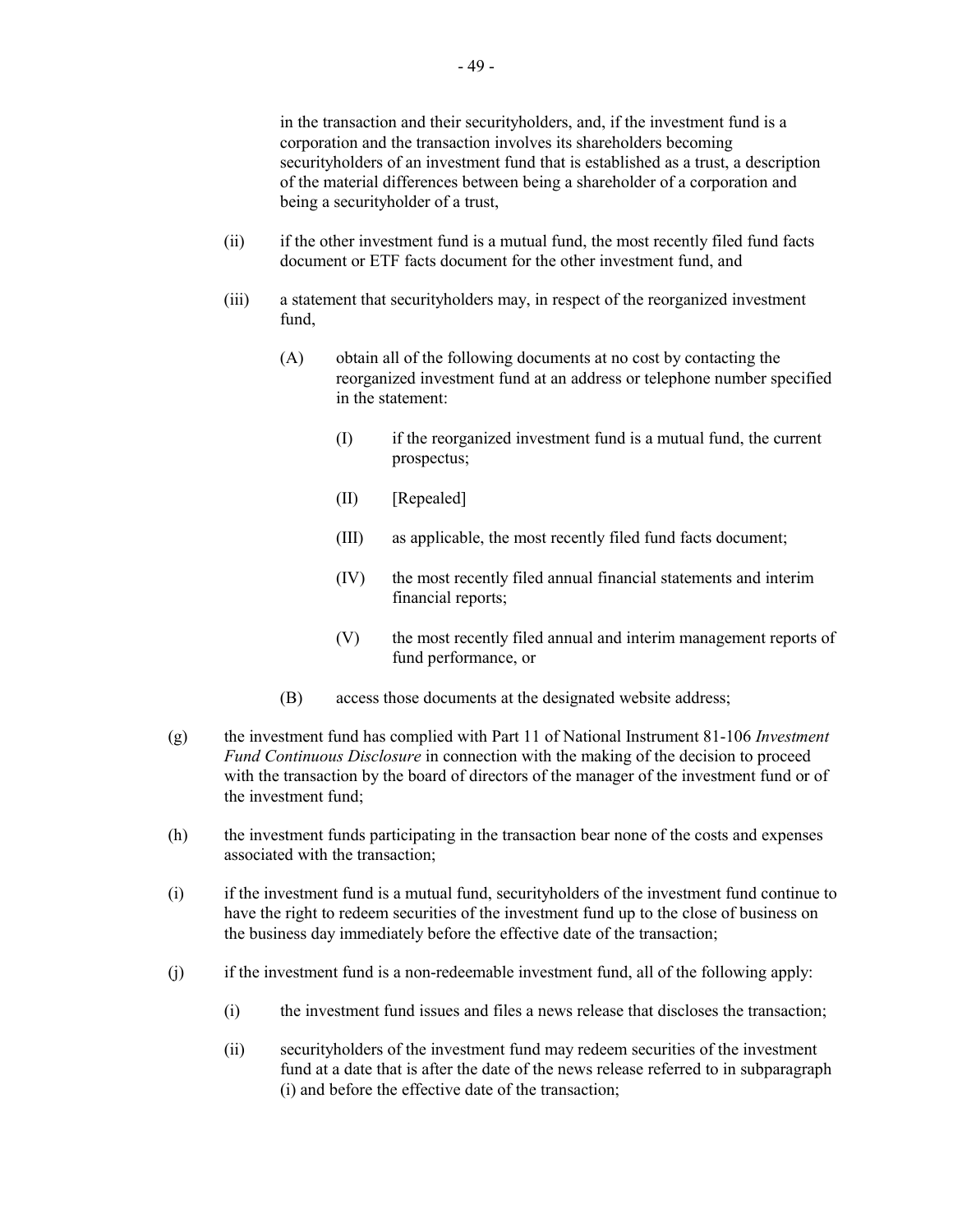in the transaction and their securityholders, and, if the investment fund is a corporation and the transaction involves its shareholders becoming securityholders of an investment fund that is established as a trust, a description of the material differences between being a shareholder of a corporation and being a securityholder of a trust,

(ii) if the other investment fund is a mutual fund, the most recently filed fund facts document or ETF facts document for the other investment fund, and

(iii) a statement that securityholders may, in respect of the reorganized investment fund,

(A) obtain all of the following documents at no cost by contacting the reorganized investment fund at an address or telephone number specified in the statement:

(I) if the reorganized investment fund is a mutual fund, the current prospectus;

(II) [Repealed]

(III) as applicable, the most recently filed fund facts document;

(IV) the most recently filed annual financial statements and interim financial reports;

(V) the most recently filed annual and interim management reports of fund performance, or

(B) access those documents at the designated website address;

(g) the investment fund has complied with Part 11 of National Instrument 81-106 *Investment Fund Continuous Disclosure* in connection with the making of the decision to proceed with the transaction by the board of directors of the manager of the investment fund or of the investment fund;

(h) the investment funds participating in the transaction bear none of the costs and expenses associated with the transaction;

(i) if the investment fund is a mutual fund, securityholders of the investment fund continue to have the right to redeem securities of the investment fund up to the close of business on the business day immediately before the effective date of the transaction;

(j) if the investment fund is a non-redeemable investment fund, all of the following apply:

(i) the investment fund issues and files a news release that discloses the transaction;

(ii) securityholders of the investment fund may redeem securities of the investment fund at a date that is after the date of the news release referred to in subparagraph (i) and before the effective date of the transaction;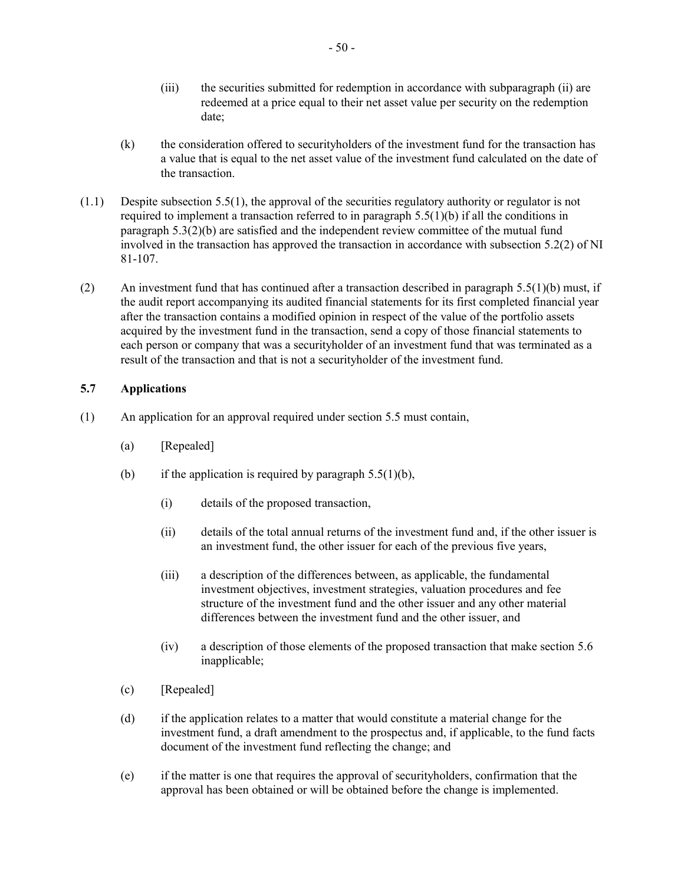(iii) the securities submitted for redemption in accordance with subparagraph (ii) are redeemed at a price equal to their net asset value per security on the redemption date;

(k) the consideration offered to securityholders of the investment fund for the transaction has a value that is equal to the net asset value of the investment fund calculated on the date of the transaction.

(1.1) Despite subsection 5.5(1), the approval of the securities regulatory authority or regulator is not required to implement a transaction referred to in paragraph 5.5(1)(b) if all the conditions in paragraph 5.3(2)(b) are satisfied and the independent review committee of the mutual fund involved in the transaction has approved the transaction in accordance with subsection 5.2(2) of NI 81-107.

(2) An investment fund that has continued after a transaction described in paragraph 5.5(1)(b) must, if the audit report accompanying its audited financial statements for its first completed financial year after the transaction contains a modified opinion in respect of the value of the portfolio assets acquired by the investment fund in the transaction, send a copy of those financial statements to each person or company that was a securityholder of an investment fund that was terminated as a result of the transaction and that is not a securityholder of the investment fund.

**5.7 Applications**

(1) An application for an approval required under section 5.5 must contain,

(a) [Repealed]

(b) if the application is required by paragraph 5.5(1)(b),

(i) details of the proposed transaction,

(ii) details of the total annual returns of the investment fund and, if the other issuer is an investment fund, the other issuer for each of the previous five years,

(iii) a description of the differences between, as applicable, the fundamental investment objectives, investment strategies, valuation procedures and fee structure of the investment fund and the other issuer and any other material differences between the investment fund and the other issuer, and

(iv) a description of those elements of the proposed transaction that make section 5.6 inapplicable;

(c) [Repealed]

(d) if the application relates to a matter that would constitute a material change for the investment fund, a draft amendment to the prospectus and, if applicable, to the fund facts document of the investment fund reflecting the change; and

(e) if the matter is one that requires the approval of securityholders, confirmation that the approval has been obtained or will be obtained before the change is implemented.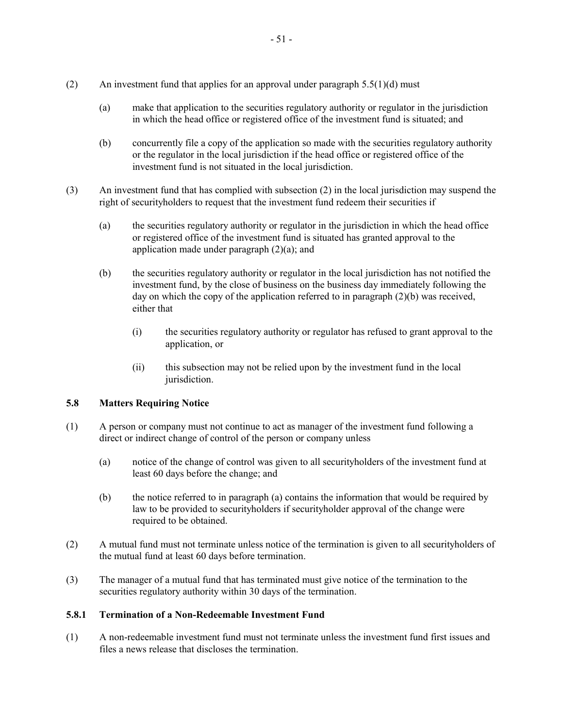(2) An investment fund that applies for an approval under paragraph 5.5(1)(d) must

(a) make that application to the securities regulatory authority or regulator in the jurisdiction in which the head office or registered office of the investment fund is situated; and

(b) concurrently file a copy of the application so made with the securities regulatory authority or the regulator in the local jurisdiction if the head office or registered office of the investment fund is not situated in the local jurisdiction.

(3) An investment fund that has complied with subsection (2) in the local jurisdiction may suspend the right of securityholders to request that the investment fund redeem their securities if

(a) the securities regulatory authority or regulator in the jurisdiction in which the head office or registered office of the investment fund is situated has granted approval to the application made under paragraph (2)(a); and

(b) the securities regulatory authority or regulator in the local jurisdiction has not notified the investment fund, by the close of business on the business day immediately following the day on which the copy of the application referred to in paragraph (2)(b) was received, either that

(i) the securities regulatory authority or regulator has refused to grant approval to the application, or

(ii) this subsection may not be relied upon by the investment fund in the local jurisdiction.

### 5.8 Matters Requiring Notice

(1) A person or company must not continue to act as manager of the investment fund following a direct or indirect change of control of the person or company unless

(a) notice of the change of control was given to all securityholders of the investment fund at least 60 days before the change; and

(b) the notice referred to in paragraph (a) contains the information that would be required by law to be provided to securityholders if securityholder approval of the change were required to be obtained.

(2) A mutual fund must not terminate unless notice of the termination is given to all securityholders of the mutual fund at least 60 days before termination.

(3) The manager of a mutual fund that has terminated must give notice of the termination to the securities regulatory authority within 30 days of the termination.

### 5.8.1 Termination of a Non-Redeemable Investment Fund

(1) A non-redeemable investment fund must not terminate unless the investment fund first issues and files a news release that discloses the termination.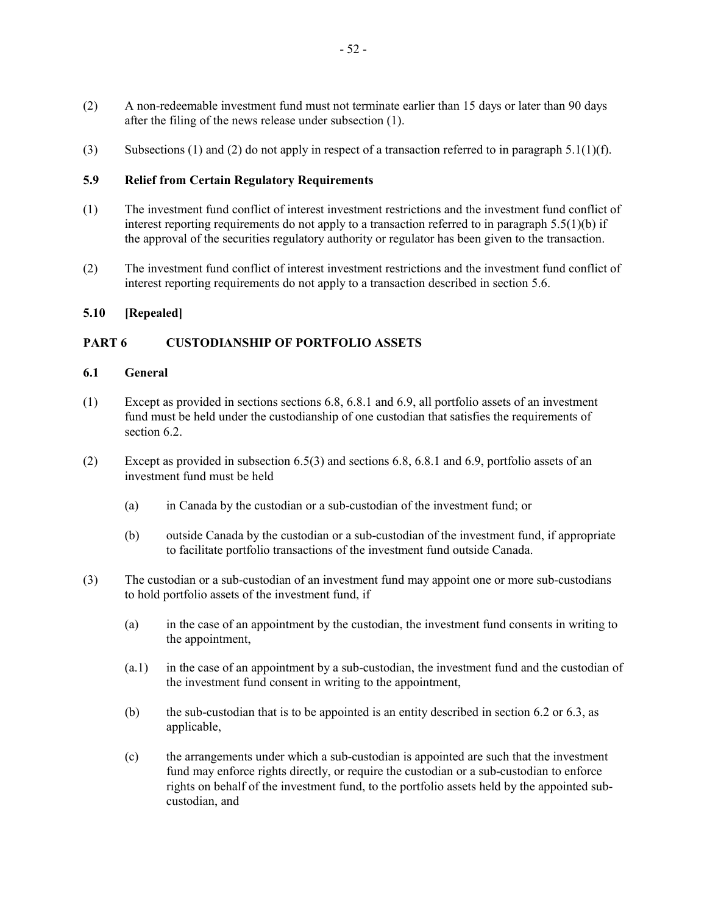(2) A non-redeemable investment fund must not terminate earlier than 15 days or later than 90 days after the filing of the news release under subsection (1).

(3) Subsections (1) and (2) do not apply in respect of a transaction referred to in paragraph 5.1(1)(f).

### 5.9 Relief from Certain Regulatory Requirements

(1) The investment fund conflict of interest investment restrictions and the investment fund conflict of interest reporting requirements do not apply to a transaction referred to in paragraph 5.5(1)(b) if the approval of the securities regulatory authority or regulator has been given to the transaction.

(2) The investment fund conflict of interest investment restrictions and the investment fund conflict of interest reporting requirements do not apply to a transaction described in section 5.6.

### 5.10 [Repealed]

## PART 6 CUSTODIANSHIP OF PORTFOLIO ASSETS

### 6.1 General

(1) Except as provided in sections sections 6.8, 6.8.1 and 6.9, all portfolio assets of an investment fund must be held under the custodianship of one custodian that satisfies the requirements of section 6.2.

(2) Except as provided in subsection 6.5(3) and sections 6.8, 6.8.1 and 6.9, portfolio assets of an investment fund must be held

- (a) in Canada by the custodian or a sub-custodian of the investment fund; or
- (b) outside Canada by the custodian or a sub-custodian of the investment fund, if appropriate to facilitate portfolio transactions of the investment fund outside Canada.

(3) The custodian or a sub-custodian of an investment fund may appoint one or more sub-custodians to hold portfolio assets of the investment fund, if

- (a) in the case of an appointment by the custodian, the investment fund consents in writing to the appointment,
- (a.1) in the case of an appointment by a sub-custodian, the investment fund and the custodian of the investment fund consent in writing to the appointment,
- (b) the sub-custodian that is to be appointed is an entity described in section 6.2 or 6.3, as applicable,
- (c) the arrangements under which a sub-custodian is appointed are such that the investment fund may enforce rights directly, or require the custodian or a sub-custodian to enforce rights on behalf of the investment fund, to the portfolio assets held by the appointed sub-custodian, and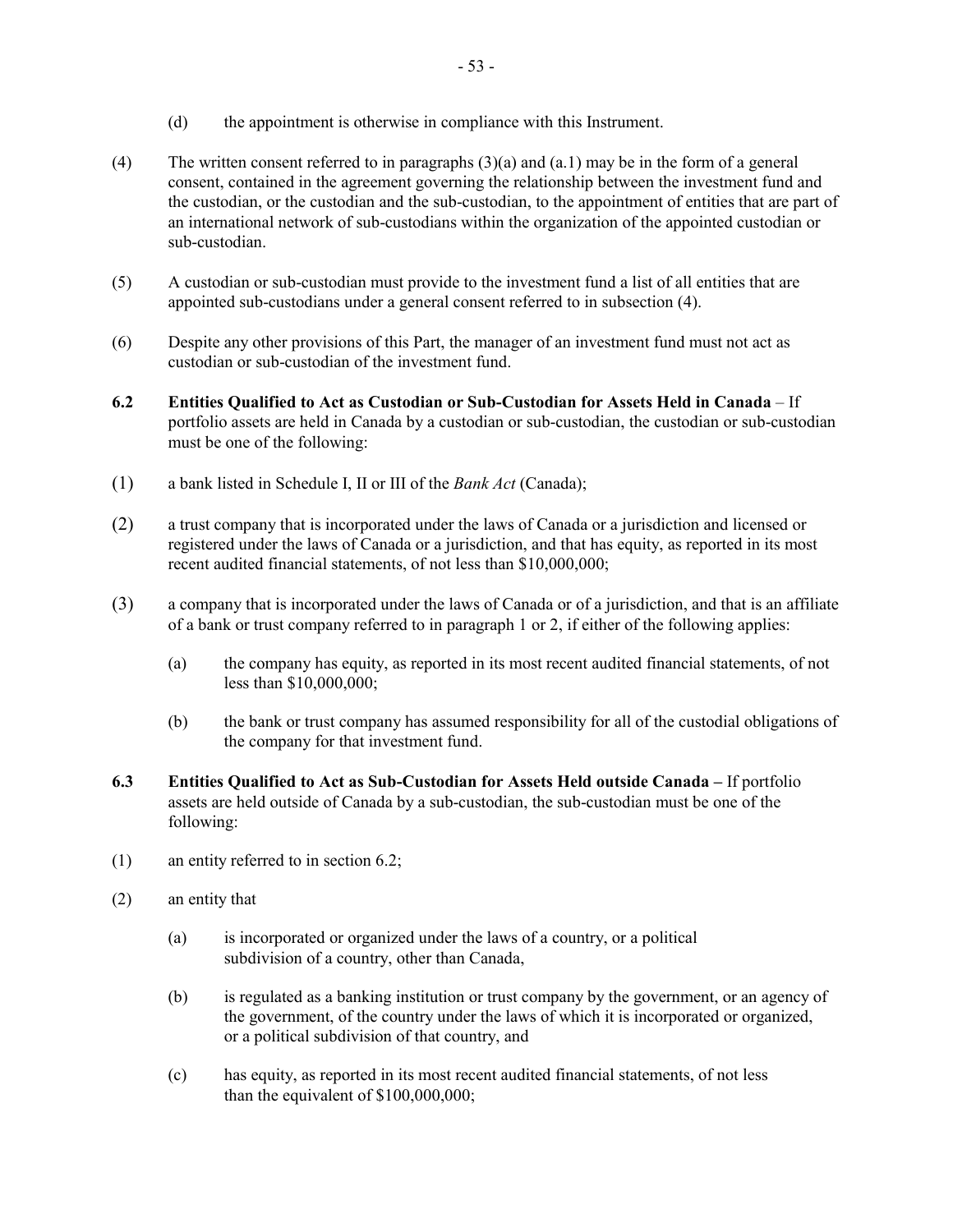(d) the appointment is otherwise in compliance with this Instrument.

(4) The written consent referred to in paragraphs (3)(a) and (a.1) may be in the form of a general consent, contained in the agreement governing the relationship between the investment fund and the custodian, or the custodian and the sub-custodian, to the appointment of entities that are part of an international network of sub-custodians within the organization of the appointed custodian or sub-custodian.

(5) A custodian or sub-custodian must provide to the investment fund a list of all entities that are appointed sub-custodians under a general consent referred to in subsection (4).

(6) Despite any other provisions of this Part, the manager of an investment fund must not act as custodian or sub-custodian of the investment fund.

**6.2 Entities Qualified to Act as Custodian or Sub-Custodian for Assets Held in Canada** – If portfolio assets are held in Canada by a custodian or sub-custodian, the custodian or sub-custodian must be one of the following:

(1) a bank listed in Schedule I, II or III of the *Bank Act* (Canada);

(2) a trust company that is incorporated under the laws of Canada or a jurisdiction and licensed or registered under the laws of Canada or a jurisdiction, and that has equity, as reported in its most recent audited financial statements, of not less than $10,000,000;

(3) a company that is incorporated under the laws of Canada or of a jurisdiction, and that is an affiliate of a bank or trust company referred to in paragraph 1 or 2, if either of the following applies:

(a) the company has equity, as reported in its most recent audited financial statements, of not less than $10,000,000;

(b) the bank or trust company has assumed responsibility for all of the custodial obligations of the company for that investment fund.

**6.3 Entities Qualified to Act as Sub-Custodian for Assets Held outside Canada –** If portfolio assets are held outside of Canada by a sub-custodian, the sub-custodian must be one of the following:

(1) an entity referred to in section 6.2;

(2) an entity that

(a) is incorporated or organized under the laws of a country, or a political subdivision of a country, other than Canada,

(b) is regulated as a banking institution or trust company by the government, or an agency of the government, of the country under the laws of which it is incorporated or organized, or a political subdivision of that country, and

(c) has equity, as reported in its most recent audited financial statements, of not less than the equivalent of $100,000,000;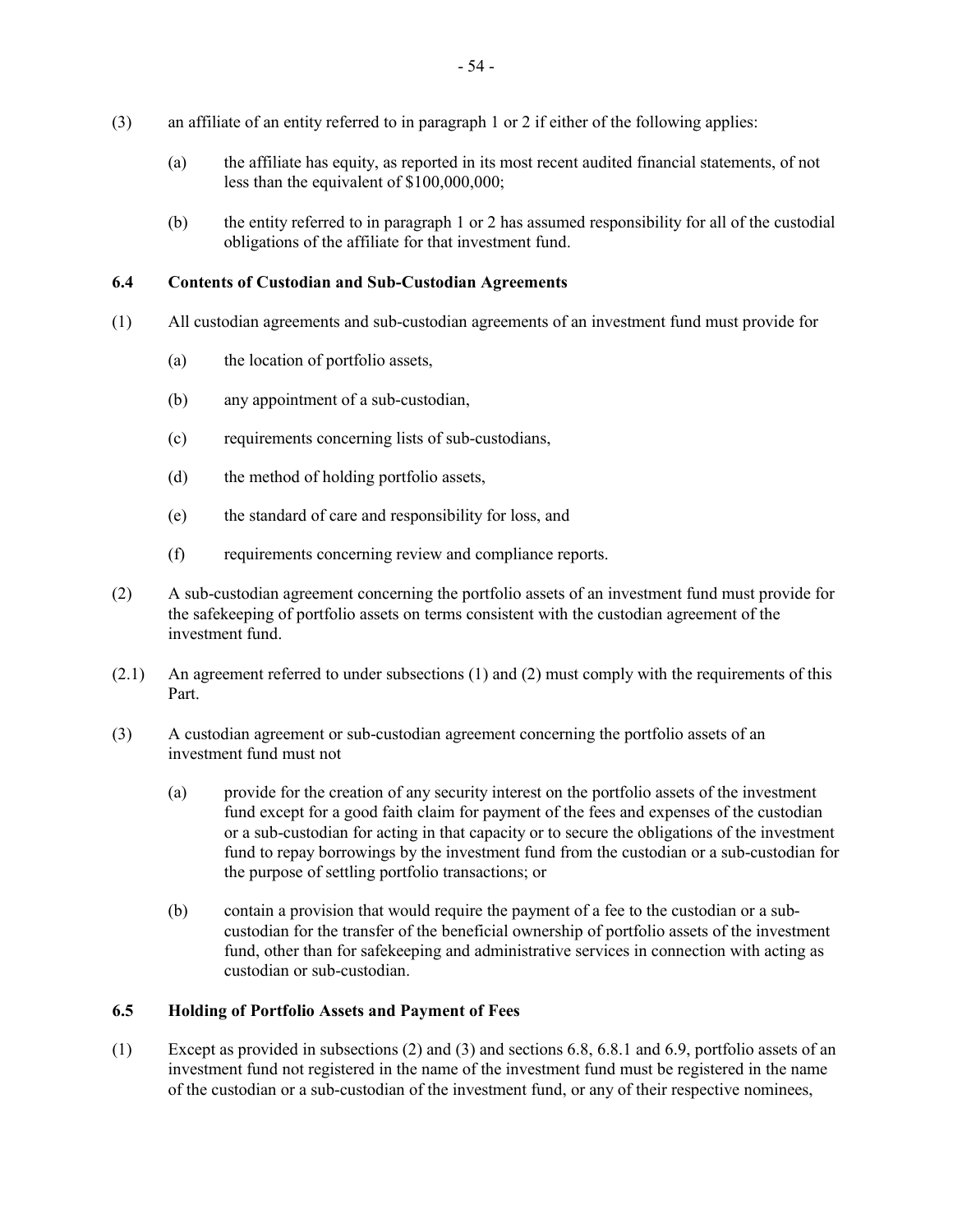(3) an affiliate of an entity referred to in paragraph 1 or 2 if either of the following applies:

(a) the affiliate has equity, as reported in its most recent audited financial statements, of not less than the equivalent of $100,000,000;

(b) the entity referred to in paragraph 1 or 2 has assumed responsibility for all of the custodial obligations of the affiliate for that investment fund.

### 6.4 Contents of Custodian and Sub-Custodian Agreements

(1) All custodian agreements and sub-custodian agreements of an investment fund must provide for

(a) the location of portfolio assets,

(b) any appointment of a sub-custodian,

(c) requirements concerning lists of sub-custodians,

(d) the method of holding portfolio assets,

(e) the standard of care and responsibility for loss, and

(f) requirements concerning review and compliance reports.

(2) A sub-custodian agreement concerning the portfolio assets of an investment fund must provide for the safekeeping of portfolio assets on terms consistent with the custodian agreement of the investment fund.

(2.1) An agreement referred to under subsections (1) and (2) must comply with the requirements of this Part.

(3) A custodian agreement or sub-custodian agreement concerning the portfolio assets of an investment fund must not

(a) provide for the creation of any security interest on the portfolio assets of the investment fund except for a good faith claim for payment of the fees and expenses of the custodian or a sub-custodian for acting in that capacity or to secure the obligations of the investment fund to repay borrowings by the investment fund from the custodian or a sub-custodian for the purpose of settling portfolio transactions; or

(b) contain a provision that would require the payment of a fee to the custodian or a sub-custodian for the transfer of the beneficial ownership of portfolio assets of the investment fund, other than for safekeeping and administrative services in connection with acting as custodian or sub-custodian.

### 6.5 Holding of Portfolio Assets and Payment of Fees

(1) Except as provided in subsections (2) and (3) and sections 6.8, 6.8.1 and 6.9, portfolio assets of an investment fund not registered in the name of the investment fund must be registered in the name of the custodian or a sub-custodian of the investment fund, or any of their respective nominees,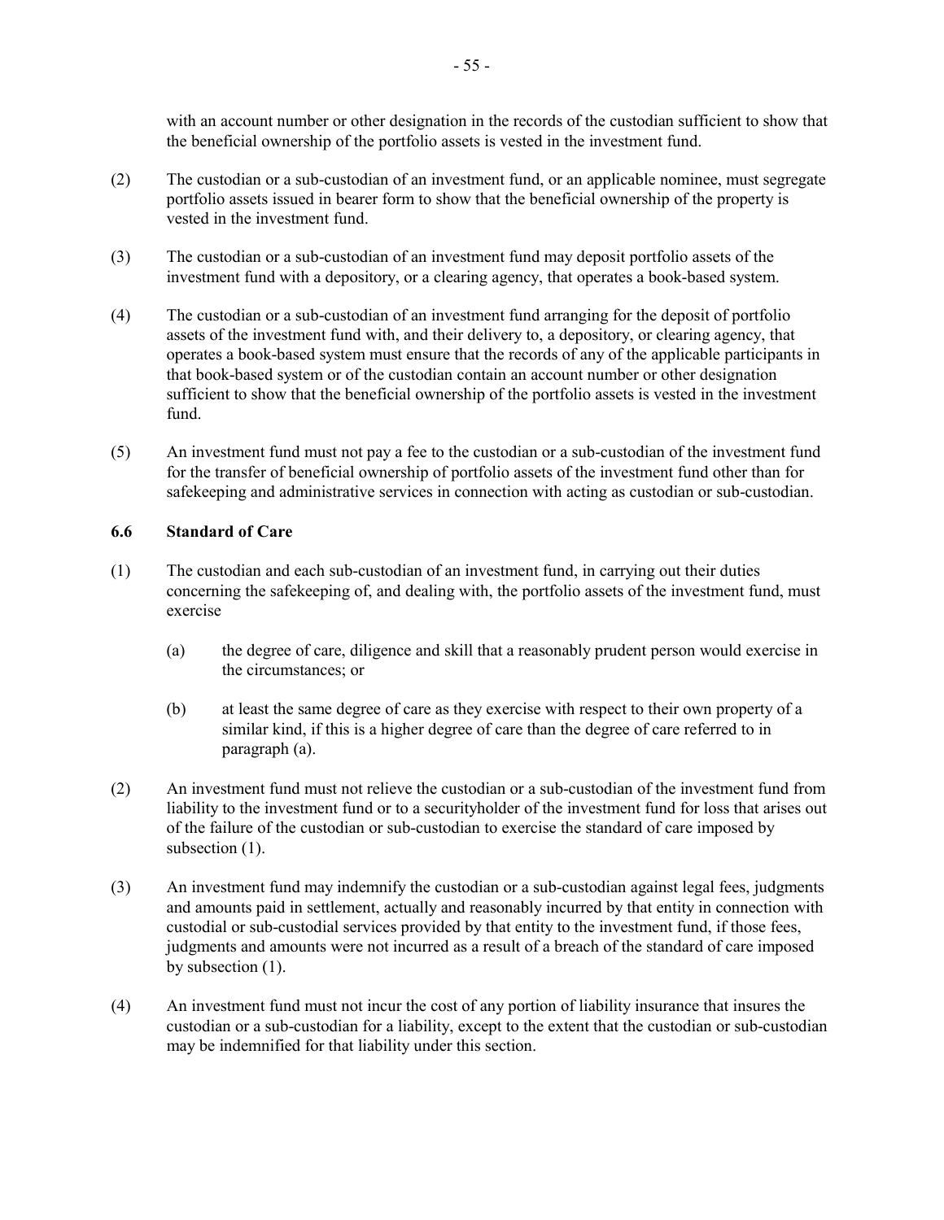with an account number or other designation in the records of the custodian sufficient to show that the beneficial ownership of the portfolio assets is vested in the investment fund.

(2) The custodian or a sub-custodian of an investment fund, or an applicable nominee, must segregate portfolio assets issued in bearer form to show that the beneficial ownership of the property is vested in the investment fund.

(3) The custodian or a sub-custodian of an investment fund may deposit portfolio assets of the investment fund with a depository, or a clearing agency, that operates a book-based system.

(4) The custodian or a sub-custodian of an investment fund arranging for the deposit of portfolio assets of the investment fund with, and their delivery to, a depository, or clearing agency, that operates a book-based system must ensure that the records of any of the applicable participants in that book-based system or of the custodian contain an account number or other designation sufficient to show that the beneficial ownership of the portfolio assets is vested in the investment fund.

(5) An investment fund must not pay a fee to the custodian or a sub-custodian of the investment fund for the transfer of beneficial ownership of portfolio assets of the investment fund other than for safekeeping and administrative services in connection with acting as custodian or sub-custodian.

### 6.6 Standard of Care

(1) The custodian and each sub-custodian of an investment fund, in carrying out their duties concerning the safekeeping of, and dealing with, the portfolio assets of the investment fund, must exercise

(a) the degree of care, diligence and skill that a reasonably prudent person would exercise in the circumstances; or

(b) at least the same degree of care as they exercise with respect to their own property of a similar kind, if this is a higher degree of care than the degree of care referred to in paragraph (a).

(2) An investment fund must not relieve the custodian or a sub-custodian of the investment fund from liability to the investment fund or to a securityholder of the investment fund for loss that arises out of the failure of the custodian or sub-custodian to exercise the standard of care imposed by subsection (1).

(3) An investment fund may indemnify the custodian or a sub-custodian against legal fees, judgments and amounts paid in settlement, actually and reasonably incurred by that entity in connection with custodial or sub-custodial services provided by that entity to the investment fund, if those fees, judgments and amounts were not incurred as a result of a breach of the standard of care imposed by subsection (1).

(4) An investment fund must not incur the cost of any portion of liability insurance that insures the custodian or a sub-custodian for a liability, except to the extent that the custodian or sub-custodian may be indemnified for that liability under this section.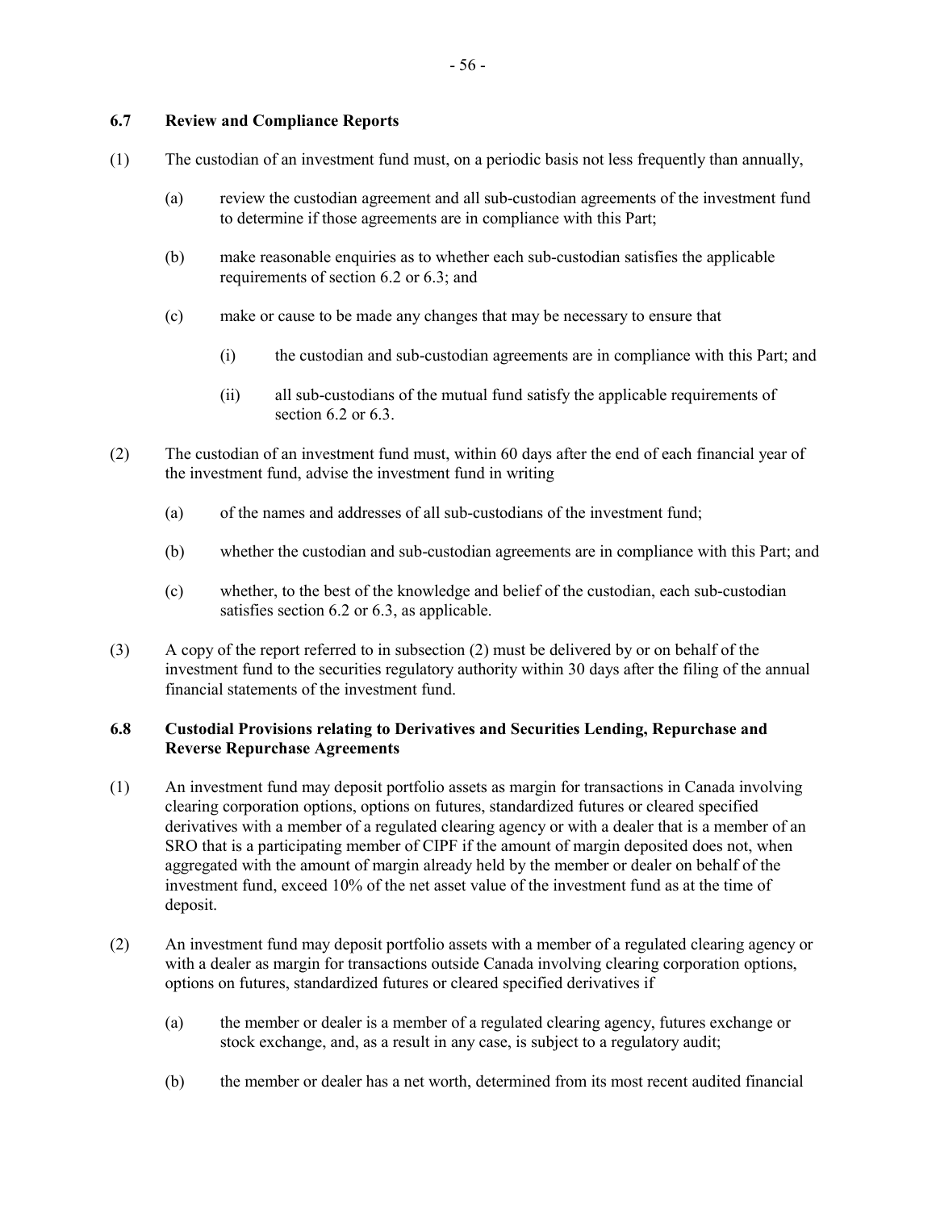### 6.7 Review and Compliance Reports

(1) The custodian of an investment fund must, on a periodic basis not less frequently than annually,

(a) review the custodian agreement and all sub-custodian agreements of the investment fund to determine if those agreements are in compliance with this Part;

(b) make reasonable enquiries as to whether each sub-custodian satisfies the applicable requirements of section 6.2 or 6.3; and

(c) make or cause to be made any changes that may be necessary to ensure that

(i) the custodian and sub-custodian agreements are in compliance with this Part; and

(ii) all sub-custodians of the mutual fund satisfy the applicable requirements of section 6.2 or 6.3.

(2) The custodian of an investment fund must, within 60 days after the end of each financial year of the investment fund, advise the investment fund in writing

(a) of the names and addresses of all sub-custodians of the investment fund;

(b) whether the custodian and sub-custodian agreements are in compliance with this Part; and

(c) whether, to the best of the knowledge and belief of the custodian, each sub-custodian satisfies section 6.2 or 6.3, as applicable.

(3) A copy of the report referred to in subsection (2) must be delivered by or on behalf of the investment fund to the securities regulatory authority within 30 days after the filing of the annual financial statements of the investment fund.

### 6.8 Custodial Provisions relating to Derivatives and Securities Lending, Repurchase and Reverse Repurchase Agreements

(1) An investment fund may deposit portfolio assets as margin for transactions in Canada involving clearing corporation options, options on futures, standardized futures or cleared specified derivatives with a member of a regulated clearing agency or with a dealer that is a member of an SRO that is a participating member of CIPF if the amount of margin deposited does not, when aggregated with the amount of margin already held by the member or dealer on behalf of the investment fund, exceed 10% of the net asset value of the investment fund as at the time of deposit.

(2) An investment fund may deposit portfolio assets with a member of a regulated clearing agency or with a dealer as margin for transactions outside Canada involving clearing corporation options, options on futures, standardized futures or cleared specified derivatives if

(a) the member or dealer is a member of a regulated clearing agency, futures exchange or stock exchange, and, as a result in any case, is subject to a regulatory audit;

(b) the member or dealer has a net worth, determined from its most recent audited financial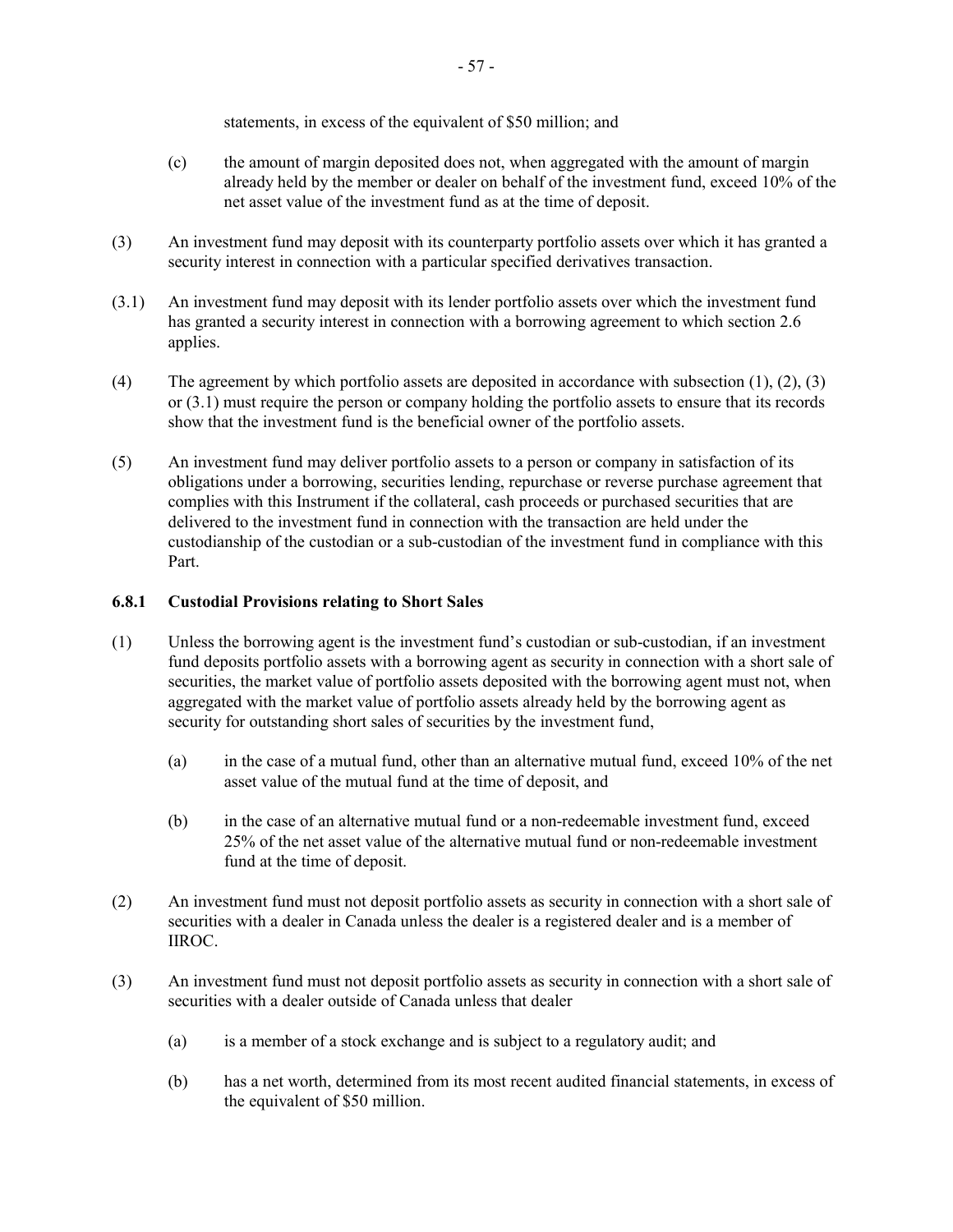statements, in excess of the equivalent of $50 million; and

(c) the amount of margin deposited does not, when aggregated with the amount of margin already held by the member or dealer on behalf of the investment fund, exceed 10% of the net asset value of the investment fund as at the time of deposit.

(3) An investment fund may deposit with its counterparty portfolio assets over which it has granted a security interest in connection with a particular specified derivatives transaction.

(3.1) An investment fund may deposit with its lender portfolio assets over which the investment fund has granted a security interest in connection with a borrowing agreement to which section 2.6 applies.

(4) The agreement by which portfolio assets are deposited in accordance with subsection (1), (2), (3) or (3.1) must require the person or company holding the portfolio assets to ensure that its records show that the investment fund is the beneficial owner of the portfolio assets.

(5) An investment fund may deliver portfolio assets to a person or company in satisfaction of its obligations under a borrowing, securities lending, repurchase or reverse purchase agreement that complies with this Instrument if the collateral, cash proceeds or purchased securities that are delivered to the investment fund in connection with the transaction are held under the custodianship of the custodian or a sub-custodian of the investment fund in compliance with this Part.

**6.8.1 Custodial Provisions relating to Short Sales**

(1) Unless the borrowing agent is the investment fund's custodian or sub-custodian, if an investment fund deposits portfolio assets with a borrowing agent as security in connection with a short sale of securities, the market value of portfolio assets deposited with the borrowing agent must not, when aggregated with the market value of portfolio assets already held by the borrowing agent as security for outstanding short sales of securities by the investment fund,

(a) in the case of a mutual fund, other than an alternative mutual fund, exceed 10% of the net asset value of the mutual fund at the time of deposit, and

(b) in the case of an alternative mutual fund or a non-redeemable investment fund, exceed 25% of the net asset value of the alternative mutual fund or non-redeemable investment fund at the time of deposit.

(2) An investment fund must not deposit portfolio assets as security in connection with a short sale of securities with a dealer in Canada unless the dealer is a registered dealer and is a member of IIROC.

(3) An investment fund must not deposit portfolio assets as security in connection with a short sale of securities with a dealer outside of Canada unless that dealer

(a) is a member of a stock exchange and is subject to a regulatory audit; and

(b) has a net worth, determined from its most recent audited financial statements, in excess of the equivalent of $50 million.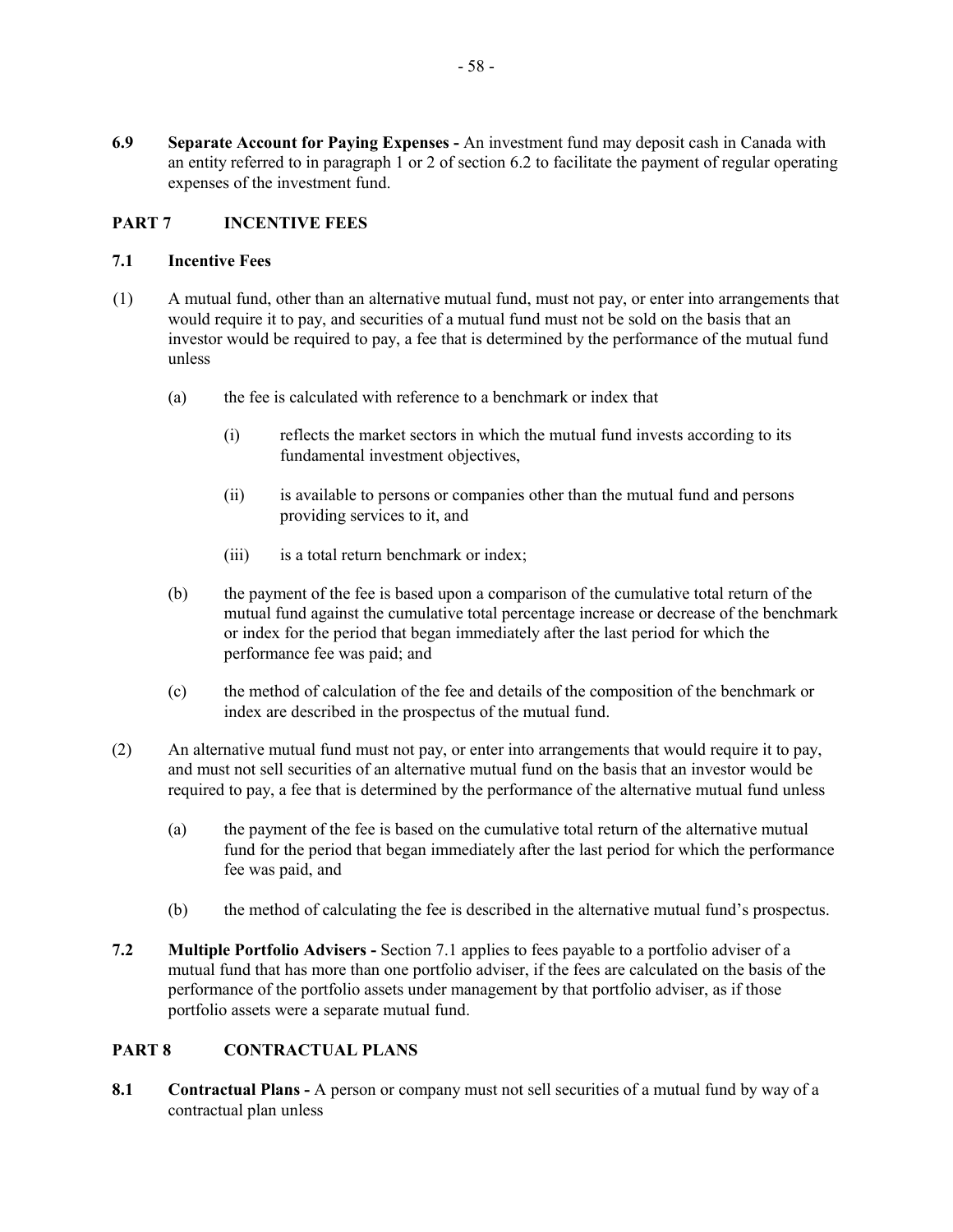**6.9 Separate Account for Paying Expenses -** An investment fund may deposit cash in Canada with an entity referred to in paragraph 1 or 2 of section 6.2 to facilitate the payment of regular operating expenses of the investment fund.

## PART 7 INCENTIVE FEES

### 7.1 Incentive Fees

(1) A mutual fund, other than an alternative mutual fund, must not pay, or enter into arrangements that would require it to pay, and securities of a mutual fund must not be sold on the basis that an investor would be required to pay, a fee that is determined by the performance of the mutual fund unless

  (a) the fee is calculated with reference to a benchmark or index that

    (i) reflects the market sectors in which the mutual fund invests according to its fundamental investment objectives,

    (ii) is available to persons or companies other than the mutual fund and persons providing services to it, and

    (iii) is a total return benchmark or index;

  (b) the payment of the fee is based upon a comparison of the cumulative total return of the mutual fund against the cumulative total percentage increase or decrease of the benchmark or index for the period that began immediately after the last period for which the performance fee was paid; and

  (c) the method of calculation of the fee and details of the composition of the benchmark or index are described in the prospectus of the mutual fund.

(2) An alternative mutual fund must not pay, or enter into arrangements that would require it to pay, and must not sell securities of an alternative mutual fund on the basis that an investor would be required to pay, a fee that is determined by the performance of the alternative mutual fund unless

  (a) the payment of the fee is based on the cumulative total return of the alternative mutual fund for the period that began immediately after the last period for which the performance fee was paid, and

  (b) the method of calculating the fee is described in the alternative mutual fund's prospectus.

**7.2 Multiple Portfolio Advisers -** Section 7.1 applies to fees payable to a portfolio adviser of a mutual fund that has more than one portfolio adviser, if the fees are calculated on the basis of the performance of the portfolio assets under management by that portfolio adviser, as if those portfolio assets were a separate mutual fund.

## PART 8 CONTRACTUAL PLANS

**8.1 Contractual Plans -** A person or company must not sell securities of a mutual fund by way of a contractual plan unless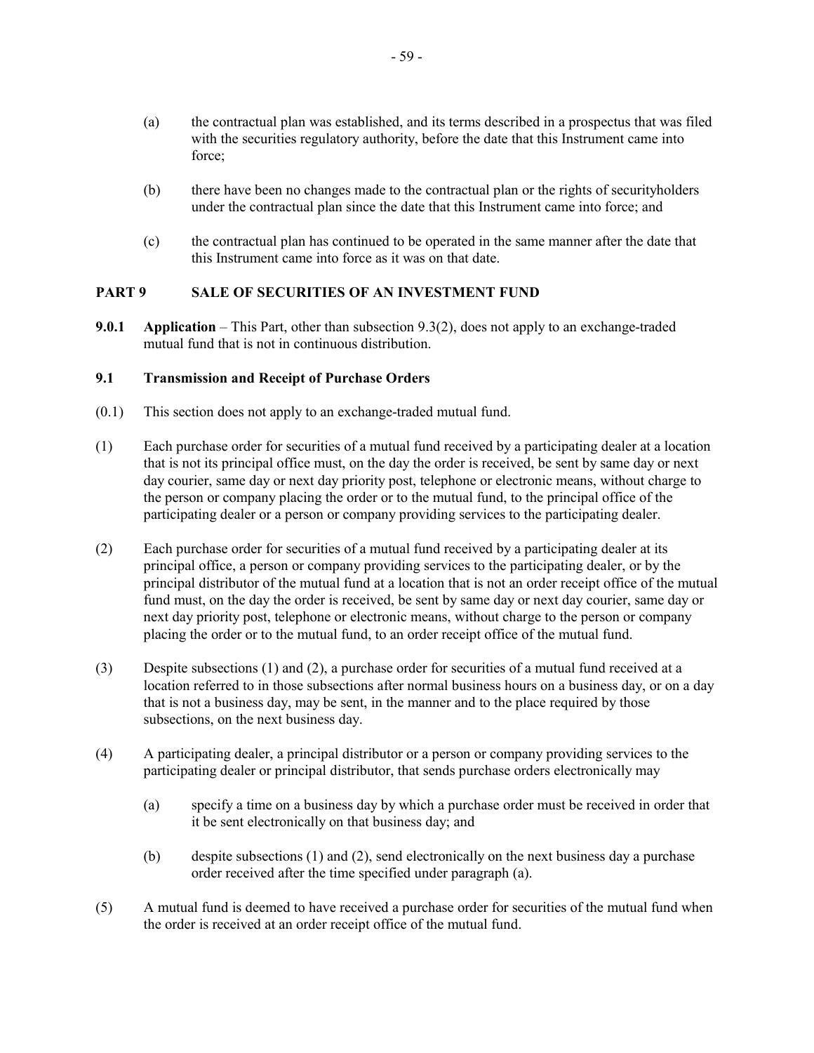(a) the contractual plan was established, and its terms described in a prospectus that was filed with the securities regulatory authority, before the date that this Instrument came into force;

(b) there have been no changes made to the contractual plan or the rights of securityholders under the contractual plan since the date that this Instrument came into force; and

(c) the contractual plan has continued to be operated in the same manner after the date that this Instrument came into force as it was on that date.

## PART 9 SALE OF SECURITIES OF AN INVESTMENT FUND

**9.0.1 Application** – This Part, other than subsection 9.3(2), does not apply to an exchange-traded mutual fund that is not in continuous distribution.

### 9.1 Transmission and Receipt of Purchase Orders

(0.1) This section does not apply to an exchange-traded mutual fund.

(1) Each purchase order for securities of a mutual fund received by a participating dealer at a location that is not its principal office must, on the day the order is received, be sent by same day or next day courier, same day or next day priority post, telephone or electronic means, without charge to the person or company placing the order or to the mutual fund, to the principal office of the participating dealer or a person or company providing services to the participating dealer.

(2) Each purchase order for securities of a mutual fund received by a participating dealer at its principal office, a person or company providing services to the participating dealer, or by the principal distributor of the mutual fund at a location that is not an order receipt office of the mutual fund must, on the day the order is received, be sent by same day or next day courier, same day or next day priority post, telephone or electronic means, without charge to the person or company placing the order or to the mutual fund, to an order receipt office of the mutual fund.

(3) Despite subsections (1) and (2), a purchase order for securities of a mutual fund received at a location referred to in those subsections after normal business hours on a business day, or on a day that is not a business day, may be sent, in the manner and to the place required by those subsections, on the next business day.

(4) A participating dealer, a principal distributor or a person or company providing services to the participating dealer or principal distributor, that sends purchase orders electronically may

(a) specify a time on a business day by which a purchase order must be received in order that it be sent electronically on that business day; and

(b) despite subsections (1) and (2), send electronically on the next business day a purchase order received after the time specified under paragraph (a).

(5) A mutual fund is deemed to have received a purchase order for securities of the mutual fund when the order is received at an order receipt office of the mutual fund.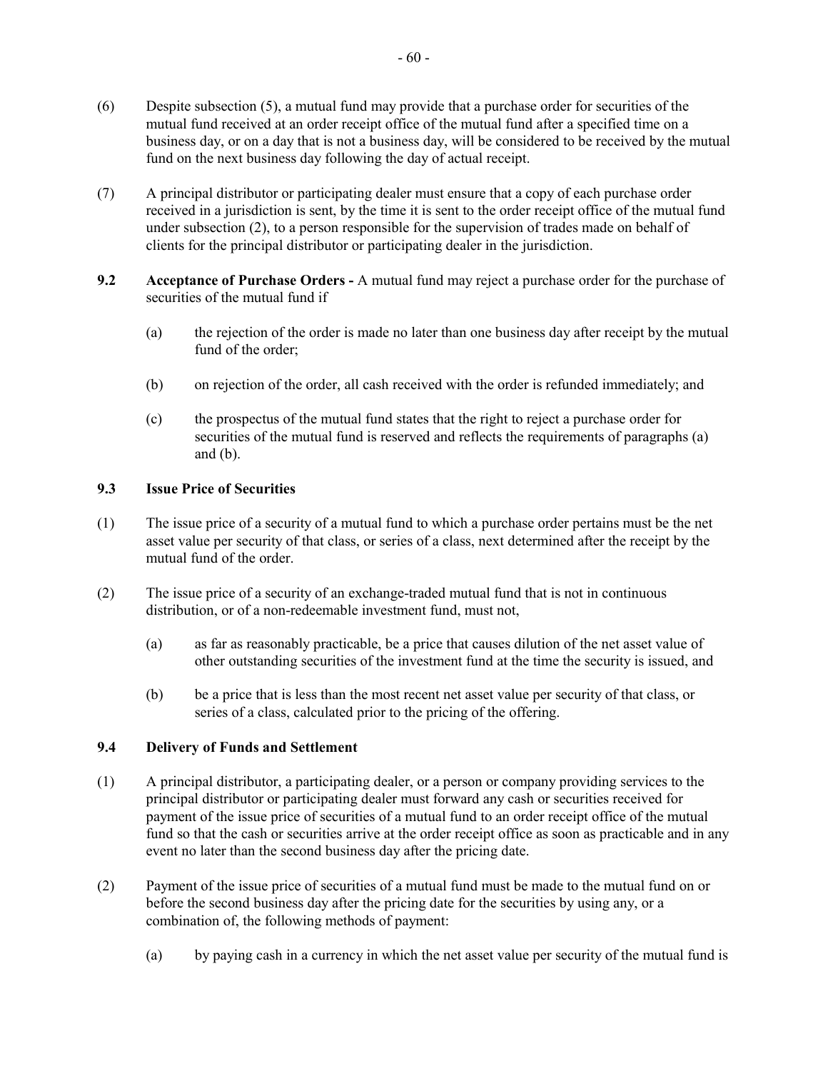(6) Despite subsection (5), a mutual fund may provide that a purchase order for securities of the mutual fund received at an order receipt office of the mutual fund after a specified time on a business day, or on a day that is not a business day, will be considered to be received by the mutual fund on the next business day following the day of actual receipt.

(7) A principal distributor or participating dealer must ensure that a copy of each purchase order received in a jurisdiction is sent, by the time it is sent to the order receipt office of the mutual fund under subsection (2), to a person responsible for the supervision of trades made on behalf of clients for the principal distributor or participating dealer in the jurisdiction.

**9.2 Acceptance of Purchase Orders -** A mutual fund may reject a purchase order for the purchase of securities of the mutual fund if

(a) the rejection of the order is made no later than one business day after receipt by the mutual fund of the order;

(b) on rejection of the order, all cash received with the order is refunded immediately; and

(c) the prospectus of the mutual fund states that the right to reject a purchase order for securities of the mutual fund is reserved and reflects the requirements of paragraphs (a) and (b).

**9.3 Issue Price of Securities**

(1) The issue price of a security of a mutual fund to which a purchase order pertains must be the net asset value per security of that class, or series of a class, next determined after the receipt by the mutual fund of the order.

(2) The issue price of a security of an exchange-traded mutual fund that is not in continuous distribution, or of a non-redeemable investment fund, must not,

(a) as far as reasonably practicable, be a price that causes dilution of the net asset value of other outstanding securities of the investment fund at the time the security is issued, and

(b) be a price that is less than the most recent net asset value per security of that class, or series of a class, calculated prior to the pricing of the offering.

**9.4 Delivery of Funds and Settlement**

(1) A principal distributor, a participating dealer, or a person or company providing services to the principal distributor or participating dealer must forward any cash or securities received for payment of the issue price of securities of a mutual fund to an order receipt office of the mutual fund so that the cash or securities arrive at the order receipt office as soon as practicable and in any event no later than the second business day after the pricing date.

(2) Payment of the issue price of securities of a mutual fund must be made to the mutual fund on or before the second business day after the pricing date for the securities by using any, or a combination of, the following methods of payment:

(a) by paying cash in a currency in which the net asset value per security of the mutual fund is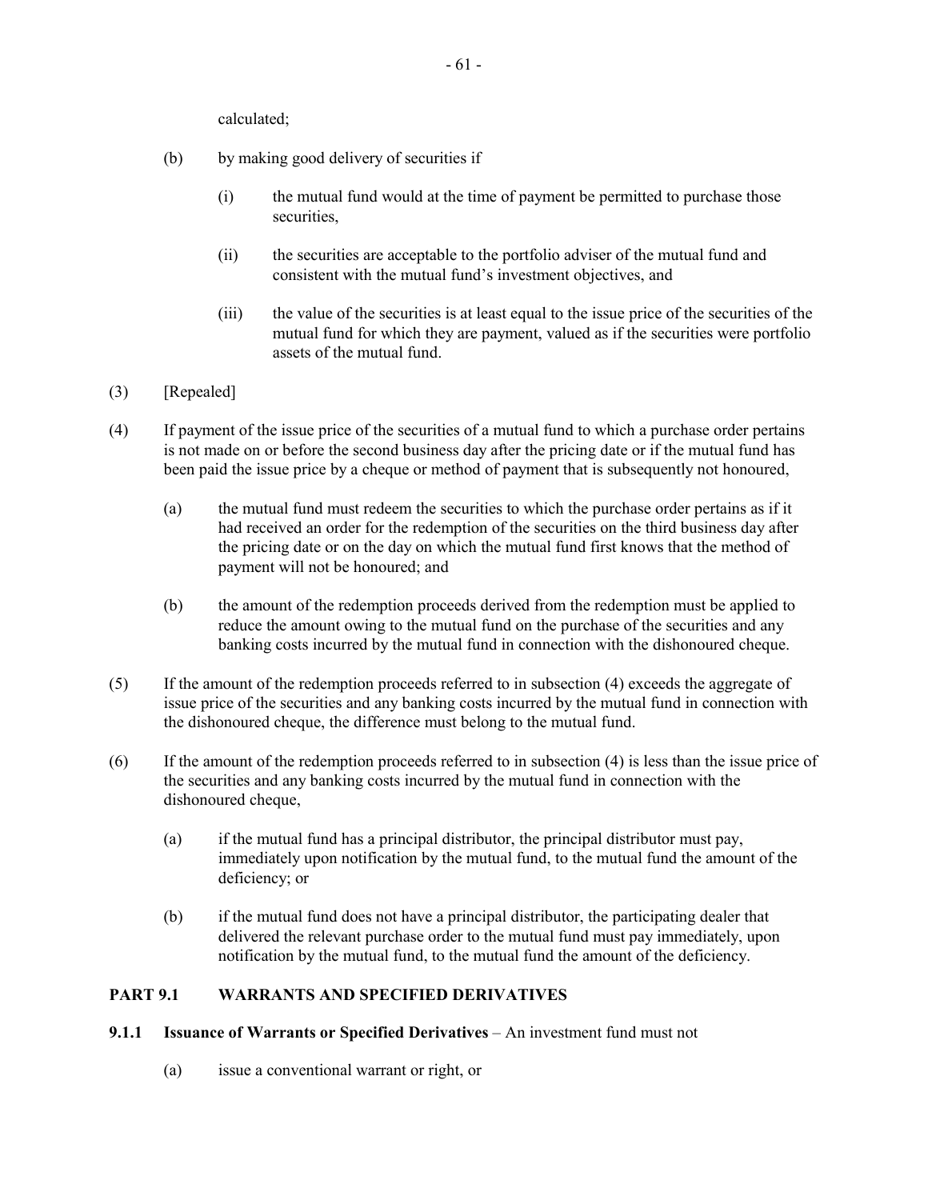calculated;

(b) by making good delivery of securities if

(i) the mutual fund would at the time of payment be permitted to purchase those securities,

(ii) the securities are acceptable to the portfolio adviser of the mutual fund and consistent with the mutual fund's investment objectives, and

(iii) the value of the securities is at least equal to the issue price of the securities of the mutual fund for which they are payment, valued as if the securities were portfolio assets of the mutual fund.

(3) [Repealed]

(4) If payment of the issue price of the securities of a mutual fund to which a purchase order pertains is not made on or before the second business day after the pricing date or if the mutual fund has been paid the issue price by a cheque or method of payment that is subsequently not honoured,

(a) the mutual fund must redeem the securities to which the purchase order pertains as if it had received an order for the redemption of the securities on the third business day after the pricing date or on the day on which the mutual fund first knows that the method of payment will not be honoured; and

(b) the amount of the redemption proceeds derived from the redemption must be applied to reduce the amount owing to the mutual fund on the purchase of the securities and any banking costs incurred by the mutual fund in connection with the dishonoured cheque.

(5) If the amount of the redemption proceeds referred to in subsection (4) exceeds the aggregate of issue price of the securities and any banking costs incurred by the mutual fund in connection with the dishonoured cheque, the difference must belong to the mutual fund.

(6) If the amount of the redemption proceeds referred to in subsection (4) is less than the issue price of the securities and any banking costs incurred by the mutual fund in connection with the dishonoured cheque,

(a) if the mutual fund has a principal distributor, the principal distributor must pay, immediately upon notification by the mutual fund, to the mutual fund the amount of the deficiency; or

(b) if the mutual fund does not have a principal distributor, the participating dealer that delivered the relevant purchase order to the mutual fund must pay immediately, upon notification by the mutual fund, to the mutual fund the amount of the deficiency.

## PART 9.1 WARRANTS AND SPECIFIED DERIVATIVES

**9.1.1 Issuance of Warrants or Specified Derivatives** – An investment fund must not

(a) issue a conventional warrant or right, or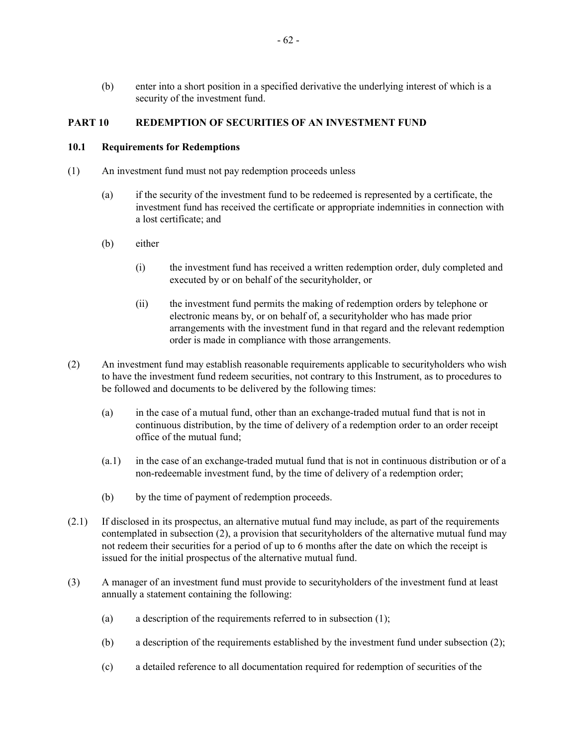(b) enter into a short position in a specified derivative the underlying interest of which is a security of the investment fund.

## PART 10 REDEMPTION OF SECURITIES OF AN INVESTMENT FUND

### 10.1 Requirements for Redemptions

(1) An investment fund must not pay redemption proceeds unless

(a) if the security of the investment fund to be redeemed is represented by a certificate, the investment fund has received the certificate or appropriate indemnities in connection with a lost certificate; and

(b) either

(i) the investment fund has received a written redemption order, duly completed and executed by or on behalf of the securityholder, or

(ii) the investment fund permits the making of redemption orders by telephone or electronic means by, or on behalf of, a securityholder who has made prior arrangements with the investment fund in that regard and the relevant redemption order is made in compliance with those arrangements.

(2) An investment fund may establish reasonable requirements applicable to securityholders who wish to have the investment fund redeem securities, not contrary to this Instrument, as to procedures to be followed and documents to be delivered by the following times:

(a) in the case of a mutual fund, other than an exchange-traded mutual fund that is not in continuous distribution, by the time of delivery of a redemption order to an order receipt office of the mutual fund;

(a.1) in the case of an exchange-traded mutual fund that is not in continuous distribution or of a non-redeemable investment fund, by the time of delivery of a redemption order;

(b) by the time of payment of redemption proceeds.

(2.1) If disclosed in its prospectus, an alternative mutual fund may include, as part of the requirements contemplated in subsection (2), a provision that securityholders of the alternative mutual fund may not redeem their securities for a period of up to 6 months after the date on which the receipt is issued for the initial prospectus of the alternative mutual fund.

(3) A manager of an investment fund must provide to securityholders of the investment fund at least annually a statement containing the following:

(a) a description of the requirements referred to in subsection (1);

(b) a description of the requirements established by the investment fund under subsection (2);

(c) a detailed reference to all documentation required for redemption of securities of the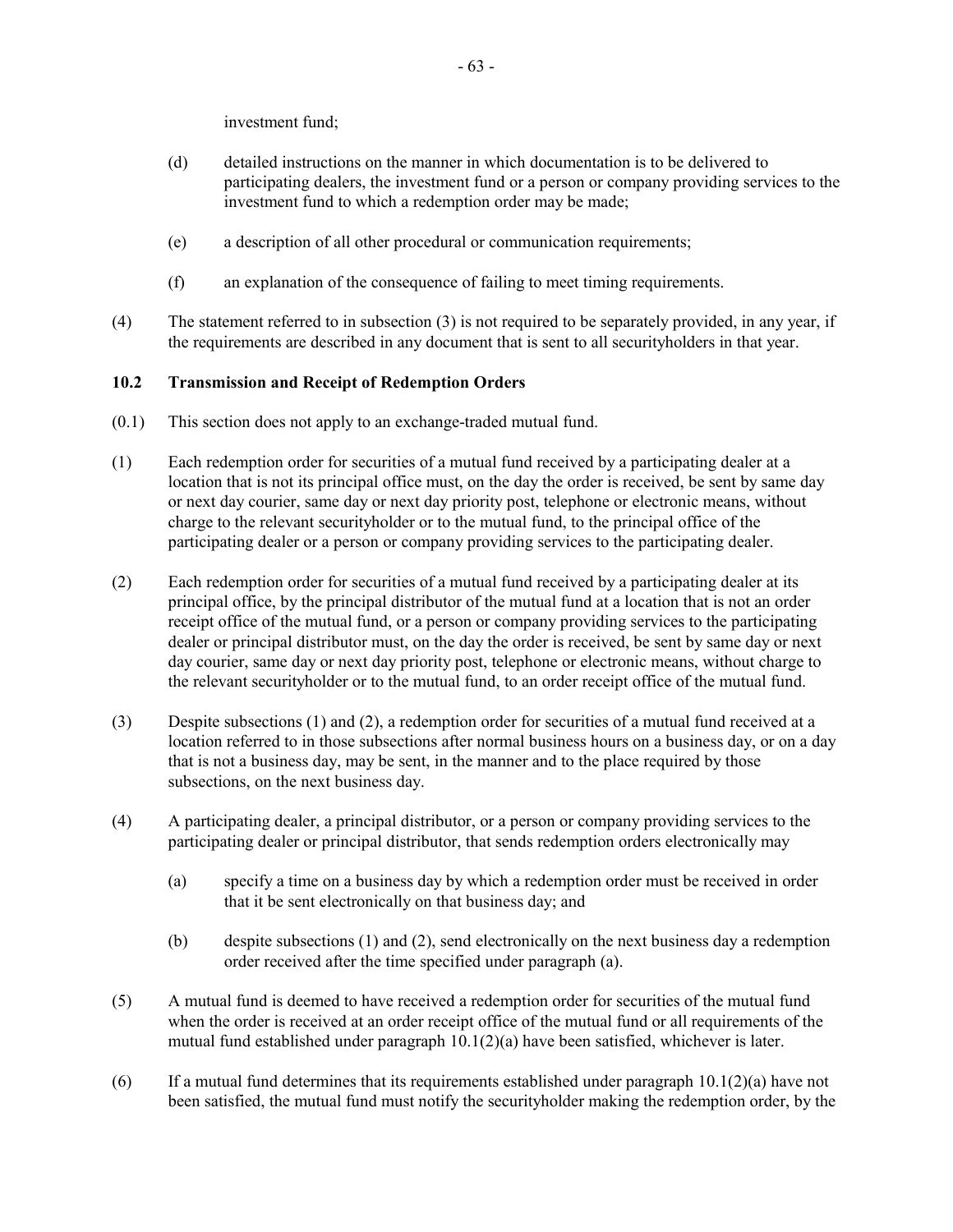investment fund;

(d) detailed instructions on the manner in which documentation is to be delivered to participating dealers, the investment fund or a person or company providing services to the investment fund to which a redemption order may be made;

(e) a description of all other procedural or communication requirements;

(f) an explanation of the consequence of failing to meet timing requirements.

(4) The statement referred to in subsection (3) is not required to be separately provided, in any year, if the requirements are described in any document that is sent to all securityholders in that year.

**10.2 Transmission and Receipt of Redemption Orders**

(0.1) This section does not apply to an exchange-traded mutual fund.

(1) Each redemption order for securities of a mutual fund received by a participating dealer at a location that is not its principal office must, on the day the order is received, be sent by same day or next day courier, same day or next day priority post, telephone or electronic means, without charge to the relevant securityholder or to the mutual fund, to the principal office of the participating dealer or a person or company providing services to the participating dealer.

(2) Each redemption order for securities of a mutual fund received by a participating dealer at its principal office, by the principal distributor of the mutual fund at a location that is not an order receipt office of the mutual fund, or a person or company providing services to the participating dealer or principal distributor must, on the day the order is received, be sent by same day or next day courier, same day or next day priority post, telephone or electronic means, without charge to the relevant securityholder or to the mutual fund, to an order receipt office of the mutual fund.

(3) Despite subsections (1) and (2), a redemption order for securities of a mutual fund received at a location referred to in those subsections after normal business hours on a business day, or on a day that is not a business day, may be sent, in the manner and to the place required by those subsections, on the next business day.

(4) A participating dealer, a principal distributor, or a person or company providing services to the participating dealer or principal distributor, that sends redemption orders electronically may

(a) specify a time on a business day by which a redemption order must be received in order that it be sent electronically on that business day; and

(b) despite subsections (1) and (2), send electronically on the next business day a redemption order received after the time specified under paragraph (a).

(5) A mutual fund is deemed to have received a redemption order for securities of the mutual fund when the order is received at an order receipt office of the mutual fund or all requirements of the mutual fund established under paragraph 10.1(2)(a) have been satisfied, whichever is later.

(6) If a mutual fund determines that its requirements established under paragraph 10.1(2)(a) have not been satisfied, the mutual fund must notify the securityholder making the redemption order, by the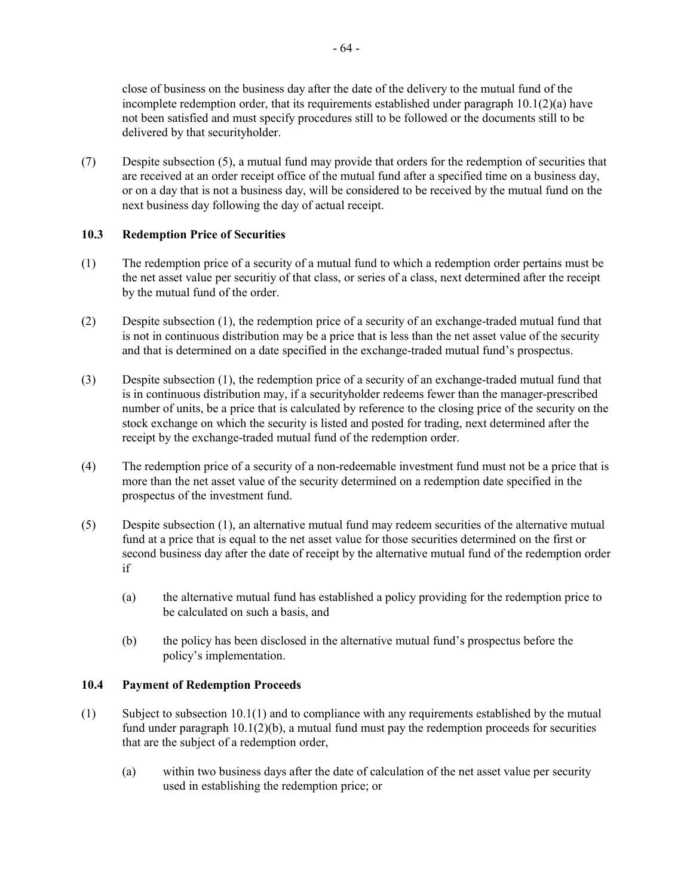close of business on the business day after the date of the delivery to the mutual fund of the incomplete redemption order, that its requirements established under paragraph 10.1(2)(a) have not been satisfied and must specify procedures still to be followed or the documents still to be delivered by that securityholder.

(7) Despite subsection (5), a mutual fund may provide that orders for the redemption of securities that are received at an order receipt office of the mutual fund after a specified time on a business day, or on a day that is not a business day, will be considered to be received by the mutual fund on the next business day following the day of actual receipt.

### 10.3 Redemption Price of Securities

(1) The redemption price of a security of a mutual fund to which a redemption order pertains must be the net asset value per securitiy of that class, or series of a class, next determined after the receipt by the mutual fund of the order.

(2) Despite subsection (1), the redemption price of a security of an exchange-traded mutual fund that is not in continuous distribution may be a price that is less than the net asset value of the security and that is determined on a date specified in the exchange-traded mutual fund's prospectus.

(3) Despite subsection (1), the redemption price of a security of an exchange-traded mutual fund that is in continuous distribution may, if a securityholder redeems fewer than the manager-prescribed number of units, be a price that is calculated by reference to the closing price of the security on the stock exchange on which the security is listed and posted for trading, next determined after the receipt by the exchange-traded mutual fund of the redemption order.

(4) The redemption price of a security of a non-redeemable investment fund must not be a price that is more than the net asset value of the security determined on a redemption date specified in the prospectus of the investment fund.

(5) Despite subsection (1), an alternative mutual fund may redeem securities of the alternative mutual fund at a price that is equal to the net asset value for those securities determined on the first or second business day after the date of receipt by the alternative mutual fund of the redemption order if

(a) the alternative mutual fund has established a policy providing for the redemption price to be calculated on such a basis, and

(b) the policy has been disclosed in the alternative mutual fund's prospectus before the policy's implementation.

### 10.4 Payment of Redemption Proceeds

(1) Subject to subsection 10.1(1) and to compliance with any requirements established by the mutual fund under paragraph 10.1(2)(b), a mutual fund must pay the redemption proceeds for securities that are the subject of a redemption order,

(a) within two business days after the date of calculation of the net asset value per security used in establishing the redemption price; or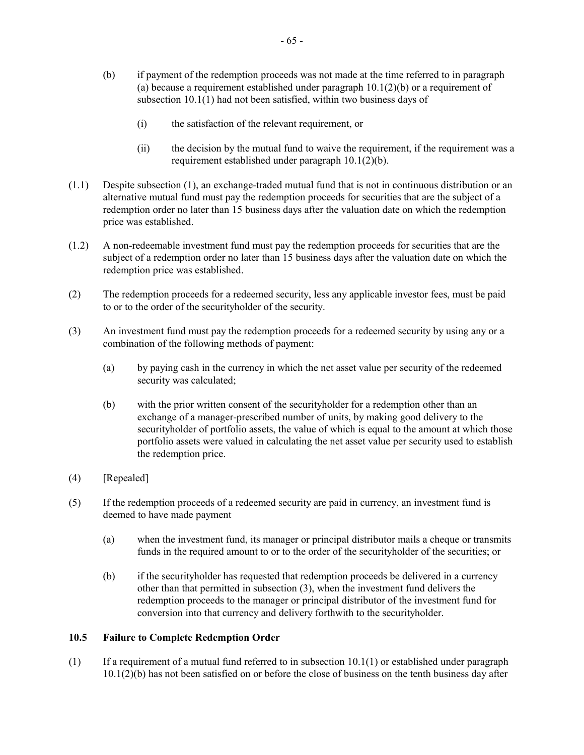(b) if payment of the redemption proceeds was not made at the time referred to in paragraph (a) because a requirement established under paragraph 10.1(2)(b) or a requirement of subsection 10.1(1) had not been satisfied, within two business days of

(i) the satisfaction of the relevant requirement, or

(ii) the decision by the mutual fund to waive the requirement, if the requirement was a requirement established under paragraph 10.1(2)(b).

(1.1) Despite subsection (1), an exchange-traded mutual fund that is not in continuous distribution or an alternative mutual fund must pay the redemption proceeds for securities that are the subject of a redemption order no later than 15 business days after the valuation date on which the redemption price was established.

(1.2) A non-redeemable investment fund must pay the redemption proceeds for securities that are the subject of a redemption order no later than 15 business days after the valuation date on which the redemption price was established.

(2) The redemption proceeds for a redeemed security, less any applicable investor fees, must be paid to or to the order of the securityholder of the security.

(3) An investment fund must pay the redemption proceeds for a redeemed security by using any or a combination of the following methods of payment:

(a) by paying cash in the currency in which the net asset value per security of the redeemed security was calculated;

(b) with the prior written consent of the securityholder for a redemption other than an exchange of a manager-prescribed number of units, by making good delivery to the securityholder of portfolio assets, the value of which is equal to the amount at which those portfolio assets were valued in calculating the net asset value per security used to establish the redemption price.

(4) [Repealed]

(5) If the redemption proceeds of a redeemed security are paid in currency, an investment fund is deemed to have made payment

(a) when the investment fund, its manager or principal distributor mails a cheque or transmits funds in the required amount to or to the order of the securityholder of the securities; or

(b) if the securityholder has requested that redemption proceeds be delivered in a currency other than that permitted in subsection (3), when the investment fund delivers the redemption proceeds to the manager or principal distributor of the investment fund for conversion into that currency and delivery forthwith to the securityholder.

### 10.5 Failure to Complete Redemption Order

(1) If a requirement of a mutual fund referred to in subsection 10.1(1) or established under paragraph 10.1(2)(b) has not been satisfied on or before the close of business on the tenth business day after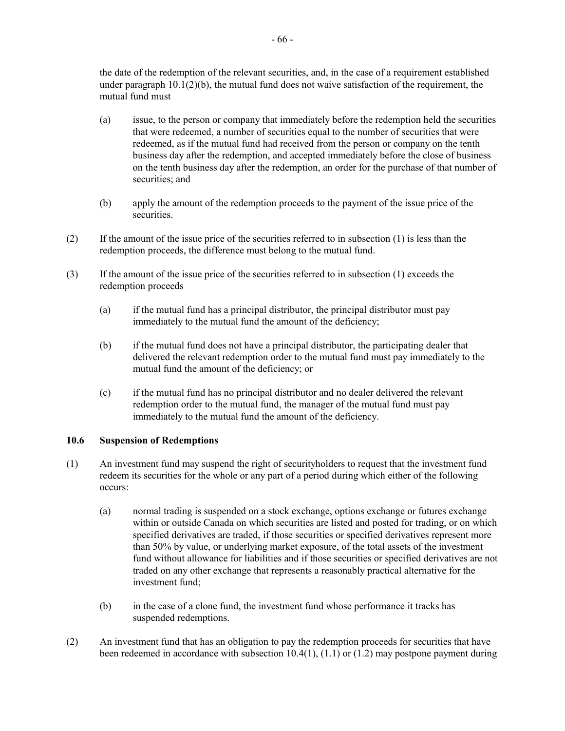the date of the redemption of the relevant securities, and, in the case of a requirement established under paragraph 10.1(2)(b), the mutual fund does not waive satisfaction of the requirement, the mutual fund must

(a) issue, to the person or company that immediately before the redemption held the securities that were redeemed, a number of securities equal to the number of securities that were redeemed, as if the mutual fund had received from the person or company on the tenth business day after the redemption, and accepted immediately before the close of business on the tenth business day after the redemption, an order for the purchase of that number of securities; and

(b) apply the amount of the redemption proceeds to the payment of the issue price of the securities.

(2) If the amount of the issue price of the securities referred to in subsection (1) is less than the redemption proceeds, the difference must belong to the mutual fund.

(3) If the amount of the issue price of the securities referred to in subsection (1) exceeds the redemption proceeds

(a) if the mutual fund has a principal distributor, the principal distributor must pay immediately to the mutual fund the amount of the deficiency;

(b) if the mutual fund does not have a principal distributor, the participating dealer that delivered the relevant redemption order to the mutual fund must pay immediately to the mutual fund the amount of the deficiency; or

(c) if the mutual fund has no principal distributor and no dealer delivered the relevant redemption order to the mutual fund, the manager of the mutual fund must pay immediately to the mutual fund the amount of the deficiency.

### 10.6 Suspension of Redemptions

(1) An investment fund may suspend the right of securityholders to request that the investment fund redeem its securities for the whole or any part of a period during which either of the following occurs:

(a) normal trading is suspended on a stock exchange, options exchange or futures exchange within or outside Canada on which securities are listed and posted for trading, or on which specified derivatives are traded, if those securities or specified derivatives represent more than 50% by value, or underlying market exposure, of the total assets of the investment fund without allowance for liabilities and if those securities or specified derivatives are not traded on any other exchange that represents a reasonably practical alternative for the investment fund;

(b) in the case of a clone fund, the investment fund whose performance it tracks has suspended redemptions.

(2) An investment fund that has an obligation to pay the redemption proceeds for securities that have been redeemed in accordance with subsection 10.4(1), (1.1) or (1.2) may postpone payment during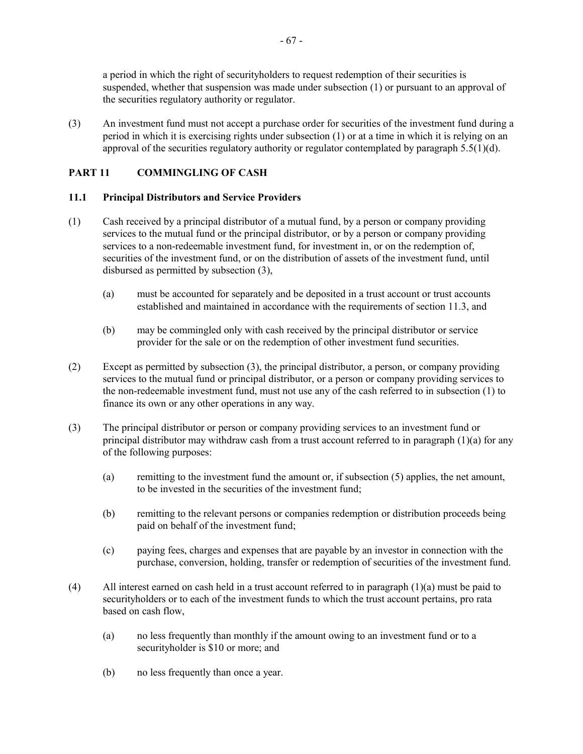a period in which the right of securityholders to request redemption of their securities is suspended, whether that suspension was made under subsection (1) or pursuant to an approval of the securities regulatory authority or regulator.

(3) An investment fund must not accept a purchase order for securities of the investment fund during a period in which it is exercising rights under subsection (1) or at a time in which it is relying on an approval of the securities regulatory authority or regulator contemplated by paragraph 5.5(1)(d).

## PART 11 COMMINGLING OF CASH

### 11.1 Principal Distributors and Service Providers

(1) Cash received by a principal distributor of a mutual fund, by a person or company providing services to the mutual fund or the principal distributor, or by a person or company providing services to a non-redeemable investment fund, for investment in, or on the redemption of, securities of the investment fund, or on the distribution of assets of the investment fund, until disbursed as permitted by subsection (3),

(a) must be accounted for separately and be deposited in a trust account or trust accounts established and maintained in accordance with the requirements of section 11.3, and

(b) may be commingled only with cash received by the principal distributor or service provider for the sale or on the redemption of other investment fund securities.

(2) Except as permitted by subsection (3), the principal distributor, a person, or company providing services to the mutual fund or principal distributor, or a person or company providing services to the non-redeemable investment fund, must not use any of the cash referred to in subsection (1) to finance its own or any other operations in any way.

(3) The principal distributor or person or company providing services to an investment fund or principal distributor may withdraw cash from a trust account referred to in paragraph (1)(a) for any of the following purposes:

(a) remitting to the investment fund the amount or, if subsection (5) applies, the net amount, to be invested in the securities of the investment fund;

(b) remitting to the relevant persons or companies redemption or distribution proceeds being paid on behalf of the investment fund;

(c) paying fees, charges and expenses that are payable by an investor in connection with the purchase, conversion, holding, transfer or redemption of securities of the investment fund.

(4) All interest earned on cash held in a trust account referred to in paragraph (1)(a) must be paid to securityholders or to each of the investment funds to which the trust account pertains, pro rata based on cash flow,

(a) no less frequently than monthly if the amount owing to an investment fund or to a securityholder is $10 or more; and

(b) no less frequently than once a year.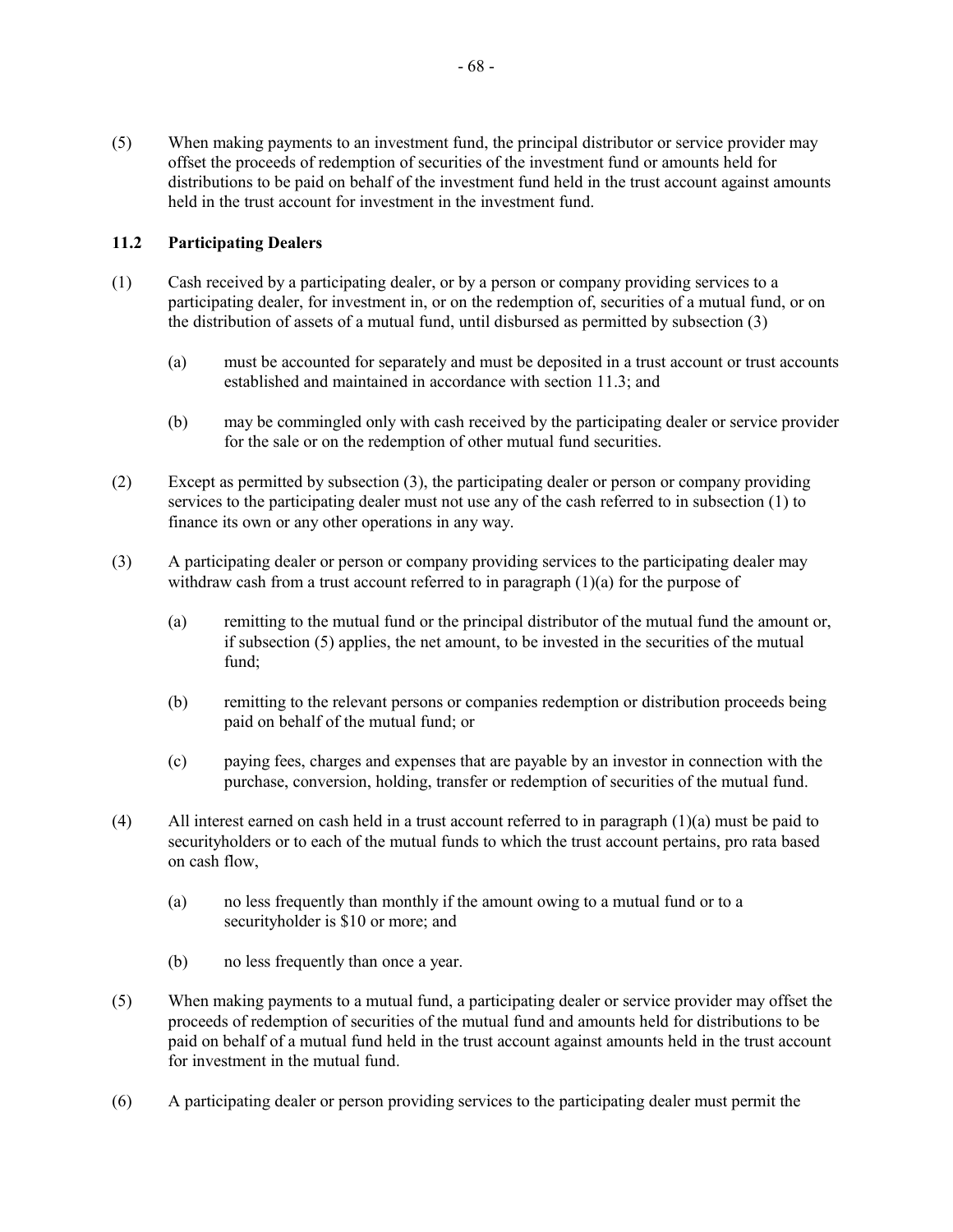(5) When making payments to an investment fund, the principal distributor or service provider may offset the proceeds of redemption of securities of the investment fund or amounts held for distributions to be paid on behalf of the investment fund held in the trust account against amounts held in the trust account for investment in the investment fund.

### 11.2 Participating Dealers

(1) Cash received by a participating dealer, or by a person or company providing services to a participating dealer, for investment in, or on the redemption of, securities of a mutual fund, or on the distribution of assets of a mutual fund, until disbursed as permitted by subsection (3)

  (a) must be accounted for separately and must be deposited in a trust account or trust accounts established and maintained in accordance with section 11.3; and

  (b) may be commingled only with cash received by the participating dealer or service provider for the sale or on the redemption of other mutual fund securities.

(2) Except as permitted by subsection (3), the participating dealer or person or company providing services to the participating dealer must not use any of the cash referred to in subsection (1) to finance its own or any other operations in any way.

(3) A participating dealer or person or company providing services to the participating dealer may withdraw cash from a trust account referred to in paragraph (1)(a) for the purpose of

  (a) remitting to the mutual fund or the principal distributor of the mutual fund the amount or, if subsection (5) applies, the net amount, to be invested in the securities of the mutual fund;

  (b) remitting to the relevant persons or companies redemption or distribution proceeds being paid on behalf of the mutual fund; or

  (c) paying fees, charges and expenses that are payable by an investor in connection with the purchase, conversion, holding, transfer or redemption of securities of the mutual fund.

(4) All interest earned on cash held in a trust account referred to in paragraph (1)(a) must be paid to securityholders or to each of the mutual funds to which the trust account pertains, pro rata based on cash flow,

  (a) no less frequently than monthly if the amount owing to a mutual fund or to a securityholder is $10 or more; and

  (b) no less frequently than once a year.

(5) When making payments to a mutual fund, a participating dealer or service provider may offset the proceeds of redemption of securities of the mutual fund and amounts held for distributions to be paid on behalf of a mutual fund held in the trust account against amounts held in the trust account for investment in the mutual fund.

(6) A participating dealer or person providing services to the participating dealer must permit the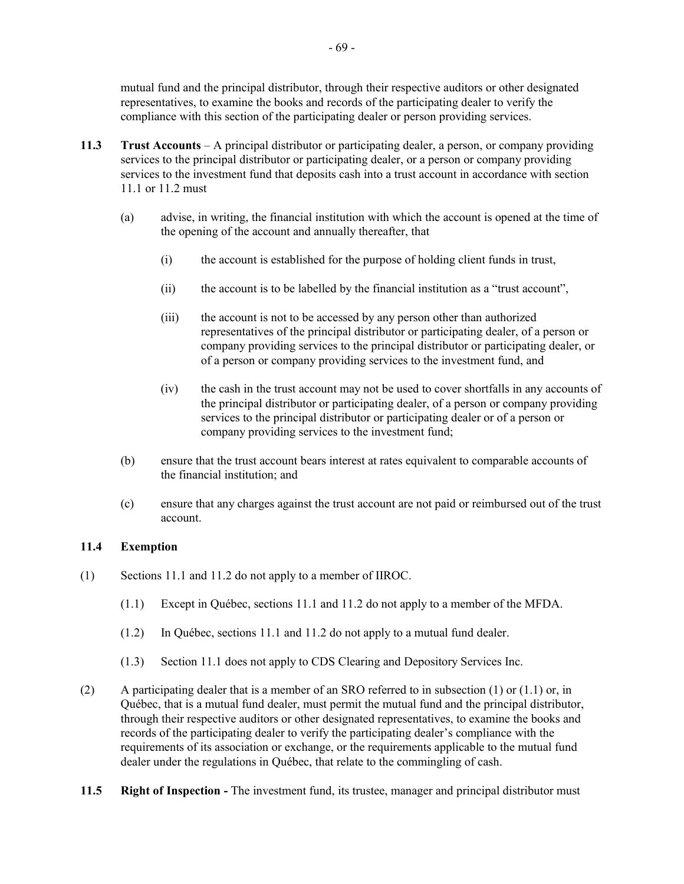mutual fund and the principal distributor, through their respective auditors or other designated representatives, to examine the books and records of the participating dealer to verify the compliance with this section of the participating dealer or person providing services.

**11.3 Trust Accounts** – A principal distributor or participating dealer, a person, or company providing services to the principal distributor or participating dealer, or a person or company providing services to the investment fund that deposits cash into a trust account in accordance with section 11.1 or 11.2 must

(a) advise, in writing, the financial institution with which the account is opened at the time of the opening of the account and annually thereafter, that

(i) the account is established for the purpose of holding client funds in trust,

(ii) the account is to be labelled by the financial institution as a "trust account",

(iii) the account is not to be accessed by any person other than authorized representatives of the principal distributor or participating dealer, of a person or company providing services to the principal distributor or participating dealer, or of a person or company providing services to the investment fund, and

(iv) the cash in the trust account may not be used to cover shortfalls in any accounts of the principal distributor or participating dealer, of a person or company providing services to the principal distributor or participating dealer or of a person or company providing services to the investment fund;

(b) ensure that the trust account bears interest at rates equivalent to comparable accounts of the financial institution; and

(c) ensure that any charges against the trust account are not paid or reimbursed out of the trust account.

**11.4 Exemption**

(1) Sections 11.1 and 11.2 do not apply to a member of IIROC.

(1.1) Except in Québec, sections 11.1 and 11.2 do not apply to a member of the MFDA.

(1.2) In Québec, sections 11.1 and 11.2 do not apply to a mutual fund dealer.

(1.3) Section 11.1 does not apply to CDS Clearing and Depository Services Inc.

(2) A participating dealer that is a member of an SRO referred to in subsection (1) or (1.1) or, in Québec, that is a mutual fund dealer, must permit the mutual fund and the principal distributor, through their respective auditors or other designated representatives, to examine the books and records of the participating dealer to verify the participating dealer's compliance with the requirements of its association or exchange, or the requirements applicable to the mutual fund dealer under the regulations in Québec, that relate to the commingling of cash.

**11.5 Right of Inspection -** The investment fund, its trustee, manager and principal distributor must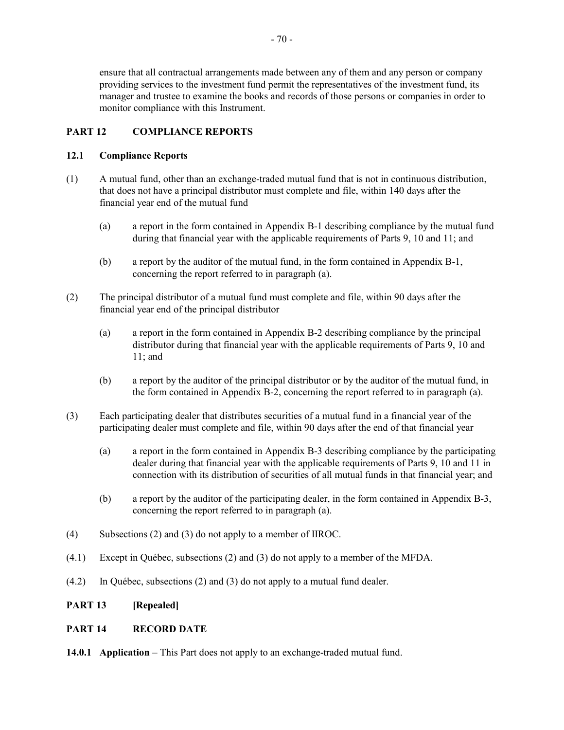ensure that all contractual arrangements made between any of them and any person or company providing services to the investment fund permit the representatives of the investment fund, its manager and trustee to examine the books and records of those persons or companies in order to monitor compliance with this Instrument.

## PART 12 COMPLIANCE REPORTS

### 12.1 Compliance Reports

(1) A mutual fund, other than an exchange-traded mutual fund that is not in continuous distribution, that does not have a principal distributor must complete and file, within 140 days after the financial year end of the mutual fund

(a) a report in the form contained in Appendix B-1 describing compliance by the mutual fund during that financial year with the applicable requirements of Parts 9, 10 and 11; and

(b) a report by the auditor of the mutual fund, in the form contained in Appendix B-1, concerning the report referred to in paragraph (a).

(2) The principal distributor of a mutual fund must complete and file, within 90 days after the financial year end of the principal distributor

(a) a report in the form contained in Appendix B-2 describing compliance by the principal distributor during that financial year with the applicable requirements of Parts 9, 10 and 11; and

(b) a report by the auditor of the principal distributor or by the auditor of the mutual fund, in the form contained in Appendix B-2, concerning the report referred to in paragraph (a).

(3) Each participating dealer that distributes securities of a mutual fund in a financial year of the participating dealer must complete and file, within 90 days after the end of that financial year

(a) a report in the form contained in Appendix B-3 describing compliance by the participating dealer during that financial year with the applicable requirements of Parts 9, 10 and 11 in connection with its distribution of securities of all mutual funds in that financial year; and

(b) a report by the auditor of the participating dealer, in the form contained in Appendix B-3, concerning the report referred to in paragraph (a).

(4) Subsections (2) and (3) do not apply to a member of IIROC.

(4.1) Except in Québec, subsections (2) and (3) do not apply to a member of the MFDA.

(4.2) In Québec, subsections (2) and (3) do not apply to a mutual fund dealer.

## PART 13 [Repealed]

## PART 14 RECORD DATE

**14.0.1 Application** – This Part does not apply to an exchange-traded mutual fund.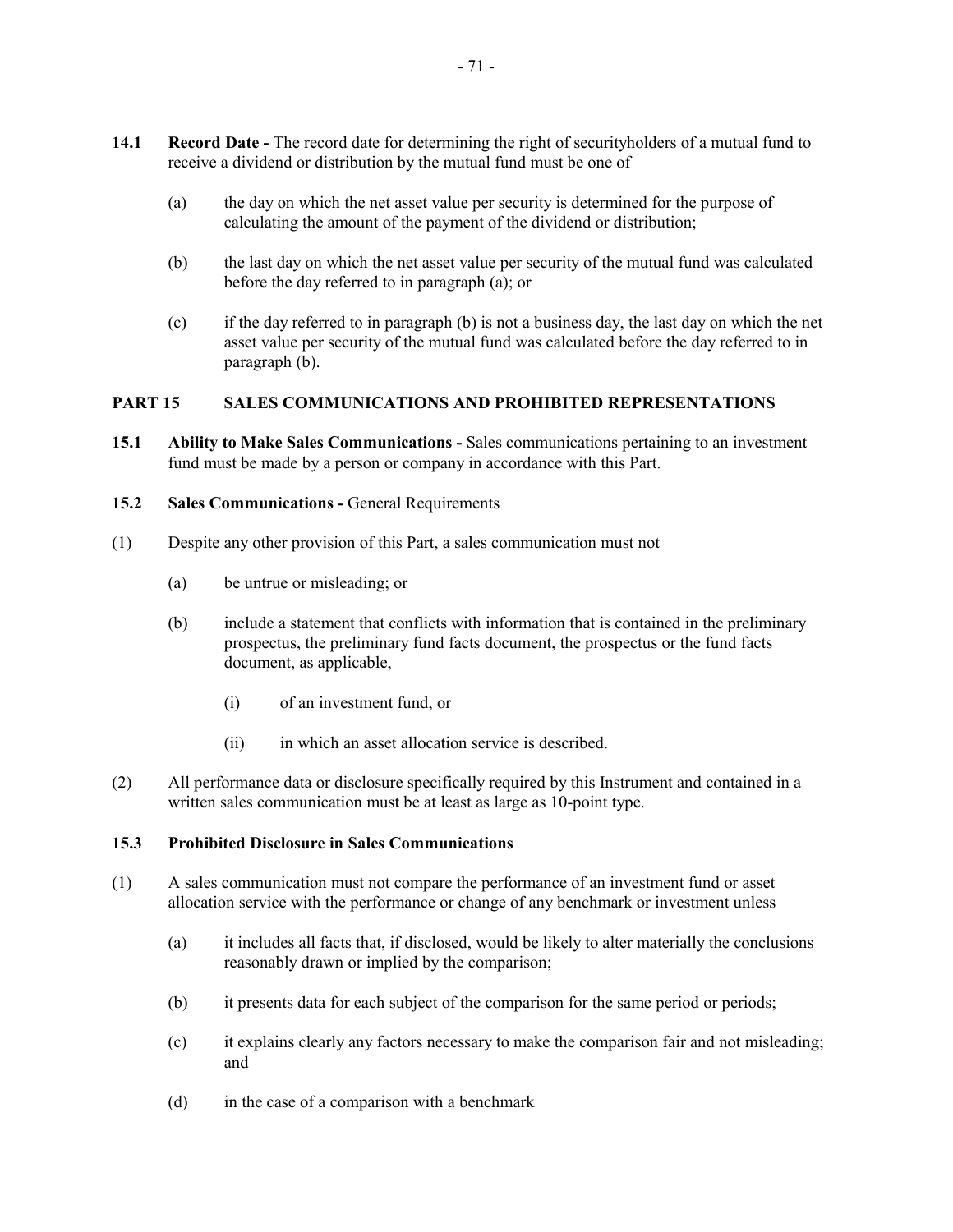**14.1 Record Date -** The record date for determining the right of securityholders of a mutual fund to receive a dividend or distribution by the mutual fund must be one of

(a) the day on which the net asset value per security is determined for the purpose of calculating the amount of the payment of the dividend or distribution;

(b) the last day on which the net asset value per security of the mutual fund was calculated before the day referred to in paragraph (a); or

(c) if the day referred to in paragraph (b) is not a business day, the last day on which the net asset value per security of the mutual fund was calculated before the day referred to in paragraph (b).

## PART 15 SALES COMMUNICATIONS AND PROHIBITED REPRESENTATIONS

**15.1 Ability to Make Sales Communications -** Sales communications pertaining to an investment fund must be made by a person or company in accordance with this Part.

**15.2 Sales Communications -** General Requirements

(1) Despite any other provision of this Part, a sales communication must not

(a) be untrue or misleading; or

(b) include a statement that conflicts with information that is contained in the preliminary prospectus, the preliminary fund facts document, the prospectus or the fund facts document, as applicable,

(i) of an investment fund, or

(ii) in which an asset allocation service is described.

(2) All performance data or disclosure specifically required by this Instrument and contained in a written sales communication must be at least as large as 10-point type.

**15.3 Prohibited Disclosure in Sales Communications**

(1) A sales communication must not compare the performance of an investment fund or asset allocation service with the performance or change of any benchmark or investment unless

(a) it includes all facts that, if disclosed, would be likely to alter materially the conclusions reasonably drawn or implied by the comparison;

(b) it presents data for each subject of the comparison for the same period or periods;

(c) it explains clearly any factors necessary to make the comparison fair and not misleading; and

(d) in the case of a comparison with a benchmark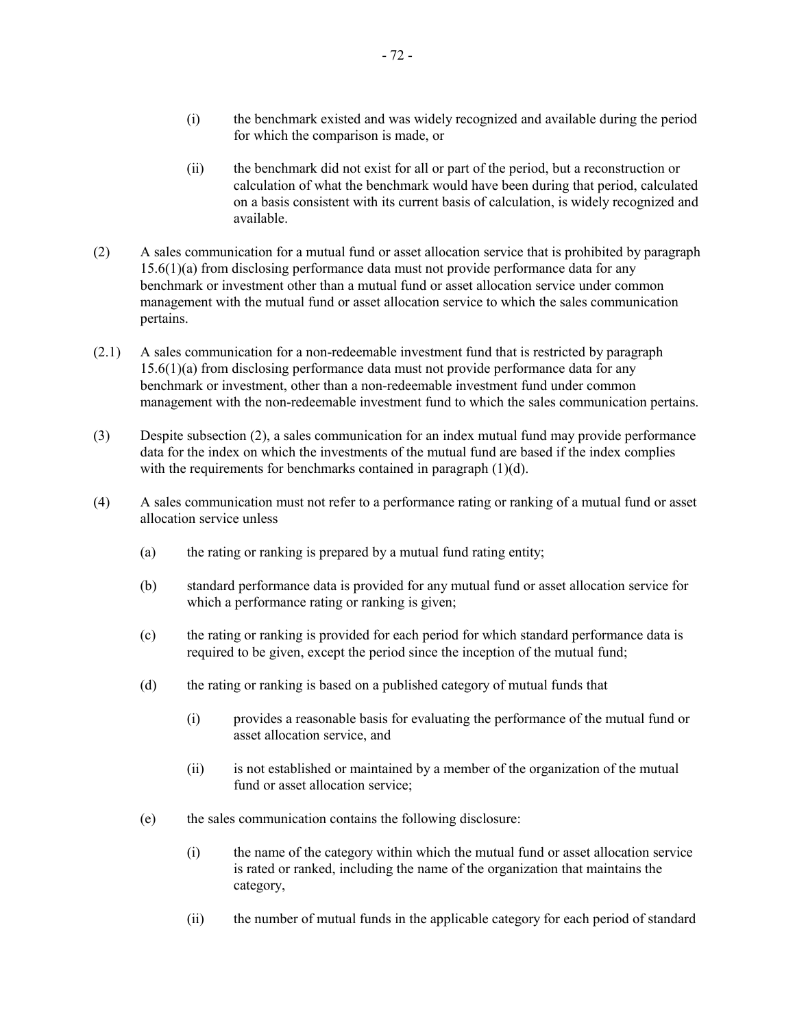(i) the benchmark existed and was widely recognized and available during the period for which the comparison is made, or

(ii) the benchmark did not exist for all or part of the period, but a reconstruction or calculation of what the benchmark would have been during that period, calculated on a basis consistent with its current basis of calculation, is widely recognized and available.

(2) A sales communication for a mutual fund or asset allocation service that is prohibited by paragraph 15.6(1)(a) from disclosing performance data must not provide performance data for any benchmark or investment other than a mutual fund or asset allocation service under common management with the mutual fund or asset allocation service to which the sales communication pertains.

(2.1) A sales communication for a non-redeemable investment fund that is restricted by paragraph 15.6(1)(a) from disclosing performance data must not provide performance data for any benchmark or investment, other than a non-redeemable investment fund under common management with the non-redeemable investment fund to which the sales communication pertains.

(3) Despite subsection (2), a sales communication for an index mutual fund may provide performance data for the index on which the investments of the mutual fund are based if the index complies with the requirements for benchmarks contained in paragraph (1)(d).

(4) A sales communication must not refer to a performance rating or ranking of a mutual fund or asset allocation service unless

(a) the rating or ranking is prepared by a mutual fund rating entity;

(b) standard performance data is provided for any mutual fund or asset allocation service for which a performance rating or ranking is given;

(c) the rating or ranking is provided for each period for which standard performance data is required to be given, except the period since the inception of the mutual fund;

(d) the rating or ranking is based on a published category of mutual funds that

(i) provides a reasonable basis for evaluating the performance of the mutual fund or asset allocation service, and

(ii) is not established or maintained by a member of the organization of the mutual fund or asset allocation service;

(e) the sales communication contains the following disclosure:

(i) the name of the category within which the mutual fund or asset allocation service is rated or ranked, including the name of the organization that maintains the category,

(ii) the number of mutual funds in the applicable category for each period of standard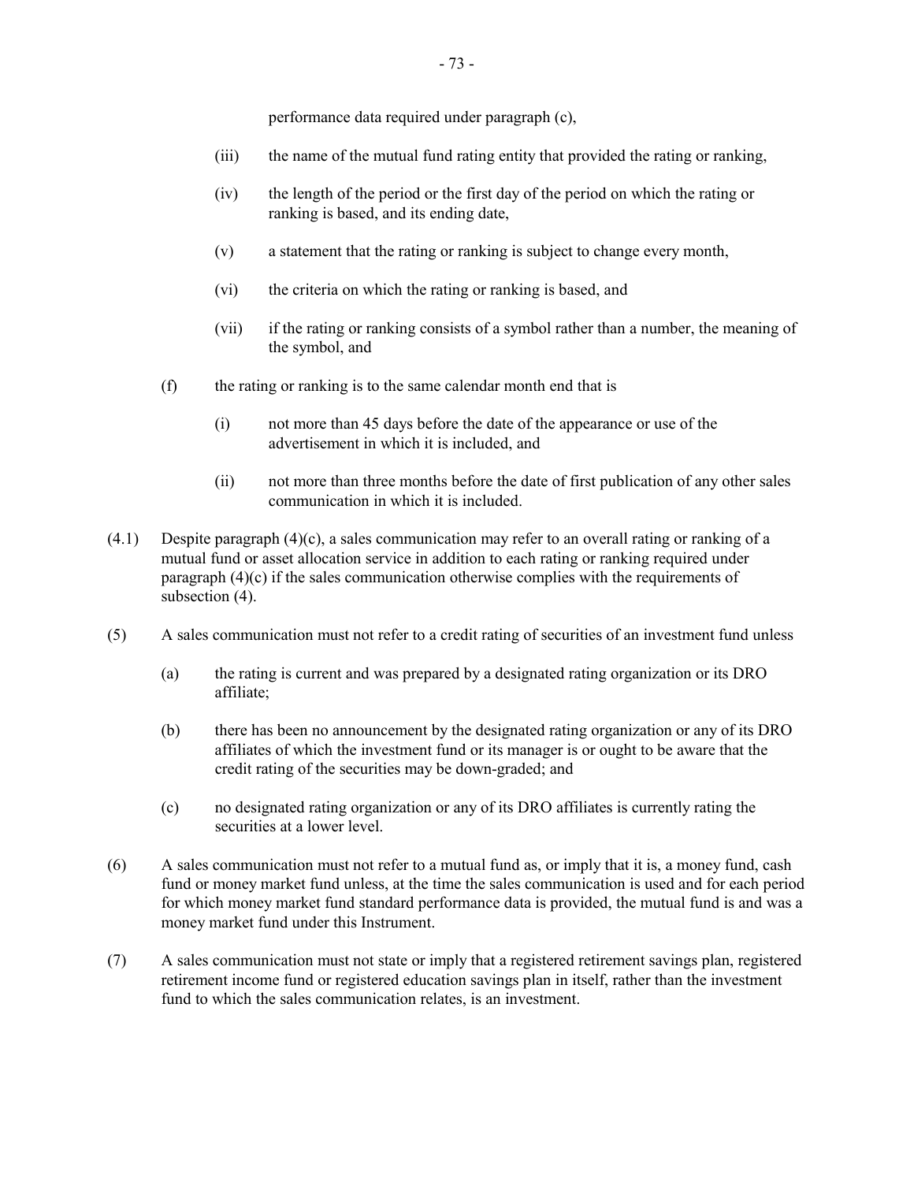performance data required under paragraph (c),

(iii) the name of the mutual fund rating entity that provided the rating or ranking,

(iv) the length of the period or the first day of the period on which the rating or ranking is based, and its ending date,

(v) a statement that the rating or ranking is subject to change every month,

(vi) the criteria on which the rating or ranking is based, and

(vii) if the rating or ranking consists of a symbol rather than a number, the meaning of the symbol, and

(f) the rating or ranking is to the same calendar month end that is

(i) not more than 45 days before the date of the appearance or use of the advertisement in which it is included, and

(ii) not more than three months before the date of first publication of any other sales communication in which it is included.

(4.1) Despite paragraph (4)(c), a sales communication may refer to an overall rating or ranking of a mutual fund or asset allocation service in addition to each rating or ranking required under paragraph (4)(c) if the sales communication otherwise complies with the requirements of subsection (4).

(5) A sales communication must not refer to a credit rating of securities of an investment fund unless

(a) the rating is current and was prepared by a designated rating organization or its DRO affiliate;

(b) there has been no announcement by the designated rating organization or any of its DRO affiliates of which the investment fund or its manager is or ought to be aware that the credit rating of the securities may be down-graded; and

(c) no designated rating organization or any of its DRO affiliates is currently rating the securities at a lower level.

(6) A sales communication must not refer to a mutual fund as, or imply that it is, a money fund, cash fund or money market fund unless, at the time the sales communication is used and for each period for which money market fund standard performance data is provided, the mutual fund is and was a money market fund under this Instrument.

(7) A sales communication must not state or imply that a registered retirement savings plan, registered retirement income fund or registered education savings plan in itself, rather than the investment fund to which the sales communication relates, is an investment.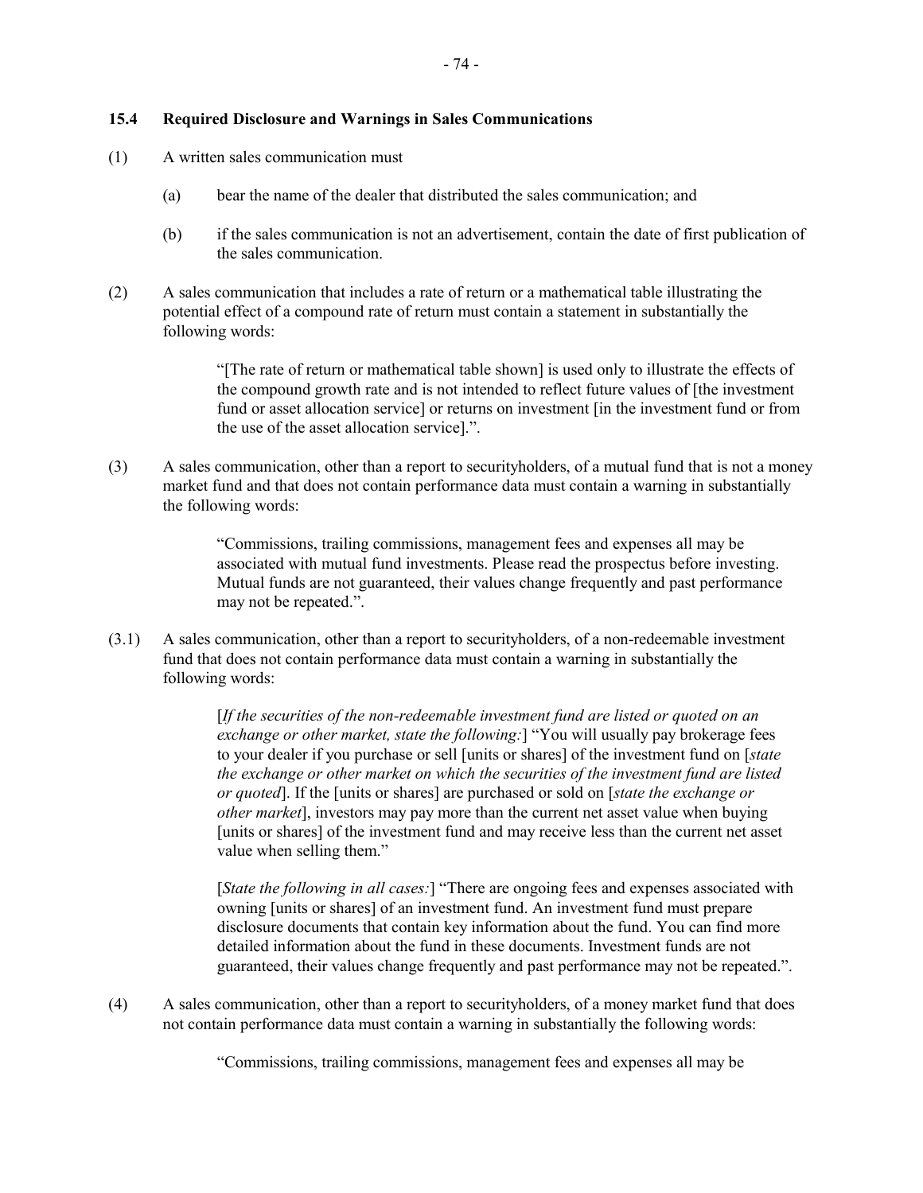### 15.4 Required Disclosure and Warnings in Sales Communications

(1) A written sales communication must

(a) bear the name of the dealer that distributed the sales communication; and

(b) if the sales communication is not an advertisement, contain the date of first publication of the sales communication.

(2) A sales communication that includes a rate of return or a mathematical table illustrating the potential effect of a compound rate of return must contain a statement in substantially the following words:

> "[The rate of return or mathematical table shown] is used only to illustrate the effects of the compound growth rate and is not intended to reflect future values of [the investment fund or asset allocation service] or returns on investment [in the investment fund or from the use of the asset allocation service].".

(3) A sales communication, other than a report to securityholders, of a mutual fund that is not a money market fund and that does not contain performance data must contain a warning in substantially the following words:

> "Commissions, trailing commissions, management fees and expenses all may be associated with mutual fund investments. Please read the prospectus before investing. Mutual funds are not guaranteed, their values change frequently and past performance may not be repeated.".

(3.1) A sales communication, other than a report to securityholders, of a non-redeemable investment fund that does not contain performance data must contain a warning in substantially the following words:

> [*If the securities of the non-redeemable investment fund are listed or quoted on an exchange or other market, state the following:*] "You will usually pay brokerage fees to your dealer if you purchase or sell [units or shares] of the investment fund on [*state the exchange or other market on which the securities of the investment fund are listed or quoted*]. If the [units or shares] are purchased or sold on [*state the exchange or other market*], investors may pay more than the current net asset value when buying [units or shares] of the investment fund and may receive less than the current net asset value when selling them."
>
> [*State the following in all cases:*] "There are ongoing fees and expenses associated with owning [units or shares] of an investment fund. An investment fund must prepare disclosure documents that contain key information about the fund. You can find more detailed information about the fund in these documents. Investment funds are not guaranteed, their values change frequently and past performance may not be repeated.".

(4) A sales communication, other than a report to securityholders, of a money market fund that does not contain performance data must contain a warning in substantially the following words:

> "Commissions, trailing commissions, management fees and expenses all may be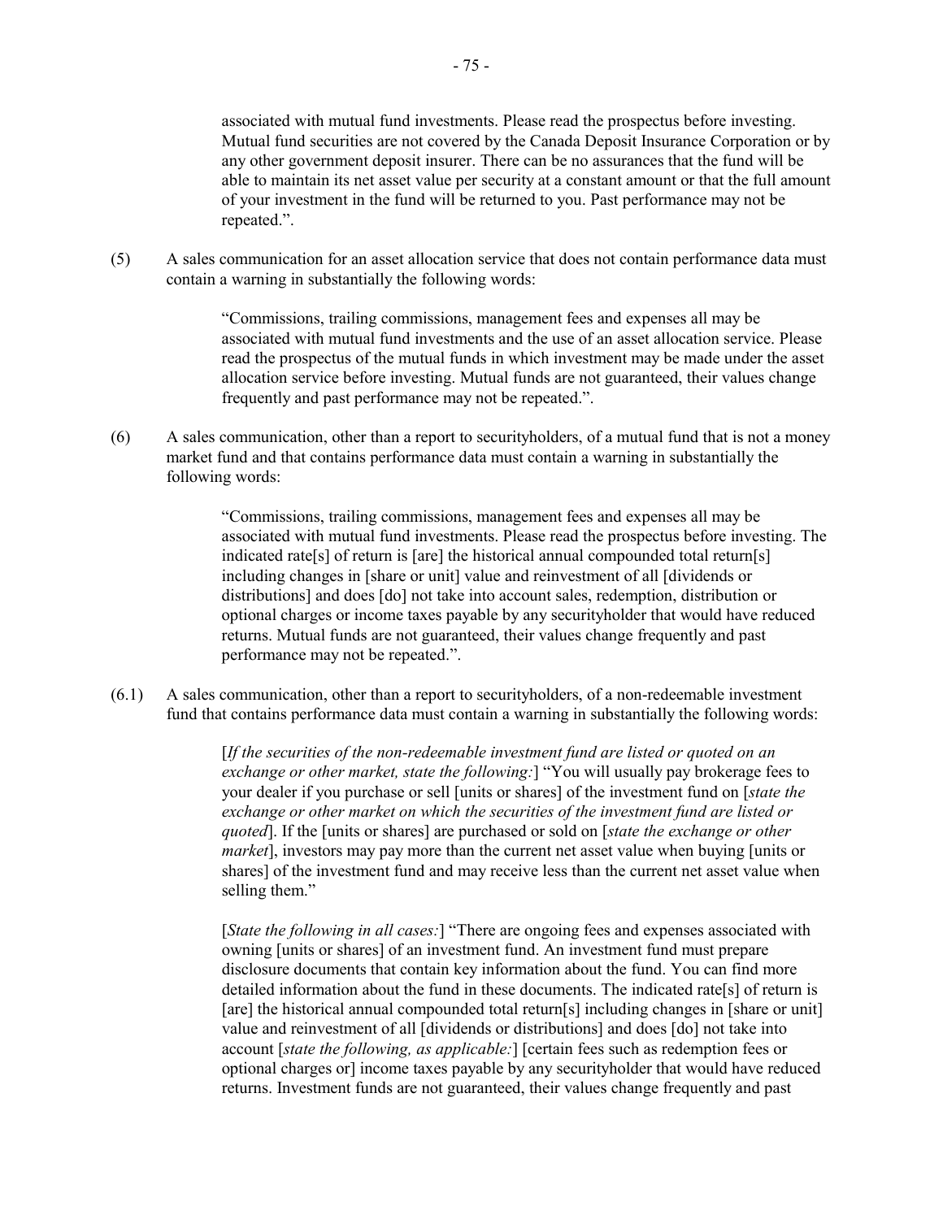associated with mutual fund investments. Please read the prospectus before investing. Mutual fund securities are not covered by the Canada Deposit Insurance Corporation or by any other government deposit insurer. There can be no assurances that the fund will be able to maintain its net asset value per security at a constant amount or that the full amount of your investment in the fund will be returned to you. Past performance may not be repeated.".

(5) A sales communication for an asset allocation service that does not contain performance data must contain a warning in substantially the following words:

> "Commissions, trailing commissions, management fees and expenses all may be associated with mutual fund investments and the use of an asset allocation service. Please read the prospectus of the mutual funds in which investment may be made under the asset allocation service before investing. Mutual funds are not guaranteed, their values change frequently and past performance may not be repeated.".

(6) A sales communication, other than a report to securityholders, of a mutual fund that is not a money market fund and that contains performance data must contain a warning in substantially the following words:

> "Commissions, trailing commissions, management fees and expenses all may be associated with mutual fund investments. Please read the prospectus before investing. The indicated rate[s] of return is [are] the historical annual compounded total return[s] including changes in [share or unit] value and reinvestment of all [dividends or distributions] and does [do] not take into account sales, redemption, distribution or optional charges or income taxes payable by any securityholder that would have reduced returns. Mutual funds are not guaranteed, their values change frequently and past performance may not be repeated.".

(6.1) A sales communication, other than a report to securityholders, of a non-redeemable investment fund that contains performance data must contain a warning in substantially the following words:

> [*If the securities of the non-redeemable investment fund are listed or quoted on an exchange or other market, state the following:*] "You will usually pay brokerage fees to your dealer if you purchase or sell [units or shares] of the investment fund on [*state the exchange or other market on which the securities of the investment fund are listed or quoted*]. If the [units or shares] are purchased or sold on [*state the exchange or other market*], investors may pay more than the current net asset value when buying [units or shares] of the investment fund and may receive less than the current net asset value when selling them."
>
> [*State the following in all cases:*] "There are ongoing fees and expenses associated with owning [units or shares] of an investment fund. An investment fund must prepare disclosure documents that contain key information about the fund. You can find more detailed information about the fund in these documents. The indicated rate[s] of return is [are] the historical annual compounded total return[s] including changes in [share or unit] value and reinvestment of all [dividends or distributions] and does [do] not take into account [*state the following, as applicable:*] [certain fees such as redemption fees or optional charges or] income taxes payable by any securityholder that would have reduced returns. Investment funds are not guaranteed, their values change frequently and past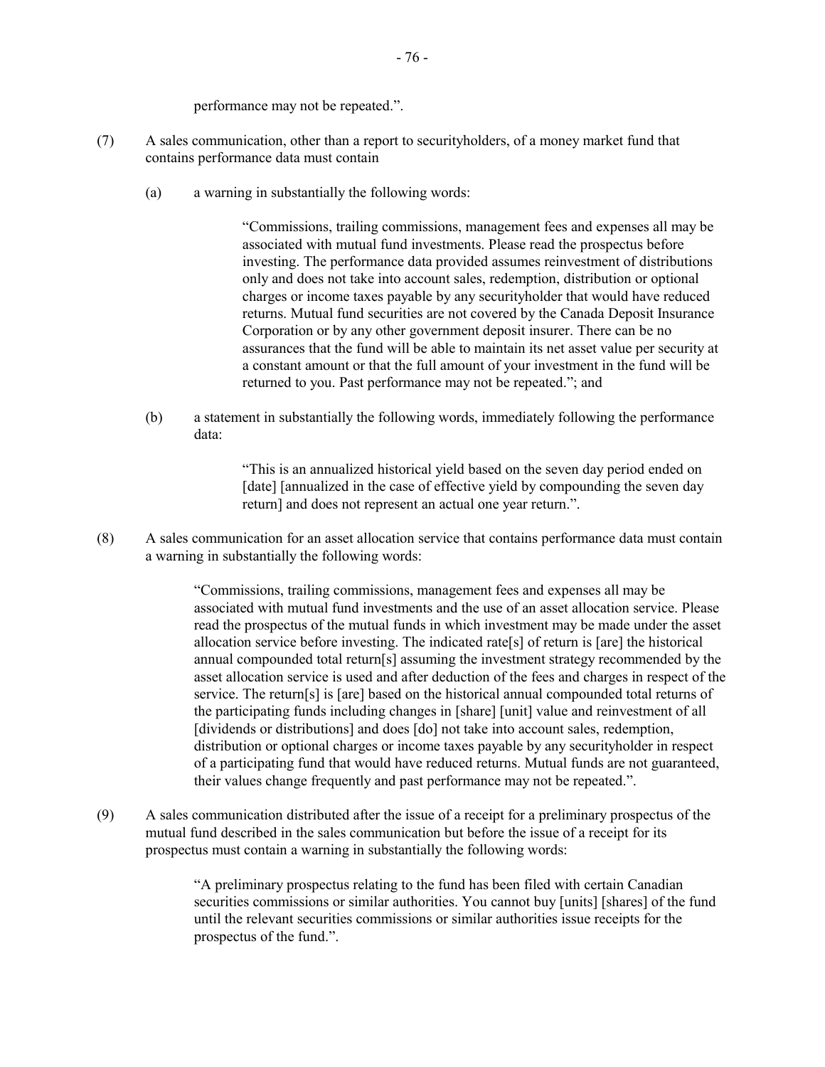performance may not be repeated.”.

(7) A sales communication, other than a report to securityholders, of a money market fund that contains performance data must contain

(a) a warning in substantially the following words:

> “Commissions, trailing commissions, management fees and expenses all may be associated with mutual fund investments. Please read the prospectus before investing. The performance data provided assumes reinvestment of distributions only and does not take into account sales, redemption, distribution or optional charges or income taxes payable by any securityholder that would have reduced returns. Mutual fund securities are not covered by the Canada Deposit Insurance Corporation or by any other government deposit insurer. There can be no assurances that the fund will be able to maintain its net asset value per security at a constant amount or that the full amount of your investment in the fund will be returned to you. Past performance may not be repeated.”; and

(b) a statement in substantially the following words, immediately following the performance data:

> “This is an annualized historical yield based on the seven day period ended on [date] [annualized in the case of effective yield by compounding the seven day return] and does not represent an actual one year return.”.

(8) A sales communication for an asset allocation service that contains performance data must contain a warning in substantially the following words:

> “Commissions, trailing commissions, management fees and expenses all may be associated with mutual fund investments and the use of an asset allocation service. Please read the prospectus of the mutual funds in which investment may be made under the asset allocation service before investing. The indicated rate[s] of return is [are] the historical annual compounded total return[s] assuming the investment strategy recommended by the asset allocation service is used and after deduction of the fees and charges in respect of the service. The return[s] is [are] based on the historical annual compounded total returns of the participating funds including changes in [share] [unit] value and reinvestment of all [dividends or distributions] and does [do] not take into account sales, redemption, distribution or optional charges or income taxes payable by any securityholder in respect of a participating fund that would have reduced returns. Mutual funds are not guaranteed, their values change frequently and past performance may not be repeated.”.

(9) A sales communication distributed after the issue of a receipt for a preliminary prospectus of the mutual fund described in the sales communication but before the issue of a receipt for its prospectus must contain a warning in substantially the following words:

> “A preliminary prospectus relating to the fund has been filed with certain Canadian securities commissions or similar authorities. You cannot buy [units] [shares] of the fund until the relevant securities commissions or similar authorities issue receipts for the prospectus of the fund.”.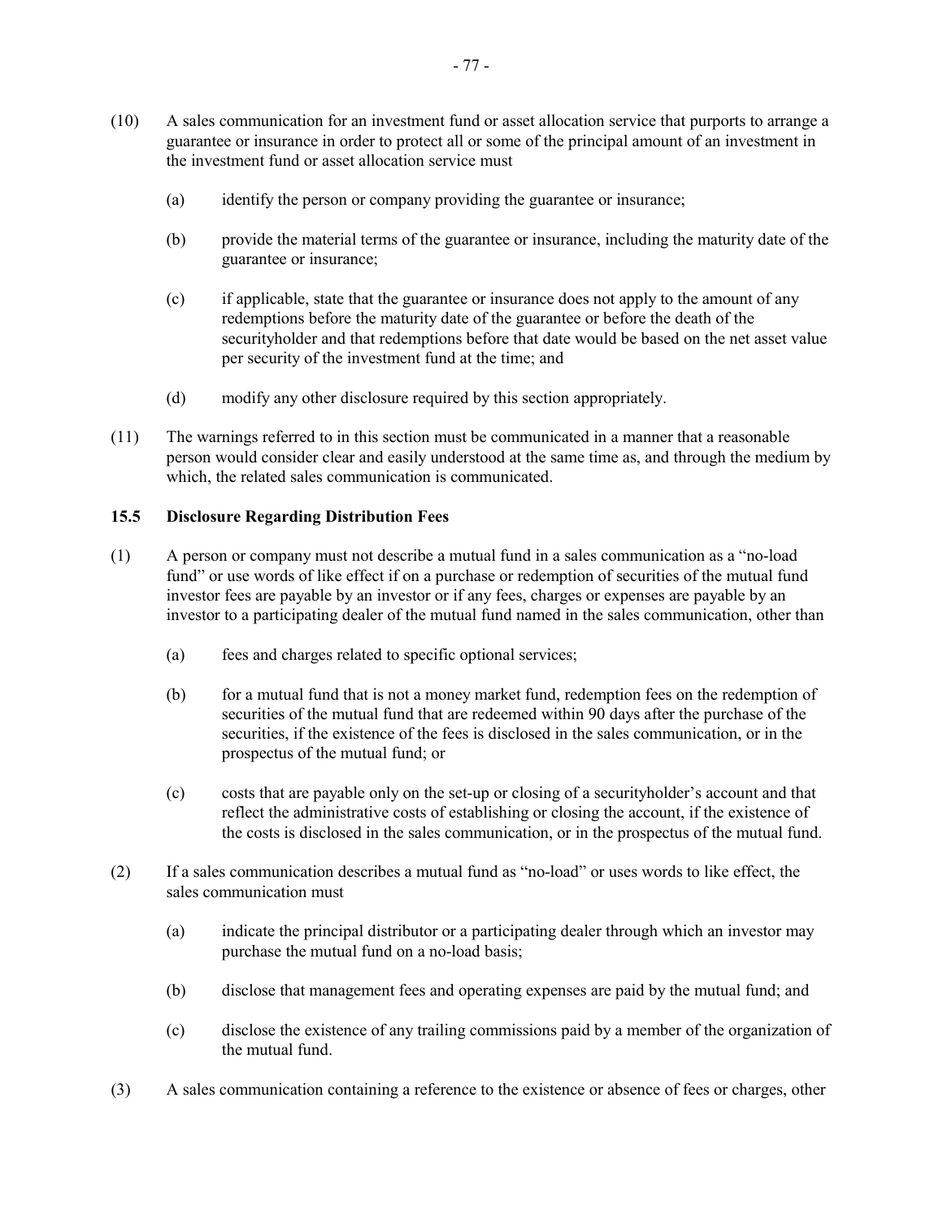(10) A sales communication for an investment fund or asset allocation service that purports to arrange a guarantee or insurance in order to protect all or some of the principal amount of an investment in the investment fund or asset allocation service must

(a) identify the person or company providing the guarantee or insurance;

(b) provide the material terms of the guarantee or insurance, including the maturity date of the guarantee or insurance;

(c) if applicable, state that the guarantee or insurance does not apply to the amount of any redemptions before the maturity date of the guarantee or before the death of the securityholder and that redemptions before that date would be based on the net asset value per security of the investment fund at the time; and

(d) modify any other disclosure required by this section appropriately.

(11) The warnings referred to in this section must be communicated in a manner that a reasonable person would consider clear and easily understood at the same time as, and through the medium by which, the related sales communication is communicated.

### 15.5 Disclosure Regarding Distribution Fees

(1) A person or company must not describe a mutual fund in a sales communication as a "no-load fund" or use words of like effect if on a purchase or redemption of securities of the mutual fund investor fees are payable by an investor or if any fees, charges or expenses are payable by an investor to a participating dealer of the mutual fund named in the sales communication, other than

(a) fees and charges related to specific optional services;

(b) for a mutual fund that is not a money market fund, redemption fees on the redemption of securities of the mutual fund that are redeemed within 90 days after the purchase of the securities, if the existence of the fees is disclosed in the sales communication, or in the prospectus of the mutual fund; or

(c) costs that are payable only on the set-up or closing of a securityholder's account and that reflect the administrative costs of establishing or closing the account, if the existence of the costs is disclosed in the sales communication, or in the prospectus of the mutual fund.

(2) If a sales communication describes a mutual fund as "no-load" or uses words to like effect, the sales communication must

(a) indicate the principal distributor or a participating dealer through which an investor may purchase the mutual fund on a no-load basis;

(b) disclose that management fees and operating expenses are paid by the mutual fund; and

(c) disclose the existence of any trailing commissions paid by a member of the organization of the mutual fund.

(3) A sales communication containing a reference to the existence or absence of fees or charges, other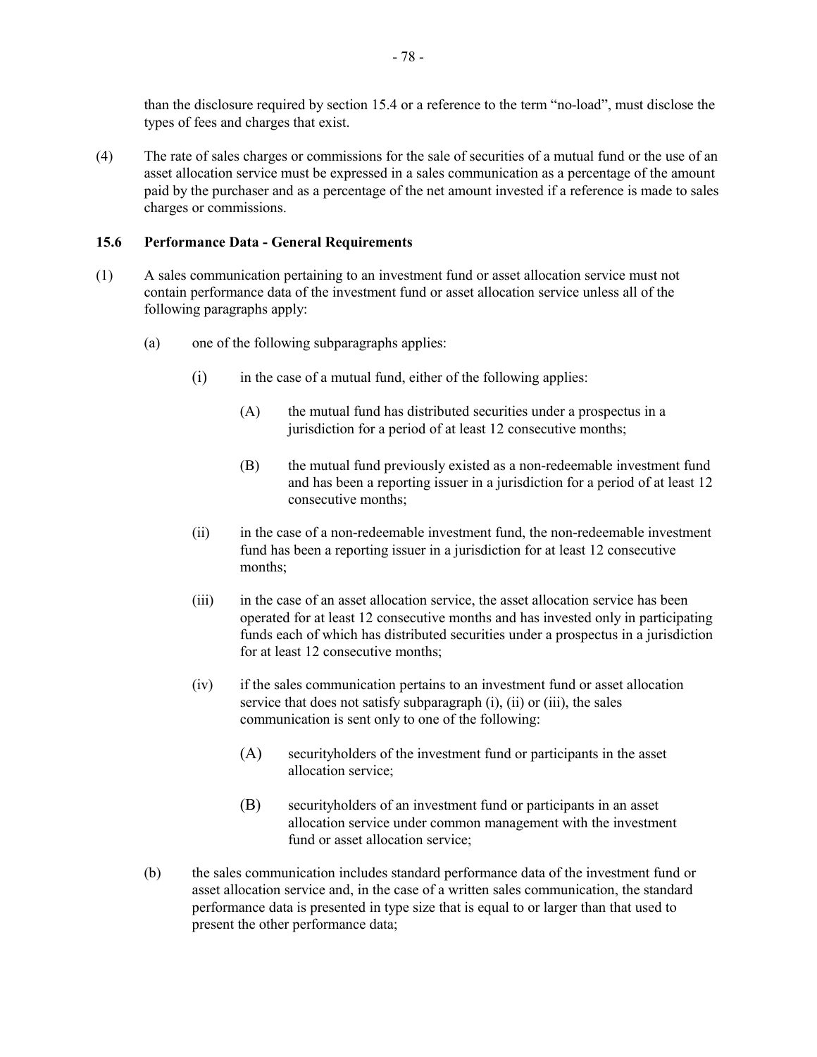than the disclosure required by section 15.4 or a reference to the term "no-load", must disclose the types of fees and charges that exist.

(4) The rate of sales charges or commissions for the sale of securities of a mutual fund or the use of an asset allocation service must be expressed in a sales communication as a percentage of the amount paid by the purchaser and as a percentage of the net amount invested if a reference is made to sales charges or commissions.

### 15.6 Performance Data - General Requirements

(1) A sales communication pertaining to an investment fund or asset allocation service must not contain performance data of the investment fund or asset allocation service unless all of the following paragraphs apply:

(a) one of the following subparagraphs applies:

(i) in the case of a mutual fund, either of the following applies:

(A) the mutual fund has distributed securities under a prospectus in a jurisdiction for a period of at least 12 consecutive months;

(B) the mutual fund previously existed as a non-redeemable investment fund and has been a reporting issuer in a jurisdiction for a period of at least 12 consecutive months;

(ii) in the case of a non-redeemable investment fund, the non-redeemable investment fund has been a reporting issuer in a jurisdiction for at least 12 consecutive months;

(iii) in the case of an asset allocation service, the asset allocation service has been operated for at least 12 consecutive months and has invested only in participating funds each of which has distributed securities under a prospectus in a jurisdiction for at least 12 consecutive months;

(iv) if the sales communication pertains to an investment fund or asset allocation service that does not satisfy subparagraph (i), (ii) or (iii), the sales communication is sent only to one of the following:

(A) securityholders of the investment fund or participants in the asset allocation service;

(B) securityholders of an investment fund or participants in an asset allocation service under common management with the investment fund or asset allocation service;

(b) the sales communication includes standard performance data of the investment fund or asset allocation service and, in the case of a written sales communication, the standard performance data is presented in type size that is equal to or larger than that used to present the other performance data;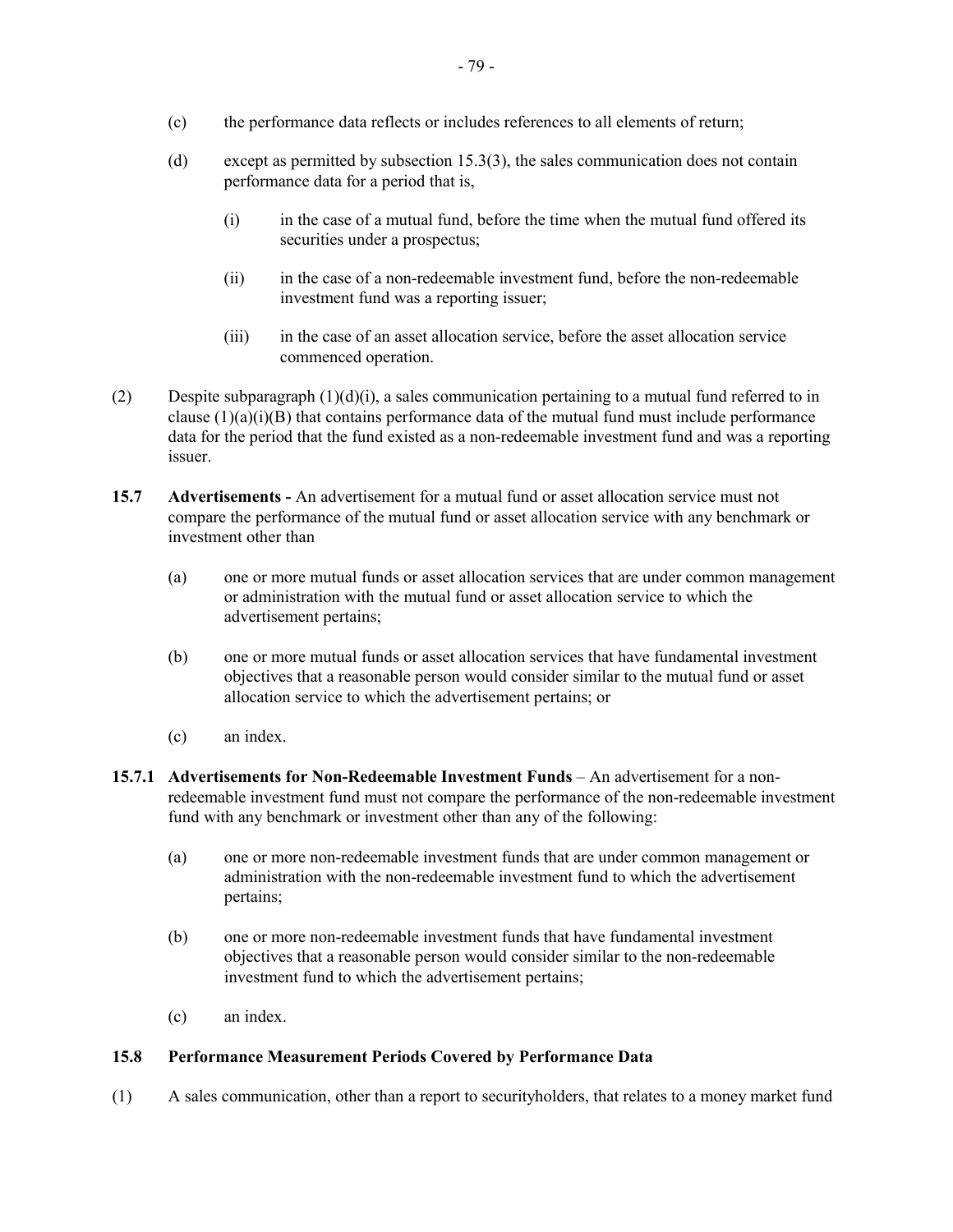(c) the performance data reflects or includes references to all elements of return;

(d) except as permitted by subsection 15.3(3), the sales communication does not contain performance data for a period that is,

(i) in the case of a mutual fund, before the time when the mutual fund offered its securities under a prospectus;

(ii) in the case of a non-redeemable investment fund, before the non-redeemable investment fund was a reporting issuer;

(iii) in the case of an asset allocation service, before the asset allocation service commenced operation.

(2) Despite subparagraph (1)(d)(i), a sales communication pertaining to a mutual fund referred to in clause (1)(a)(i)(B) that contains performance data of the mutual fund must include performance data for the period that the fund existed as a non-redeemable investment fund and was a reporting issuer.

**15.7 Advertisements -** An advertisement for a mutual fund or asset allocation service must not compare the performance of the mutual fund or asset allocation service with any benchmark or investment other than

(a) one or more mutual funds or asset allocation services that are under common management or administration with the mutual fund or asset allocation service to which the advertisement pertains;

(b) one or more mutual funds or asset allocation services that have fundamental investment objectives that a reasonable person would consider similar to the mutual fund or asset allocation service to which the advertisement pertains; or

(c) an index.

**15.7.1 Advertisements for Non-Redeemable Investment Funds** – An advertisement for a non-redeemable investment fund must not compare the performance of the non-redeemable investment fund with any benchmark or investment other than any of the following:

(a) one or more non-redeemable investment funds that are under common management or administration with the non-redeemable investment fund to which the advertisement pertains;

(b) one or more non-redeemable investment funds that have fundamental investment objectives that a reasonable person would consider similar to the non-redeemable investment fund to which the advertisement pertains;

(c) an index.

**15.8 Performance Measurement Periods Covered by Performance Data**

(1) A sales communication, other than a report to securityholders, that relates to a money market fund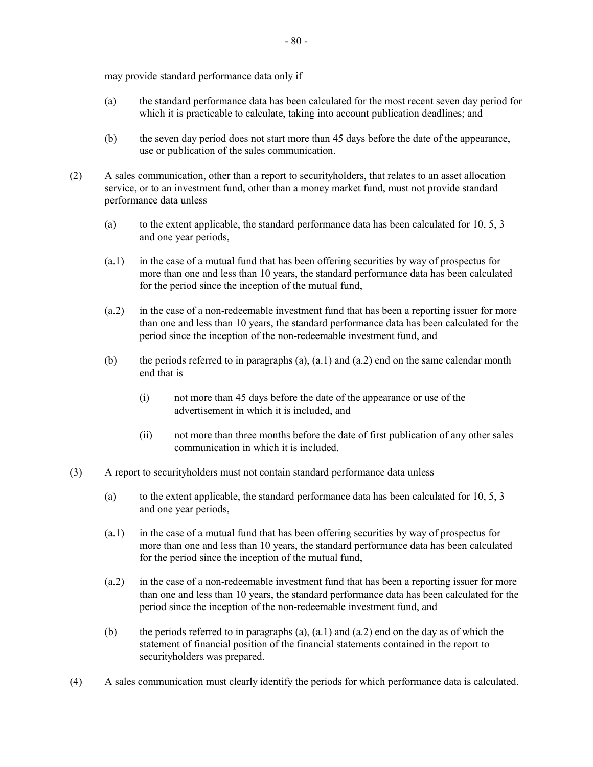may provide standard performance data only if

(a) the standard performance data has been calculated for the most recent seven day period for which it is practicable to calculate, taking into account publication deadlines; and

(b) the seven day period does not start more than 45 days before the date of the appearance, use or publication of the sales communication.

(2) A sales communication, other than a report to securityholders, that relates to an asset allocation service, or to an investment fund, other than a money market fund, must not provide standard performance data unless

(a) to the extent applicable, the standard performance data has been calculated for 10, 5, 3 and one year periods,

(a.1) in the case of a mutual fund that has been offering securities by way of prospectus for more than one and less than 10 years, the standard performance data has been calculated for the period since the inception of the mutual fund,

(a.2) in the case of a non-redeemable investment fund that has been a reporting issuer for more than one and less than 10 years, the standard performance data has been calculated for the period since the inception of the non-redeemable investment fund, and

(b) the periods referred to in paragraphs (a), (a.1) and (a.2) end on the same calendar month end that is

(i) not more than 45 days before the date of the appearance or use of the advertisement in which it is included, and

(ii) not more than three months before the date of first publication of any other sales communication in which it is included.

(3) A report to securityholders must not contain standard performance data unless

(a) to the extent applicable, the standard performance data has been calculated for 10, 5, 3 and one year periods,

(a.1) in the case of a mutual fund that has been offering securities by way of prospectus for more than one and less than 10 years, the standard performance data has been calculated for the period since the inception of the mutual fund,

(a.2) in the case of a non-redeemable investment fund that has been a reporting issuer for more than one and less than 10 years, the standard performance data has been calculated for the period since the inception of the non-redeemable investment fund, and

(b) the periods referred to in paragraphs (a), (a.1) and (a.2) end on the day as of which the statement of financial position of the financial statements contained in the report to securityholders was prepared.

(4) A sales communication must clearly identify the periods for which performance data is calculated.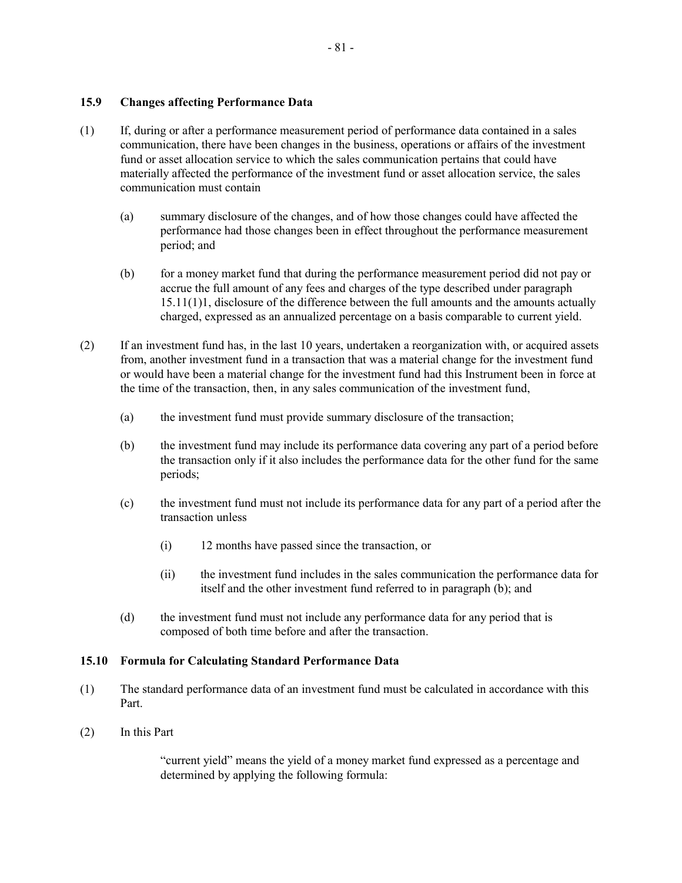### 15.9 Changes affecting Performance Data

(1) If, during or after a performance measurement period of performance data contained in a sales communication, there have been changes in the business, operations or affairs of the investment fund or asset allocation service to which the sales communication pertains that could have materially affected the performance of the investment fund or asset allocation service, the sales communication must contain

  (a) summary disclosure of the changes, and of how those changes could have affected the performance had those changes been in effect throughout the performance measurement period; and

  (b) for a money market fund that during the performance measurement period did not pay or accrue the full amount of any fees and charges of the type described under paragraph 15.11(1)1, disclosure of the difference between the full amounts and the amounts actually charged, expressed as an annualized percentage on a basis comparable to current yield.

(2) If an investment fund has, in the last 10 years, undertaken a reorganization with, or acquired assets from, another investment fund in a transaction that was a material change for the investment fund or would have been a material change for the investment fund had this Instrument been in force at the time of the transaction, then, in any sales communication of the investment fund,

  (a) the investment fund must provide summary disclosure of the transaction;

  (b) the investment fund may include its performance data covering any part of a period before the transaction only if it also includes the performance data for the other fund for the same periods;

  (c) the investment fund must not include its performance data for any part of a period after the transaction unless

    (i) 12 months have passed since the transaction, or

    (ii) the investment fund includes in the sales communication the performance data for itself and the other investment fund referred to in paragraph (b); and

  (d) the investment fund must not include any performance data for any period that is composed of both time before and after the transaction.

### 15.10 Formula for Calculating Standard Performance Data

(1) The standard performance data of an investment fund must be calculated in accordance with this Part.

(2) In this Part

  "current yield" means the yield of a money market fund expressed as a percentage and determined by applying the following formula: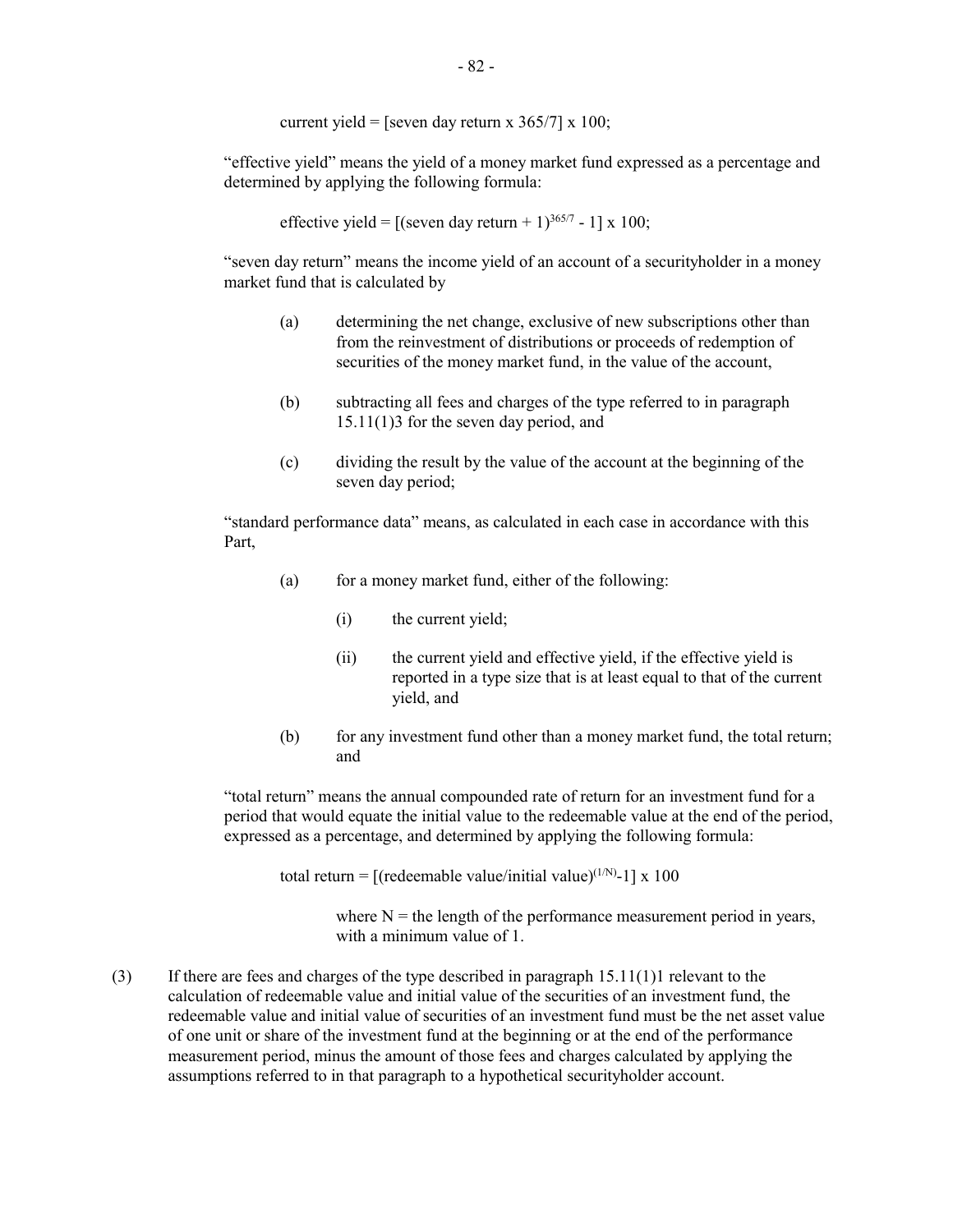current yield = [seven day return x 365/7] x 100;

"effective yield" means the yield of a money market fund expressed as a percentage and determined by applying the following formula:

effective yield = $[(\text{seven day return} + 1)^{365/7} - 1] \times 100$;

"seven day return" means the income yield of an account of a securityholder in a money market fund that is calculated by

(a) determining the net change, exclusive of new subscriptions other than from the reinvestment of distributions or proceeds of redemption of securities of the money market fund, in the value of the account,

(b) subtracting all fees and charges of the type referred to in paragraph 15.11(1)3 for the seven day period, and

(c) dividing the result by the value of the account at the beginning of the seven day period;

"standard performance data" means, as calculated in each case in accordance with this Part,

(a) for a money market fund, either of the following:

(i) the current yield;

(ii) the current yield and effective yield, if the effective yield is reported in a type size that is at least equal to that of the current yield, and

(b) for any investment fund other than a money market fund, the total return; and

"total return" means the annual compounded rate of return for an investment fund for a period that would equate the initial value to the redeemable value at the end of the period, expressed as a percentage, and determined by applying the following formula:

total return = $[(\text{redeemable value}/\text{initial value})^{(1/N)} - 1] \times 100$

where N = the length of the performance measurement period in years, with a minimum value of 1.

(3) If there are fees and charges of the type described in paragraph 15.11(1)1 relevant to the calculation of redeemable value and initial value of the securities of an investment fund, the redeemable value and initial value of securities of an investment fund must be the net asset value of one unit or share of the investment fund at the beginning or at the end of the performance measurement period, minus the amount of those fees and charges calculated by applying the assumptions referred to in that paragraph to a hypothetical securityholder account.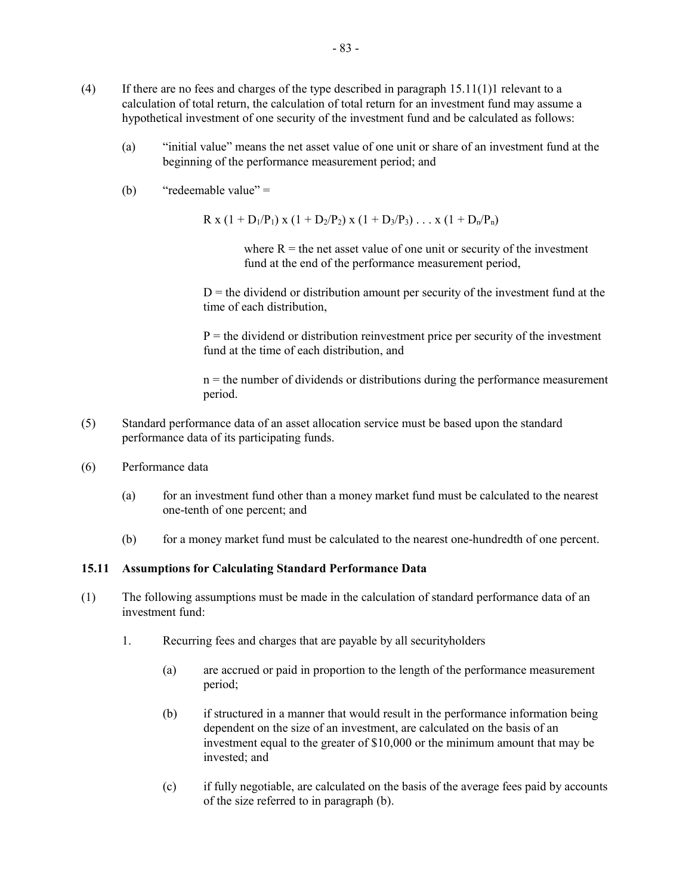(4) If there are no fees and charges of the type described in paragraph 15.11(1)1 relevant to a calculation of total return, the calculation of total return for an investment fund may assume a hypothetical investment of one security of the investment fund and be calculated as follows:

(a) "initial value" means the net asset value of one unit or share of an investment fund at the beginning of the performance measurement period; and

(b) "redeemable value" =

$$R \times (1 + D_1/P_1) \times (1 + D_2/P_2) \times (1 + D_3/P_3) \ldots \times (1 + D_n/P_n)$$

where R = the net asset value of one unit or security of the investment fund at the end of the performance measurement period,

D = the dividend or distribution amount per security of the investment fund at the time of each distribution,

P = the dividend or distribution reinvestment price per security of the investment fund at the time of each distribution, and

n = the number of dividends or distributions during the performance measurement period.

(5) Standard performance data of an asset allocation service must be based upon the standard performance data of its participating funds.

(6) Performance data

(a) for an investment fund other than a money market fund must be calculated to the nearest one-tenth of one percent; and

(b) for a money market fund must be calculated to the nearest one-hundredth of one percent.

### 15.11 Assumptions for Calculating Standard Performance Data

(1) The following assumptions must be made in the calculation of standard performance data of an investment fund:

1. Recurring fees and charges that are payable by all securityholders

   (a) are accrued or paid in proportion to the length of the performance measurement period;

   (b) if structured in a manner that would result in the performance information being dependent on the size of an investment, are calculated on the basis of an investment equal to the greater of $10,000 or the minimum amount that may be invested; and

   (c) if fully negotiable, are calculated on the basis of the average fees paid by accounts of the size referred to in paragraph (b).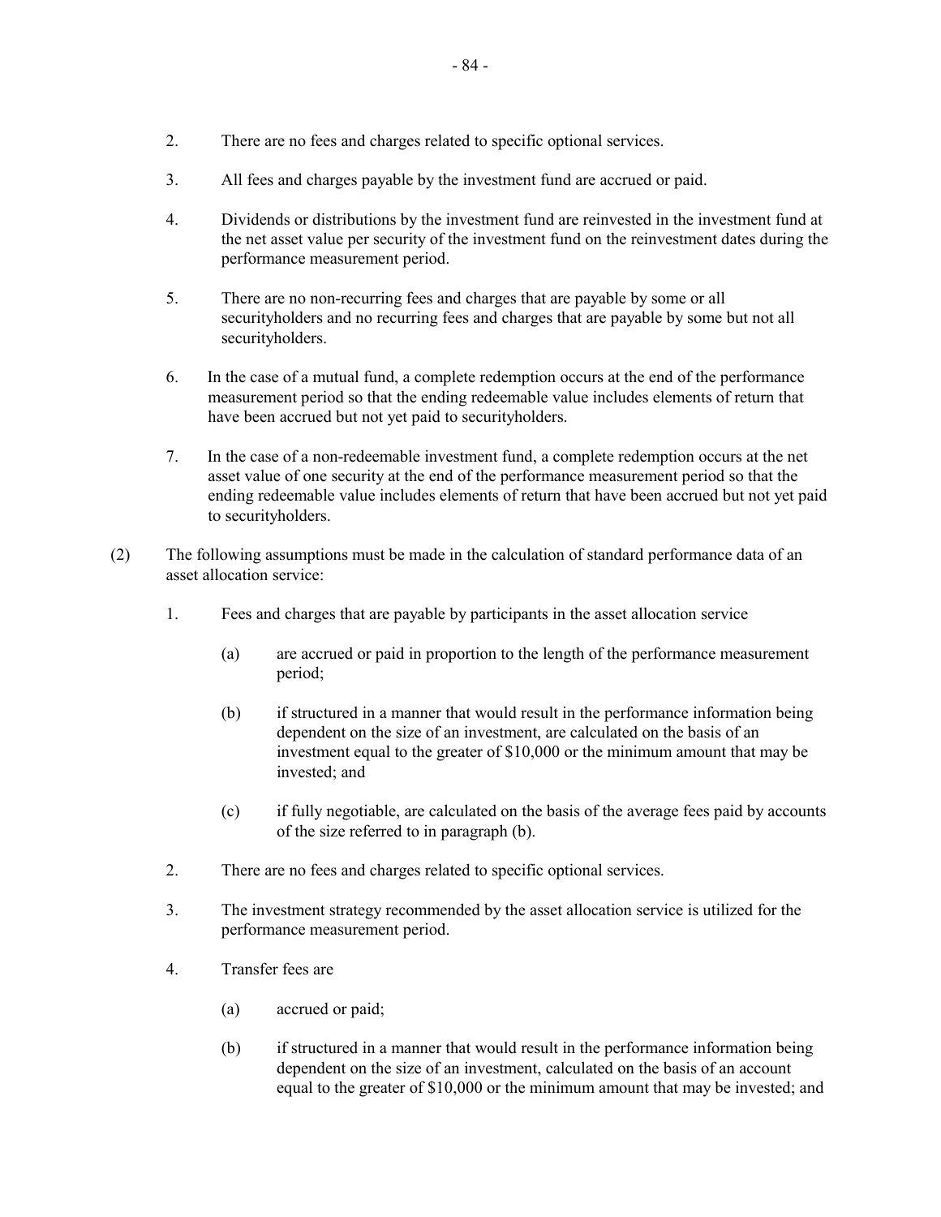2. There are no fees and charges related to specific optional services.

3. All fees and charges payable by the investment fund are accrued or paid.

4. Dividends or distributions by the investment fund are reinvested in the investment fund at the net asset value per security of the investment fund on the reinvestment dates during the performance measurement period.

5. There are no non-recurring fees and charges that are payable by some or all securityholders and no recurring fees and charges that are payable by some but not all securityholders.

6. In the case of a mutual fund, a complete redemption occurs at the end of the performance measurement period so that the ending redeemable value includes elements of return that have been accrued but not yet paid to securityholders.

7. In the case of a non-redeemable investment fund, a complete redemption occurs at the net asset value of one security at the end of the performance measurement period so that the ending redeemable value includes elements of return that have been accrued but not yet paid to securityholders.

(2) The following assumptions must be made in the calculation of standard performance data of an asset allocation service:

1. Fees and charges that are payable by participants in the asset allocation service

   (a) are accrued or paid in proportion to the length of the performance measurement period;

   (b) if structured in a manner that would result in the performance information being dependent on the size of an investment, are calculated on the basis of an investment equal to the greater of $10,000 or the minimum amount that may be invested; and

   (c) if fully negotiable, are calculated on the basis of the average fees paid by accounts of the size referred to in paragraph (b).

2. There are no fees and charges related to specific optional services.

3. The investment strategy recommended by the asset allocation service is utilized for the performance measurement period.

4. Transfer fees are

   (a) accrued or paid;

   (b) if structured in a manner that would result in the performance information being dependent on the size of an investment, calculated on the basis of an account equal to the greater of $10,000 or the minimum amount that may be invested; and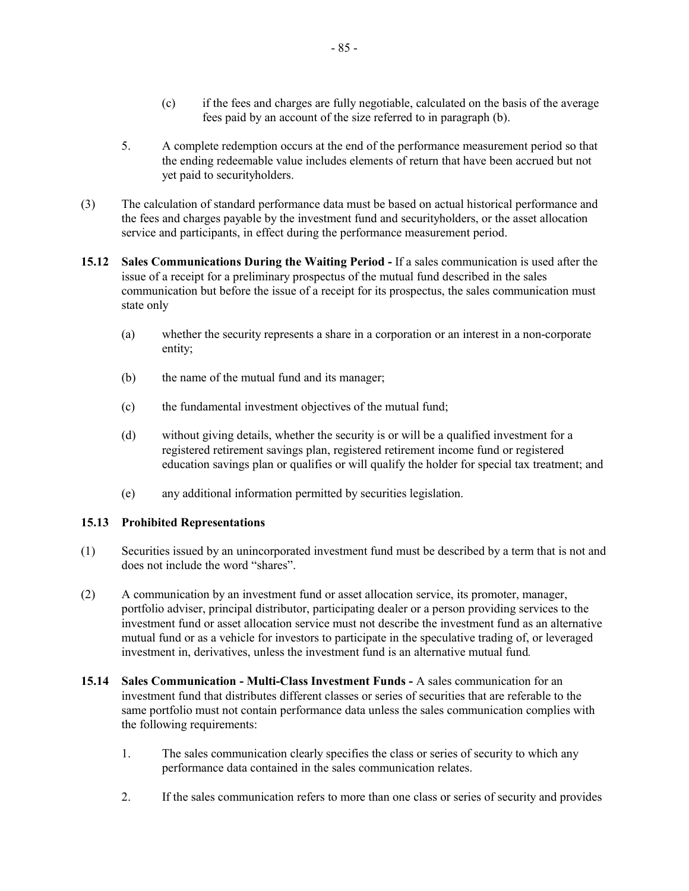(c) if the fees and charges are fully negotiable, calculated on the basis of the average fees paid by an account of the size referred to in paragraph (b).

5. A complete redemption occurs at the end of the performance measurement period so that the ending redeemable value includes elements of return that have been accrued but not yet paid to securityholders.

(3) The calculation of standard performance data must be based on actual historical performance and the fees and charges payable by the investment fund and securityholders, or the asset allocation service and participants, in effect during the performance measurement period.

**15.12 Sales Communications During the Waiting Period -** If a sales communication is used after the issue of a receipt for a preliminary prospectus of the mutual fund described in the sales communication but before the issue of a receipt for its prospectus, the sales communication must state only

(a) whether the security represents a share in a corporation or an interest in a non-corporate entity;

(b) the name of the mutual fund and its manager;

(c) the fundamental investment objectives of the mutual fund;

(d) without giving details, whether the security is or will be a qualified investment for a registered retirement savings plan, registered retirement income fund or registered education savings plan or qualifies or will qualify the holder for special tax treatment; and

(e) any additional information permitted by securities legislation.

**15.13 Prohibited Representations**

(1) Securities issued by an unincorporated investment fund must be described by a term that is not and does not include the word "shares".

(2) A communication by an investment fund or asset allocation service, its promoter, manager, portfolio adviser, principal distributor, participating dealer or a person providing services to the investment fund or asset allocation service must not describe the investment fund as an alternative mutual fund or as a vehicle for investors to participate in the speculative trading of, or leveraged investment in, derivatives, unless the investment fund is an alternative mutual fund.

**15.14 Sales Communication - Multi-Class Investment Funds -** A sales communication for an investment fund that distributes different classes or series of securities that are referable to the same portfolio must not contain performance data unless the sales communication complies with the following requirements:

1. The sales communication clearly specifies the class or series of security to which any performance data contained in the sales communication relates.

2. If the sales communication refers to more than one class or series of security and provides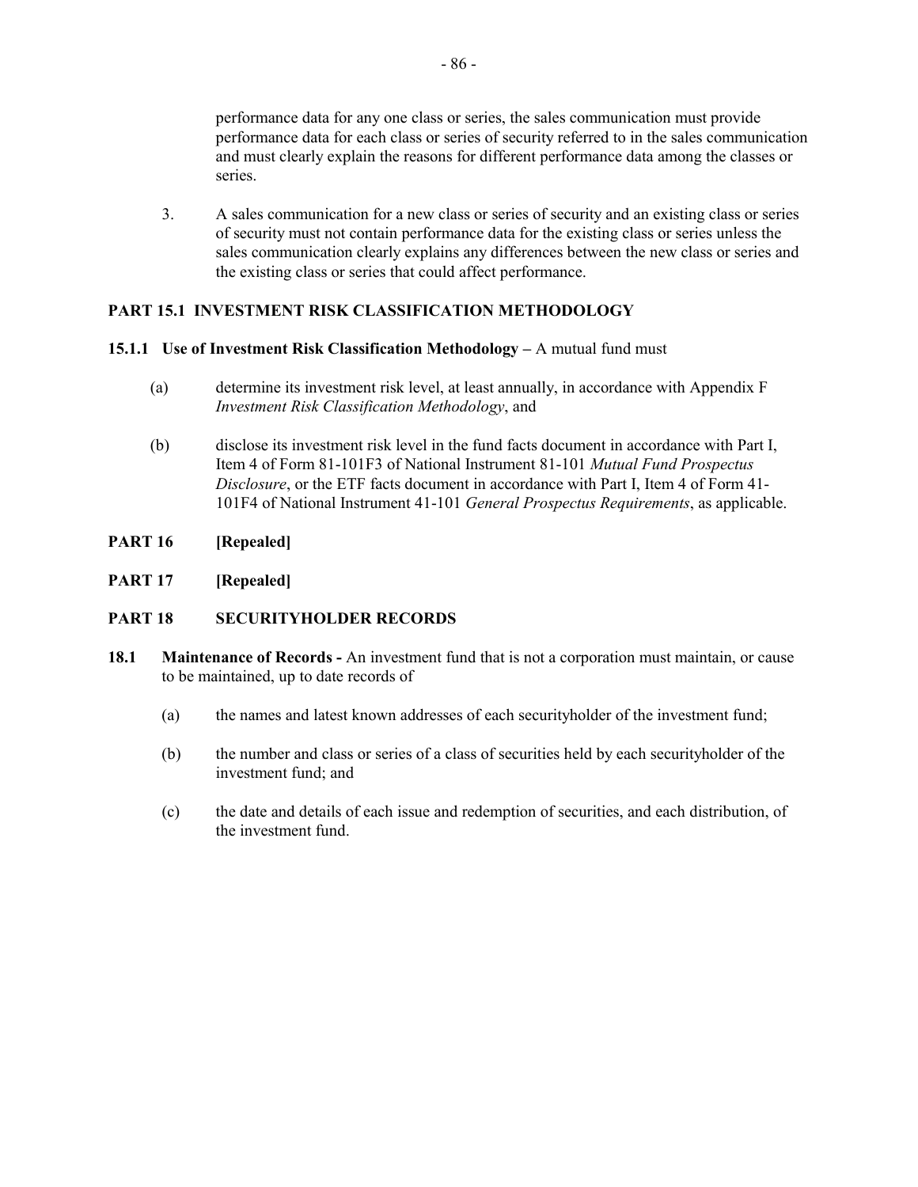performance data for any one class or series, the sales communication must provide performance data for each class or series of security referred to in the sales communication and must clearly explain the reasons for different performance data among the classes or series.

3. A sales communication for a new class or series of security and an existing class or series of security must not contain performance data for the existing class or series unless the sales communication clearly explains any differences between the new class or series and the existing class or series that could affect performance.

## PART 15.1 INVESTMENT RISK CLASSIFICATION METHODOLOGY

**15.1.1 Use of Investment Risk Classification Methodology –** A mutual fund must

(a) determine its investment risk level, at least annually, in accordance with Appendix F *Investment Risk Classification Methodology*, and

(b) disclose its investment risk level in the fund facts document in accordance with Part I, Item 4 of Form 81-101F3 of National Instrument 81-101 *Mutual Fund Prospectus Disclosure*, or the ETF facts document in accordance with Part I, Item 4 of Form 41-101F4 of National Instrument 41-101 *General Prospectus Requirements*, as applicable.

## PART 16 [Repealed]

## PART 17 [Repealed]

## PART 18 SECURITYHOLDER RECORDS

**18.1 Maintenance of Records -** An investment fund that is not a corporation must maintain, or cause to be maintained, up to date records of

(a) the names and latest known addresses of each securityholder of the investment fund;

(b) the number and class or series of a class of securities held by each securityholder of the investment fund; and

(c) the date and details of each issue and redemption of securities, and each distribution, of the investment fund.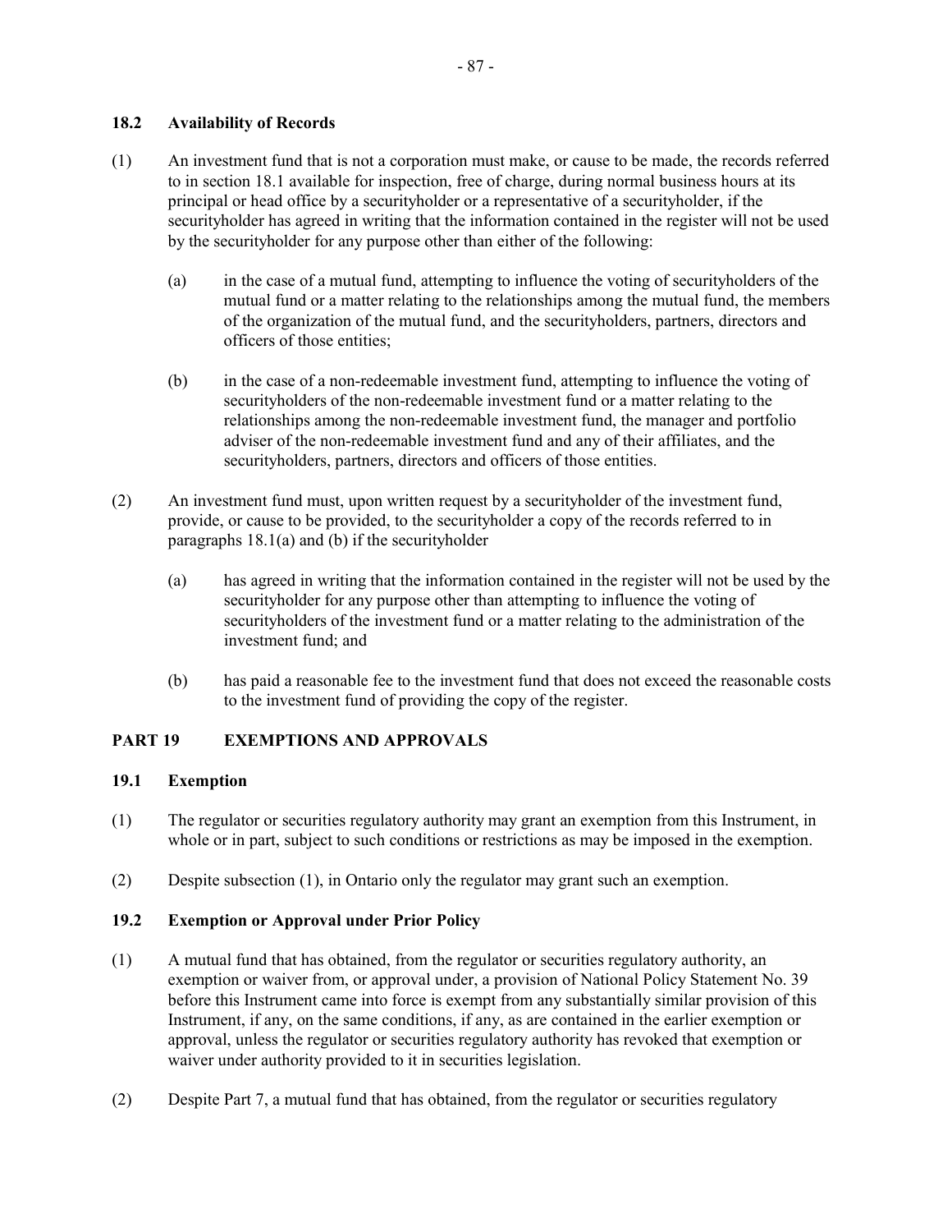### 18.2 Availability of Records

(1) An investment fund that is not a corporation must make, or cause to be made, the records referred to in section 18.1 available for inspection, free of charge, during normal business hours at its principal or head office by a securityholder or a representative of a securityholder, if the securityholder has agreed in writing that the information contained in the register will not be used by the securityholder for any purpose other than either of the following:

(a) in the case of a mutual fund, attempting to influence the voting of securityholders of the mutual fund or a matter relating to the relationships among the mutual fund, the members of the organization of the mutual fund, and the securityholders, partners, directors and officers of those entities;

(b) in the case of a non-redeemable investment fund, attempting to influence the voting of securityholders of the non-redeemable investment fund or a matter relating to the relationships among the non-redeemable investment fund, the manager and portfolio adviser of the non-redeemable investment fund and any of their affiliates, and the securityholders, partners, directors and officers of those entities.

(2) An investment fund must, upon written request by a securityholder of the investment fund, provide, or cause to be provided, to the securityholder a copy of the records referred to in paragraphs 18.1(a) and (b) if the securityholder

(a) has agreed in writing that the information contained in the register will not be used by the securityholder for any purpose other than attempting to influence the voting of securityholders of the investment fund or a matter relating to the administration of the investment fund; and

(b) has paid a reasonable fee to the investment fund that does not exceed the reasonable costs to the investment fund of providing the copy of the register.

## PART 19 EXEMPTIONS AND APPROVALS

### 19.1 Exemption

(1) The regulator or securities regulatory authority may grant an exemption from this Instrument, in whole or in part, subject to such conditions or restrictions as may be imposed in the exemption.

(2) Despite subsection (1), in Ontario only the regulator may grant such an exemption.

### 19.2 Exemption or Approval under Prior Policy

(1) A mutual fund that has obtained, from the regulator or securities regulatory authority, an exemption or waiver from, or approval under, a provision of National Policy Statement No. 39 before this Instrument came into force is exempt from any substantially similar provision of this Instrument, if any, on the same conditions, if any, as are contained in the earlier exemption or approval, unless the regulator or securities regulatory authority has revoked that exemption or waiver under authority provided to it in securities legislation.

(2) Despite Part 7, a mutual fund that has obtained, from the regulator or securities regulatory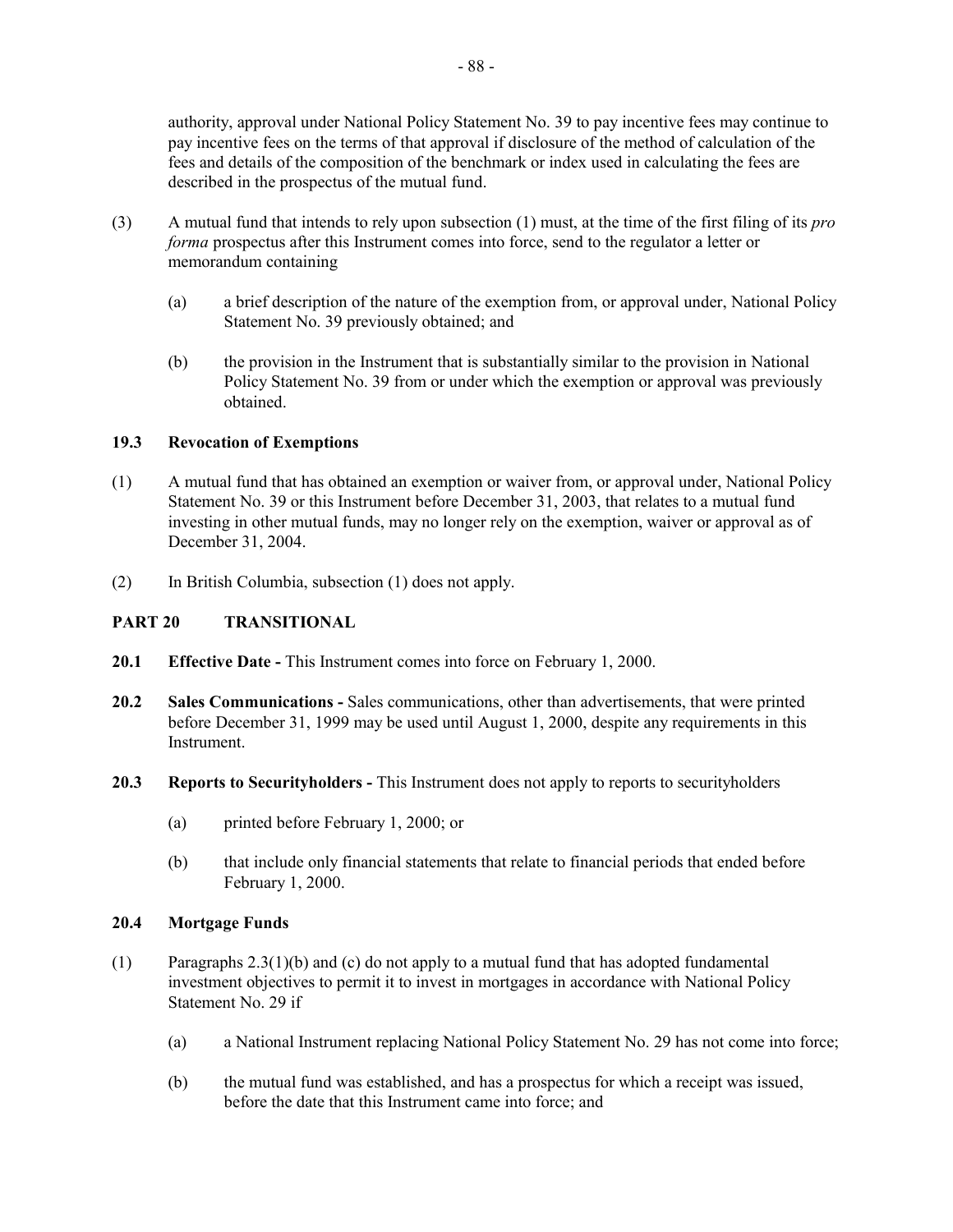authority, approval under National Policy Statement No. 39 to pay incentive fees may continue to pay incentive fees on the terms of that approval if disclosure of the method of calculation of the fees and details of the composition of the benchmark or index used in calculating the fees are described in the prospectus of the mutual fund.

(3) A mutual fund that intends to rely upon subsection (1) must, at the time of the first filing of its *pro forma* prospectus after this Instrument comes into force, send to the regulator a letter or memorandum containing

  (a) a brief description of the nature of the exemption from, or approval under, National Policy Statement No. 39 previously obtained; and

  (b) the provision in the Instrument that is substantially similar to the provision in National Policy Statement No. 39 from or under which the exemption or approval was previously obtained.

### 19.3 Revocation of Exemptions

(1) A mutual fund that has obtained an exemption or waiver from, or approval under, National Policy Statement No. 39 or this Instrument before December 31, 2003, that relates to a mutual fund investing in other mutual funds, may no longer rely on the exemption, waiver or approval as of December 31, 2004.

(2) In British Columbia, subsection (1) does not apply.

## PART 20 TRANSITIONAL

**20.1 Effective Date -** This Instrument comes into force on February 1, 2000.

**20.2 Sales Communications -** Sales communications, other than advertisements, that were printed before December 31, 1999 may be used until August 1, 2000, despite any requirements in this Instrument.

**20.3 Reports to Securityholders -** This Instrument does not apply to reports to securityholders

  (a) printed before February 1, 2000; or

  (b) that include only financial statements that relate to financial periods that ended before February 1, 2000.

### 20.4 Mortgage Funds

(1) Paragraphs 2.3(1)(b) and (c) do not apply to a mutual fund that has adopted fundamental investment objectives to permit it to invest in mortgages in accordance with National Policy Statement No. 29 if

  (a) a National Instrument replacing National Policy Statement No. 29 has not come into force;

  (b) the mutual fund was established, and has a prospectus for which a receipt was issued, before the date that this Instrument came into force; and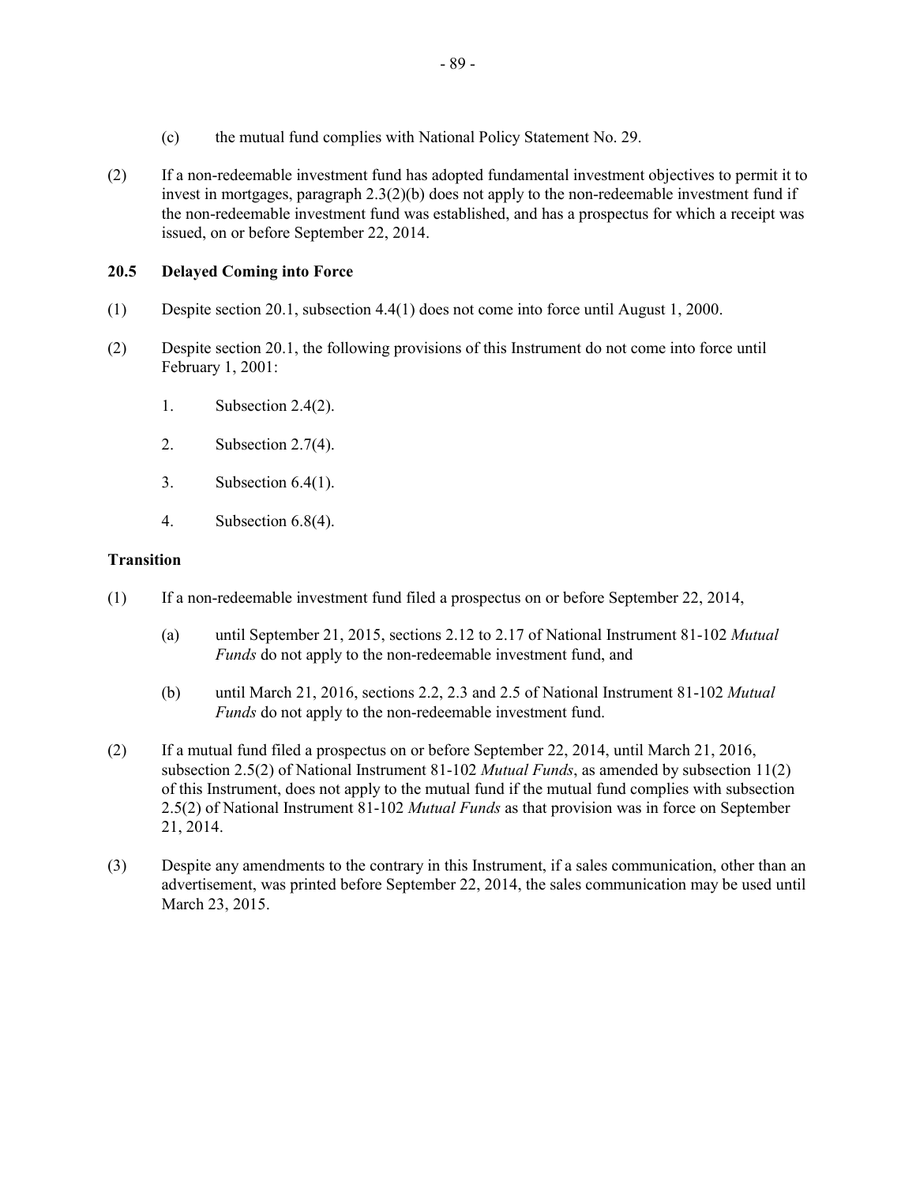(c) the mutual fund complies with National Policy Statement No. 29.

(2) If a non-redeemable investment fund has adopted fundamental investment objectives to permit it to invest in mortgages, paragraph 2.3(2)(b) does not apply to the non-redeemable investment fund if the non-redeemable investment fund was established, and has a prospectus for which a receipt was issued, on or before September 22, 2014.

### 20.5 Delayed Coming into Force

(1) Despite section 20.1, subsection 4.4(1) does not come into force until August 1, 2000.

(2) Despite section 20.1, the following provisions of this Instrument do not come into force until February 1, 2001:

1. Subsection 2.4(2).
2. Subsection 2.7(4).
3. Subsection 6.4(1).
4. Subsection 6.8(4).

### Transition

(1) If a non-redeemable investment fund filed a prospectus on or before September 22, 2014,

(a) until September 21, 2015, sections 2.12 to 2.17 of National Instrument 81-102 *Mutual Funds* do not apply to the non-redeemable investment fund, and

(b) until March 21, 2016, sections 2.2, 2.3 and 2.5 of National Instrument 81-102 *Mutual Funds* do not apply to the non-redeemable investment fund.

(2) If a mutual fund filed a prospectus on or before September 22, 2014, until March 21, 2016, subsection 2.5(2) of National Instrument 81-102 *Mutual Funds*, as amended by subsection 11(2) of this Instrument, does not apply to the mutual fund if the mutual fund complies with subsection 2.5(2) of National Instrument 81-102 *Mutual Funds* as that provision was in force on September 21, 2014.

(3) Despite any amendments to the contrary in this Instrument, if a sales communication, other than an advertisement, was printed before September 22, 2014, the sales communication may be used until March 23, 2015.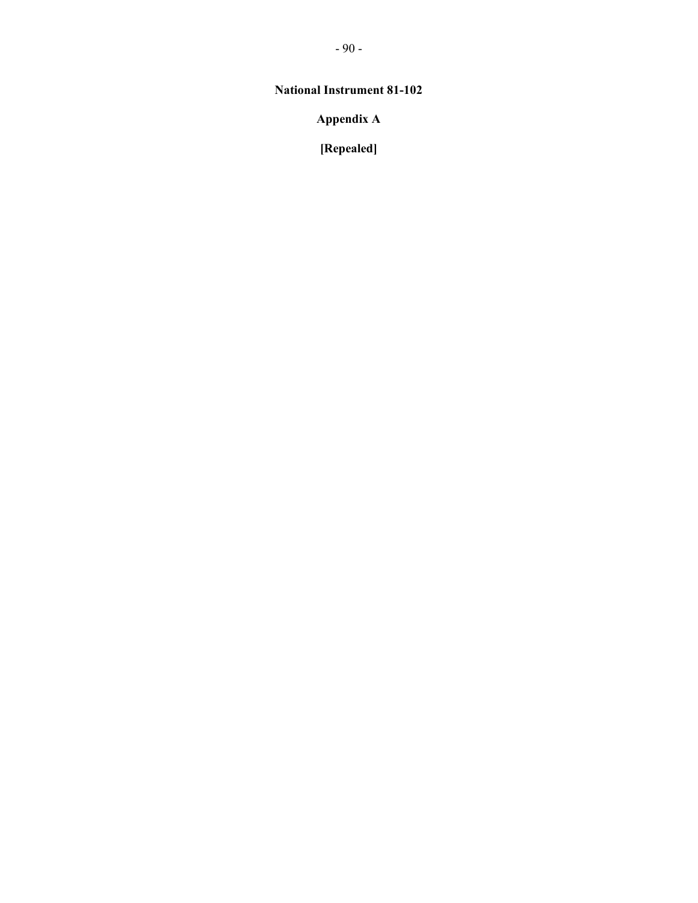# National Instrument 81-102

## Appendix A

## [Repealed]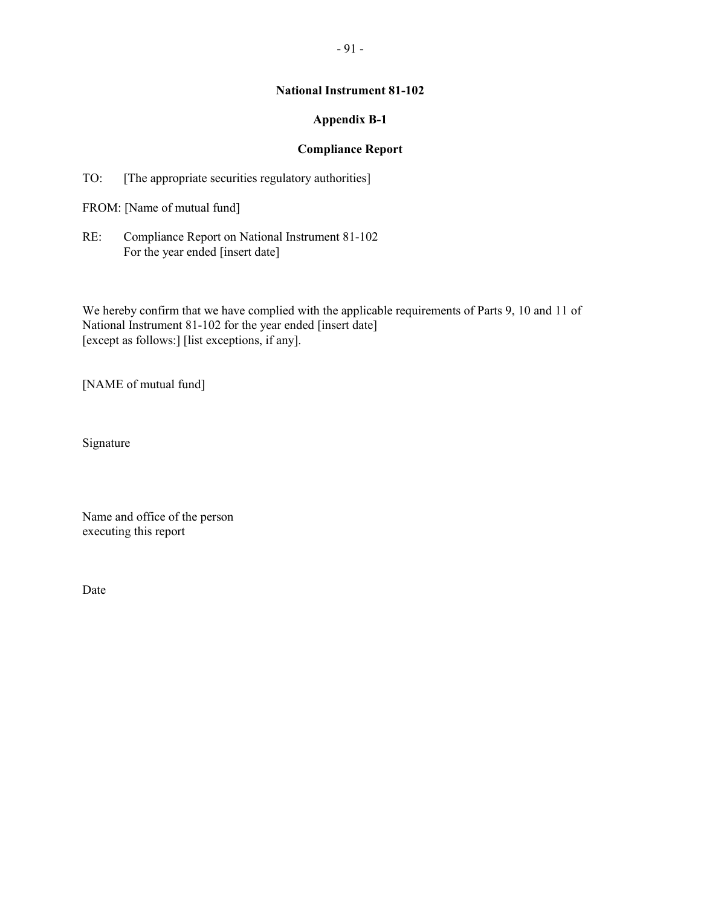# National Instrument 81-102

## Appendix B-1

## Compliance Report

TO: [The appropriate securities regulatory authorities]

FROM: [Name of mutual fund]

RE: Compliance Report on National Instrument 81-102
For the year ended [insert date]

We hereby confirm that we have complied with the applicable requirements of Parts 9, 10 and 11 of National Instrument 81-102 for the year ended [insert date]
[except as follows:] [list exceptions, if any].

[NAME of mutual fund]

Signature

Name and office of the person
executing this report

Date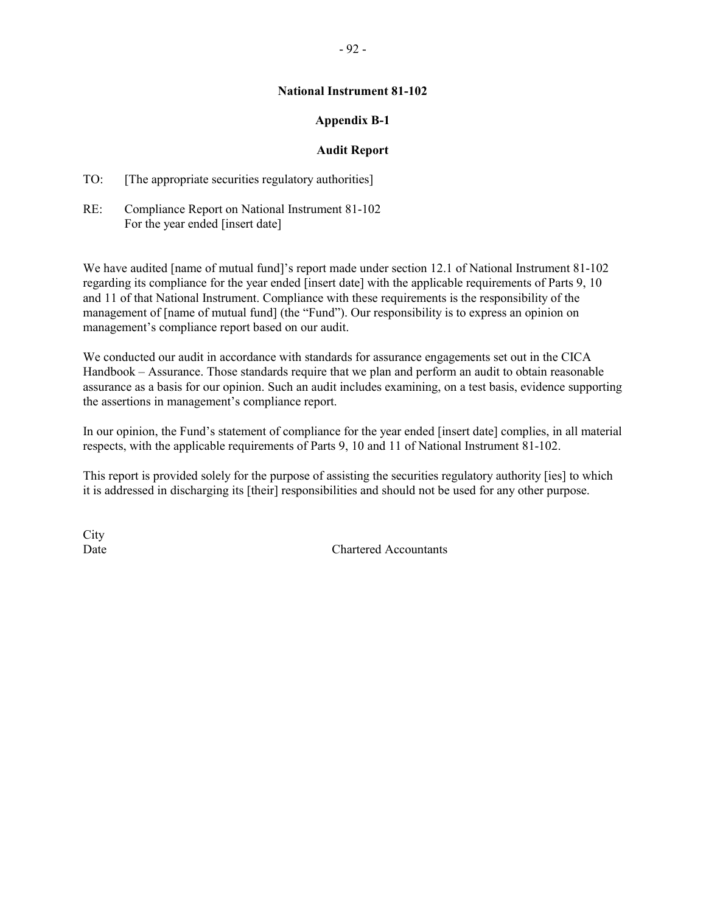**National Instrument 81-102**

**Appendix B-1**

**Audit Report**

TO: [The appropriate securities regulatory authorities]

RE: Compliance Report on National Instrument 81-102
For the year ended [insert date]

We have audited [name of mutual fund]'s report made under section 12.1 of National Instrument 81-102 regarding its compliance for the year ended [insert date] with the applicable requirements of Parts 9, 10 and 11 of that National Instrument. Compliance with these requirements is the responsibility of the management of [name of mutual fund] (the "Fund"). Our responsibility is to express an opinion on management's compliance report based on our audit.

We conducted our audit in accordance with standards for assurance engagements set out in the CICA Handbook – Assurance. Those standards require that we plan and perform an audit to obtain reasonable assurance as a basis for our opinion. Such an audit includes examining, on a test basis, evidence supporting the assertions in management's compliance report.

In our opinion, the Fund's statement of compliance for the year ended [insert date] complies, in all material respects, with the applicable requirements of Parts 9, 10 and 11 of National Instrument 81-102.

This report is provided solely for the purpose of assisting the securities regulatory authority [ies] to which it is addressed in discharging its [their] responsibilities and should not be used for any other purpose.

City
Date Chartered Accountants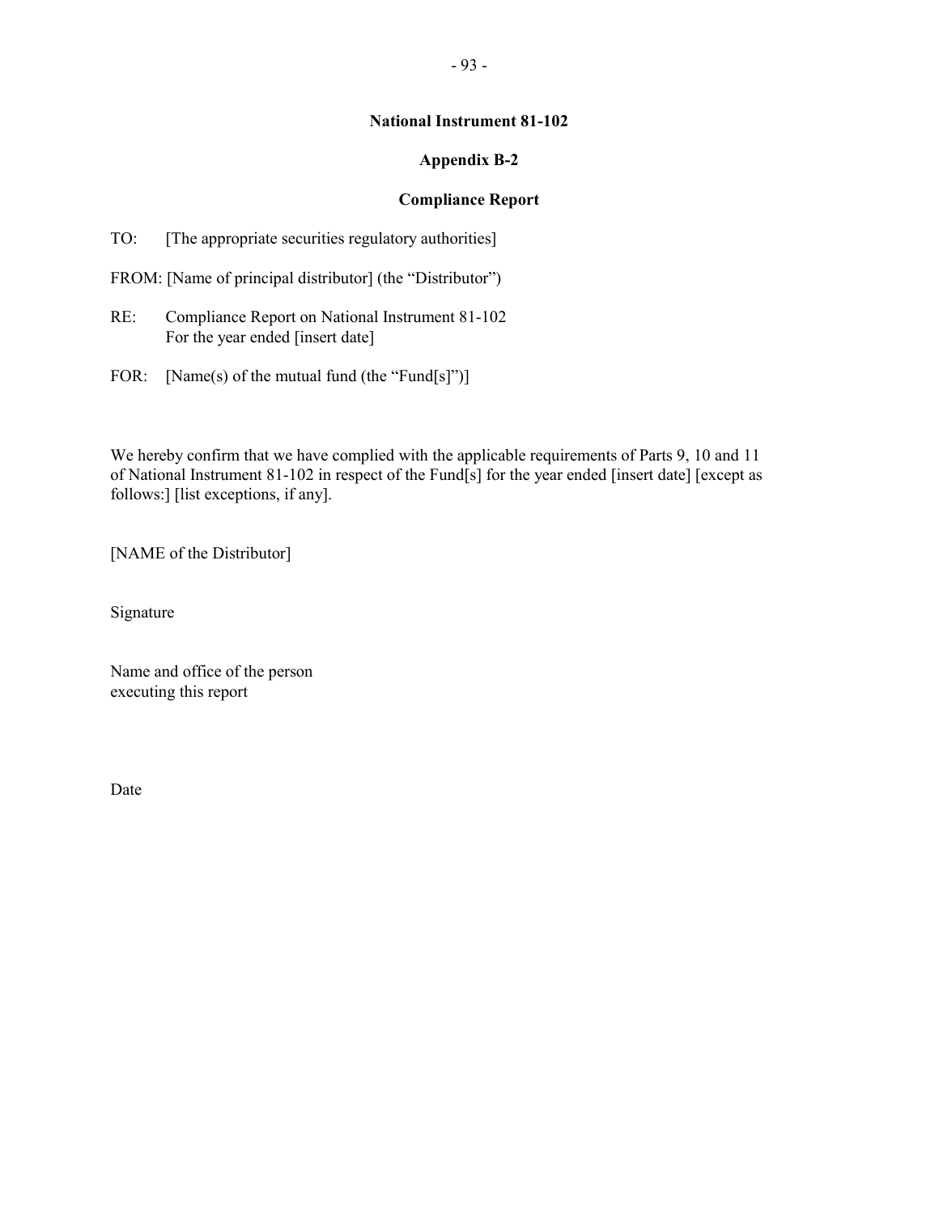**National Instrument 81-102**

**Appendix B-2**

**Compliance Report**

TO: [The appropriate securities regulatory authorities]

FROM: [Name of principal distributor] (the "Distributor")

RE: Compliance Report on National Instrument 81-102
For the year ended [insert date]

FOR: [Name(s) of the mutual fund (the "Fund[s]")]

We hereby confirm that we have complied with the applicable requirements of Parts 9, 10 and 11 of National Instrument 81-102 in respect of the Fund[s] for the year ended [insert date] [except as follows:] [list exceptions, if any].

[NAME of the Distributor]

Signature

Name and office of the person
executing this report

Date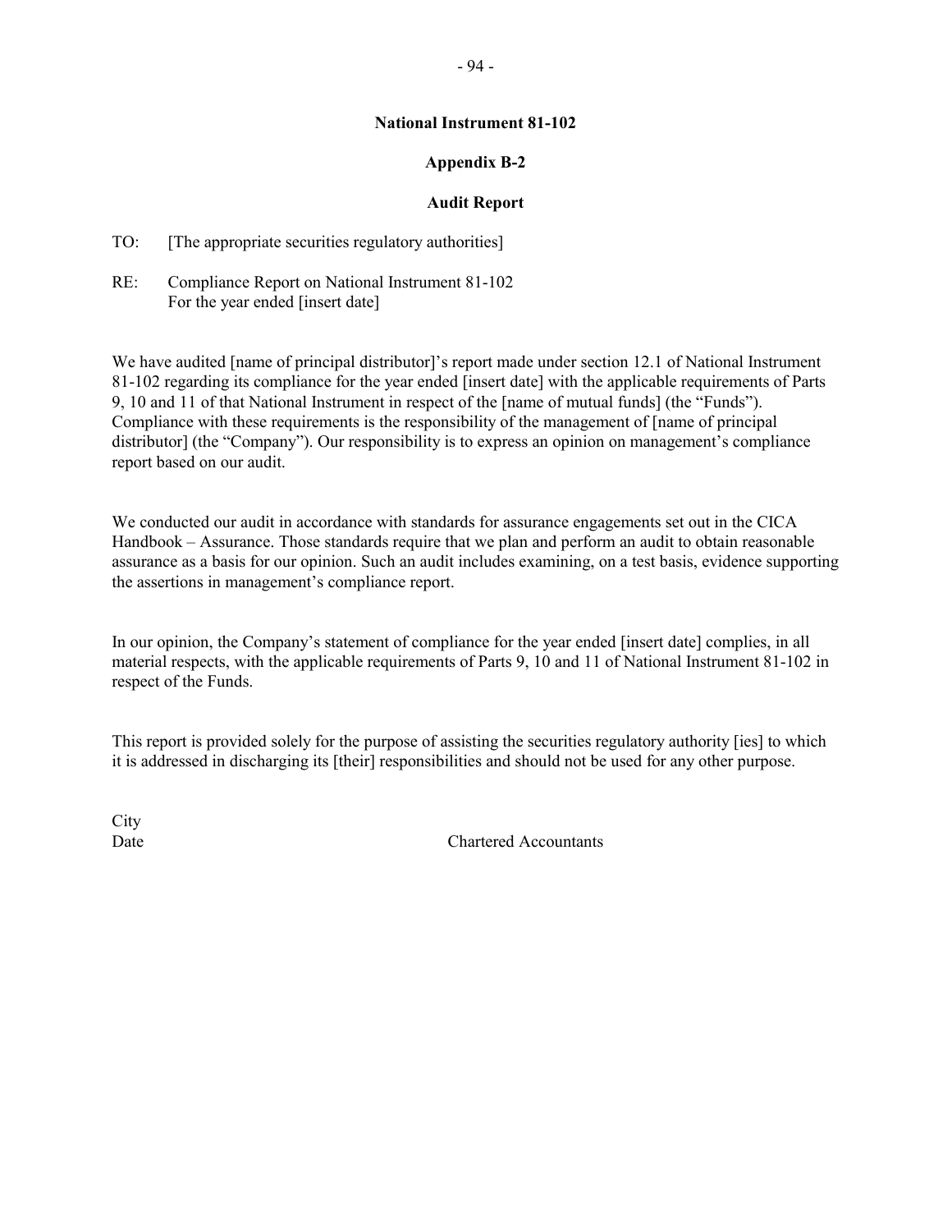**National Instrument 81-102**

**Appendix B-2**

**Audit Report**

TO: [The appropriate securities regulatory authorities]

RE: Compliance Report on National Instrument 81-102
For the year ended [insert date]

We have audited [name of principal distributor]'s report made under section 12.1 of National Instrument 81-102 regarding its compliance for the year ended [insert date] with the applicable requirements of Parts 9, 10 and 11 of that National Instrument in respect of the [name of mutual funds] (the "Funds"). Compliance with these requirements is the responsibility of the management of [name of principal distributor] (the "Company"). Our responsibility is to express an opinion on management's compliance report based on our audit.

We conducted our audit in accordance with standards for assurance engagements set out in the CICA Handbook – Assurance. Those standards require that we plan and perform an audit to obtain reasonable assurance as a basis for our opinion. Such an audit includes examining, on a test basis, evidence supporting the assertions in management's compliance report.

In our opinion, the Company's statement of compliance for the year ended [insert date] complies, in all material respects, with the applicable requirements of Parts 9, 10 and 11 of National Instrument 81-102 in respect of the Funds.

This report is provided solely for the purpose of assisting the securities regulatory authority [ies] to which it is addressed in discharging its [their] responsibilities and should not be used for any other purpose.

City
Date Chartered Accountants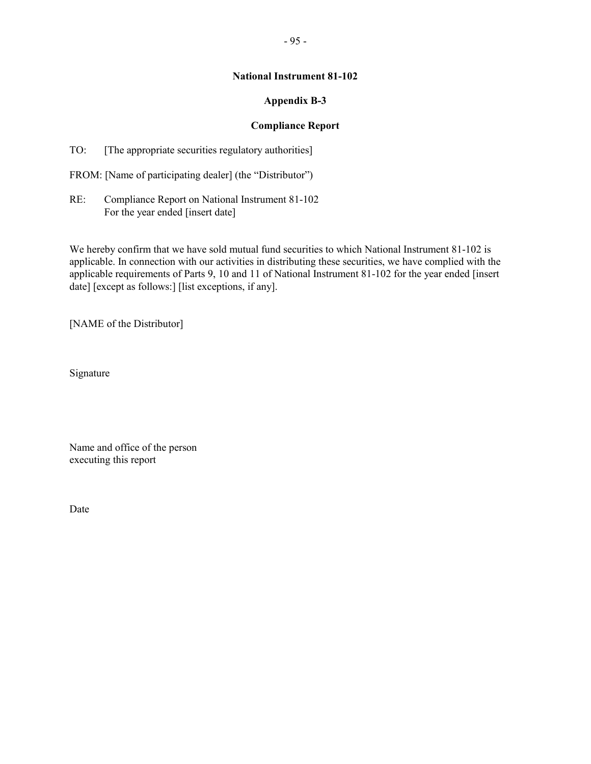**National Instrument 81-102**

**Appendix B-3**

**Compliance Report**

TO: [The appropriate securities regulatory authorities]

FROM: [Name of participating dealer] (the "Distributor")

RE: Compliance Report on National Instrument 81-102
For the year ended [insert date]

We hereby confirm that we have sold mutual fund securities to which National Instrument 81-102 is applicable. In connection with our activities in distributing these securities, we have complied with the applicable requirements of Parts 9, 10 and 11 of National Instrument 81-102 for the year ended [insert date] [except as follows:] [list exceptions, if any].

[NAME of the Distributor]

Signature

Name and office of the person
executing this report

Date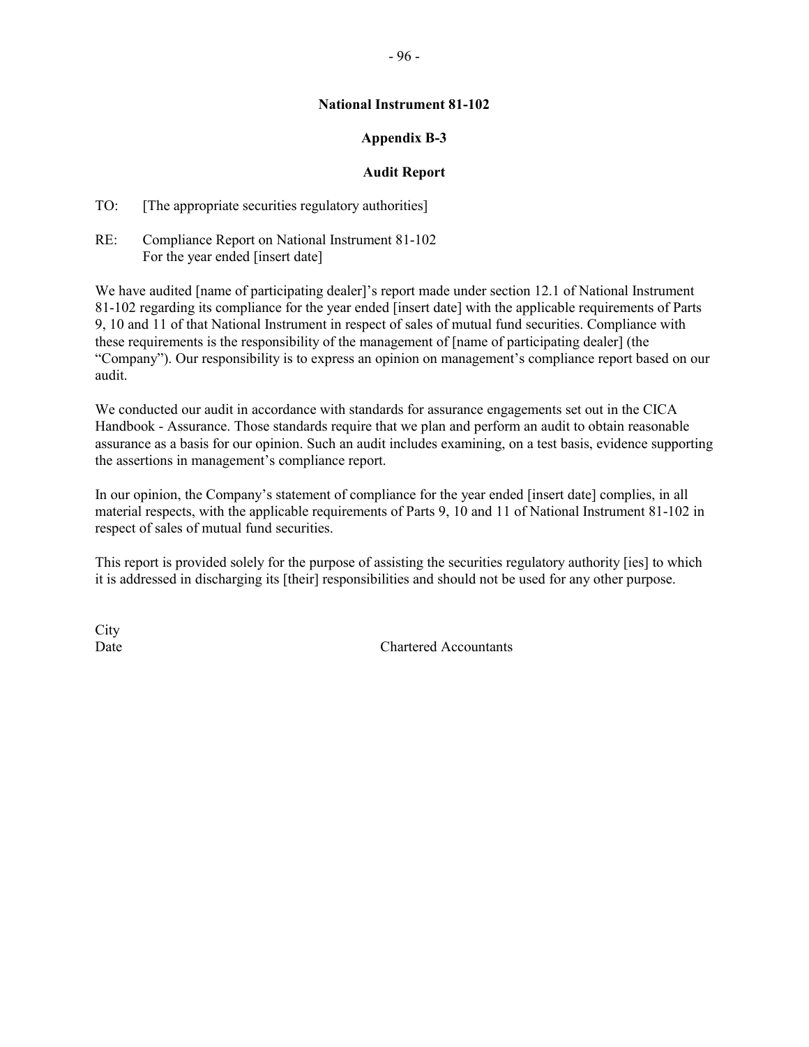**National Instrument 81-102**

**Appendix B-3**

**Audit Report**

TO: [The appropriate securities regulatory authorities]

RE: Compliance Report on National Instrument 81-102
For the year ended [insert date]

We have audited [name of participating dealer]'s report made under section 12.1 of National Instrument 81-102 regarding its compliance for the year ended [insert date] with the applicable requirements of Parts 9, 10 and 11 of that National Instrument in respect of sales of mutual fund securities. Compliance with these requirements is the responsibility of the management of [name of participating dealer] (the "Company"). Our responsibility is to express an opinion on management's compliance report based on our audit.

We conducted our audit in accordance with standards for assurance engagements set out in the CICA Handbook - Assurance. Those standards require that we plan and perform an audit to obtain reasonable assurance as a basis for our opinion. Such an audit includes examining, on a test basis, evidence supporting the assertions in management's compliance report.

In our opinion, the Company's statement of compliance for the year ended [insert date] complies, in all material respects, with the applicable requirements of Parts 9, 10 and 11 of National Instrument 81-102 in respect of sales of mutual fund securities.

This report is provided solely for the purpose of assisting the securities regulatory authority [ies] to which it is addressed in discharging its [their] responsibilities and should not be used for any other purpose.

City
Date

Chartered Accountants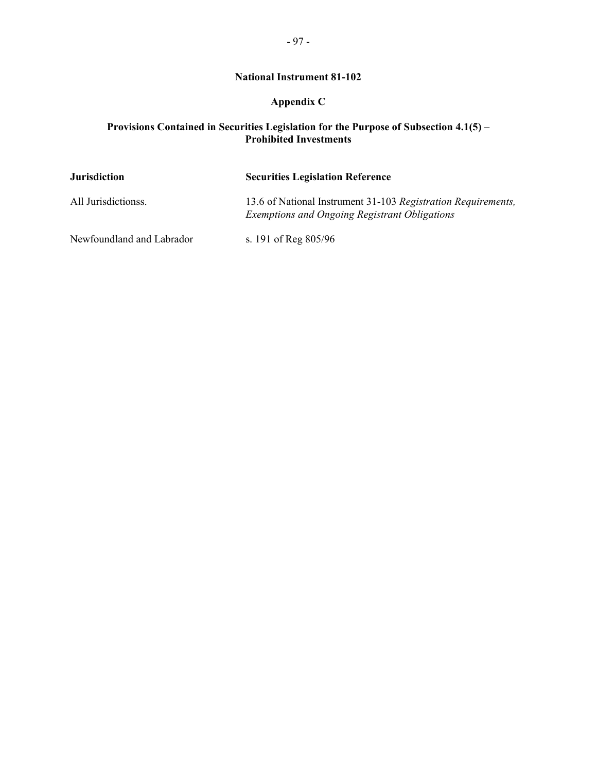**National Instrument 81-102**

**Appendix C**

**Provisions Contained in Securities Legislation for the Purpose of Subsection 4.1(5) – Prohibited Investments**

| **Jurisdiction** | **Securities Legislation Reference** |
|---|---|
| All Jurisdictionss. | 13.6 of National Instrument 31-103 *Registration Requirements, Exemptions and Ongoing Registrant Obligations* |
| Newfoundland and Labrador | s. 191 of Reg 805/96 |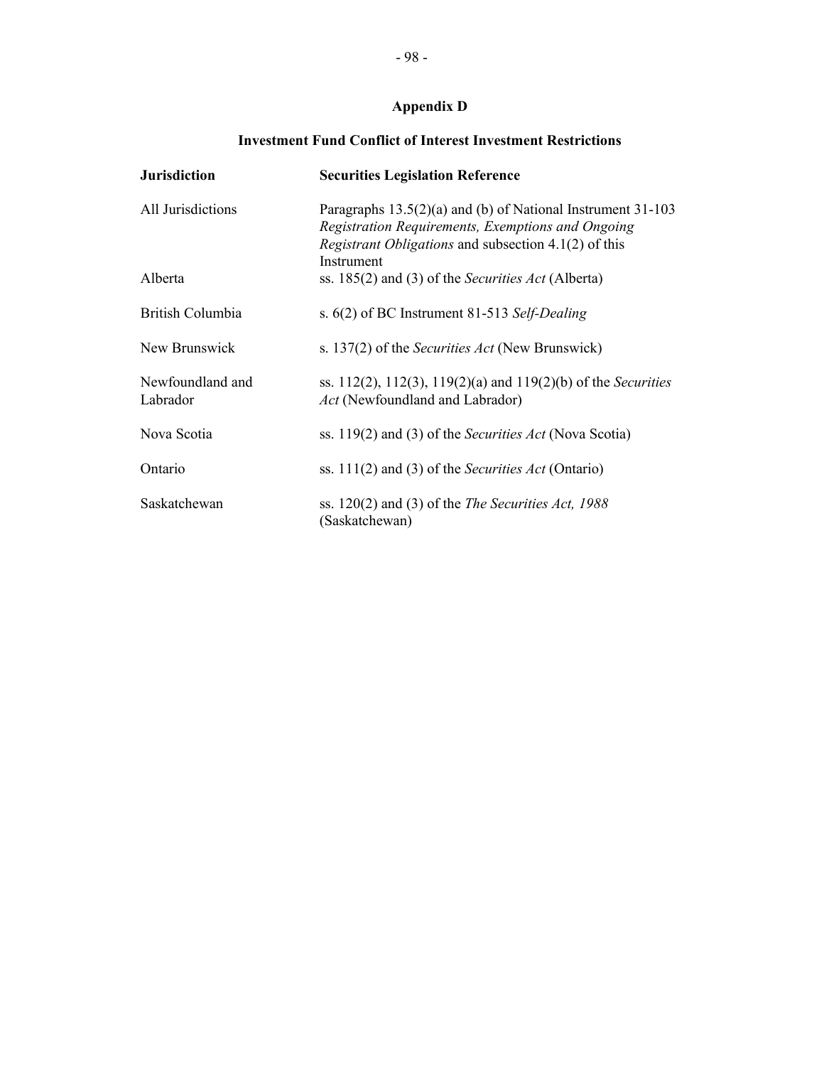# Appendix D

## Investment Fund Conflict of Interest Investment Restrictions

| Jurisdiction | Securities Legislation Reference |
|---|---|
| All Jurisdictions | Paragraphs 13.5(2)(a) and (b) of National Instrument 31-103 *Registration Requirements, Exemptions and Ongoing Registrant Obligations* and subsection 4.1(2) of this Instrument |
| Alberta | ss. 185(2) and (3) of the *Securities Act* (Alberta) |
| British Columbia | s. 6(2) of BC Instrument 81-513 *Self-Dealing* |
| New Brunswick | s. 137(2) of the *Securities Act* (New Brunswick) |
| Newfoundland and Labrador | ss. 112(2), 112(3), 119(2)(a) and 119(2)(b) of the *Securities Act* (Newfoundland and Labrador) |
| Nova Scotia | ss. 119(2) and (3) of the *Securities Act* (Nova Scotia) |
| Ontario | ss. 111(2) and (3) of the *Securities Act* (Ontario) |
| Saskatchewan | ss. 120(2) and (3) of the *The Securities Act, 1988* (Saskatchewan) |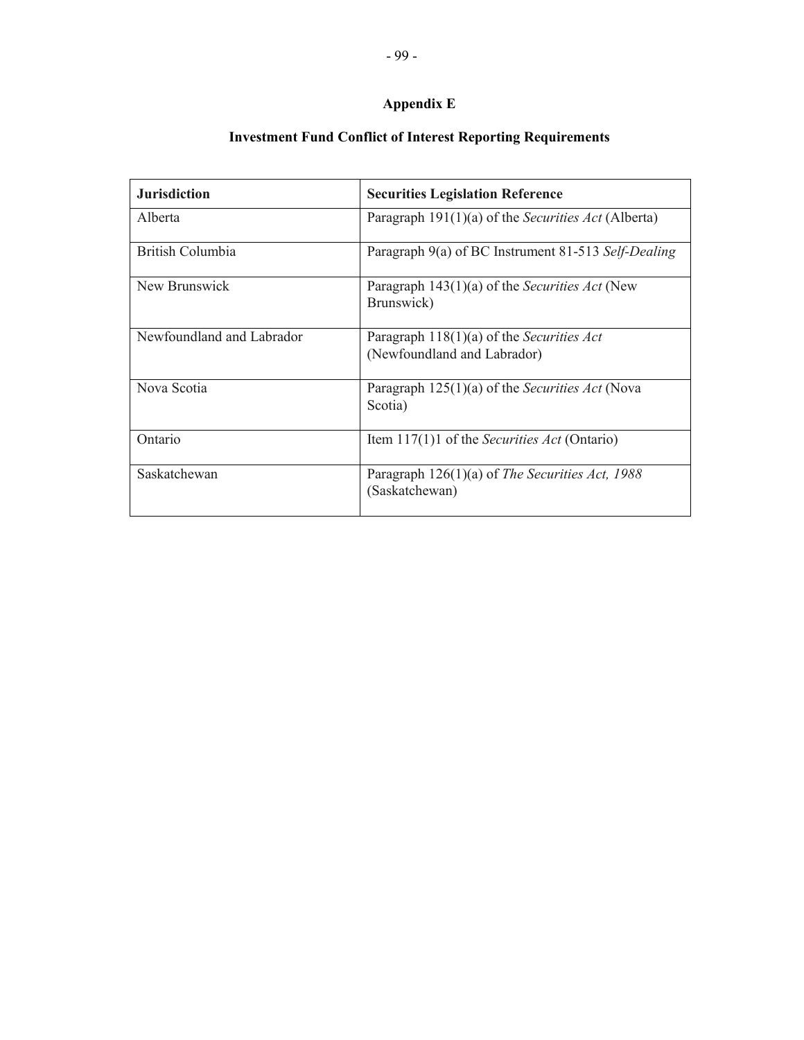# Appendix E

## Investment Fund Conflict of Interest Reporting Requirements

| **Jurisdiction** | **Securities Legislation Reference** |
|---|---|
| Alberta | Paragraph 191(1)(a) of the *Securities Act* (Alberta) |
| British Columbia | Paragraph 9(a) of BC Instrument 81-513 *Self-Dealing* |
| New Brunswick | Paragraph 143(1)(a) of the *Securities Act* (New Brunswick) |
| Newfoundland and Labrador | Paragraph 118(1)(a) of the *Securities Act* (Newfoundland and Labrador) |
| Nova Scotia | Paragraph 125(1)(a) of the *Securities Act* (Nova Scotia) |
| Ontario | Item 117(1)1 of the *Securities Act* (Ontario) |
| Saskatchewan | Paragraph 126(1)(a) of *The Securities Act, 1988* (Saskatchewan) |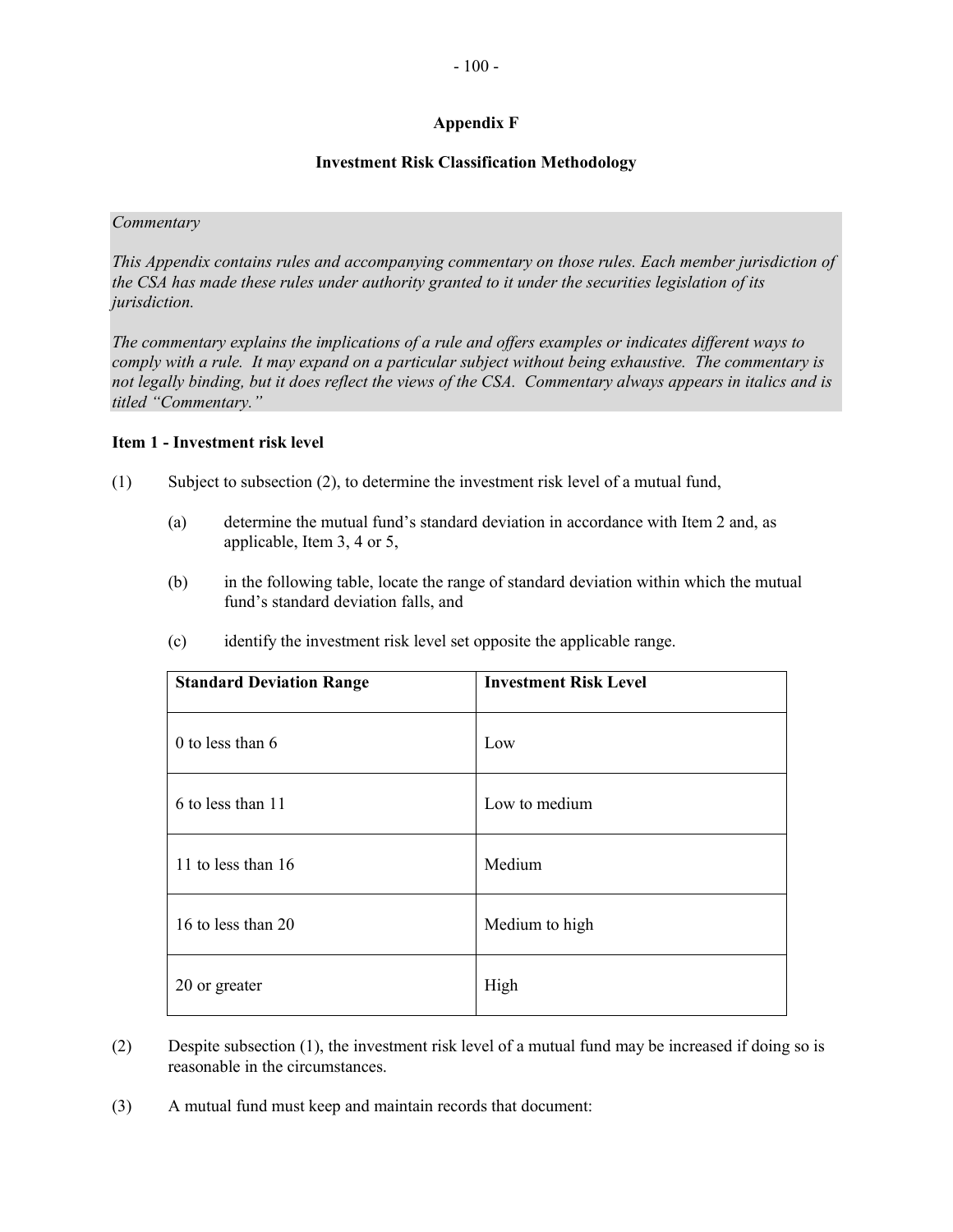## Appendix F

## Investment Risk Classification Methodology

*Commentary*

*This Appendix contains rules and accompanying commentary on those rules. Each member jurisdiction of the CSA has made these rules under authority granted to it under the securities legislation of its jurisdiction.*

*The commentary explains the implications of a rule and offers examples or indicates different ways to comply with a rule. It may expand on a particular subject without being exhaustive. The commentary is not legally binding, but it does reflect the views of the CSA. Commentary always appears in italics and is titled "Commentary."*

**Item 1 - Investment risk level**

(1) Subject to subsection (2), to determine the investment risk level of a mutual fund,

(a) determine the mutual fund's standard deviation in accordance with Item 2 and, as applicable, Item 3, 4 or 5,

(b) in the following table, locate the range of standard deviation within which the mutual fund's standard deviation falls, and

(c) identify the investment risk level set opposite the applicable range.

| **Standard Deviation Range** | **Investment Risk Level** |
|---|---|
| 0 to less than 6 | Low |
| 6 to less than 11 | Low to medium |
| 11 to less than 16 | Medium |
| 16 to less than 20 | Medium to high |
| 20 or greater | High |

(2) Despite subsection (1), the investment risk level of a mutual fund may be increased if doing so is reasonable in the circumstances.

(3) A mutual fund must keep and maintain records that document: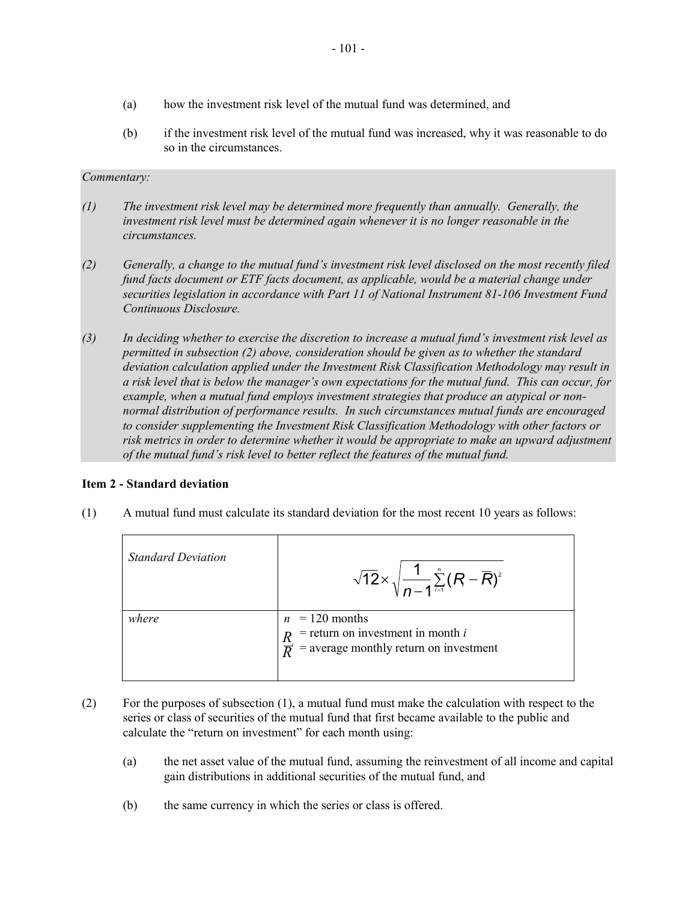(a) how the investment risk level of the mutual fund was determined, and

(b) if the investment risk level of the mutual fund was increased, why it was reasonable to do so in the circumstances.

*Commentary:*

*(1) The investment risk level may be determined more frequently than annually. Generally, the investment risk level must be determined again whenever it is no longer reasonable in the circumstances.*

*(2) Generally, a change to the mutual fund's investment risk level disclosed on the most recently filed fund facts document or ETF facts document, as applicable, would be a material change under securities legislation in accordance with Part 11 of National Instrument 81-106 Investment Fund Continuous Disclosure.*

*(3) In deciding whether to exercise the discretion to increase a mutual fund's investment risk level as permitted in subsection (2) above, consideration should be given as to whether the standard deviation calculation applied under the Investment Risk Classification Methodology may result in a risk level that is below the manager's own expectations for the mutual fund. This can occur, for example, when a mutual fund employs investment strategies that produce an atypical or non-normal distribution of performance results. In such circumstances mutual funds are encouraged to consider supplementing the Investment Risk Classification Methodology with other factors or risk metrics in order to determine whether it would be appropriate to make an upward adjustment of the mutual fund's risk level to better reflect the features of the mutual fund.*

**Item 2 - Standard deviation**

(1) A mutual fund must calculate its standard deviation for the most recent 10 years as follows:

| *Standard Deviation* | $\sqrt{12} \times \sqrt{\frac{1}{n-1}\sum_{i=1}^{n}(R_i - \overline{R})^2}$ |
|---|---|
| *where* | $n$ = 120 months<br>$R_i$ = return on investment in month $i$<br>$\overline{R}$ = average monthly return on investment |

(2) For the purposes of subsection (1), a mutual fund must make the calculation with respect to the series or class of securities of the mutual fund that first became available to the public and calculate the "return on investment" for each month using:

(a) the net asset value of the mutual fund, assuming the reinvestment of all income and capital gain distributions in additional securities of the mutual fund, and

(b) the same currency in which the series or class is offered.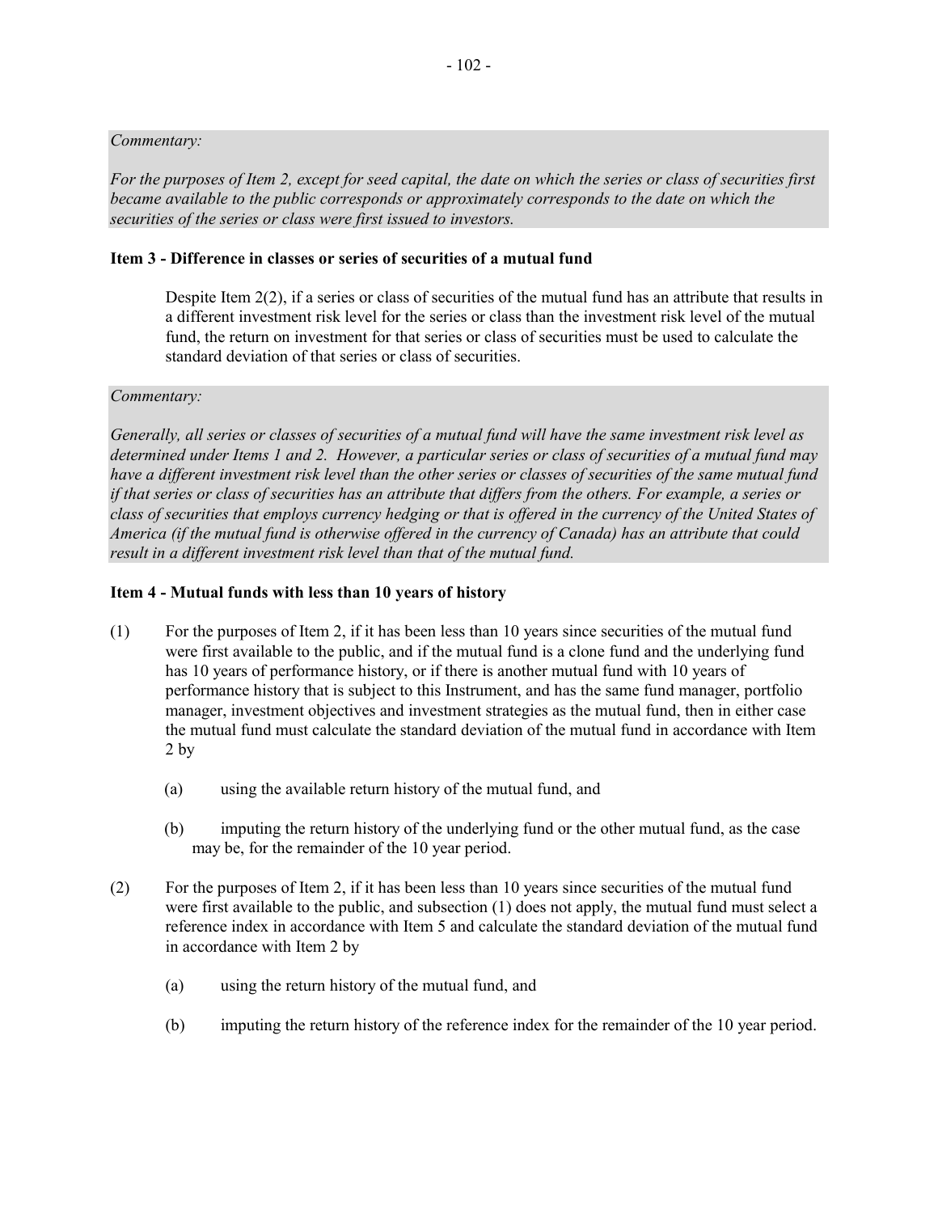*Commentary:*

*For the purposes of Item 2, except for seed capital, the date on which the series or class of securities first became available to the public corresponds or approximately corresponds to the date on which the securities of the series or class were first issued to investors.*

**Item 3 - Difference in classes or series of securities of a mutual fund**

Despite Item 2(2), if a series or class of securities of the mutual fund has an attribute that results in a different investment risk level for the series or class than the investment risk level of the mutual fund, the return on investment for that series or class of securities must be used to calculate the standard deviation of that series or class of securities.

*Commentary:*

*Generally, all series or classes of securities of a mutual fund will have the same investment risk level as determined under Items 1 and 2. However, a particular series or class of securities of a mutual fund may have a different investment risk level than the other series or classes of securities of the same mutual fund if that series or class of securities has an attribute that differs from the others. For example, a series or class of securities that employs currency hedging or that is offered in the currency of the United States of America (if the mutual fund is otherwise offered in the currency of Canada) has an attribute that could result in a different investment risk level than that of the mutual fund.*

**Item 4 - Mutual funds with less than 10 years of history**

(1) For the purposes of Item 2, if it has been less than 10 years since securities of the mutual fund were first available to the public, and if the mutual fund is a clone fund and the underlying fund has 10 years of performance history, or if there is another mutual fund with 10 years of performance history that is subject to this Instrument, and has the same fund manager, portfolio manager, investment objectives and investment strategies as the mutual fund, then in either case the mutual fund must calculate the standard deviation of the mutual fund in accordance with Item 2 by

(a) using the available return history of the mutual fund, and

(b) imputing the return history of the underlying fund or the other mutual fund, as the case may be, for the remainder of the 10 year period.

(2) For the purposes of Item 2, if it has been less than 10 years since securities of the mutual fund were first available to the public, and subsection (1) does not apply, the mutual fund must select a reference index in accordance with Item 5 and calculate the standard deviation of the mutual fund in accordance with Item 2 by

(a) using the return history of the mutual fund, and

(b) imputing the return history of the reference index for the remainder of the 10 year period.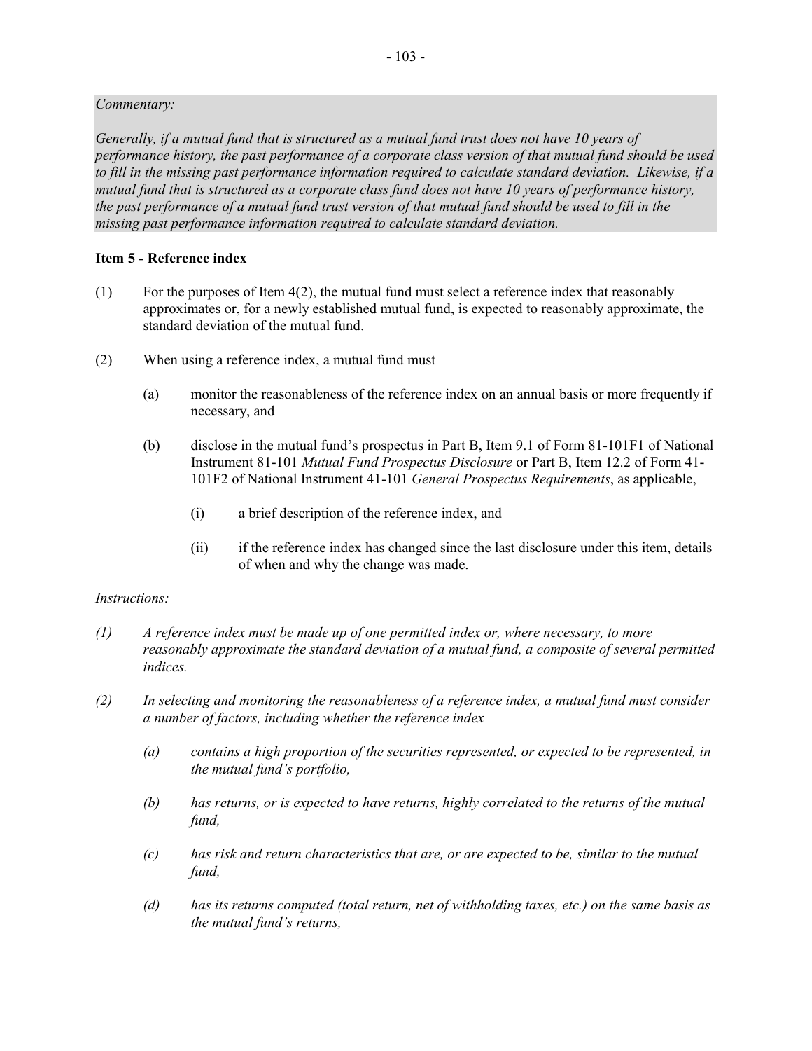*Commentary:*

*Generally, if a mutual fund that is structured as a mutual fund trust does not have 10 years of performance history, the past performance of a corporate class version of that mutual fund should be used to fill in the missing past performance information required to calculate standard deviation. Likewise, if a mutual fund that is structured as a corporate class fund does not have 10 years of performance history, the past performance of a mutual fund trust version of that mutual fund should be used to fill in the missing past performance information required to calculate standard deviation.*

**Item 5 - Reference index**

(1) For the purposes of Item 4(2), the mutual fund must select a reference index that reasonably approximates or, for a newly established mutual fund, is expected to reasonably approximate, the standard deviation of the mutual fund.

(2) When using a reference index, a mutual fund must

- (a) monitor the reasonableness of the reference index on an annual basis or more frequently if necessary, and
- (b) disclose in the mutual fund's prospectus in Part B, Item 9.1 of Form 81-101F1 of National Instrument 81-101 *Mutual Fund Prospectus Disclosure* or Part B, Item 12.2 of Form 41-101F2 of National Instrument 41-101 *General Prospectus Requirements*, as applicable,
  - (i) a brief description of the reference index, and
  - (ii) if the reference index has changed since the last disclosure under this item, details of when and why the change was made.

*Instructions:*

*(1) A reference index must be made up of one permitted index or, where necessary, to more reasonably approximate the standard deviation of a mutual fund, a composite of several permitted indices.*

*(2) In selecting and monitoring the reasonableness of a reference index, a mutual fund must consider a number of factors, including whether the reference index*

- *(a) contains a high proportion of the securities represented, or expected to be represented, in the mutual fund's portfolio,*
- *(b) has returns, or is expected to have returns, highly correlated to the returns of the mutual fund,*
- *(c) has risk and return characteristics that are, or are expected to be, similar to the mutual fund,*
- *(d) has its returns computed (total return, net of withholding taxes, etc.) on the same basis as the mutual fund's returns,*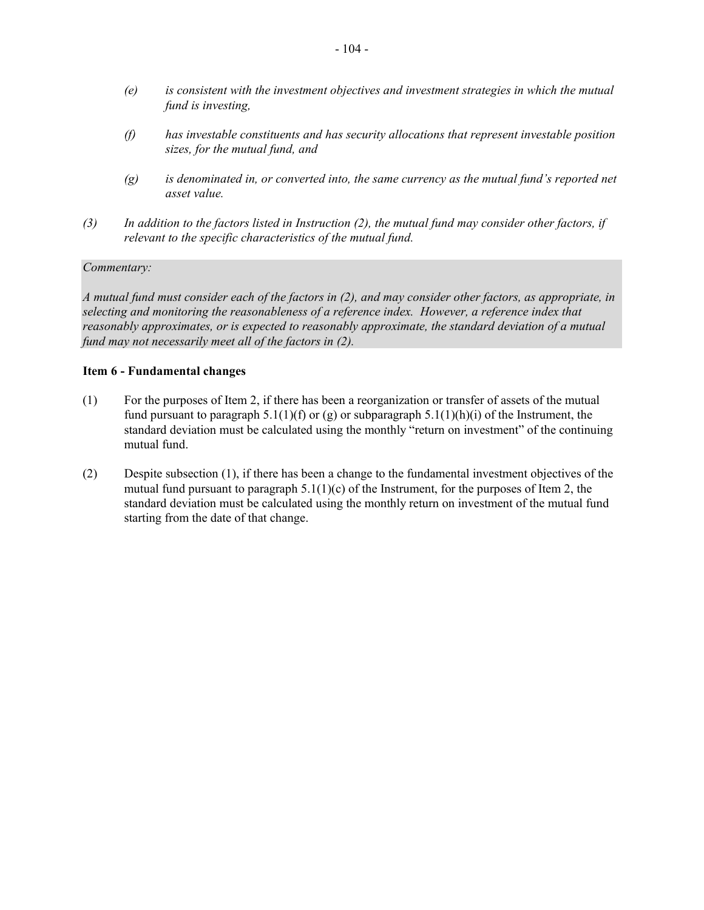*(e) is consistent with the investment objectives and investment strategies in which the mutual fund is investing,*

*(f) has investable constituents and has security allocations that represent investable position sizes, for the mutual fund, and*

*(g) is denominated in, or converted into, the same currency as the mutual fund's reported net asset value.*

*(3) In addition to the factors listed in Instruction (2), the mutual fund may consider other factors, if relevant to the specific characteristics of the mutual fund.*

*Commentary:*

*A mutual fund must consider each of the factors in (2), and may consider other factors, as appropriate, in selecting and monitoring the reasonableness of a reference index. However, a reference index that reasonably approximates, or is expected to reasonably approximate, the standard deviation of a mutual fund may not necessarily meet all of the factors in (2).*

**Item 6 - Fundamental changes**

(1) For the purposes of Item 2, if there has been a reorganization or transfer of assets of the mutual fund pursuant to paragraph 5.1(1)(f) or (g) or subparagraph 5.1(1)(h)(i) of the Instrument, the standard deviation must be calculated using the monthly "return on investment" of the continuing mutual fund.

(2) Despite subsection (1), if there has been a change to the fundamental investment objectives of the mutual fund pursuant to paragraph 5.1(1)(c) of the Instrument, for the purposes of Item 2, the standard deviation must be calculated using the monthly return on investment of the mutual fund starting from the date of that change.